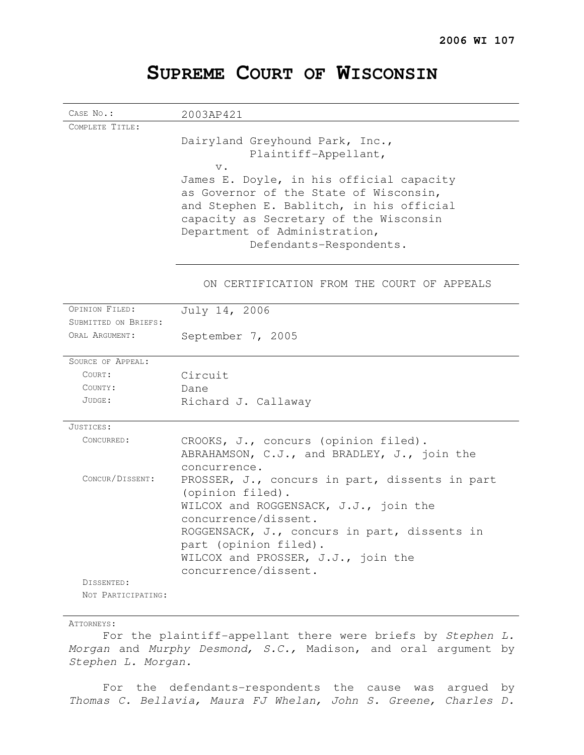**2006 WI 107**

# SUPREME COURT OF WISCONSIN

| | |
|---|---|
| CASE NO.: | 2003AP421 |
| COMPLETE TITLE: | Dairyland Greyhound Park, Inc., Plaintiff-Appellant, v. James E. Doyle, in his official capacity as Governor of the State of Wisconsin, and Stephen E. Bablitch, in his official capacity as Secretary of the Wisconsin Department of Administration, Defendants-Respondents. |
| | ON CERTIFICATION FROM THE COURT OF APPEALS |
| OPINION FILED: | July 14, 2006 |
| SUBMITTED ON BRIEFS: | |
| ORAL ARGUMENT: | September 7, 2005 |
| SOURCE OF APPEAL: | |
| COURT: | Circuit |
| COUNTY: | Dane |
| JUDGE: | Richard J. Callaway |
| JUSTICES: | |
| CONCURRED: | CROOKS, J., concurs (opinion filed). ABRAHAMSON, C.J., and BRADLEY, J., join the concurrence. |
| CONCUR/DISSENT: | PROSSER, J., concurs in part, dissents in part (opinion filed). WILCOX and ROGGENSACK, J.J., join the concurrence/dissent. ROGGENSACK, J., concurs in part, dissents in part (opinion filed). WILCOX and PROSSER, J.J., join the concurrence/dissent. |
| DISSENTED: | |
| NOT PARTICIPATING: | |

ATTORNEYS:

For the plaintiff-appellant there were briefs by *Stephen L. Morgan* and *Murphy Desmond, S.C.,* Madison, and oral argument by *Stephen L. Morgan.*

For the defendants-respondents the cause was argued by *Thomas C. Bellavia, Maura FJ Whelan, John S. Greene, Charles D.*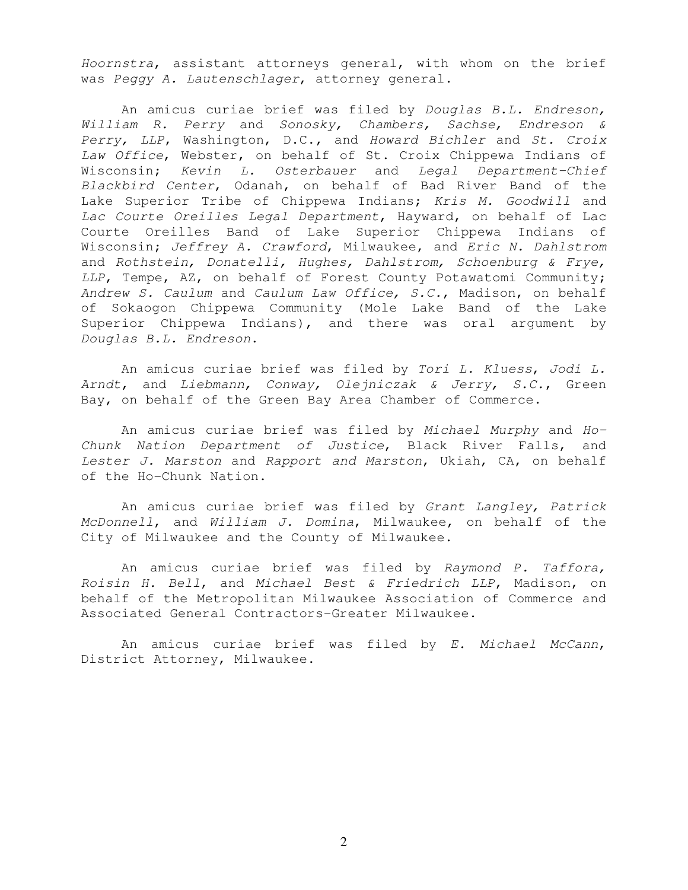*Hoornstra*, assistant attorneys general, with whom on the brief was *Peggy A. Lautenschlager*, attorney general.

An amicus curiae brief was filed by *Douglas B.L. Endreson, William R. Perry* and *Sonosky, Chambers, Sachse, Endreson & Perry, LLP*, Washington, D.C., and *Howard Bichler* and *St. Croix Law Office*, Webster, on behalf of St. Croix Chippewa Indians of Wisconsin; *Kevin L. Osterbauer* and *Legal Department-Chief Blackbird Center*, Odanah, on behalf of Bad River Band of the Lake Superior Tribe of Chippewa Indians; *Kris M. Goodwill* and *Lac Courte Oreilles Legal Department*, Hayward, on behalf of Lac Courte Oreilles Band of Lake Superior Chippewa Indians of Wisconsin; *Jeffrey A. Crawford*, Milwaukee, and *Eric N. Dahlstrom* and *Rothstein, Donatelli, Hughes, Dahlstrom, Schoenburg & Frye, LLP*, Tempe, AZ, on behalf of Forest County Potawatomi Community; *Andrew S. Caulum* and *Caulum Law Office, S.C.*, Madison, on behalf of Sokaogon Chippewa Community (Mole Lake Band of the Lake Superior Chippewa Indians), and there was oral argument by *Douglas B.L. Endreson*.

An amicus curiae brief was filed by *Tori L. Kluess*, *Jodi L. Arndt*, and *Liebmann, Conway, Olejniczak & Jerry, S.C.*, Green Bay, on behalf of the Green Bay Area Chamber of Commerce.

An amicus curiae brief was filed by *Michael Murphy* and *Ho-Chunk Nation Department of Justice*, Black River Falls, and *Lester J. Marston* and *Rapport and Marston*, Ukiah, CA, on behalf of the Ho-Chunk Nation.

An amicus curiae brief was filed by *Grant Langley, Patrick McDonnell*, and *William J. Domina*, Milwaukee, on behalf of the City of Milwaukee and the County of Milwaukee.

An amicus curiae brief was filed by *Raymond P. Taffora, Roisin H. Bell*, and *Michael Best & Friedrich LLP*, Madison, on behalf of the Metropolitan Milwaukee Association of Commerce and Associated General Contractors-Greater Milwaukee.

An amicus curiae brief was filed by *E. Michael McCann*, District Attorney, Milwaukee.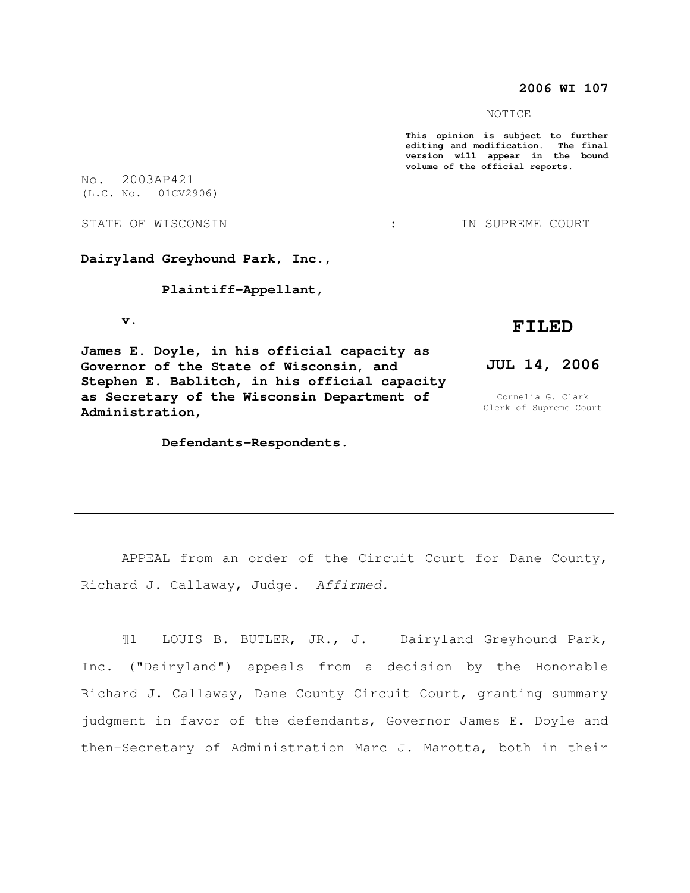**2006 WI 107**

NOTICE

**This opinion is subject to further editing and modification. The final version will appear in the bound volume of the official reports.**

No. 2003AP421
(L.C. No. 01CV2906)

STATE OF WISCONSIN : IN SUPREME COURT

---

**Dairyland Greyhound Park, Inc.,**

**Plaintiff-Appellant,**

**v.**

**James E. Doyle, in his official capacity as Governor of the State of Wisconsin, and Stephen E. Bablitch, in his official capacity as Secretary of the Wisconsin Department of Administration,**

**Defendants-Respondents.**

**FILED**

**JUL 14, 2006**

Cornelia G. Clark
Clerk of Supreme Court

---

APPEAL from an order of the Circuit Court for Dane County, Richard J. Callaway, Judge. *Affirmed.*

¶1 LOUIS B. BUTLER, JR., J. Dairyland Greyhound Park, Inc. ("Dairyland") appeals from a decision by the Honorable Richard J. Callaway, Dane County Circuit Court, granting summary judgment in favor of the defendants, Governor James E. Doyle and then-Secretary of Administration Marc J. Marotta, both in their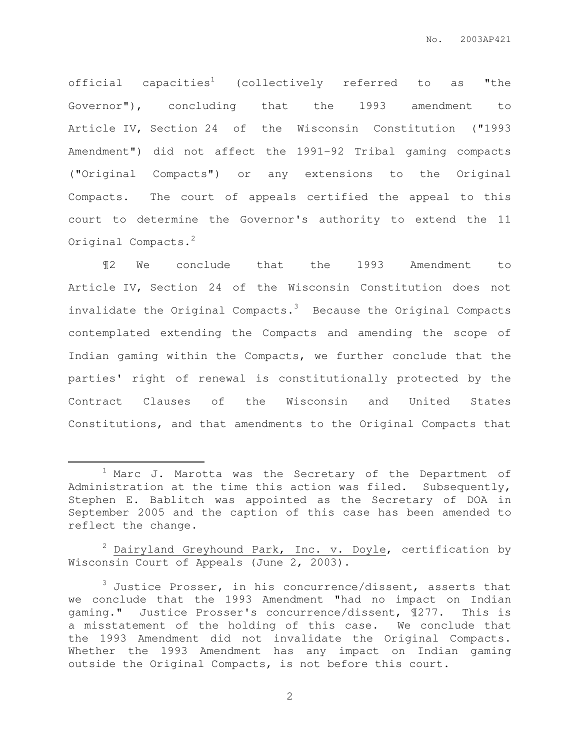official capacities[1] (collectively referred to as "the Governor"), concluding that the 1993 amendment to Article IV, Section 24 of the Wisconsin Constitution ("1993 Amendment") did not affect the 1991-92 Tribal gaming compacts ("Original Compacts") or any extensions to the Original Compacts. The court of appeals certified the appeal to this court to determine the Governor's authority to extend the 11 Original Compacts.[2]

¶2 We conclude that the 1993 Amendment to Article IV, Section 24 of the Wisconsin Constitution does not invalidate the Original Compacts.[3] Because the Original Compacts contemplated extending the Compacts and amending the scope of Indian gaming within the Compacts, we further conclude that the parties' right of renewal is constitutionally protected by the Contract Clauses of the Wisconsin and United States Constitutions, and that amendments to the Original Compacts that

---

[1] Marc J. Marotta was the Secretary of the Department of Administration at the time this action was filed. Subsequently, Stephen E. Bablitch was appointed as the Secretary of DOA in September 2005 and the caption of this case has been amended to reflect the change.

[2] Dairyland Greyhound Park, Inc. v. Doyle, certification by Wisconsin Court of Appeals (June 2, 2003).

[3] Justice Prosser, in his concurrence/dissent, asserts that we conclude that the 1993 Amendment "had no impact on Indian gaming." Justice Prosser's concurrence/dissent, ¶277. This is a misstatement of the holding of this case. We conclude that the 1993 Amendment did not invalidate the Original Compacts. Whether the 1993 Amendment has any impact on Indian gaming outside the Original Compacts, is not before this court.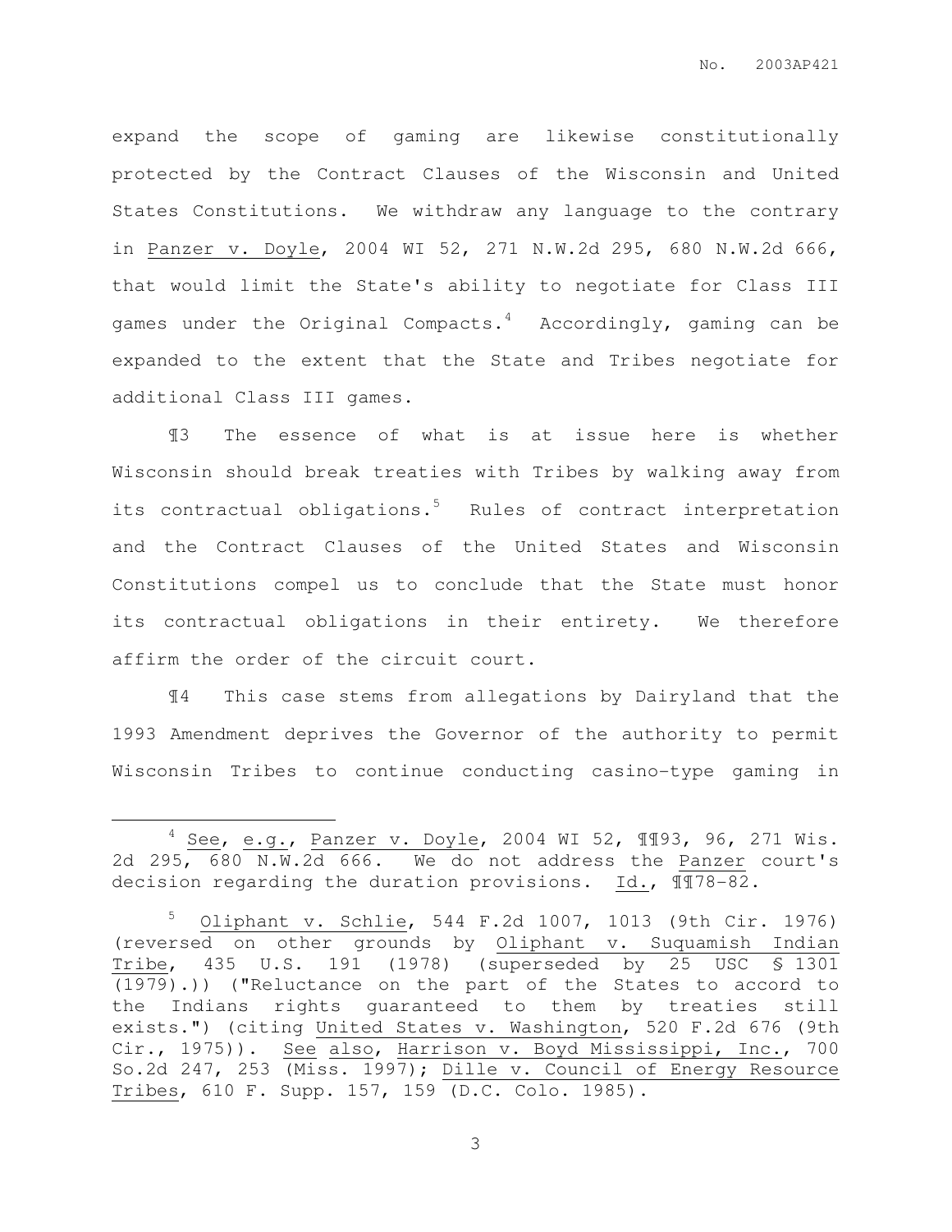expand the scope of gaming are likewise constitutionally protected by the Contract Clauses of the Wisconsin and United States Constitutions. We withdraw any language to the contrary in Panzer v. Doyle, 2004 WI 52, 271 N.W.2d 295, 680 N.W.2d 666, that would limit the State's ability to negotiate for Class III games under the Original Compacts.[4] Accordingly, gaming can be expanded to the extent that the State and Tribes negotiate for additional Class III games.

¶3 The essence of what is at issue here is whether Wisconsin should break treaties with Tribes by walking away from its contractual obligations.[5] Rules of contract interpretation and the Contract Clauses of the United States and Wisconsin Constitutions compel us to conclude that the State must honor its contractual obligations in their entirety. We therefore affirm the order of the circuit court.

¶4 This case stems from allegations by Dairyland that the 1993 Amendment deprives the Governor of the authority to permit Wisconsin Tribes to continue conducting casino-type gaming in

---

[4] See, e.g., Panzer v. Doyle, 2004 WI 52, ¶¶93, 96, 271 Wis. 2d 295, 680 N.W.2d 666. We do not address the Panzer court's decision regarding the duration provisions. Id., ¶¶78-82.

[5] Oliphant v. Schlie, 544 F.2d 1007, 1013 (9th Cir. 1976) (reversed on other grounds by Oliphant v. Suquamish Indian Tribe, 435 U.S. 191 (1978) (superseded by 25 USC § 1301 (1979).)) ("Reluctance on the part of the States to accord to the Indians rights guaranteed to them by treaties still exists.") (citing United States v. Washington, 520 F.2d 676 (9th Cir., 1975)). See also, Harrison v. Boyd Mississippi, Inc., 700 So.2d 247, 253 (Miss. 1997); Dille v. Council of Energy Resource Tribes, 610 F. Supp. 157, 159 (D.C. Colo. 1985).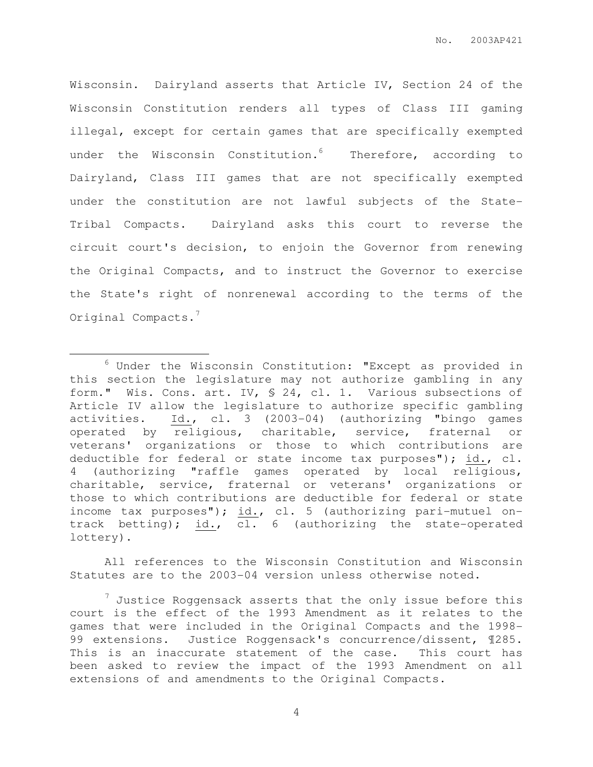Wisconsin. Dairyland asserts that Article IV, Section 24 of the Wisconsin Constitution renders all types of Class III gaming illegal, except for certain games that are specifically exempted under the Wisconsin Constitution.[6] Therefore, according to Dairyland, Class III games that are not specifically exempted under the constitution are not lawful subjects of the State-Tribal Compacts. Dairyland asks this court to reverse the circuit court's decision, to enjoin the Governor from renewing the Original Compacts, and to instruct the Governor to exercise the State's right of nonrenewal according to the terms of the Original Compacts.[7]

---

[6] Under the Wisconsin Constitution: "Except as provided in this section the legislature may not authorize gambling in any form." Wis. Cons. art. IV, § 24, cl. 1. Various subsections of Article IV allow the legislature to authorize specific gambling activities. Id., cl. 3 (2003-04) (authorizing "bingo games operated by religious, charitable, service, fraternal or veterans' organizations or those to which contributions are deductible for federal or state income tax purposes"); id., cl. 4 (authorizing "raffle games operated by local religious, charitable, service, fraternal or veterans' organizations or those to which contributions are deductible for federal or state income tax purposes"); id., cl. 5 (authorizing pari-mutuel on-track betting); id., cl. 6 (authorizing the state-operated lottery).

All references to the Wisconsin Constitution and Wisconsin Statutes are to the 2003-04 version unless otherwise noted.

[7] Justice Roggensack asserts that the only issue before this court is the effect of the 1993 Amendment as it relates to the games that were included in the Original Compacts and the 1998-99 extensions. Justice Roggensack's concurrence/dissent, ¶285. This is an inaccurate statement of the case. This court has been asked to review the impact of the 1993 Amendment on all extensions of and amendments to the Original Compacts.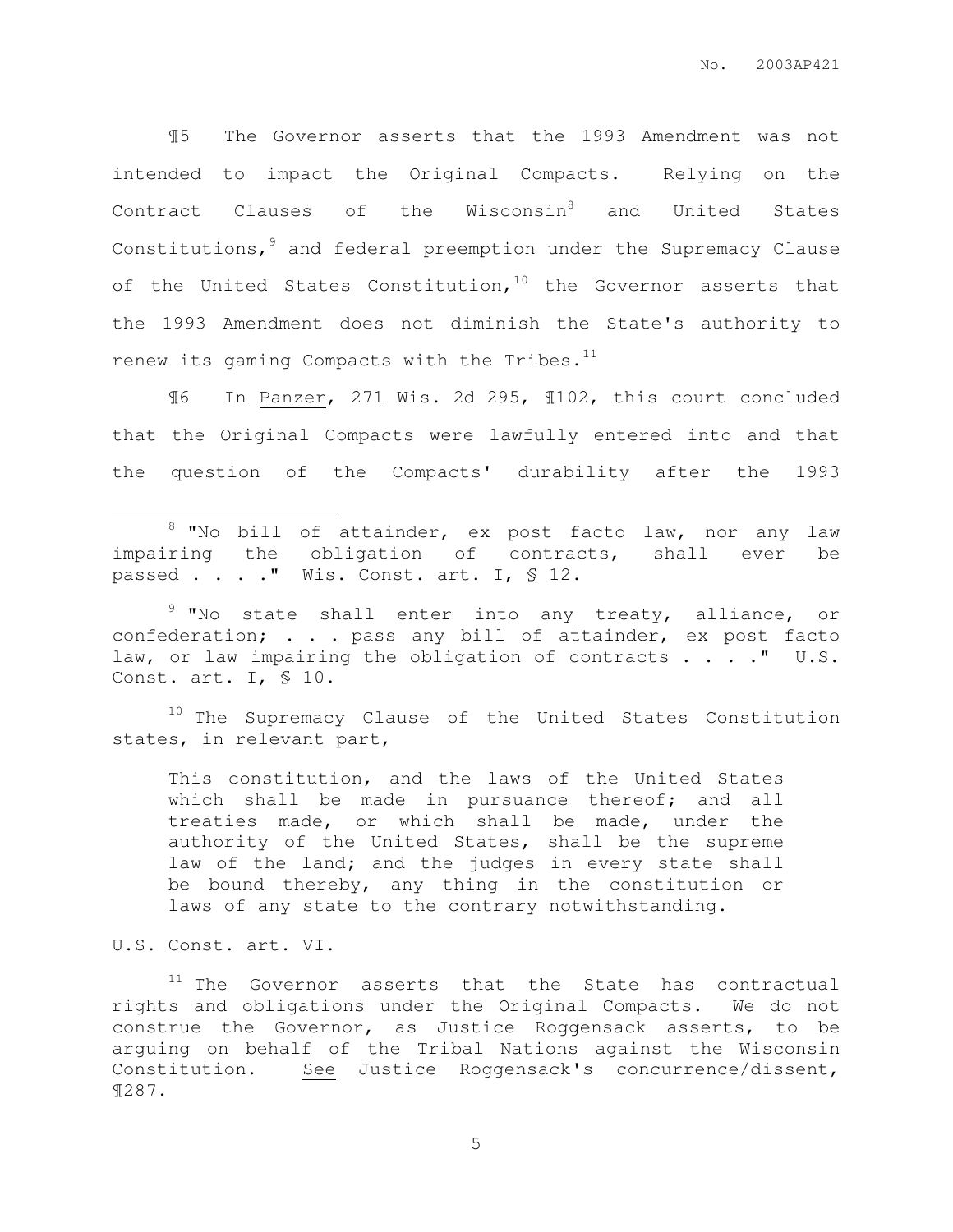¶5 The Governor asserts that the 1993 Amendment was not intended to impact the Original Compacts. Relying on the Contract Clauses of the Wisconsin[8] and United States Constitutions,[9] and federal preemption under the Supremacy Clause of the United States Constitution,[10] the Governor asserts that the 1993 Amendment does not diminish the State's authority to renew its gaming Compacts with the Tribes.[11]

¶6 In Panzer, 271 Wis. 2d 295, ¶102, this court concluded that the Original Compacts were lawfully entered into and that the question of the Compacts' durability after the 1993

---

[8] "No bill of attainder, ex post facto law, nor any law impairing the obligation of contracts, shall ever be passed . . . ." Wis. Const. art. I, § 12.

[9] "No state shall enter into any treaty, alliance, or confederation; . . . pass any bill of attainder, ex post facto law, or law impairing the obligation of contracts . . . ." U.S. Const. art. I, § 10.

[10] The Supremacy Clause of the United States Constitution states, in relevant part,

> This constitution, and the laws of the United States which shall be made in pursuance thereof; and all treaties made, or which shall be made, under the authority of the United States, shall be the supreme law of the land; and the judges in every state shall be bound thereby, any thing in the constitution or laws of any state to the contrary notwithstanding.

U.S. Const. art. VI.

[11] The Governor asserts that the State has contractual rights and obligations under the Original Compacts. We do not construe the Governor, as Justice Roggensack asserts, to be arguing on behalf of the Tribal Nations against the Wisconsin Constitution. See Justice Roggensack's concurrence/dissent, ¶287.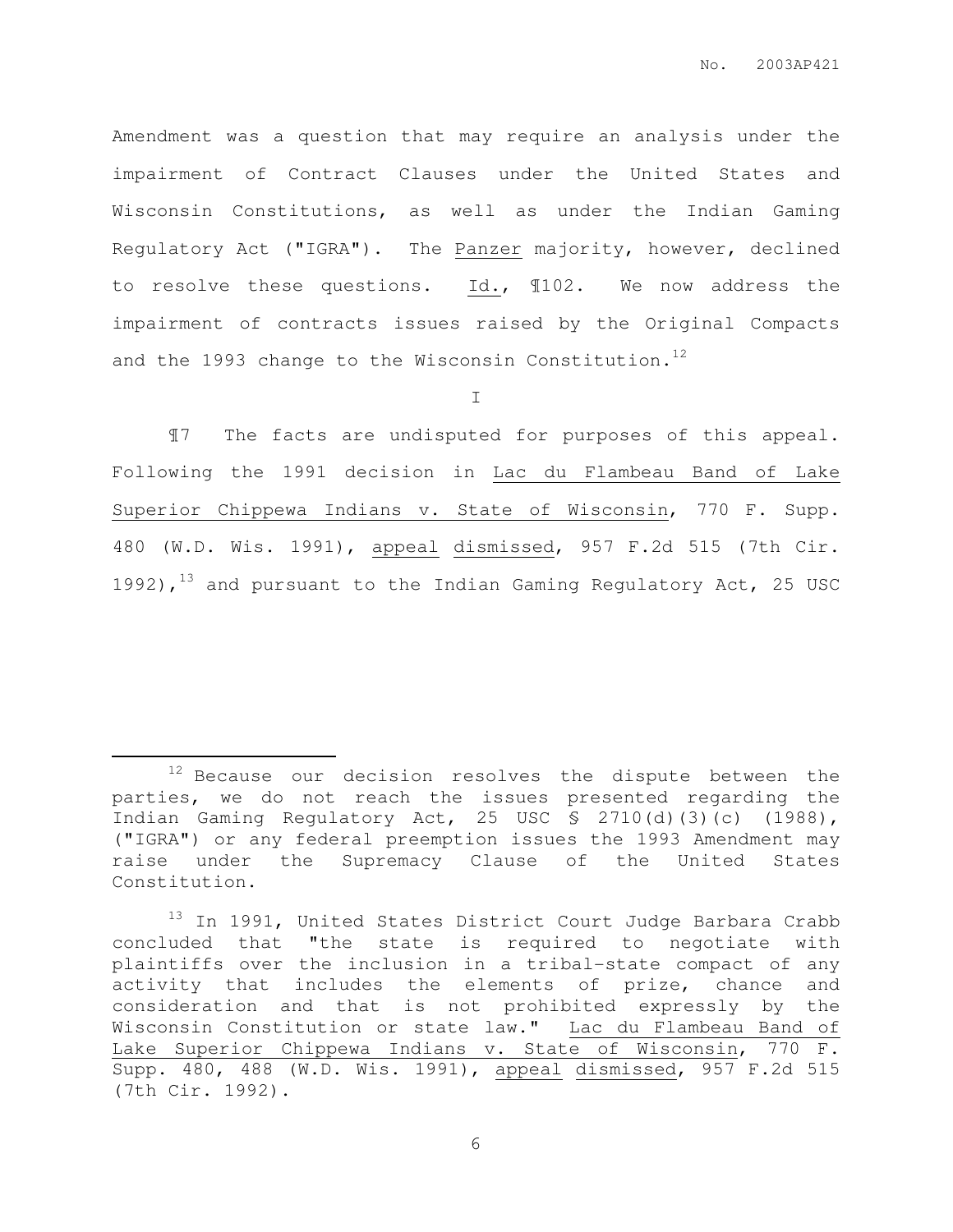Amendment was a question that may require an analysis under the impairment of Contract Clauses under the United States and Wisconsin Constitutions, as well as under the Indian Gaming Regulatory Act ("IGRA"). The Panzer majority, however, declined to resolve these questions. Id., ¶102. We now address the impairment of contracts issues raised by the Original Compacts and the 1993 change to the Wisconsin Constitution.[12]

I

¶7 The facts are undisputed for purposes of this appeal. Following the 1991 decision in Lac du Flambeau Band of Lake Superior Chippewa Indians v. State of Wisconsin, 770 F. Supp. 480 (W.D. Wis. 1991), appeal dismissed, 957 F.2d 515 (7th Cir. 1992),[13] and pursuant to the Indian Gaming Regulatory Act, 25 USC

---

[12] Because our decision resolves the dispute between the parties, we do not reach the issues presented regarding the Indian Gaming Regulatory Act, 25 USC § 2710(d)(3)(c) (1988), ("IGRA") or any federal preemption issues the 1993 Amendment may raise under the Supremacy Clause of the United States Constitution.

[13] In 1991, United States District Court Judge Barbara Crabb concluded that "the state is required to negotiate with plaintiffs over the inclusion in a tribal-state compact of any activity that includes the elements of prize, chance and consideration and that is not prohibited expressly by the Wisconsin Constitution or state law." Lac du Flambeau Band of Lake Superior Chippewa Indians v. State of Wisconsin, 770 F. Supp. 480, 488 (W.D. Wis. 1991), appeal dismissed, 957 F.2d 515 (7th Cir. 1992).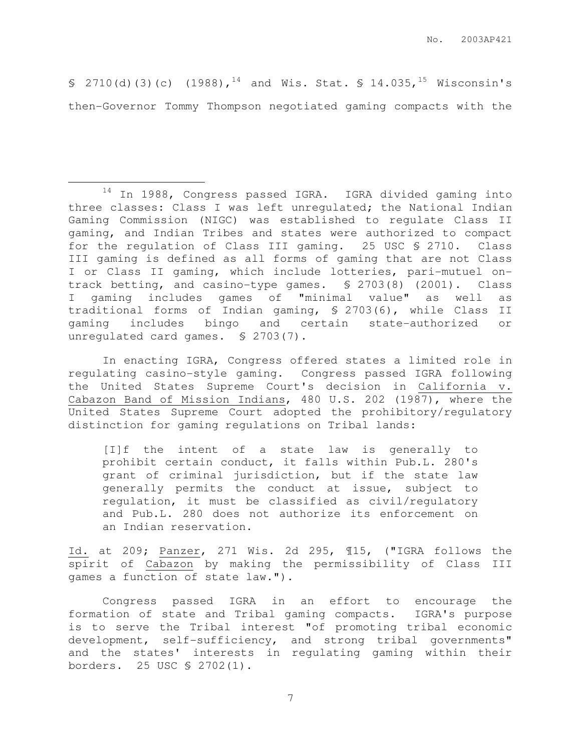§ 2710(d)(3)(c) (1988),[14] and Wis. Stat. § 14.035,[15] Wisconsin's then-Governor Tommy Thompson negotiated gaming compacts with the

---

[14] In 1988, Congress passed IGRA. IGRA divided gaming into three classes: Class I was left unregulated; the National Indian Gaming Commission (NIGC) was established to regulate Class II gaming, and Indian Tribes and states were authorized to compact for the regulation of Class III gaming. 25 USC § 2710. Class III gaming is defined as all forms of gaming that are not Class I or Class II gaming, which include lotteries, pari-mutuel on-track betting, and casino-type games. § 2703(8) (2001). Class I gaming includes games of "minimal value" as well as traditional forms of Indian gaming, § 2703(6), while Class II gaming includes bingo and certain state-authorized or unregulated card games. § 2703(7).

In enacting IGRA, Congress offered states a limited role in regulating casino-style gaming. Congress passed IGRA following the United States Supreme Court's decision in California v. Cabazon Band of Mission Indians, 480 U.S. 202 (1987), where the United States Supreme Court adopted the prohibitory/regulatory distinction for gaming regulations on Tribal lands:

> [I]f the intent of a state law is generally to prohibit certain conduct, it falls within Pub.L. 280's grant of criminal jurisdiction, but if the state law generally permits the conduct at issue, subject to regulation, it must be classified as civil/regulatory and Pub.L. 280 does not authorize its enforcement on an Indian reservation.

Id. at 209; Panzer, 271 Wis. 2d 295, ¶15, ("IGRA follows the spirit of Cabazon by making the permissibility of Class III games a function of state law.").

Congress passed IGRA in an effort to encourage the formation of state and Tribal gaming compacts. IGRA's purpose is to serve the Tribal interest "of promoting tribal economic development, self-sufficiency, and strong tribal governments" and the states' interests in regulating gaming within their borders. 25 USC § 2702(1).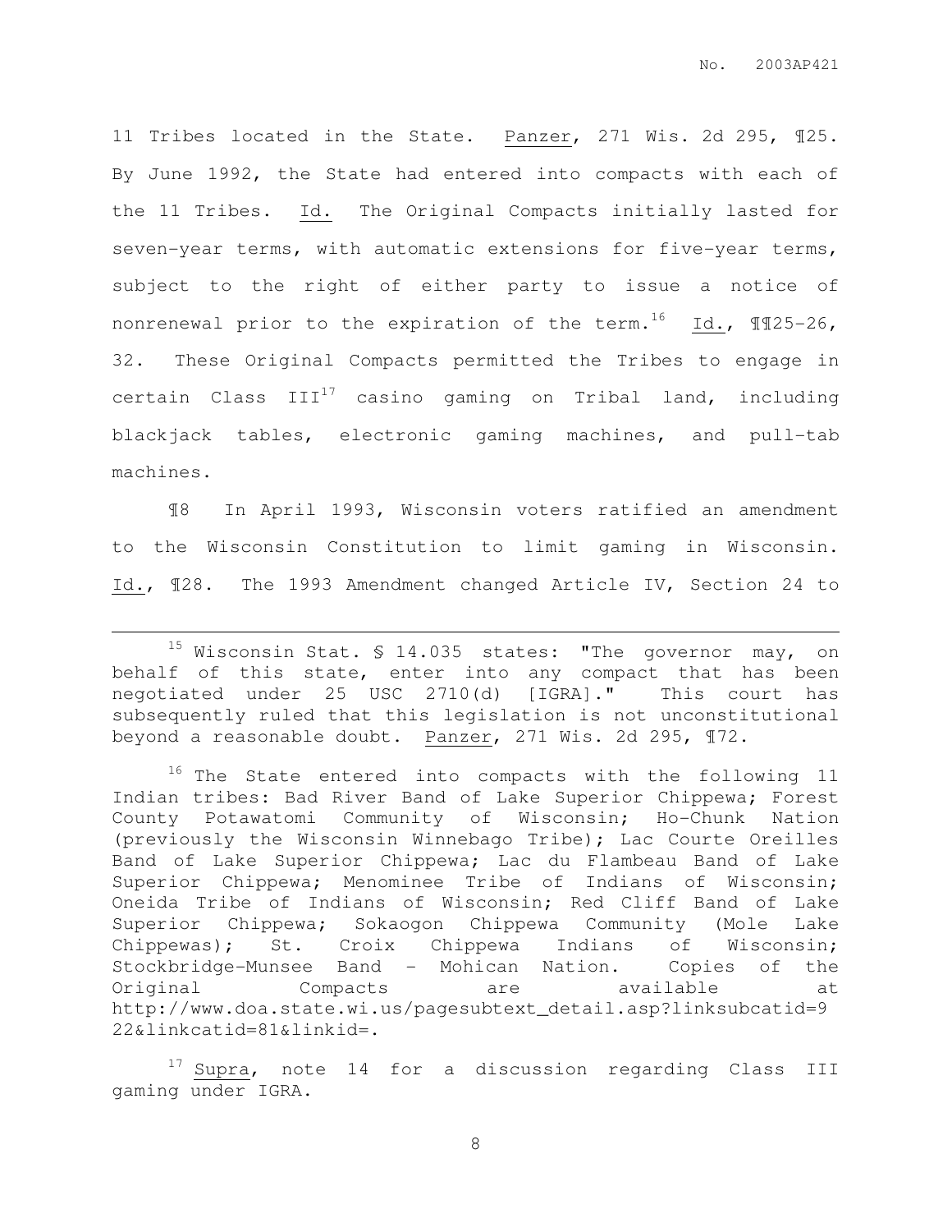11 Tribes located in the State. Panzer, 271 Wis. 2d 295, ¶25. By June 1992, the State had entered into compacts with each of the 11 Tribes. Id. The Original Compacts initially lasted for seven-year terms, with automatic extensions for five-year terms, subject to the right of either party to issue a notice of nonrenewal prior to the expiration of the term.[16] Id., ¶¶25-26, 32. These Original Compacts permitted the Tribes to engage in certain Class III[17] casino gaming on Tribal land, including blackjack tables, electronic gaming machines, and pull-tab machines.

¶8 In April 1993, Wisconsin voters ratified an amendment to the Wisconsin Constitution to limit gaming in Wisconsin. Id., ¶28. The 1993 Amendment changed Article IV, Section 24 to

---

[15] Wisconsin Stat. § 14.035 states: "The governor may, on behalf of this state, enter into any compact that has been negotiated under 25 USC 2710(d) [IGRA]." This court has subsequently ruled that this legislation is not unconstitutional beyond a reasonable doubt. Panzer, 271 Wis. 2d 295, ¶72.

[16] The State entered into compacts with the following 11 Indian tribes: Bad River Band of Lake Superior Chippewa; Forest County Potawatomi Community of Wisconsin; Ho-Chunk Nation (previously the Wisconsin Winnebago Tribe); Lac Courte Oreilles Band of Lake Superior Chippewa; Lac du Flambeau Band of Lake Superior Chippewa; Menominee Tribe of Indians of Wisconsin; Oneida Tribe of Indians of Wisconsin; Red Cliff Band of Lake Superior Chippewa; Sokaogon Chippewa Community (Mole Lake Chippewas); St. Croix Chippewa Indians of Wisconsin; Stockbridge-Munsee Band - Mohican Nation. Copies of the Original Compacts are available at http://www.doa.state.wi.us/pagesubtext_detail.asp?linksubcatid=922&linkcatid=81&linkid=.

[17] Supra, note 14 for a discussion regarding Class III gaming under IGRA.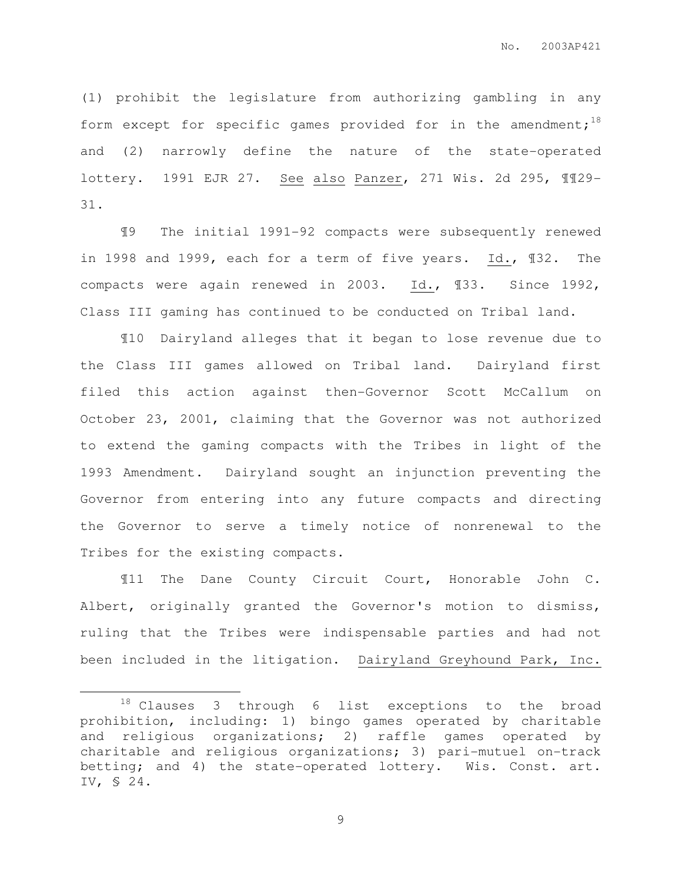(1) prohibit the legislature from authorizing gambling in any form except for specific games provided for in the amendment;[18] and (2) narrowly define the nature of the state-operated lottery. 1991 EJR 27. See also Panzer, 271 Wis. 2d 295, ¶¶29-31.

¶9 The initial 1991-92 compacts were subsequently renewed in 1998 and 1999, each for a term of five years. Id., ¶32. The compacts were again renewed in 2003. Id., ¶33. Since 1992, Class III gaming has continued to be conducted on Tribal land.

¶10 Dairyland alleges that it began to lose revenue due to the Class III games allowed on Tribal land. Dairyland first filed this action against then-Governor Scott McCallum on October 23, 2001, claiming that the Governor was not authorized to extend the gaming compacts with the Tribes in light of the 1993 Amendment. Dairyland sought an injunction preventing the Governor from entering into any future compacts and directing the Governor to serve a timely notice of nonrenewal to the Tribes for the existing compacts.

¶11 The Dane County Circuit Court, Honorable John C. Albert, originally granted the Governor's motion to dismiss, ruling that the Tribes were indispensable parties and had not been included in the litigation. Dairyland Greyhound Park, Inc.

---

[18] Clauses 3 through 6 list exceptions to the broad prohibition, including: 1) bingo games operated by charitable and religious organizations; 2) raffle games operated by charitable and religious organizations; 3) pari-mutuel on-track betting; and 4) the state-operated lottery. Wis. Const. art. IV, § 24.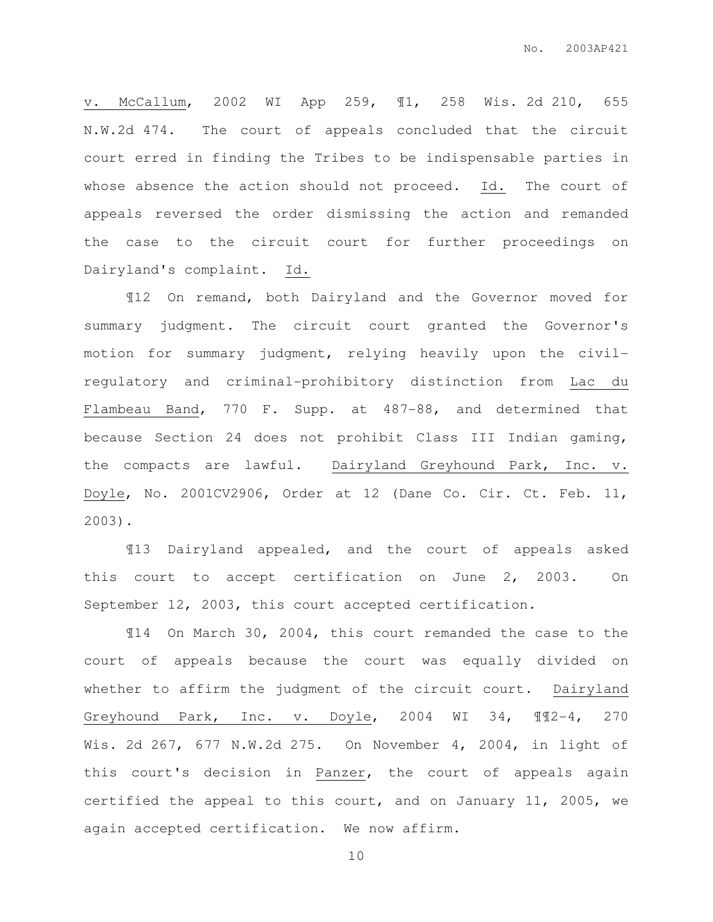v. McCallum, 2002 WI App 259, ¶1, 258 Wis. 2d 210, 655 N.W.2d 474. The court of appeals concluded that the circuit court erred in finding the Tribes to be indispensable parties in whose absence the action should not proceed. Id. The court of appeals reversed the order dismissing the action and remanded the case to the circuit court for further proceedings on Dairyland's complaint. Id.

¶12 On remand, both Dairyland and the Governor moved for summary judgment. The circuit court granted the Governor's motion for summary judgment, relying heavily upon the civil-regulatory and criminal-prohibitory distinction from Lac du Flambeau Band, 770 F. Supp. at 487-88, and determined that because Section 24 does not prohibit Class III Indian gaming, the compacts are lawful. Dairyland Greyhound Park, Inc. v. Doyle, No. 2001CV2906, Order at 12 (Dane Co. Cir. Ct. Feb. 11, 2003).

¶13 Dairyland appealed, and the court of appeals asked this court to accept certification on June 2, 2003. On September 12, 2003, this court accepted certification.

¶14 On March 30, 2004, this court remanded the case to the court of appeals because the court was equally divided on whether to affirm the judgment of the circuit court. Dairyland Greyhound Park, Inc. v. Doyle, 2004 WI 34, ¶¶2-4, 270 Wis. 2d 267, 677 N.W.2d 275. On November 4, 2004, in light of this court's decision in Panzer, the court of appeals again certified the appeal to this court, and on January 11, 2005, we again accepted certification. We now affirm.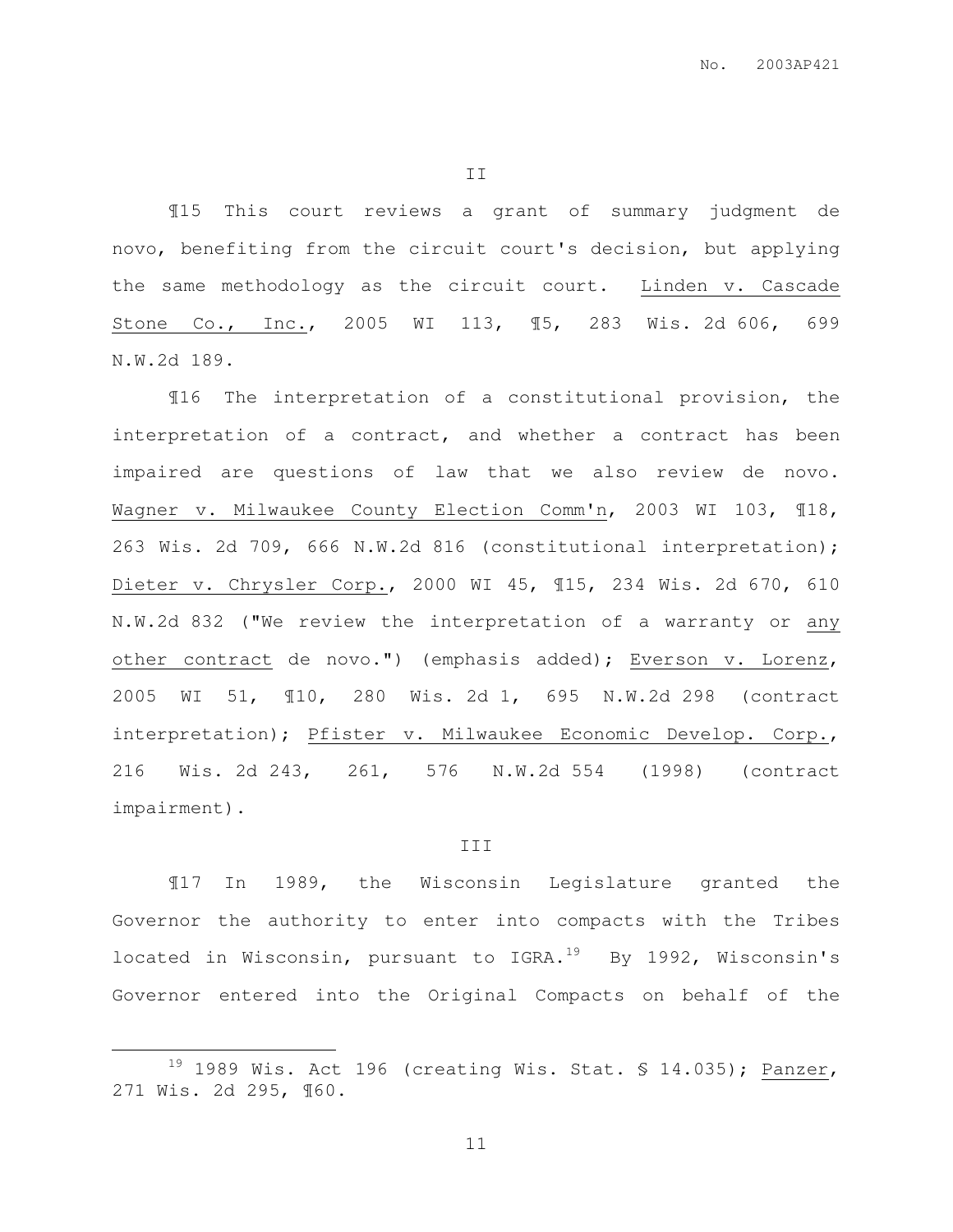II

¶15 This court reviews a grant of summary judgment de novo, benefiting from the circuit court's decision, but applying the same methodology as the circuit court. Linden v. Cascade Stone Co., Inc., 2005 WI 113, ¶5, 283 Wis. 2d 606, 699 N.W.2d 189.

¶16 The interpretation of a constitutional provision, the interpretation of a contract, and whether a contract has been impaired are questions of law that we also review de novo. Wagner v. Milwaukee County Election Comm'n, 2003 WI 103, ¶18, 263 Wis. 2d 709, 666 N.W.2d 816 (constitutional interpretation); Dieter v. Chrysler Corp., 2000 WI 45, ¶15, 234 Wis. 2d 670, 610 N.W.2d 832 ("We review the interpretation of a warranty or any other contract de novo.") (emphasis added); Everson v. Lorenz, 2005 WI 51, ¶10, 280 Wis. 2d 1, 695 N.W.2d 298 (contract interpretation); Pfister v. Milwaukee Economic Develop. Corp., 216 Wis. 2d 243, 261, 576 N.W.2d 554 (1998) (contract impairment).

III

¶17 In 1989, the Wisconsin Legislature granted the Governor the authority to enter into compacts with the Tribes located in Wisconsin, pursuant to IGRA.[19] By 1992, Wisconsin's Governor entered into the Original Compacts on behalf of the

---

[19] 1989 Wis. Act 196 (creating Wis. Stat. § 14.035); Panzer, 271 Wis. 2d 295, ¶60.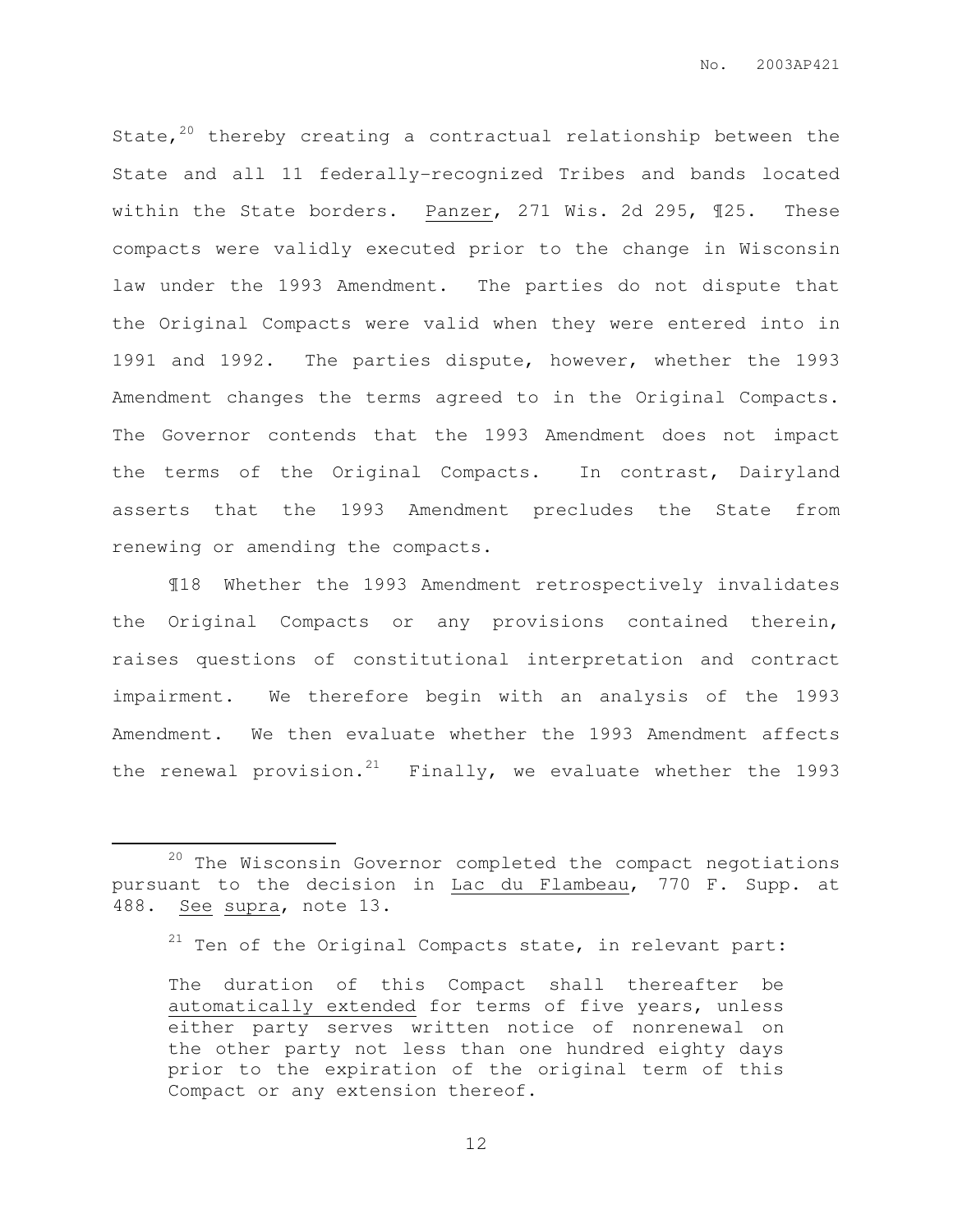State,[20] thereby creating a contractual relationship between the State and all 11 federally-recognized Tribes and bands located within the State borders. Panzer, 271 Wis. 2d 295, ¶25. These compacts were validly executed prior to the change in Wisconsin law under the 1993 Amendment. The parties do not dispute that the Original Compacts were valid when they were entered into in 1991 and 1992. The parties dispute, however, whether the 1993 Amendment changes the terms agreed to in the Original Compacts. The Governor contends that the 1993 Amendment does not impact the terms of the Original Compacts. In contrast, Dairyland asserts that the 1993 Amendment precludes the State from renewing or amending the compacts.

¶18 Whether the 1993 Amendment retrospectively invalidates the Original Compacts or any provisions contained therein, raises questions of constitutional interpretation and contract impairment. We therefore begin with an analysis of the 1993 Amendment. We then evaluate whether the 1993 Amendment affects the renewal provision.[21] Finally, we evaluate whether the 1993

---

[20] The Wisconsin Governor completed the compact negotiations pursuant to the decision in Lac du Flambeau, 770 F. Supp. at 488. *See* *supra*, note 13.

[21] Ten of the Original Compacts state, in relevant part:

> The duration of this Compact shall thereafter be automatically extended for terms of five years, unless either party serves written notice of nonrenewal on the other party not less than one hundred eighty days prior to the expiration of the original term of this Compact or any extension thereof.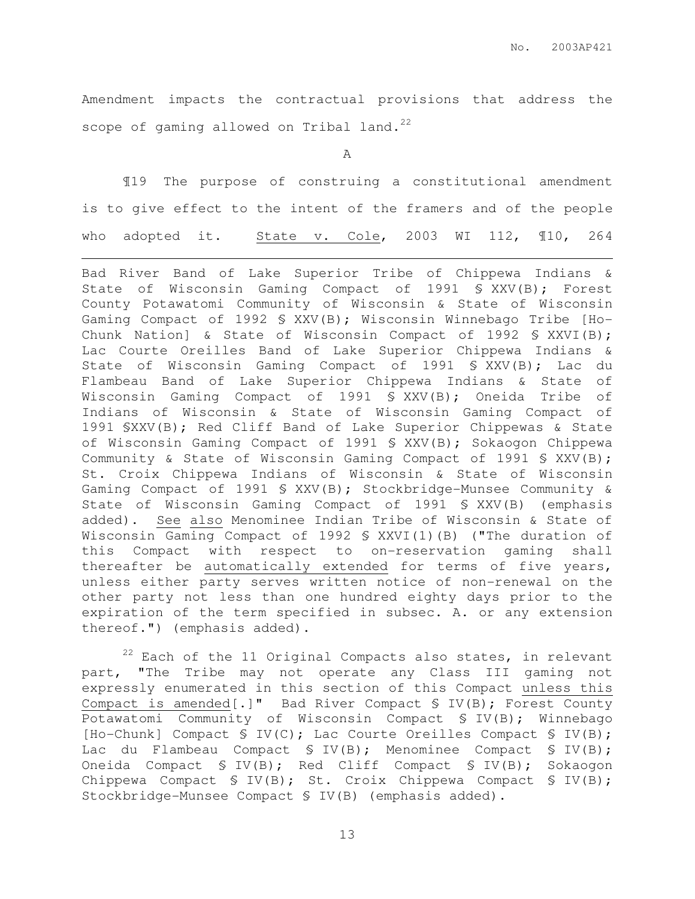Amendment impacts the contractual provisions that address the scope of gaming allowed on Tribal land.[22]

A

¶19 The purpose of construing a constitutional amendment is to give effect to the intent of the framers and of the people who adopted it. State v. Cole, 2003 WI 112, ¶10, 264

---

Bad River Band of Lake Superior Tribe of Chippewa Indians & State of Wisconsin Gaming Compact of 1991 § XXV(B); Forest County Potawatomi Community of Wisconsin & State of Wisconsin Gaming Compact of 1992 § XXV(B); Wisconsin Winnebago Tribe [Ho-Chunk Nation] & State of Wisconsin Compact of 1992 § XXVI(B); Lac Courte Oreilles Band of Lake Superior Chippewa Indians & State of Wisconsin Gaming Compact of 1991 § XXV(B); Lac du Flambeau Band of Lake Superior Chippewa Indians & State of Wisconsin Gaming Compact of 1991 § XXV(B); Oneida Tribe of Indians of Wisconsin & State of Wisconsin Gaming Compact of 1991 §XXV(B); Red Cliff Band of Lake Superior Chippewas & State of Wisconsin Gaming Compact of 1991 § XXV(B); Sokaogon Chippewa Community & State of Wisconsin Gaming Compact of 1991 § XXV(B); St. Croix Chippewa Indians of Wisconsin & State of Wisconsin Gaming Compact of 1991 § XXV(B); Stockbridge-Munsee Community & State of Wisconsin Gaming Compact of 1991 § XXV(B) (emphasis added). See also Menominee Indian Tribe of Wisconsin & State of Wisconsin Gaming Compact of 1992 § XXVI(1)(B) ("The duration of this Compact with respect to on-reservation gaming shall thereafter be automatically extended for terms of five years, unless either party serves written notice of non-renewal on the other party not less than one hundred eighty days prior to the expiration of the term specified in subsec. A. or any extension thereof.") (emphasis added).

[22] Each of the 11 Original Compacts also states, in relevant part, "The Tribe may not operate any Class III gaming not expressly enumerated in this section of this Compact unless this Compact is amended[.]" Bad River Compact § IV(B); Forest County Potawatomi Community of Wisconsin Compact § IV(B); Winnebago [Ho-Chunk] Compact § IV(C); Lac Courte Oreilles Compact § IV(B); Lac du Flambeau Compact § IV(B); Menominee Compact § IV(B); Oneida Compact § IV(B); Red Cliff Compact § IV(B); Sokaogon Chippewa Compact § IV(B); St. Croix Chippewa Compact § IV(B); Stockbridge-Munsee Compact § IV(B) (emphasis added).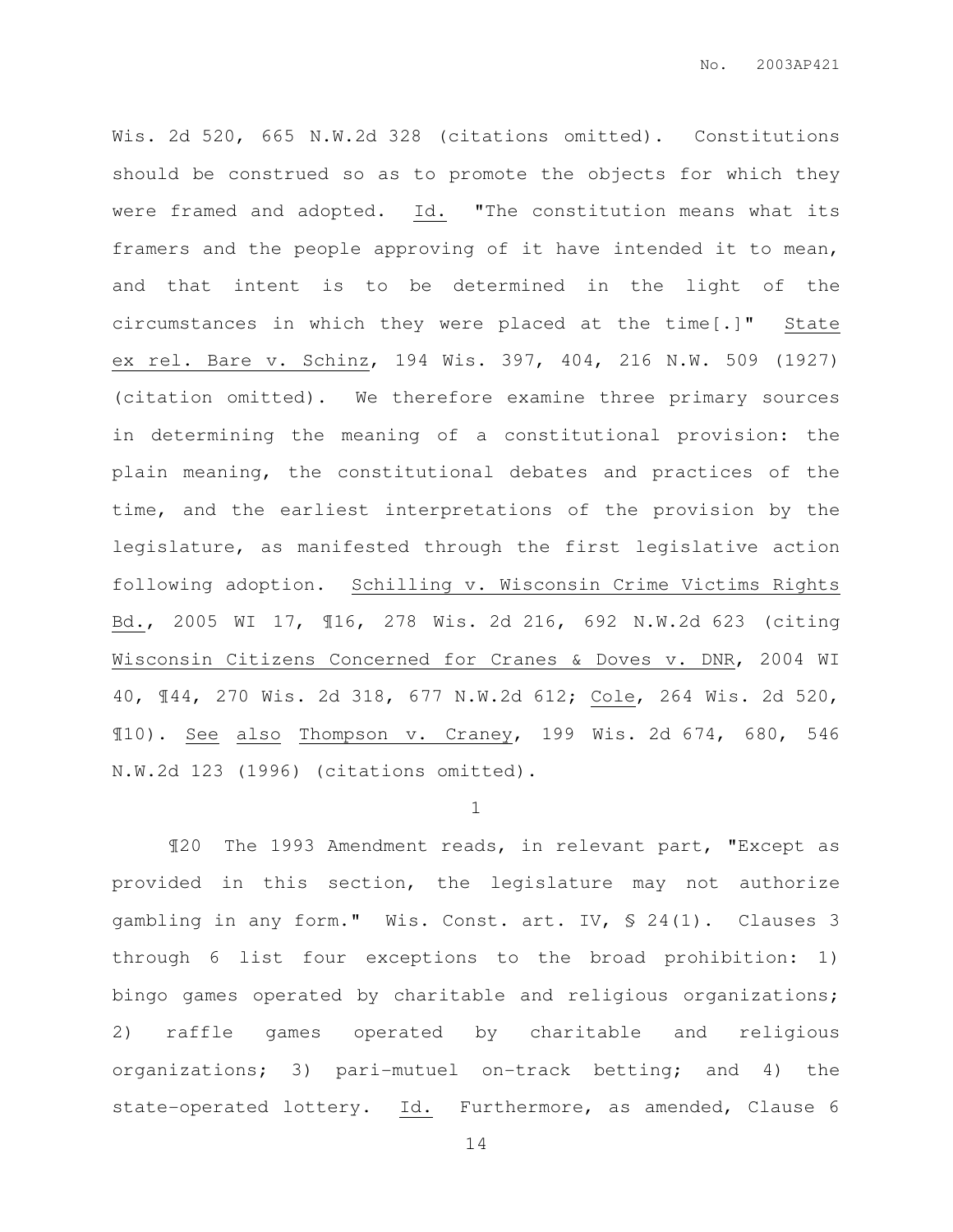Wis. 2d 520, 665 N.W.2d 328 (citations omitted). Constitutions should be construed so as to promote the objects for which they were framed and adopted. Id. "The constitution means what its framers and the people approving of it have intended it to mean, and that intent is to be determined in the light of the circumstances in which they were placed at the time[.]" State ex rel. Bare v. Schinz, 194 Wis. 397, 404, 216 N.W. 509 (1927) (citation omitted). We therefore examine three primary sources in determining the meaning of a constitutional provision: the plain meaning, the constitutional debates and practices of the time, and the earliest interpretations of the provision by the legislature, as manifested through the first legislative action following adoption. Schilling v. Wisconsin Crime Victims Rights Bd., 2005 WI 17, ¶16, 278 Wis. 2d 216, 692 N.W.2d 623 (citing Wisconsin Citizens Concerned for Cranes & Doves v. DNR, 2004 WI 40, ¶44, 270 Wis. 2d 318, 677 N.W.2d 612; Cole, 264 Wis. 2d 520, ¶10). See also Thompson v. Craney, 199 Wis. 2d 674, 680, 546 N.W.2d 123 (1996) (citations omitted).

1

¶20 The 1993 Amendment reads, in relevant part, "Except as provided in this section, the legislature may not authorize gambling in any form." Wis. Const. art. IV, § 24(1). Clauses 3 through 6 list four exceptions to the broad prohibition: 1) bingo games operated by charitable and religious organizations; 2) raffle games operated by charitable and religious organizations; 3) pari-mutuel on-track betting; and 4) the state-operated lottery. Id. Furthermore, as amended, Clause 6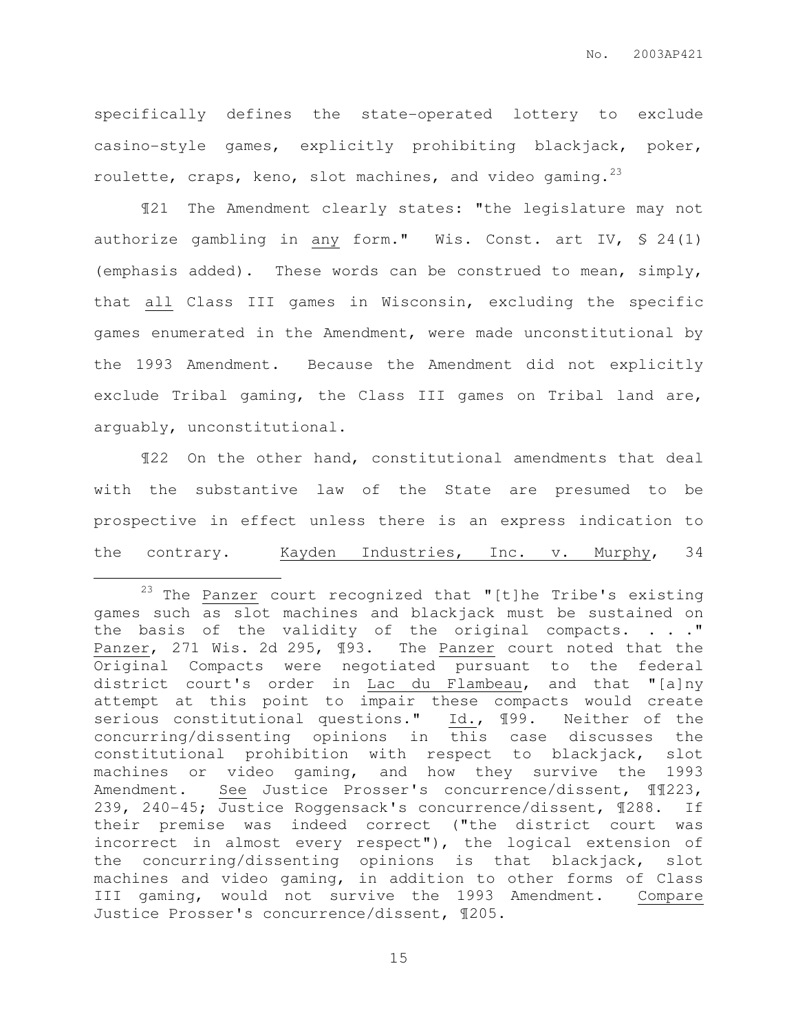specifically defines the state-operated lottery to exclude casino-style games, explicitly prohibiting blackjack, poker, roulette, craps, keno, slot machines, and video gaming.[23]

¶21 The Amendment clearly states: "the legislature may not authorize gambling in <u>any</u> form." Wis. Const. art IV, § 24(1) (emphasis added). These words can be construed to mean, simply, that <u>all</u> Class III games in Wisconsin, excluding the specific games enumerated in the Amendment, were made unconstitutional by the 1993 Amendment. Because the Amendment did not explicitly exclude Tribal gaming, the Class III games on Tribal land are, arguably, unconstitutional.

¶22 On the other hand, constitutional amendments that deal with the substantive law of the State are presumed to be prospective in effect unless there is an express indication to the contrary. <u>Kayden Industries, Inc. v. Murphy</u>, 34

---

[23] The <u>Panzer</u> court recognized that "[t]he Tribe's existing games such as slot machines and blackjack must be sustained on the basis of the validity of the original compacts. . . ." <u>Panzer</u>, 271 Wis. 2d 295, ¶93. The <u>Panzer</u> court noted that the Original Compacts were negotiated pursuant to the federal district court's order in <u>Lac du Flambeau</u>, and that "[a]ny attempt at this point to impair these compacts would create serious constitutional questions." <u>Id.</u>, ¶99. Neither of the concurring/dissenting opinions in this case discusses the constitutional prohibition with respect to blackjack, slot machines or video gaming, and how they survive the 1993 Amendment. <u>See</u> Justice Prosser's concurrence/dissent, ¶¶223, 239, 240-45; Justice Roggensack's concurrence/dissent, ¶288. If their premise was indeed correct ("the district court was incorrect in almost every respect"), the logical extension of the concurring/dissenting opinions is that blackjack, slot machines and video gaming, in addition to other forms of Class III gaming, would not survive the 1993 Amendment. <u>Compare</u> Justice Prosser's concurrence/dissent, ¶205.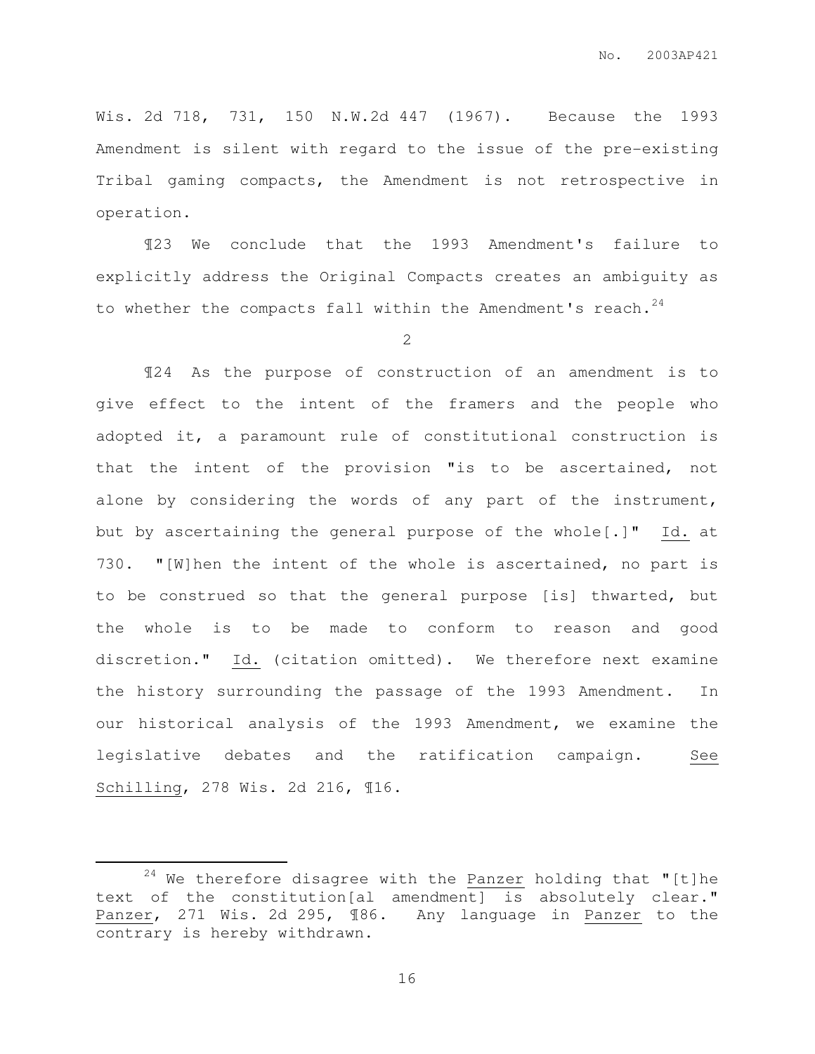Wis. 2d 718, 731, 150 N.W.2d 447 (1967). Because the 1993 Amendment is silent with regard to the issue of the pre-existing Tribal gaming compacts, the Amendment is not retrospective in operation.

¶23 We conclude that the 1993 Amendment's failure to explicitly address the Original Compacts creates an ambiguity as to whether the compacts fall within the Amendment's reach.[24]

2

¶24 As the purpose of construction of an amendment is to give effect to the intent of the framers and the people who adopted it, a paramount rule of constitutional construction is that the intent of the provision "is to be ascertained, not alone by considering the words of any part of the instrument, but by ascertaining the general purpose of the whole[.]" Id. at 730. "[W]hen the intent of the whole is ascertained, no part is to be construed so that the general purpose [is] thwarted, but the whole is to be made to conform to reason and good discretion." Id. (citation omitted). We therefore next examine the history surrounding the passage of the 1993 Amendment. In our historical analysis of the 1993 Amendment, we examine the legislative debates and the ratification campaign. See Schilling, 278 Wis. 2d 216, ¶16.

---

[24] We therefore disagree with the Panzer holding that "[t]he text of the constitution[al amendment] is absolutely clear." Panzer, 271 Wis. 2d 295, ¶86. Any language in Panzer to the contrary is hereby withdrawn.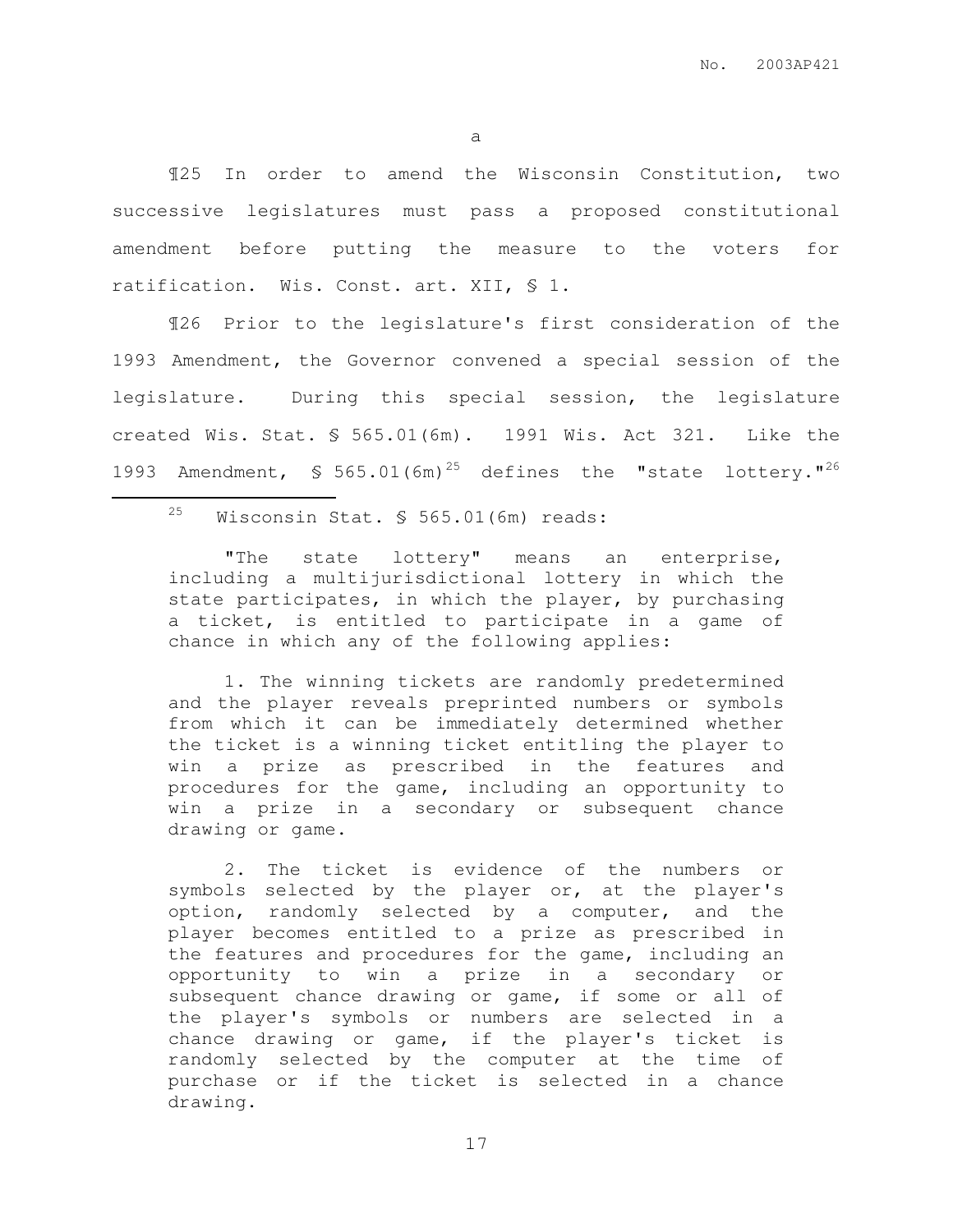a

¶25 In order to amend the Wisconsin Constitution, two successive legislatures must pass a proposed constitutional amendment before putting the measure to the voters for ratification. Wis. Const. art. XII, § 1.

¶26 Prior to the legislature's first consideration of the 1993 Amendment, the Governor convened a special session of the legislature. During this special session, the legislature created Wis. Stat. § 565.01(6m). 1991 Wis. Act 321. Like the 1993 Amendment, § 565.01(6m)[25] defines the "state lottery."[26]

---

[25] Wisconsin Stat. § 565.01(6m) reads:

> "The state lottery" means an enterprise, including a multijurisdictional lottery in which the state participates, in which the player, by purchasing a ticket, is entitled to participate in a game of chance in which any of the following applies:
>
> 1. The winning tickets are randomly predetermined and the player reveals preprinted numbers or symbols from which it can be immediately determined whether the ticket is a winning ticket entitling the player to win a prize as prescribed in the features and procedures for the game, including an opportunity to win a prize in a secondary or subsequent chance drawing or game.
>
> 2. The ticket is evidence of the numbers or symbols selected by the player or, at the player's option, randomly selected by a computer, and the player becomes entitled to a prize as prescribed in the features and procedures for the game, including an opportunity to win a prize in a secondary or subsequent chance drawing or game, if some or all of the player's symbols or numbers are selected in a chance drawing or game, if the player's ticket is randomly selected by the computer at the time of purchase or if the ticket is selected in a chance drawing.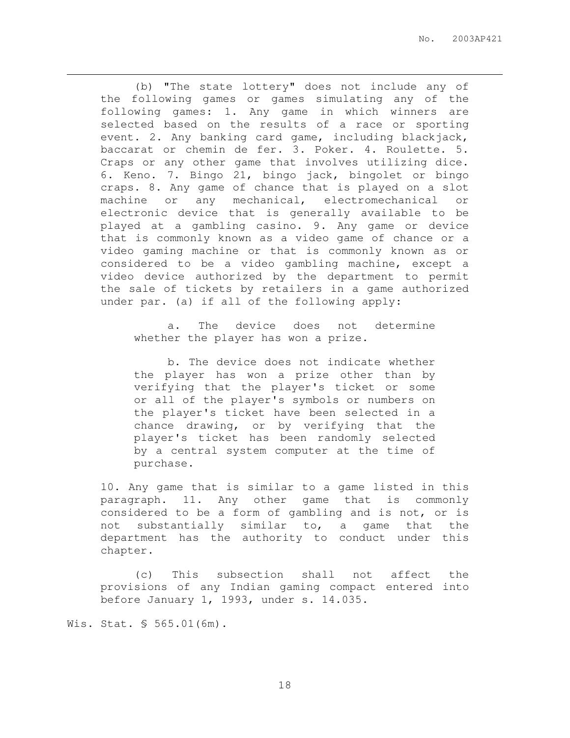(b) "The state lottery" does not include any of the following games or games simulating any of the following games: 1. Any game in which winners are selected based on the results of a race or sporting event. 2. Any banking card game, including blackjack, baccarat or chemin de fer. 3. Poker. 4. Roulette. 5. Craps or any other game that involves utilizing dice. 6. Keno. 7. Bingo 21, bingo jack, bingolet or bingo craps. 8. Any game of chance that is played on a slot machine or any mechanical, electromechanical or electronic device that is generally available to be played at a gambling casino. 9. Any game or device that is commonly known as a video game of chance or a video gaming machine or that is commonly known as or considered to be a video gambling machine, except a video device authorized by the department to permit the sale of tickets by retailers in a game authorized under par. (a) if all of the following apply:

> a. The device does not determine whether the player has won a prize.
>
> b. The device does not indicate whether the player has won a prize other than by verifying that the player's ticket or some or all of the player's symbols or numbers on the player's ticket have been selected in a chance drawing, or by verifying that the player's ticket has been randomly selected by a central system computer at the time of purchase.

10. Any game that is similar to a game listed in this paragraph. 11. Any other game that is commonly considered to be a form of gambling and is not, or is not substantially similar to, a game that the department has the authority to conduct under this chapter.

(c) This subsection shall not affect the provisions of any Indian gaming compact entered into before January 1, 1993, under s. 14.035.

Wis. Stat. § 565.01(6m).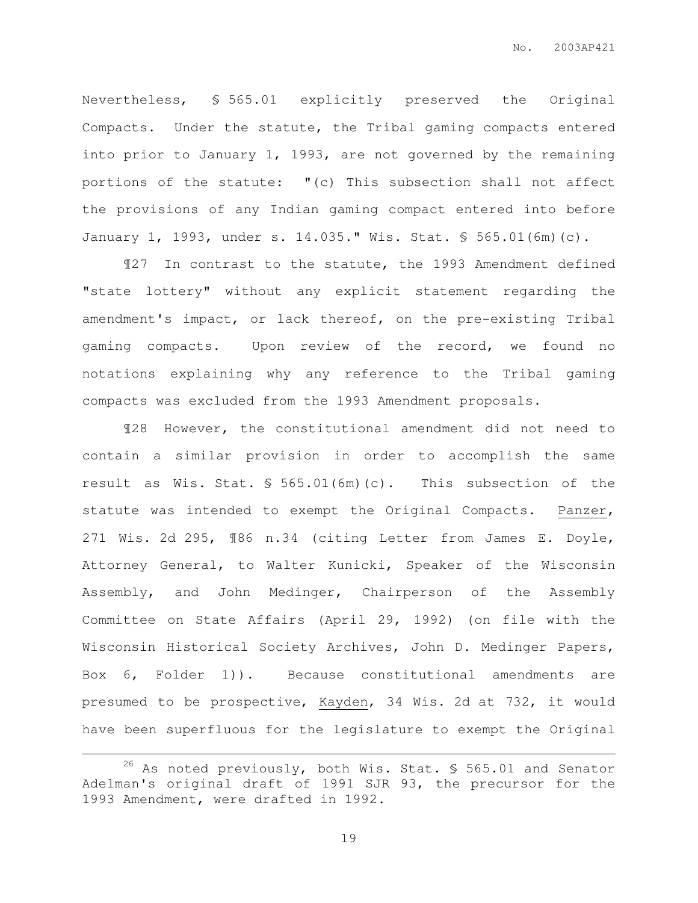Nevertheless, § 565.01 explicitly preserved the Original Compacts. Under the statute, the Tribal gaming compacts entered into prior to January 1, 1993, are not governed by the remaining portions of the statute: "(c) This subsection shall not affect the provisions of any Indian gaming compact entered into before January 1, 1993, under s. 14.035." Wis. Stat. § 565.01(6m)(c).

¶27 In contrast to the statute, the 1993 Amendment defined "state lottery" without any explicit statement regarding the amendment's impact, or lack thereof, on the pre-existing Tribal gaming compacts. Upon review of the record, we found no notations explaining why any reference to the Tribal gaming compacts was excluded from the 1993 Amendment proposals.

¶28 However, the constitutional amendment did not need to contain a similar provision in order to accomplish the same result as Wis. Stat. § 565.01(6m)(c). This subsection of the statute was intended to exempt the Original Compacts. Panzer, 271 Wis. 2d 295, ¶86 n.34 (citing Letter from James E. Doyle, Attorney General, to Walter Kunicki, Speaker of the Wisconsin Assembly, and John Medinger, Chairperson of the Assembly Committee on State Affairs (April 29, 1992) (on file with the Wisconsin Historical Society Archives, John D. Medinger Papers, Box 6, Folder 1)). Because constitutional amendments are presumed to be prospective, Kayden, 34 Wis. 2d at 732, it would have been superfluous for the legislature to exempt the Original

---

[26] As noted previously, both Wis. Stat. § 565.01 and Senator Adelman's original draft of 1991 SJR 93, the precursor for the 1993 Amendment, were drafted in 1992.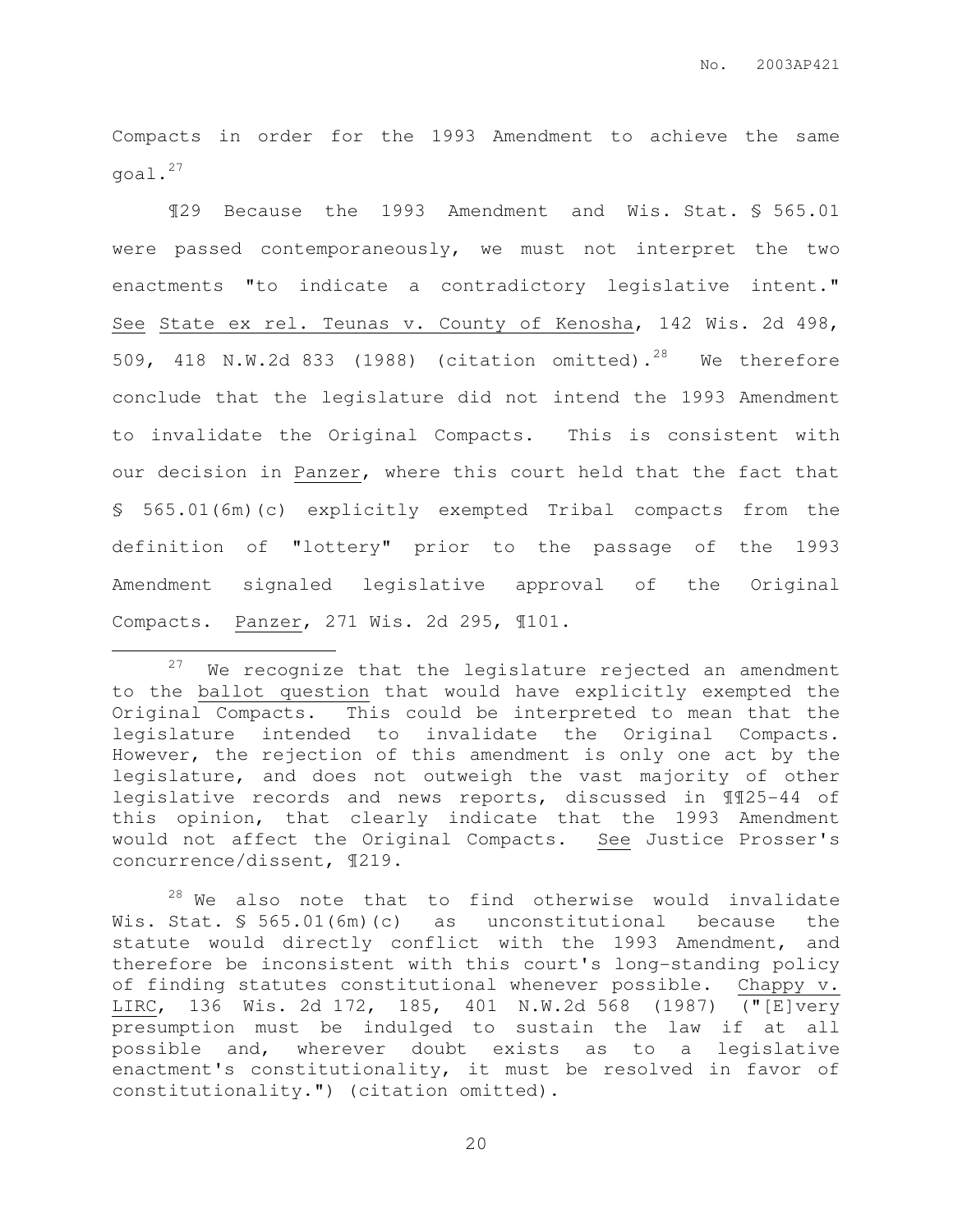Compacts in order for the 1993 Amendment to achieve the same goal.[27]

¶29 Because the 1993 Amendment and Wis. Stat. § 565.01 were passed contemporaneously, we must not interpret the two enactments "to indicate a contradictory legislative intent." See State ex rel. Teunas v. County of Kenosha, 142 Wis. 2d 498, 509, 418 N.W.2d 833 (1988) (citation omitted).[28] We therefore conclude that the legislature did not intend the 1993 Amendment to invalidate the Original Compacts. This is consistent with our decision in Panzer, where this court held that the fact that § 565.01(6m)(c) explicitly exempted Tribal compacts from the definition of "lottery" prior to the passage of the 1993 Amendment signaled legislative approval of the Original Compacts. Panzer, 271 Wis. 2d 295, ¶101.

---

[27] We recognize that the legislature rejected an amendment to the ballot question that would have explicitly exempted the Original Compacts. This could be interpreted to mean that the legislature intended to invalidate the Original Compacts. However, the rejection of this amendment is only one act by the legislature, and does not outweigh the vast majority of other legislative records and news reports, discussed in ¶¶25-44 of this opinion, that clearly indicate that the 1993 Amendment would not affect the Original Compacts. See Justice Prosser's concurrence/dissent, ¶219.

[28] We also note that to find otherwise would invalidate Wis. Stat. § 565.01(6m)(c) as unconstitutional because the statute would directly conflict with the 1993 Amendment, and therefore be inconsistent with this court's long-standing policy of finding statutes constitutional whenever possible. Chappy v. LIRC, 136 Wis. 2d 172, 185, 401 N.W.2d 568 (1987) ("[E]very presumption must be indulged to sustain the law if at all possible and, wherever doubt exists as to a legislative enactment's constitutionality, it must be resolved in favor of constitutionality.") (citation omitted).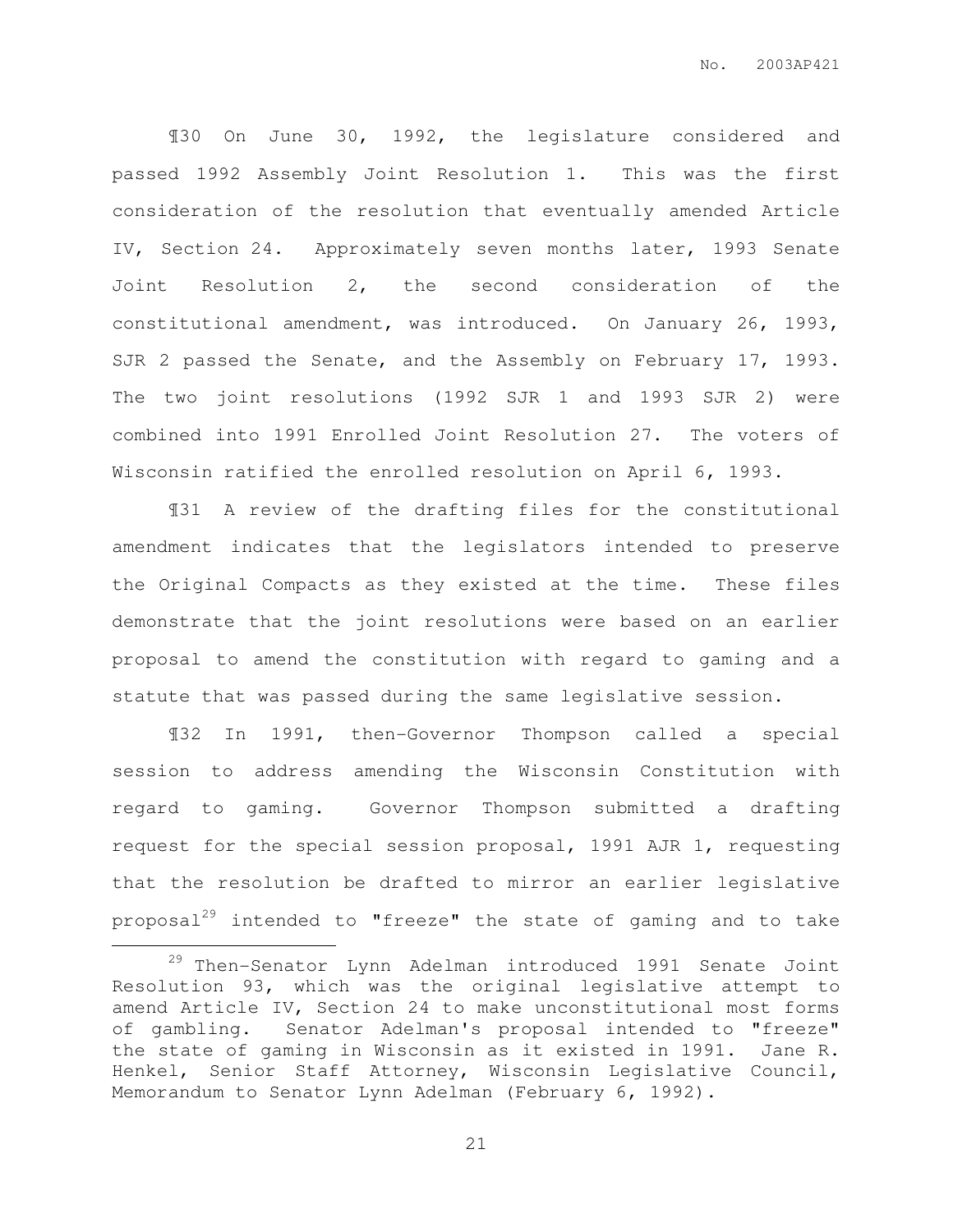¶30 On June 30, 1992, the legislature considered and passed 1992 Assembly Joint Resolution 1. This was the first consideration of the resolution that eventually amended Article IV, Section 24. Approximately seven months later, 1993 Senate Joint Resolution 2, the second consideration of the constitutional amendment, was introduced. On January 26, 1993, SJR 2 passed the Senate, and the Assembly on February 17, 1993. The two joint resolutions (1992 SJR 1 and 1993 SJR 2) were combined into 1991 Enrolled Joint Resolution 27. The voters of Wisconsin ratified the enrolled resolution on April 6, 1993.

¶31 A review of the drafting files for the constitutional amendment indicates that the legislators intended to preserve the Original Compacts as they existed at the time. These files demonstrate that the joint resolutions were based on an earlier proposal to amend the constitution with regard to gaming and a statute that was passed during the same legislative session.

¶32 In 1991, then-Governor Thompson called a special session to address amending the Wisconsin Constitution with regard to gaming. Governor Thompson submitted a drafting request for the special session proposal, 1991 AJR 1, requesting that the resolution be drafted to mirror an earlier legislative proposal[29] intended to "freeze" the state of gaming and to take

---

[29] Then-Senator Lynn Adelman introduced 1991 Senate Joint Resolution 93, which was the original legislative attempt to amend Article IV, Section 24 to make unconstitutional most forms of gambling. Senator Adelman's proposal intended to "freeze" the state of gaming in Wisconsin as it existed in 1991. Jane R. Henkel, Senior Staff Attorney, Wisconsin Legislative Council, Memorandum to Senator Lynn Adelman (February 6, 1992).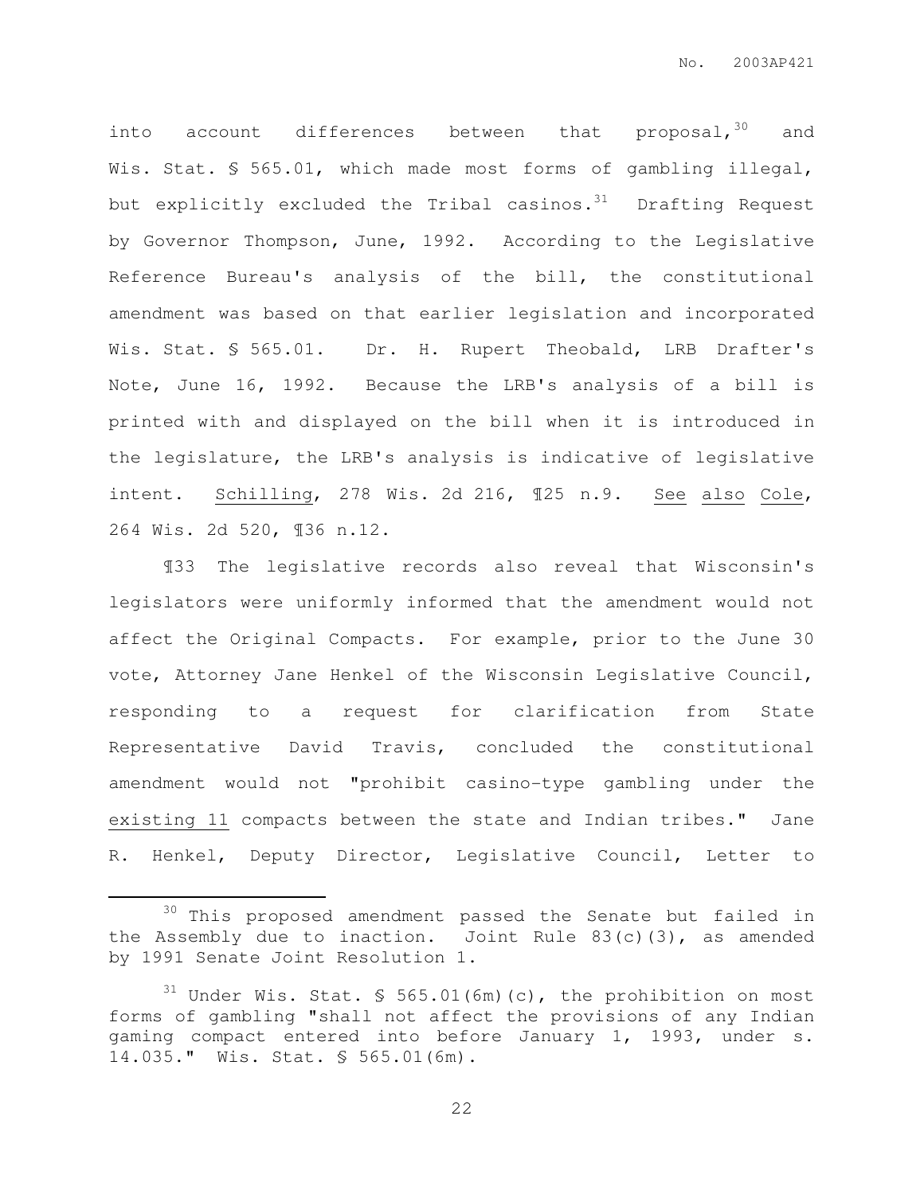into account differences between that proposal,[30] and Wis. Stat. § 565.01, which made most forms of gambling illegal, but explicitly excluded the Tribal casinos.[31] Drafting Request by Governor Thompson, June, 1992. According to the Legislative Reference Bureau's analysis of the bill, the constitutional amendment was based on that earlier legislation and incorporated Wis. Stat. § 565.01. Dr. H. Rupert Theobald, LRB Drafter's Note, June 16, 1992. Because the LRB's analysis of a bill is printed with and displayed on the bill when it is introduced in the legislature, the LRB's analysis is indicative of legislative intent. Schilling, 278 Wis. 2d 216, ¶25 n.9. See also Cole, 264 Wis. 2d 520, ¶36 n.12.

¶33 The legislative records also reveal that Wisconsin's legislators were uniformly informed that the amendment would not affect the Original Compacts. For example, prior to the June 30 vote, Attorney Jane Henkel of the Wisconsin Legislative Council, responding to a request for clarification from State Representative David Travis, concluded the constitutional amendment would not "prohibit casino-type gambling under the existing 11 compacts between the state and Indian tribes." Jane R. Henkel, Deputy Director, Legislative Council, Letter to

---

[30] This proposed amendment passed the Senate but failed in the Assembly due to inaction. Joint Rule 83(c)(3), as amended by 1991 Senate Joint Resolution 1.

[31] Under Wis. Stat. § 565.01(6m)(c), the prohibition on most forms of gambling "shall not affect the provisions of any Indian gaming compact entered into before January 1, 1993, under s. 14.035." Wis. Stat. § 565.01(6m).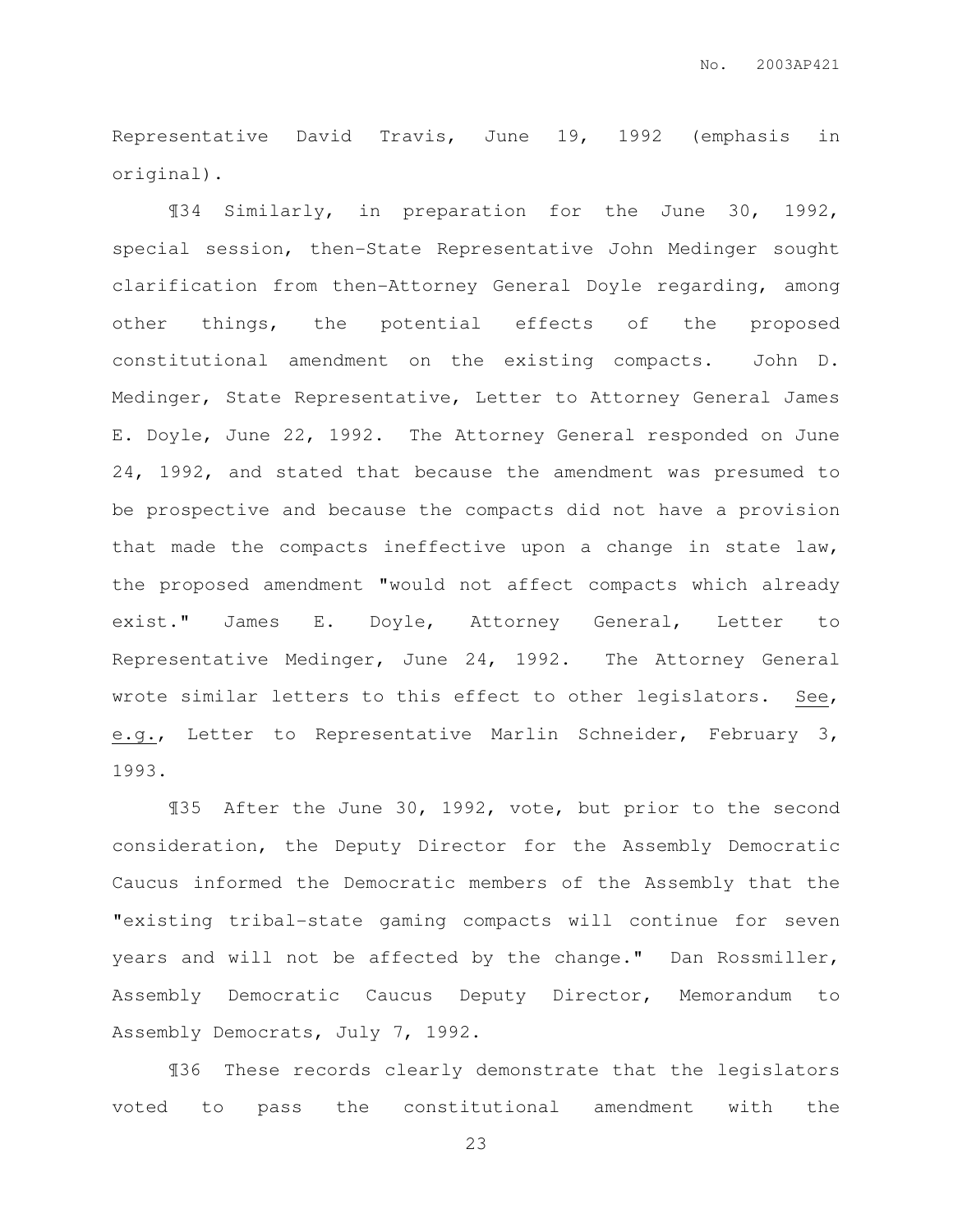Representative David Travis, June 19, 1992 (emphasis in original).

¶34 Similarly, in preparation for the June 30, 1992, special session, then-State Representative John Medinger sought clarification from then-Attorney General Doyle regarding, among other things, the potential effects of the proposed constitutional amendment on the existing compacts. John D. Medinger, State Representative, Letter to Attorney General James E. Doyle, June 22, 1992. The Attorney General responded on June 24, 1992, and stated that because the amendment was presumed to be prospective and because the compacts did not have a provision that made the compacts ineffective upon a change in state law, the proposed amendment "would not affect compacts which already exist." James E. Doyle, Attorney General, Letter to Representative Medinger, June 24, 1992. The Attorney General wrote similar letters to this effect to other legislators. See, e.g., Letter to Representative Marlin Schneider, February 3, 1993.

¶35 After the June 30, 1992, vote, but prior to the second consideration, the Deputy Director for the Assembly Democratic Caucus informed the Democratic members of the Assembly that the "existing tribal-state gaming compacts will continue for seven years and will not be affected by the change." Dan Rossmiller, Assembly Democratic Caucus Deputy Director, Memorandum to Assembly Democrats, July 7, 1992.

¶36 These records clearly demonstrate that the legislators voted to pass the constitutional amendment with the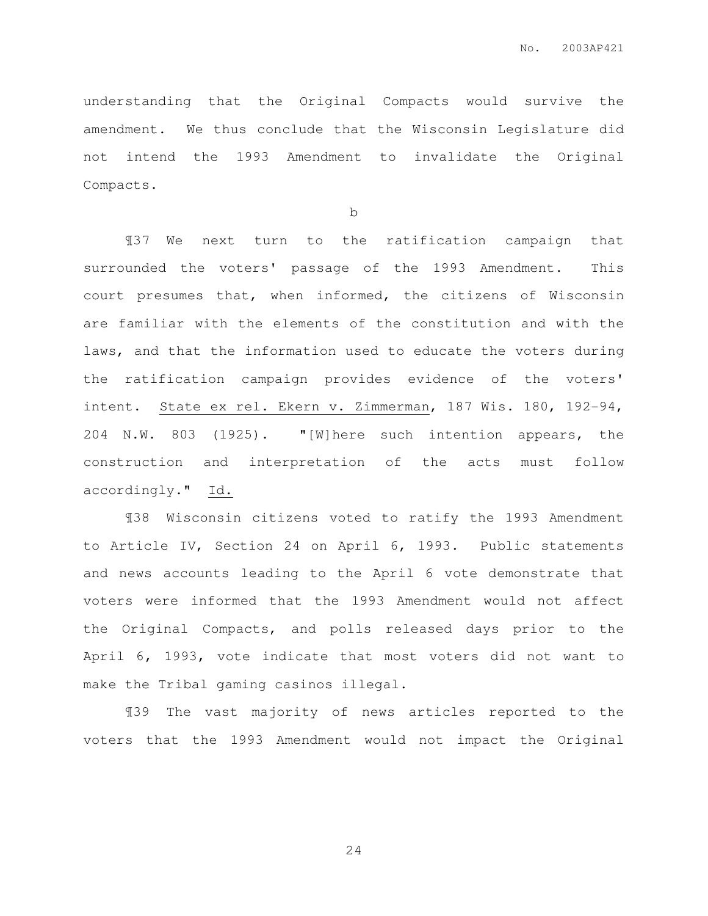understanding that the Original Compacts would survive the amendment. We thus conclude that the Wisconsin Legislature did not intend the 1993 Amendment to invalidate the Original Compacts.

b

¶37 We next turn to the ratification campaign that surrounded the voters' passage of the 1993 Amendment. This court presumes that, when informed, the citizens of Wisconsin are familiar with the elements of the constitution and with the laws, and that the information used to educate the voters during the ratification campaign provides evidence of the voters' intent. State ex rel. Ekern v. Zimmerman, 187 Wis. 180, 192-94, 204 N.W. 803 (1925). "[W]here such intention appears, the construction and interpretation of the acts must follow accordingly." Id.

¶38 Wisconsin citizens voted to ratify the 1993 Amendment to Article IV, Section 24 on April 6, 1993. Public statements and news accounts leading to the April 6 vote demonstrate that voters were informed that the 1993 Amendment would not affect the Original Compacts, and polls released days prior to the April 6, 1993, vote indicate that most voters did not want to make the Tribal gaming casinos illegal.

¶39 The vast majority of news articles reported to the voters that the 1993 Amendment would not impact the Original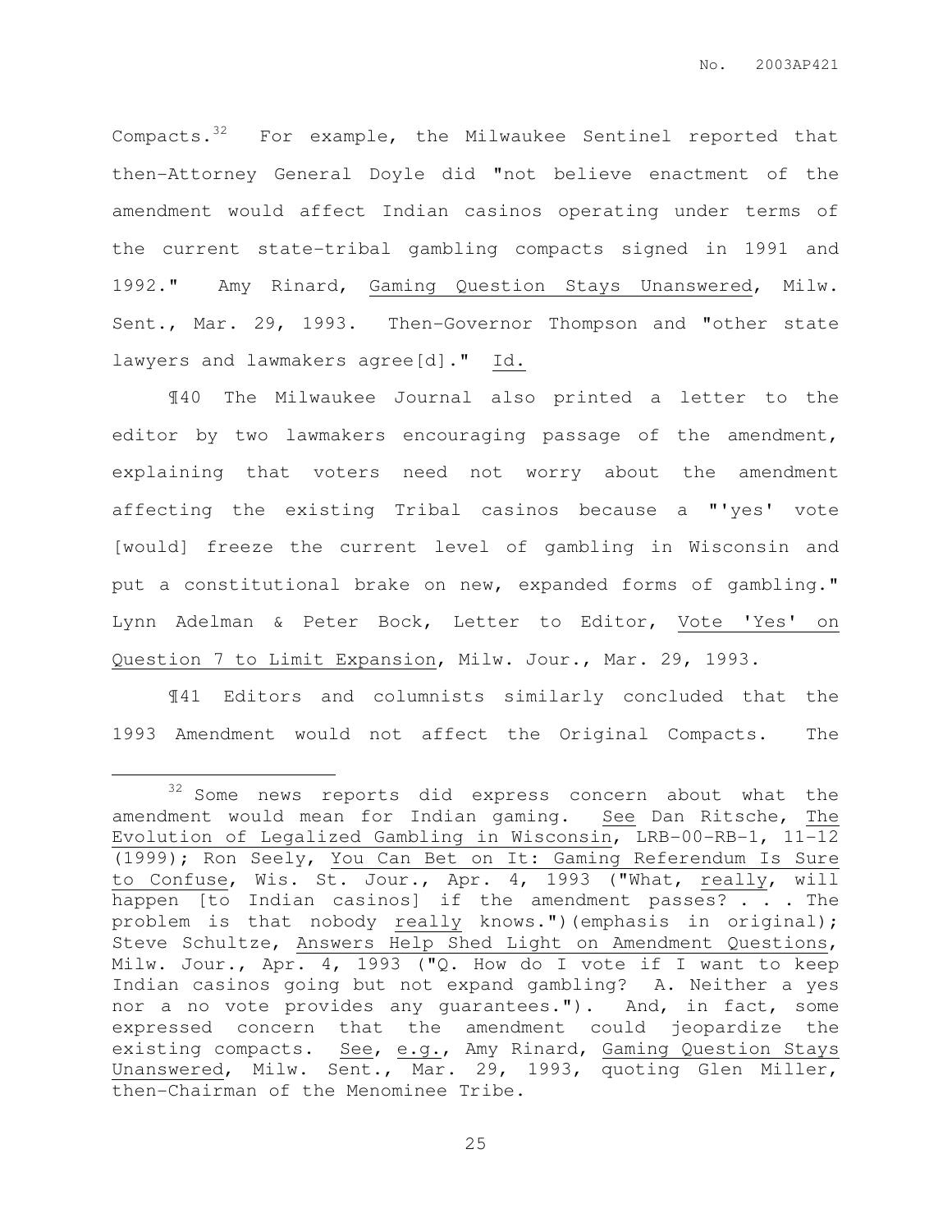Compacts.[32] For example, the Milwaukee Sentinel reported that then-Attorney General Doyle did "not believe enactment of the amendment would affect Indian casinos operating under terms of the current state-tribal gambling compacts signed in 1991 and 1992." Amy Rinard, Gaming Question Stays Unanswered, Milw. Sent., Mar. 29, 1993. Then-Governor Thompson and "other state lawyers and lawmakers agree[d]." Id.

¶40 The Milwaukee Journal also printed a letter to the editor by two lawmakers encouraging passage of the amendment, explaining that voters need not worry about the amendment affecting the existing Tribal casinos because a "'yes' vote [would] freeze the current level of gambling in Wisconsin and put a constitutional brake on new, expanded forms of gambling." Lynn Adelman & Peter Bock, Letter to Editor, Vote 'Yes' on Question 7 to Limit Expansion, Milw. Jour., Mar. 29, 1993.

¶41 Editors and columnists similarly concluded that the 1993 Amendment would not affect the Original Compacts. The

---

[32] Some news reports did express concern about what the amendment would mean for Indian gaming. See Dan Ritsche, The Evolution of Legalized Gambling in Wisconsin, LRB-00-RB-1, 11-12 (1999); Ron Seely, You Can Bet on It: Gaming Referendum Is Sure to Confuse, Wis. St. Jour., Apr. 4, 1993 ("What, really, will happen [to Indian casinos] if the amendment passes? . . . The problem is that nobody really knows.")(emphasis in original); Steve Schultze, Answers Help Shed Light on Amendment Questions, Milw. Jour., Apr. 4, 1993 ("Q. How do I vote if I want to keep Indian casinos going but not expand gambling? A. Neither a yes nor a no vote provides any guarantees."). And, in fact, some expressed concern that the amendment could jeopardize the existing compacts. See, e.g., Amy Rinard, Gaming Question Stays Unanswered, Milw. Sent., Mar. 29, 1993, quoting Glen Miller, then-Chairman of the Menominee Tribe.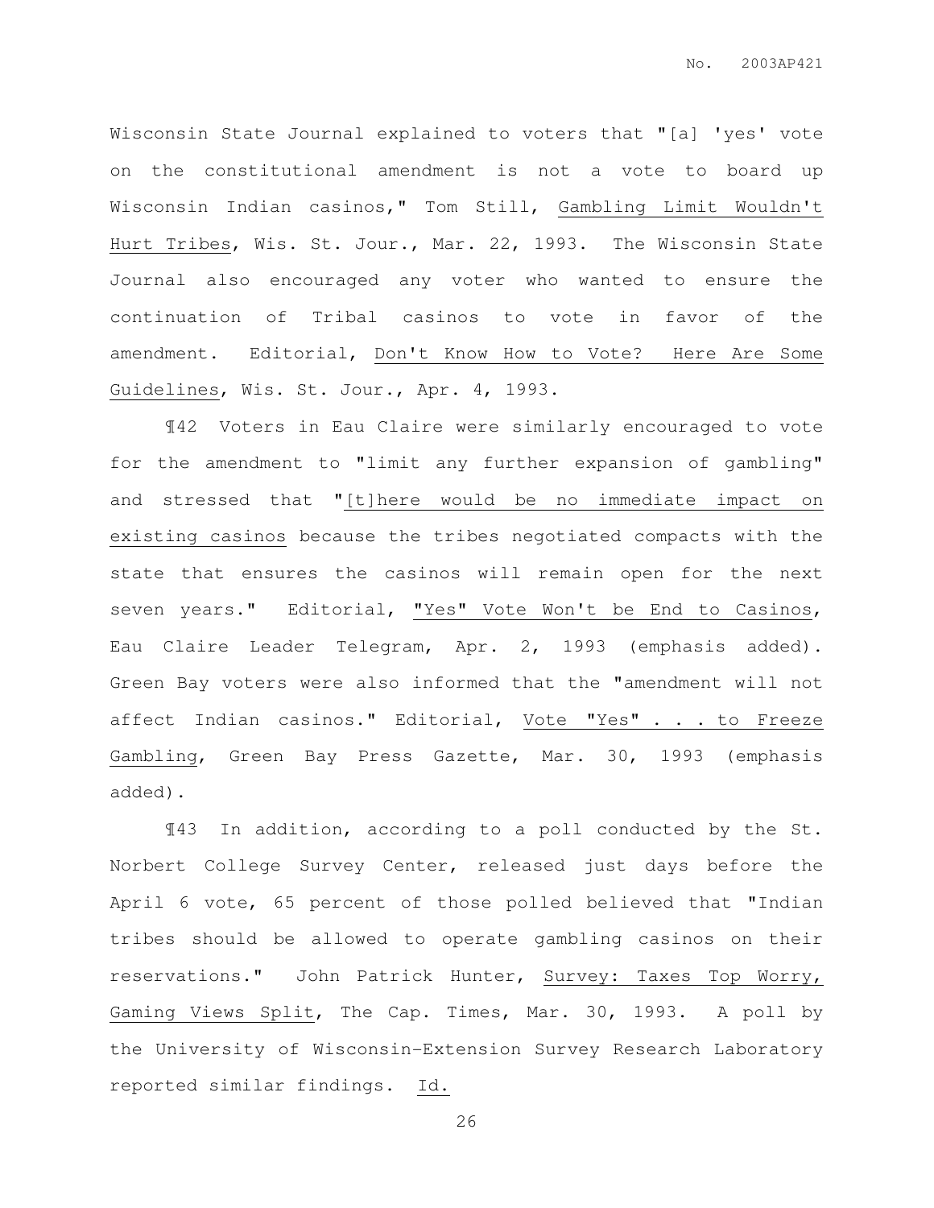Wisconsin State Journal explained to voters that "[a] 'yes' vote on the constitutional amendment is not a vote to board up Wisconsin Indian casinos," Tom Still, Gambling Limit Wouldn't Hurt Tribes, Wis. St. Jour., Mar. 22, 1993. The Wisconsin State Journal also encouraged any voter who wanted to ensure the continuation of Tribal casinos to vote in favor of the amendment. Editorial, Don't Know How to Vote? Here Are Some Guidelines, Wis. St. Jour., Apr. 4, 1993.

¶42 Voters in Eau Claire were similarly encouraged to vote for the amendment to "limit any further expansion of gambling" and stressed that "[t]here would be no immediate impact on existing casinos because the tribes negotiated compacts with the state that ensures the casinos will remain open for the next seven years." Editorial, "Yes" Vote Won't be End to Casinos, Eau Claire Leader Telegram, Apr. 2, 1993 (emphasis added). Green Bay voters were also informed that the "amendment will not affect Indian casinos." Editorial, Vote "Yes" . . . to Freeze Gambling, Green Bay Press Gazette, Mar. 30, 1993 (emphasis added).

¶43 In addition, according to a poll conducted by the St. Norbert College Survey Center, released just days before the April 6 vote, 65 percent of those polled believed that "Indian tribes should be allowed to operate gambling casinos on their reservations." John Patrick Hunter, Survey: Taxes Top Worry, Gaming Views Split, The Cap. Times, Mar. 30, 1993. A poll by the University of Wisconsin-Extension Survey Research Laboratory reported similar findings. Id.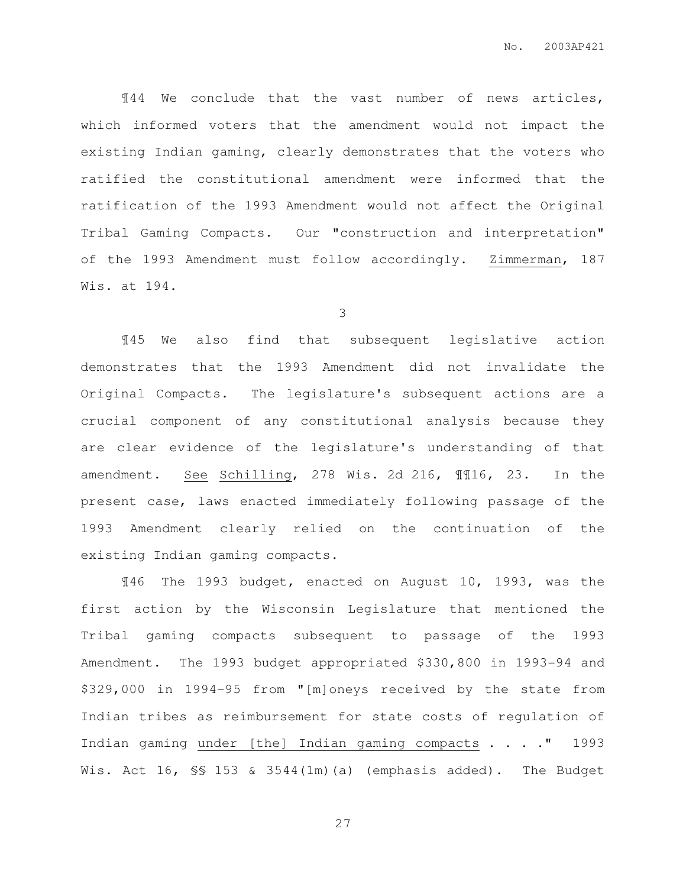¶44 We conclude that the vast number of news articles, which informed voters that the amendment would not impact the existing Indian gaming, clearly demonstrates that the voters who ratified the constitutional amendment were informed that the ratification of the 1993 Amendment would not affect the Original Tribal Gaming Compacts. Our "construction and interpretation" of the 1993 Amendment must follow accordingly. Zimmerman, 187 Wis. at 194.

3

¶45 We also find that subsequent legislative action demonstrates that the 1993 Amendment did not invalidate the Original Compacts. The legislature's subsequent actions are a crucial component of any constitutional analysis because they are clear evidence of the legislature's understanding of that amendment. See Schilling, 278 Wis. 2d 216, ¶¶16, 23. In the present case, laws enacted immediately following passage of the 1993 Amendment clearly relied on the continuation of the existing Indian gaming compacts.

¶46 The 1993 budget, enacted on August 10, 1993, was the first action by the Wisconsin Legislature that mentioned the Tribal gaming compacts subsequent to passage of the 1993 Amendment. The 1993 budget appropriated $330,800 in 1993-94 and $329,000 in 1994-95 from "[m]oneys received by the state from Indian tribes as reimbursement for state costs of regulation of Indian gaming under [the] Indian gaming compacts . . . ." 1993 Wis. Act 16, §§ 153 & 3544(1m)(a) (emphasis added). The Budget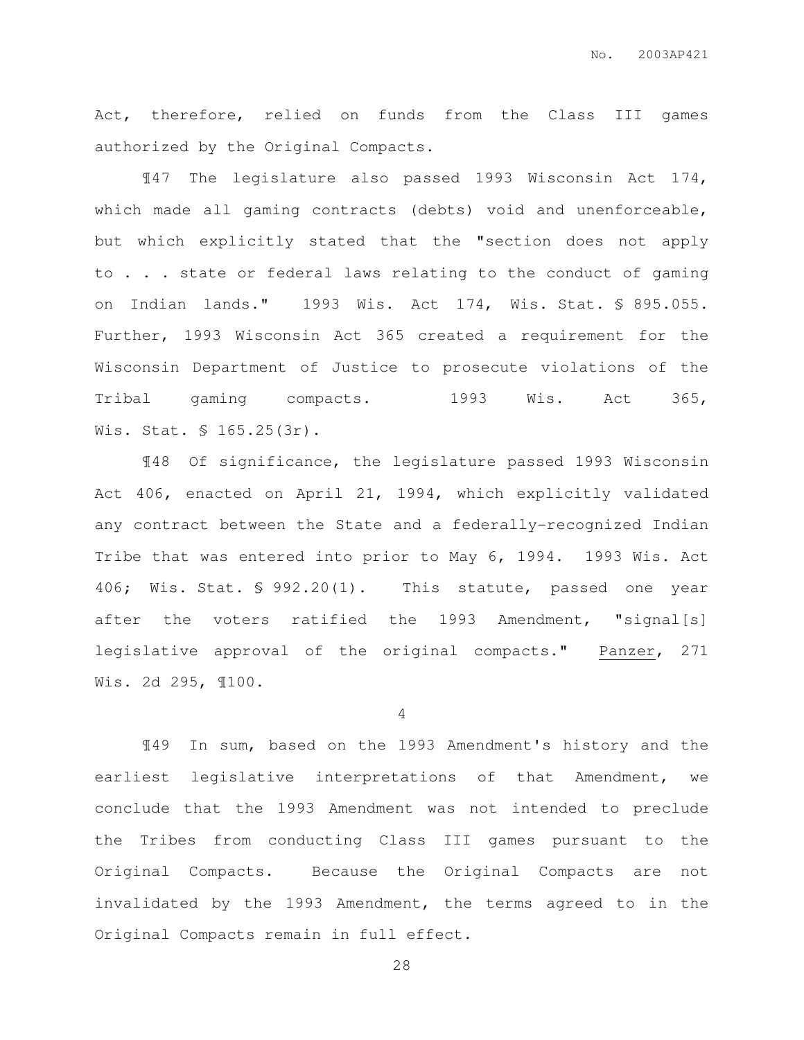Act, therefore, relied on funds from the Class III games authorized by the Original Compacts.

¶47 The legislature also passed 1993 Wisconsin Act 174, which made all gaming contracts (debts) void and unenforceable, but which explicitly stated that the "section does not apply to . . . state or federal laws relating to the conduct of gaming on Indian lands." 1993 Wis. Act 174, Wis. Stat. § 895.055. Further, 1993 Wisconsin Act 365 created a requirement for the Wisconsin Department of Justice to prosecute violations of the Tribal gaming compacts. 1993 Wis. Act 365, Wis. Stat. § 165.25(3r).

¶48 Of significance, the legislature passed 1993 Wisconsin Act 406, enacted on April 21, 1994, which explicitly validated any contract between the State and a federally-recognized Indian Tribe that was entered into prior to May 6, 1994. 1993 Wis. Act 406; Wis. Stat. § 992.20(1). This statute, passed one year after the voters ratified the 1993 Amendment, "signal[s] legislative approval of the original compacts." Panzer, 271 Wis. 2d 295, ¶100.

4

¶49 In sum, based on the 1993 Amendment's history and the earliest legislative interpretations of that Amendment, we conclude that the 1993 Amendment was not intended to preclude the Tribes from conducting Class III games pursuant to the Original Compacts. Because the Original Compacts are not invalidated by the 1993 Amendment, the terms agreed to in the Original Compacts remain in full effect.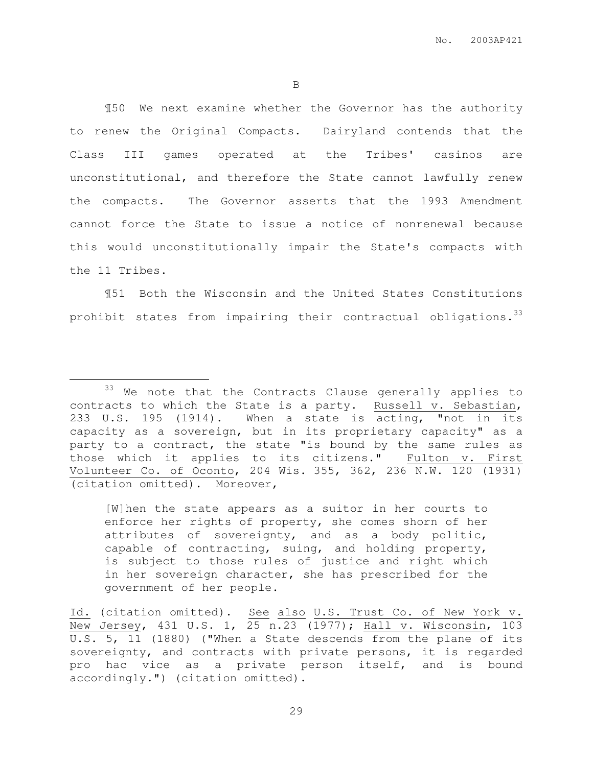B

¶50 We next examine whether the Governor has the authority to renew the Original Compacts. Dairyland contends that the Class III games operated at the Tribes' casinos are unconstitutional, and therefore the State cannot lawfully renew the compacts. The Governor asserts that the 1993 Amendment cannot force the State to issue a notice of nonrenewal because this would unconstitutionally impair the State's compacts with the 11 Tribes.

¶51 Both the Wisconsin and the United States Constitutions prohibit states from impairing their contractual obligations.[33]

---

[33] We note that the Contracts Clause generally applies to contracts to which the State is a party. Russell v. Sebastian, 233 U.S. 195 (1914). When a state is acting, "not in its capacity as a sovereign, but in its proprietary capacity" as a party to a contract, the state "is bound by the same rules as those which it applies to its citizens." Fulton v. First Volunteer Co. of Oconto, 204 Wis. 355, 362, 236 N.W. 120 (1931) (citation omitted). Moreover,

> [W]hen the state appears as a suitor in her courts to enforce her rights of property, she comes shorn of her attributes of sovereignty, and as a body politic, capable of contracting, suing, and holding property, is subject to those rules of justice and right which in her sovereign character, she has prescribed for the government of her people.

Id. (citation omitted). See also U.S. Trust Co. of New York v. New Jersey, 431 U.S. 1, 25 n.23 (1977); Hall v. Wisconsin, 103 U.S. 5, 11 (1880) ("When a State descends from the plane of its sovereignty, and contracts with private persons, it is regarded pro hac vice as a private person itself, and is bound accordingly.") (citation omitted).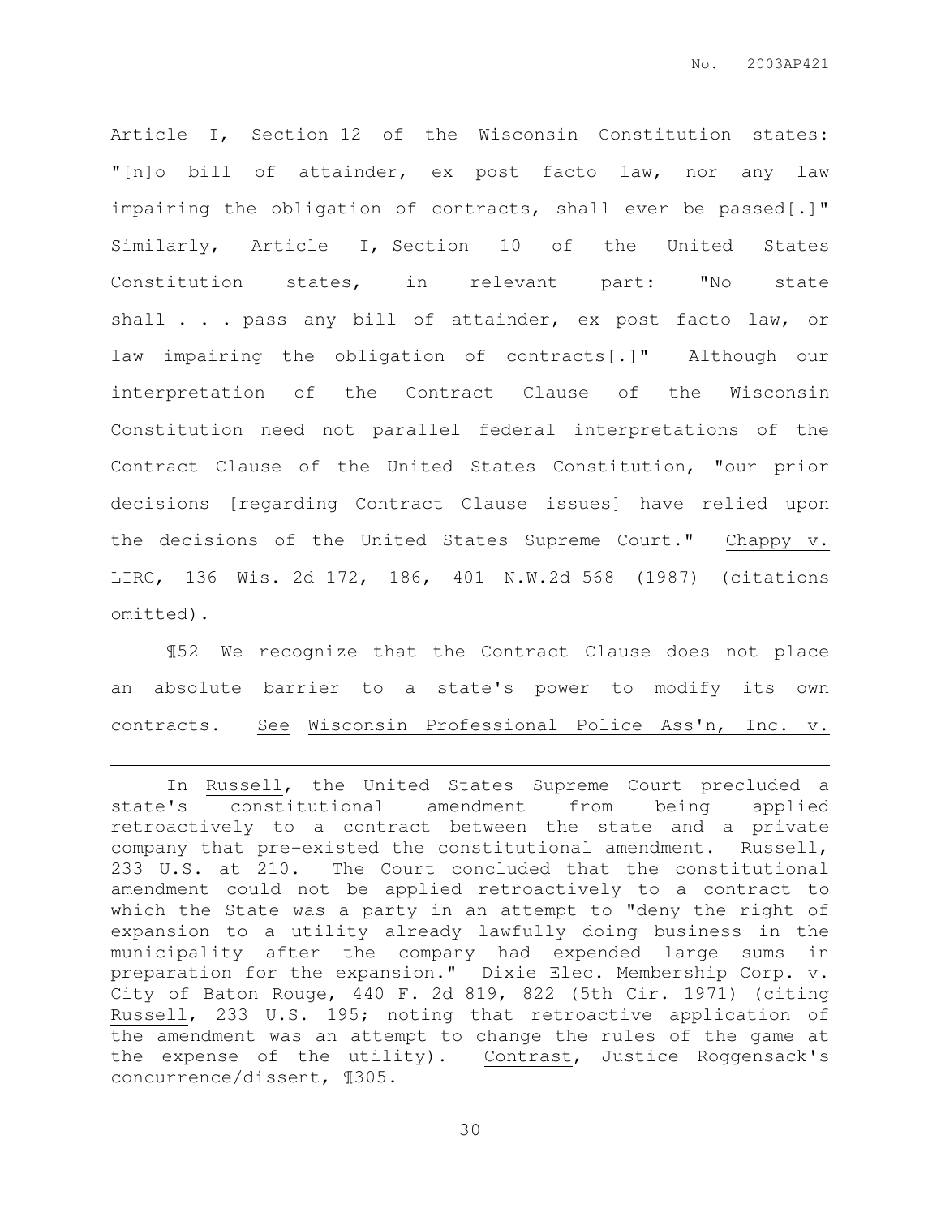Article I, Section 12 of the Wisconsin Constitution states: "[n]o bill of attainder, ex post facto law, nor any law impairing the obligation of contracts, shall ever be passed[.]" Similarly, Article I, Section 10 of the United States Constitution states, in relevant part: "No state shall . . . pass any bill of attainder, ex post facto law, or law impairing the obligation of contracts[.]" Although our interpretation of the Contract Clause of the Wisconsin Constitution need not parallel federal interpretations of the Contract Clause of the United States Constitution, "our prior decisions [regarding Contract Clause issues] have relied upon the decisions of the United States Supreme Court." Chappy v. LIRC, 136 Wis. 2d 172, 186, 401 N.W.2d 568 (1987) (citations omitted).

¶52 We recognize that the Contract Clause does not place an absolute barrier to a state's power to modify its own contracts. See Wisconsin Professional Police Ass'n, Inc. v.

---

In Russell, the United States Supreme Court precluded a state's constitutional amendment from being applied retroactively to a contract between the state and a private company that pre-existed the constitutional amendment. Russell, 233 U.S. at 210. The Court concluded that the constitutional amendment could not be applied retroactively to a contract to which the State was a party in an attempt to "deny the right of expansion to a utility already lawfully doing business in the municipality after the company had expended large sums in preparation for the expansion." Dixie Elec. Membership Corp. v. City of Baton Rouge, 440 F. 2d 819, 822 (5th Cir. 1971) (citing Russell, 233 U.S. 195; noting that retroactive application of the amendment was an attempt to change the rules of the game at the expense of the utility). Contrast, Justice Roggensack's concurrence/dissent, ¶305.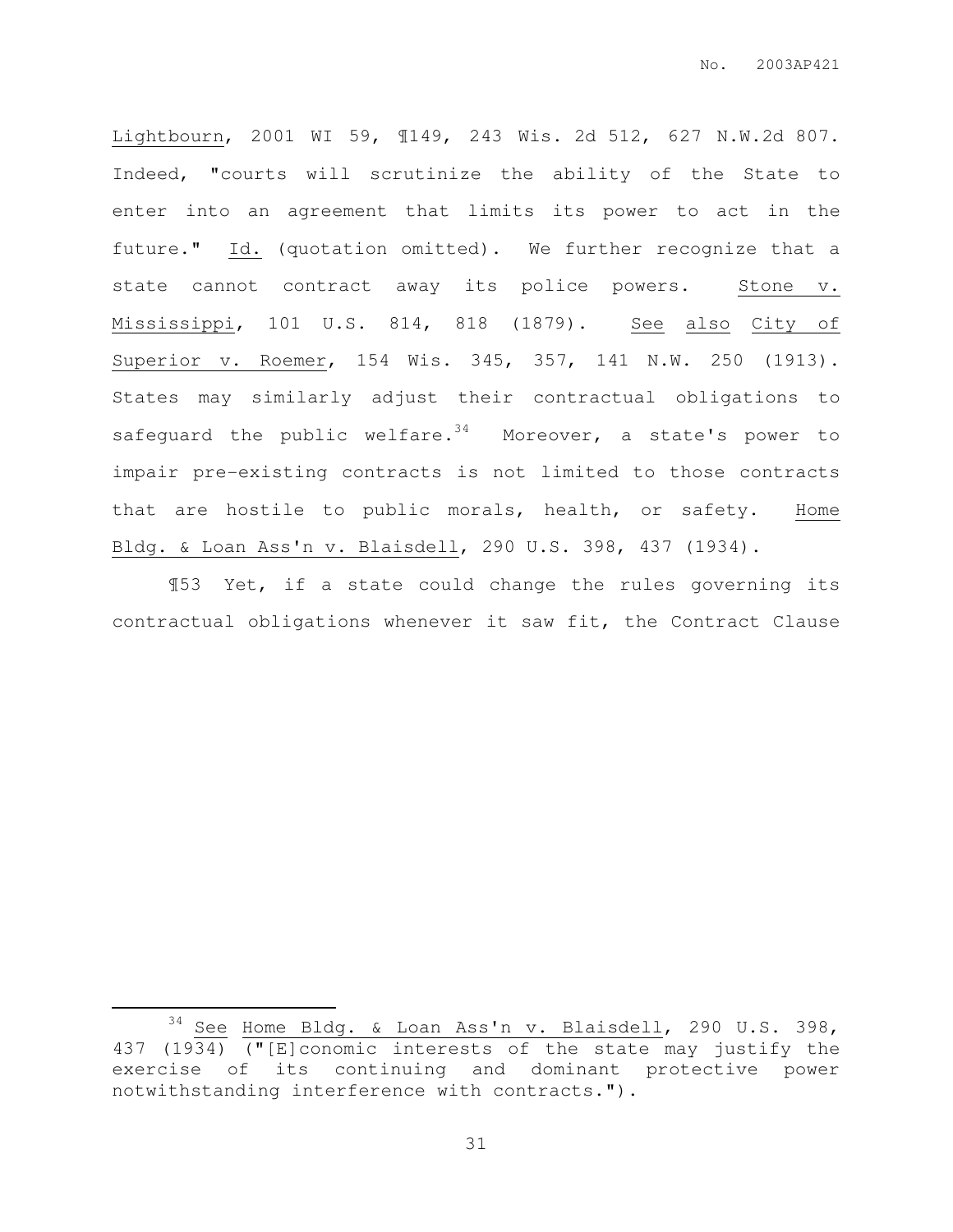Lightbourn, 2001 WI 59, ¶149, 243 Wis. 2d 512, 627 N.W.2d 807. Indeed, "courts will scrutinize the ability of the State to enter into an agreement that limits its power to act in the future." Id. (quotation omitted). We further recognize that a state cannot contract away its police powers. Stone v. Mississippi, 101 U.S. 814, 818 (1879). See also City of Superior v. Roemer, 154 Wis. 345, 357, 141 N.W. 250 (1913). States may similarly adjust their contractual obligations to safeguard the public welfare.[34] Moreover, a state's power to impair pre-existing contracts is not limited to those contracts that are hostile to public morals, health, or safety. Home Bldg. & Loan Ass'n v. Blaisdell, 290 U.S. 398, 437 (1934).

¶53 Yet, if a state could change the rules governing its contractual obligations whenever it saw fit, the Contract Clause

---

[34] See Home Bldg. & Loan Ass'n v. Blaisdell, 290 U.S. 398, 437 (1934) ("[E]conomic interests of the state may justify the exercise of its continuing and dominant protective power notwithstanding interference with contracts.").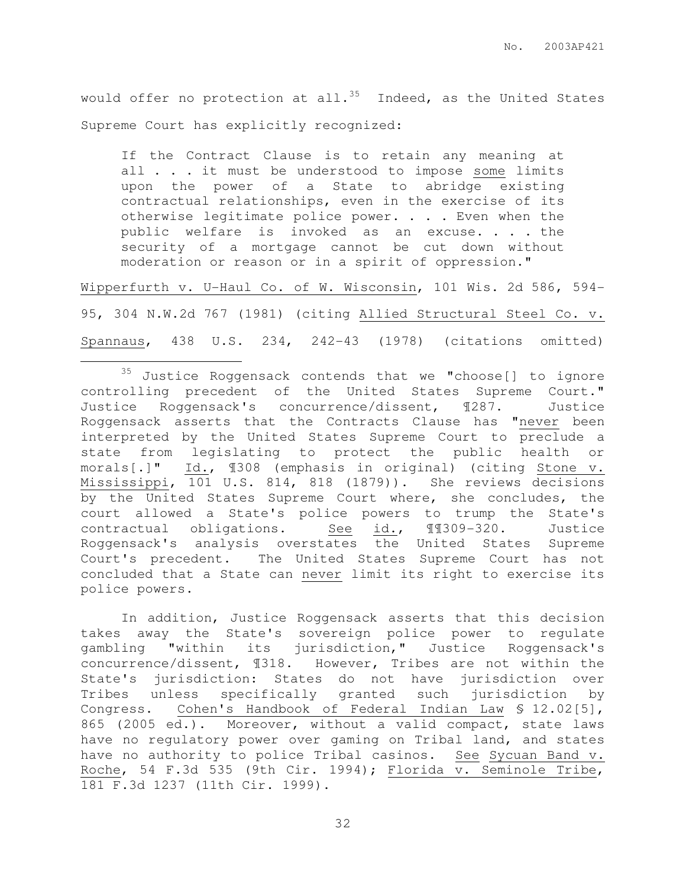would offer no protection at all.[35] Indeed, as the United States Supreme Court has explicitly recognized:

> If the Contract Clause is to retain any meaning at all . . . it must be understood to impose some limits upon the power of a State to abridge existing contractual relationships, even in the exercise of its otherwise legitimate police power. . . . Even when the public welfare is invoked as an excuse. . . . the security of a mortgage cannot be cut down without moderation or reason or in a spirit of oppression."

Wipperfurth v. U-Haul Co. of W. Wisconsin, 101 Wis. 2d 586, 594-95, 304 N.W.2d 767 (1981) (citing Allied Structural Steel Co. v. Spannaus, 438 U.S. 234, 242-43 (1978) (citations omitted)

---

[35] Justice Roggensack contends that we "choose[] to ignore controlling precedent of the United States Supreme Court." Justice Roggensack's concurrence/dissent, ¶287. Justice Roggensack asserts that the Contracts Clause has "never been interpreted by the United States Supreme Court to preclude a state from legislating to protect the public health or morals[.]" Id., ¶308 (emphasis in original) (citing Stone v. Mississippi, 101 U.S. 814, 818 (1879)). She reviews decisions by the United States Supreme Court where, she concludes, the court allowed a State's police powers to trump the State's contractual obligations. See id., ¶¶309-320. Justice Roggensack's analysis overstates the United States Supreme Court's precedent. The United States Supreme Court has not concluded that a State can never limit its right to exercise its police powers.

In addition, Justice Roggensack asserts that this decision takes away the State's sovereign police power to regulate gambling "within its jurisdiction," Justice Roggensack's concurrence/dissent, ¶318. However, Tribes are not within the State's jurisdiction: States do not have jurisdiction over Tribes unless specifically granted such jurisdiction by Congress. Cohen's Handbook of Federal Indian Law § 12.02[5], 865 (2005 ed.). Moreover, without a valid compact, state laws have no regulatory power over gaming on Tribal land, and states have no authority to police Tribal casinos. See Sycuan Band v. Roche, 54 F.3d 535 (9th Cir. 1994); Florida v. Seminole Tribe, 181 F.3d 1237 (11th Cir. 1999).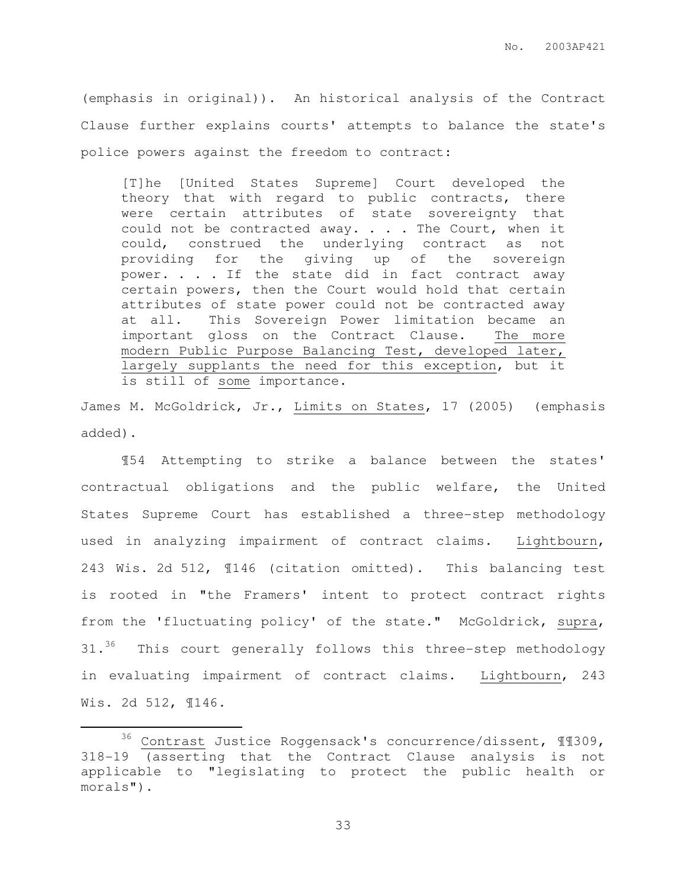(emphasis in original)). An historical analysis of the Contract Clause further explains courts' attempts to balance the state's police powers against the freedom to contract:

> [T]he [United States Supreme] Court developed the theory that with regard to public contracts, there were certain attributes of state sovereignty that could not be contracted away. . . . The Court, when it could, construed the underlying contract as not providing for the giving up of the sovereign power. . . . If the state did in fact contract away certain powers, then the Court would hold that certain attributes of state power could not be contracted away at all. This Sovereign Power limitation became an important gloss on the Contract Clause. <u>The more modern Public Purpose Balancing Test, developed later, largely supplants the need for this exception</u>, but it is still of <u>some</u> importance.

James M. McGoldrick, Jr., <u>Limits on States</u>, 17 (2005) (emphasis added).

¶54 Attempting to strike a balance between the states' contractual obligations and the public welfare, the United States Supreme Court has established a three-step methodology used in analyzing impairment of contract claims. <u>Lightbourn</u>, 243 Wis. 2d 512, ¶146 (citation omitted). This balancing test is rooted in "the Framers' intent to protect contract rights from the 'fluctuating policy' of the state." McGoldrick, <u>supra</u>, 31.[36] This court generally follows this three-step methodology in evaluating impairment of contract claims. <u>Lightbourn</u>, 243 Wis. 2d 512, ¶146.

---

[36] <u>Contrast</u> Justice Roggensack's concurrence/dissent, ¶¶309, 318-19 (asserting that the Contract Clause analysis is not applicable to "legislating to protect the public health or morals").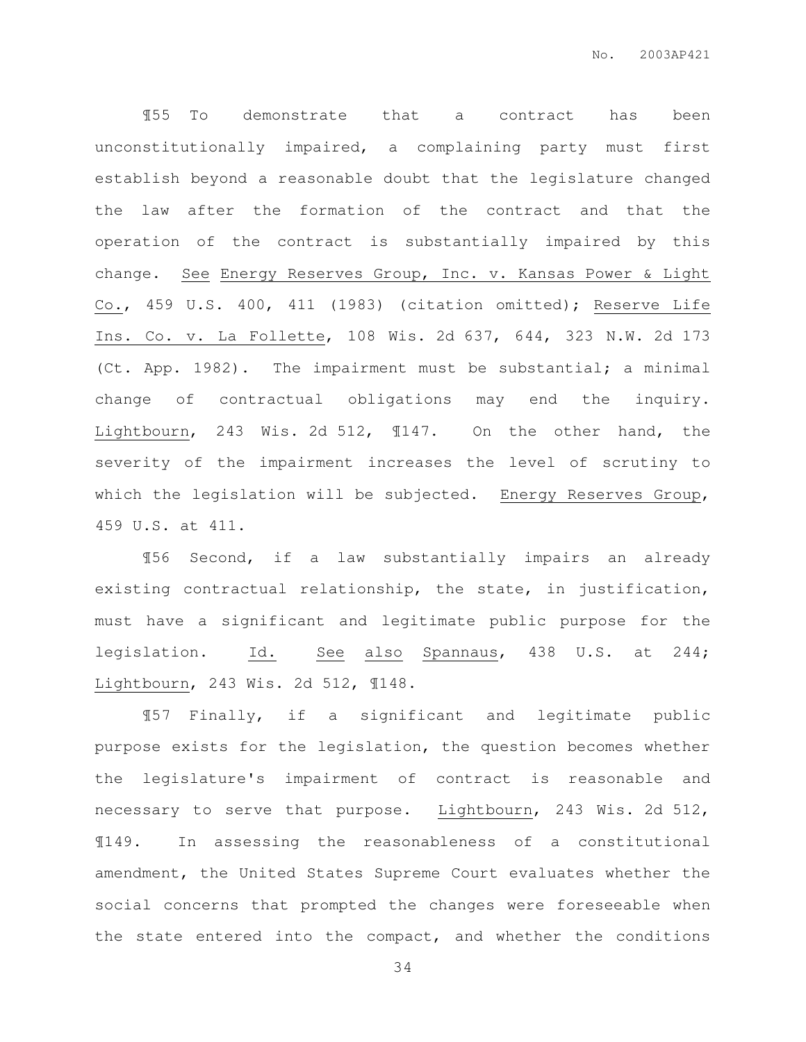¶55 To demonstrate that a contract has been unconstitutionally impaired, a complaining party must first establish beyond a reasonable doubt that the legislature changed the law after the formation of the contract and that the operation of the contract is substantially impaired by this change. See Energy Reserves Group, Inc. v. Kansas Power & Light Co., 459 U.S. 400, 411 (1983) (citation omitted); Reserve Life Ins. Co. v. La Follette, 108 Wis. 2d 637, 644, 323 N.W. 2d 173 (Ct. App. 1982). The impairment must be substantial; a minimal change of contractual obligations may end the inquiry. Lightbourn, 243 Wis. 2d 512, ¶147. On the other hand, the severity of the impairment increases the level of scrutiny to which the legislation will be subjected. Energy Reserves Group, 459 U.S. at 411.

¶56 Second, if a law substantially impairs an already existing contractual relationship, the state, in justification, must have a significant and legitimate public purpose for the legislation. Id. See also Spannaus, 438 U.S. at 244; Lightbourn, 243 Wis. 2d 512, ¶148.

¶57 Finally, if a significant and legitimate public purpose exists for the legislation, the question becomes whether the legislature's impairment of contract is reasonable and necessary to serve that purpose. Lightbourn, 243 Wis. 2d 512, ¶149. In assessing the reasonableness of a constitutional amendment, the United States Supreme Court evaluates whether the social concerns that prompted the changes were foreseeable when the state entered into the compact, and whether the conditions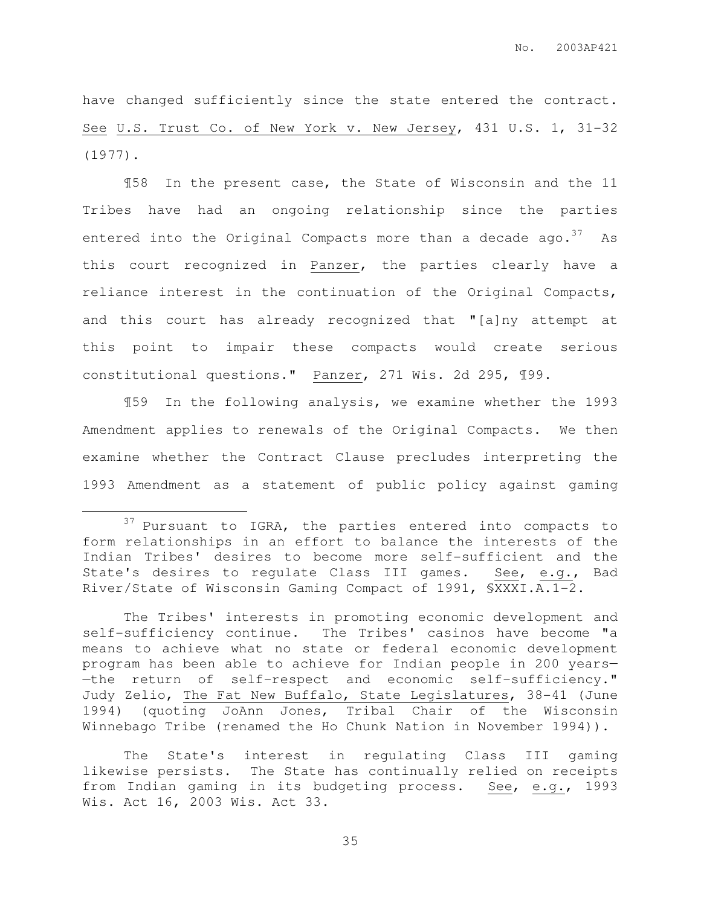have changed sufficiently since the state entered the contract. See U.S. Trust Co. of New York v. New Jersey, 431 U.S. 1, 31-32 (1977).

¶58 In the present case, the State of Wisconsin and the 11 Tribes have had an ongoing relationship since the parties entered into the Original Compacts more than a decade ago.[37] As this court recognized in Panzer, the parties clearly have a reliance interest in the continuation of the Original Compacts, and this court has already recognized that "[a]ny attempt at this point to impair these compacts would create serious constitutional questions." Panzer, 271 Wis. 2d 295, ¶99.

¶59 In the following analysis, we examine whether the 1993 Amendment applies to renewals of the Original Compacts. We then examine whether the Contract Clause precludes interpreting the 1993 Amendment as a statement of public policy against gaming

---

[37] Pursuant to IGRA, the parties entered into compacts to form relationships in an effort to balance the interests of the Indian Tribes' desires to become more self-sufficient and the State's desires to regulate Class III games. See, e.g., Bad River/State of Wisconsin Gaming Compact of 1991, §XXXI.A.1-2.

The Tribes' interests in promoting economic development and self-sufficiency continue. The Tribes' casinos have become "a means to achieve what no state or federal economic development program has been able to achieve for Indian people in 200 years——the return of self-respect and economic self-sufficiency." Judy Zelio, The Fat New Buffalo, State Legislatures, 38-41 (June 1994) (quoting JoAnn Jones, Tribal Chair of the Wisconsin Winnebago Tribe (renamed the Ho Chunk Nation in November 1994)).

The State's interest in regulating Class III gaming likewise persists. The State has continually relied on receipts from Indian gaming in its budgeting process. See, e.g., 1993 Wis. Act 16, 2003 Wis. Act 33.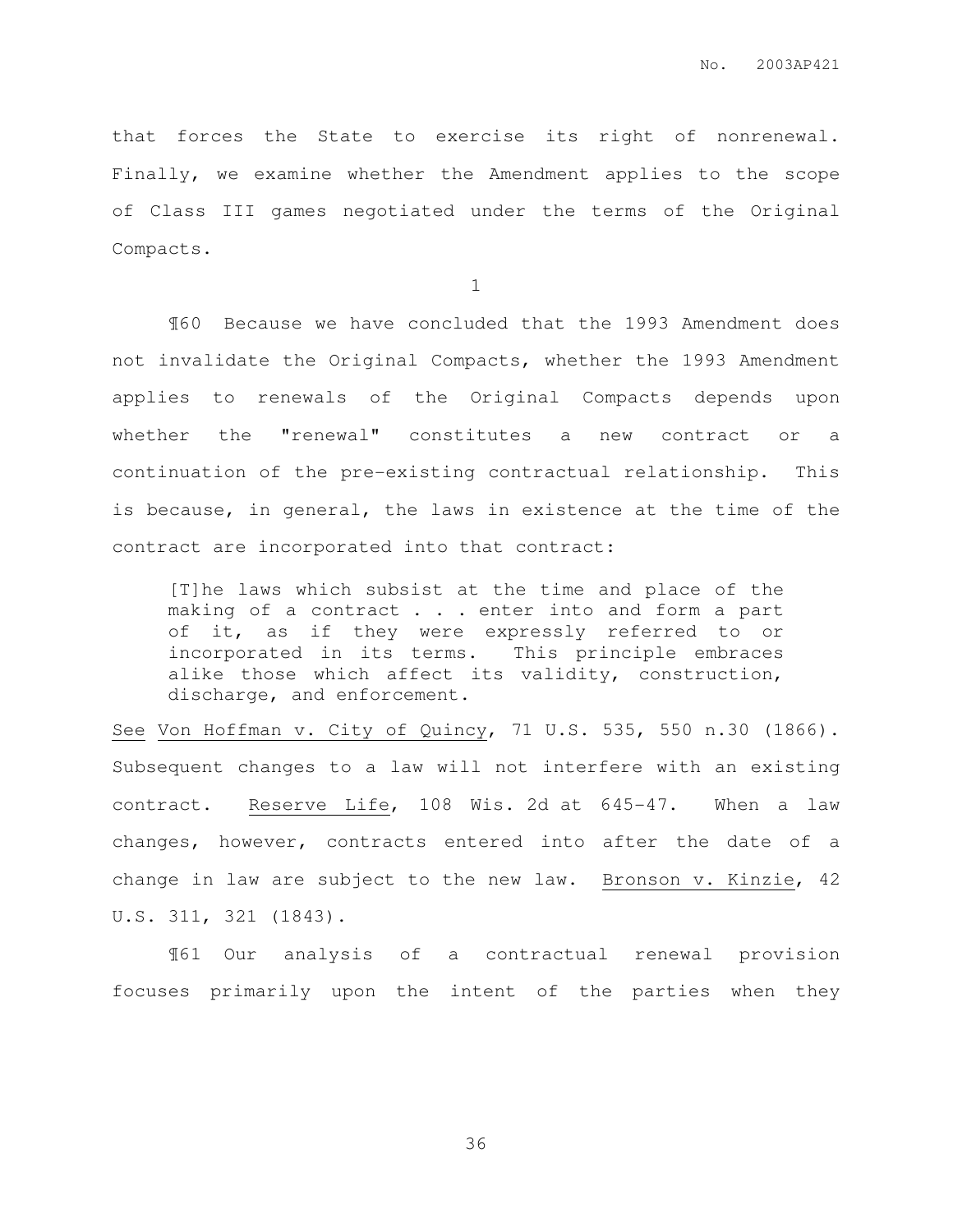that forces the State to exercise its right of nonrenewal. Finally, we examine whether the Amendment applies to the scope of Class III games negotiated under the terms of the Original Compacts.

1

¶60 Because we have concluded that the 1993 Amendment does not invalidate the Original Compacts, whether the 1993 Amendment applies to renewals of the Original Compacts depends upon whether the "renewal" constitutes a new contract or a continuation of the pre-existing contractual relationship. This is because, in general, the laws in existence at the time of the contract are incorporated into that contract:

> [T]he laws which subsist at the time and place of the making of a contract . . . enter into and form a part of it, as if they were expressly referred to or incorporated in its terms. This principle embraces alike those which affect its validity, construction, discharge, and enforcement.

See Von Hoffman v. City of Quincy, 71 U.S. 535, 550 n.30 (1866). Subsequent changes to a law will not interfere with an existing contract. Reserve Life, 108 Wis. 2d at 645-47. When a law changes, however, contracts entered into after the date of a change in law are subject to the new law. Bronson v. Kinzie, 42 U.S. 311, 321 (1843).

¶61 Our analysis of a contractual renewal provision focuses primarily upon the intent of the parties when they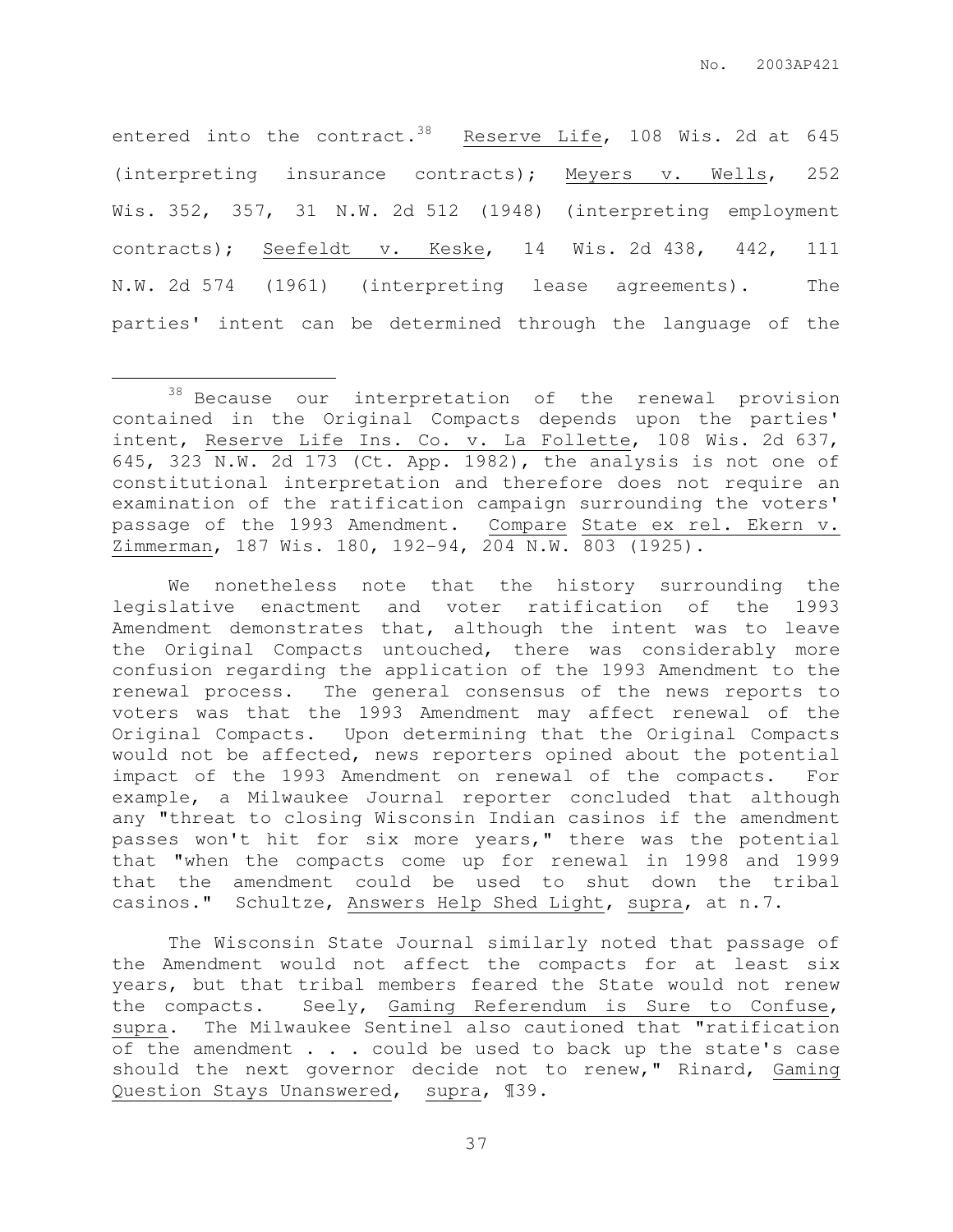entered into the contract.[38] Reserve Life, 108 Wis. 2d at 645 (interpreting insurance contracts); Meyers v. Wells, 252 Wis. 352, 357, 31 N.W. 2d 512 (1948) (interpreting employment contracts); Seefeldt v. Keske, 14 Wis. 2d 438, 442, 111 N.W. 2d 574 (1961) (interpreting lease agreements). The parties' intent can be determined through the language of the

---

[38] Because our interpretation of the renewal provision contained in the Original Compacts depends upon the parties' intent, Reserve Life Ins. Co. v. La Follette, 108 Wis. 2d 637, 645, 323 N.W. 2d 173 (Ct. App. 1982), the analysis is not one of constitutional interpretation and therefore does not require an examination of the ratification campaign surrounding the voters' passage of the 1993 Amendment. Compare State ex rel. Ekern v. Zimmerman, 187 Wis. 180, 192-94, 204 N.W. 803 (1925).

We nonetheless note that the history surrounding the legislative enactment and voter ratification of the 1993 Amendment demonstrates that, although the intent was to leave the Original Compacts untouched, there was considerably more confusion regarding the application of the 1993 Amendment to the renewal process. The general consensus of the news reports to voters was that the 1993 Amendment may affect renewal of the Original Compacts. Upon determining that the Original Compacts would not be affected, news reporters opined about the potential impact of the 1993 Amendment on renewal of the compacts. For example, a Milwaukee Journal reporter concluded that although any "threat to closing Wisconsin Indian casinos if the amendment passes won't hit for six more years," there was the potential that "when the compacts come up for renewal in 1998 and 1999 that the amendment could be used to shut down the tribal casinos." Schultze, Answers Help Shed Light, supra, at n.7.

The Wisconsin State Journal similarly noted that passage of the Amendment would not affect the compacts for at least six years, but that tribal members feared the State would not renew the compacts. Seely, Gaming Referendum is Sure to Confuse, supra. The Milwaukee Sentinel also cautioned that "ratification of the amendment . . . could be used to back up the state's case should the next governor decide not to renew," Rinard, Gaming Question Stays Unanswered, supra, ¶39.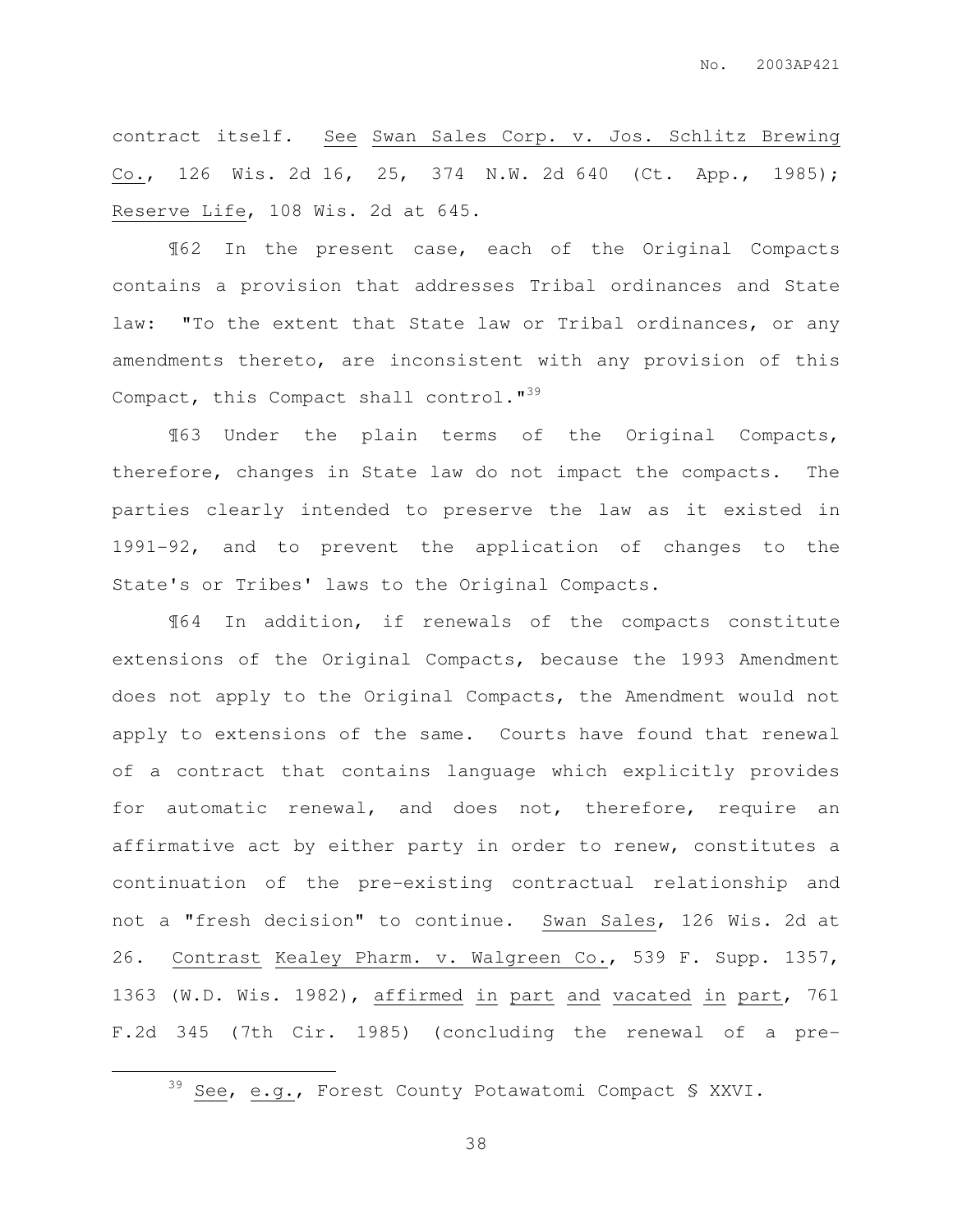contract itself. See Swan Sales Corp. v. Jos. Schlitz Brewing Co., 126 Wis. 2d 16, 25, 374 N.W. 2d 640 (Ct. App., 1985); Reserve Life, 108 Wis. 2d at 645.

¶62 In the present case, each of the Original Compacts contains a provision that addresses Tribal ordinances and State law: "To the extent that State law or Tribal ordinances, or any amendments thereto, are inconsistent with any provision of this Compact, this Compact shall control."[39]

¶63 Under the plain terms of the Original Compacts, therefore, changes in State law do not impact the compacts. The parties clearly intended to preserve the law as it existed in 1991-92, and to prevent the application of changes to the State's or Tribes' laws to the Original Compacts.

¶64 In addition, if renewals of the compacts constitute extensions of the Original Compacts, because the 1993 Amendment does not apply to the Original Compacts, the Amendment would not apply to extensions of the same. Courts have found that renewal of a contract that contains language which explicitly provides for automatic renewal, and does not, therefore, require an affirmative act by either party in order to renew, constitutes a continuation of the pre-existing contractual relationship and not a "fresh decision" to continue. Swan Sales, 126 Wis. 2d at 26. Contrast Kealey Pharm. v. Walgreen Co., 539 F. Supp. 1357, 1363 (W.D. Wis. 1982), affirmed in part and vacated in part, 761 F.2d 345 (7th Cir. 1985) (concluding the renewal of a pre-

[39] See, e.g., Forest County Potawatomi Compact § XXVI.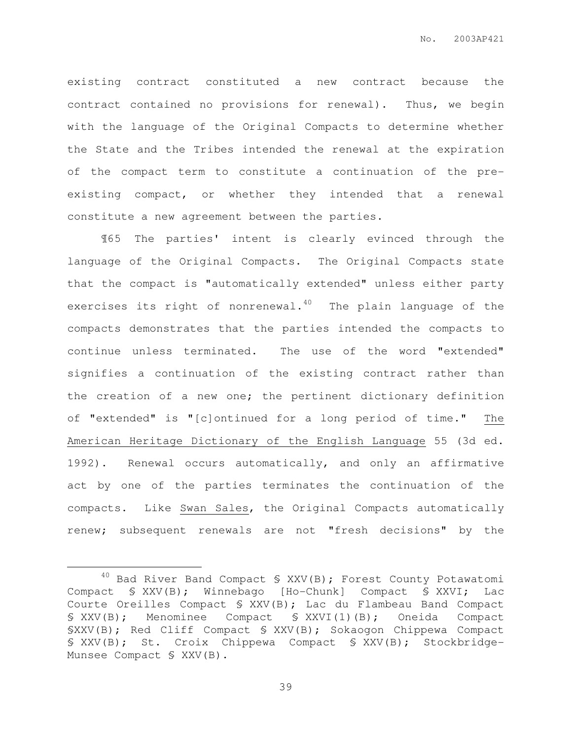existing contract constituted a new contract because the contract contained no provisions for renewal). Thus, we begin with the language of the Original Compacts to determine whether the State and the Tribes intended the renewal at the expiration of the compact term to constitute a continuation of the pre-existing compact, or whether they intended that a renewal constitute a new agreement between the parties.

¶65 The parties' intent is clearly evinced through the language of the Original Compacts. The Original Compacts state that the compact is "automatically extended" unless either party exercises its right of nonrenewal.[40] The plain language of the compacts demonstrates that the parties intended the compacts to continue unless terminated. The use of the word "extended" signifies a continuation of the existing contract rather than the creation of a new one; the pertinent dictionary definition of "extended" is "[c]ontinued for a long period of time." The American Heritage Dictionary of the English Language 55 (3d ed. 1992). Renewal occurs automatically, and only an affirmative act by one of the parties terminates the continuation of the compacts. Like Swan Sales, the Original Compacts automatically renew; subsequent renewals are not "fresh decisions" by the

[40] Bad River Band Compact § XXV(B); Forest County Potawatomi Compact § XXV(B); Winnebago [Ho-Chunk] Compact § XXVI; Lac Courte Oreilles Compact § XXV(B); Lac du Flambeau Band Compact § XXV(B); Menominee Compact § XXVI(1)(B); Oneida Compact §XXV(B); Red Cliff Compact § XXV(B); Sokaogon Chippewa Compact § XXV(B); St. Croix Chippewa Compact § XXV(B); Stockbridge-Munsee Compact § XXV(B).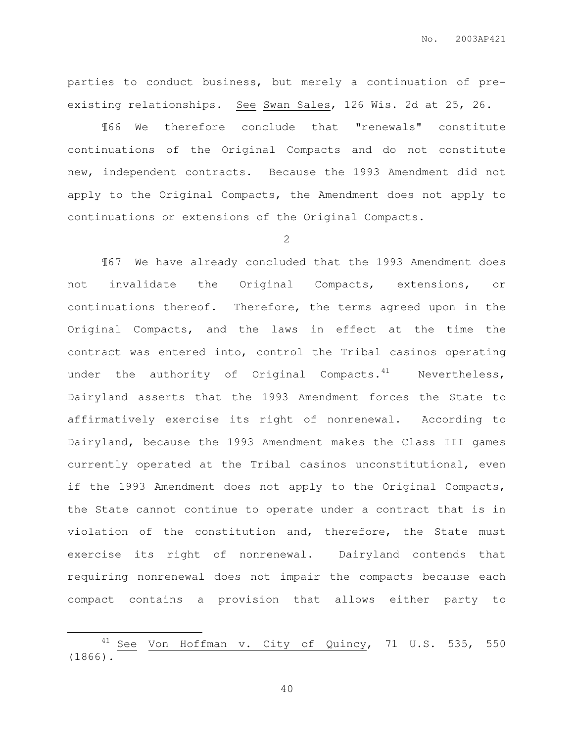parties to conduct business, but merely a continuation of pre-existing relationships. See Swan Sales, 126 Wis. 2d at 25, 26.

¶66 We therefore conclude that "renewals" constitute continuations of the Original Compacts and do not constitute new, independent contracts. Because the 1993 Amendment did not apply to the Original Compacts, the Amendment does not apply to continuations or extensions of the Original Compacts.

2

¶67 We have already concluded that the 1993 Amendment does not invalidate the Original Compacts, extensions, or continuations thereof. Therefore, the terms agreed upon in the Original Compacts, and the laws in effect at the time the contract was entered into, control the Tribal casinos operating under the authority of Original Compacts.[41] Nevertheless, Dairyland asserts that the 1993 Amendment forces the State to affirmatively exercise its right of nonrenewal. According to Dairyland, because the 1993 Amendment makes the Class III games currently operated at the Tribal casinos unconstitutional, even if the 1993 Amendment does not apply to the Original Compacts, the State cannot continue to operate under a contract that is in violation of the constitution and, therefore, the State must exercise its right of nonrenewal. Dairyland contends that requiring nonrenewal does not impair the compacts because each compact contains a provision that allows either party to

---

[41] See Von Hoffman v. City of Quincy, 71 U.S. 535, 550 (1866).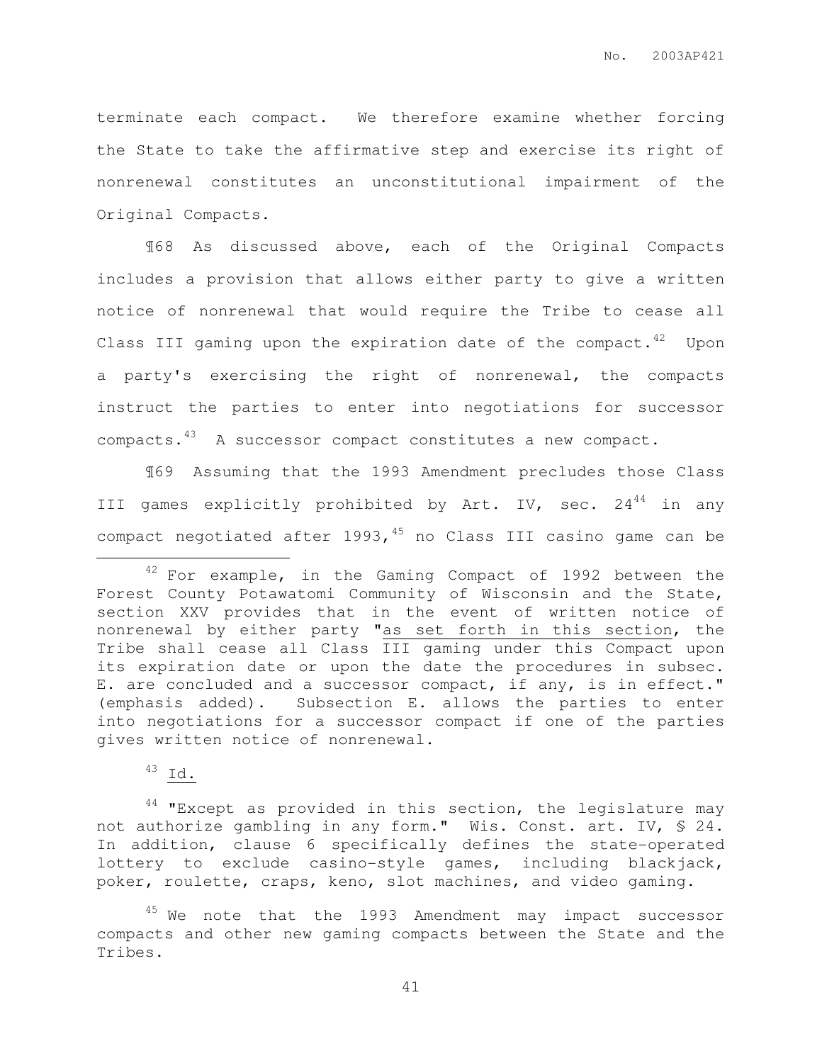terminate each compact. We therefore examine whether forcing the State to take the affirmative step and exercise its right of nonrenewal constitutes an unconstitutional impairment of the Original Compacts.

¶68 As discussed above, each of the Original Compacts includes a provision that allows either party to give a written notice of nonrenewal that would require the Tribe to cease all Class III gaming upon the expiration date of the compact.[42] Upon a party's exercising the right of nonrenewal, the compacts instruct the parties to enter into negotiations for successor compacts.[43] A successor compact constitutes a new compact.

¶69 Assuming that the 1993 Amendment precludes those Class III games explicitly prohibited by Art. IV, sec. 24[44] in any compact negotiated after 1993,[45] no Class III casino game can be

---

[42] For example, in the Gaming Compact of 1992 between the Forest County Potawatomi Community of Wisconsin and the State, section XXV provides that in the event of written notice of nonrenewal by either party "as set forth in this section, the Tribe shall cease all Class III gaming under this Compact upon its expiration date or upon the date the procedures in subsec. E. are concluded and a successor compact, if any, is in effect." (emphasis added). Subsection E. allows the parties to enter into negotiations for a successor compact if one of the parties gives written notice of nonrenewal.

[43] Id.

[44] "Except as provided in this section, the legislature may not authorize gambling in any form." Wis. Const. art. IV, § 24. In addition, clause 6 specifically defines the state-operated lottery to exclude casino-style games, including blackjack, poker, roulette, craps, keno, slot machines, and video gaming.

[45] We note that the 1993 Amendment may impact successor compacts and other new gaming compacts between the State and the Tribes.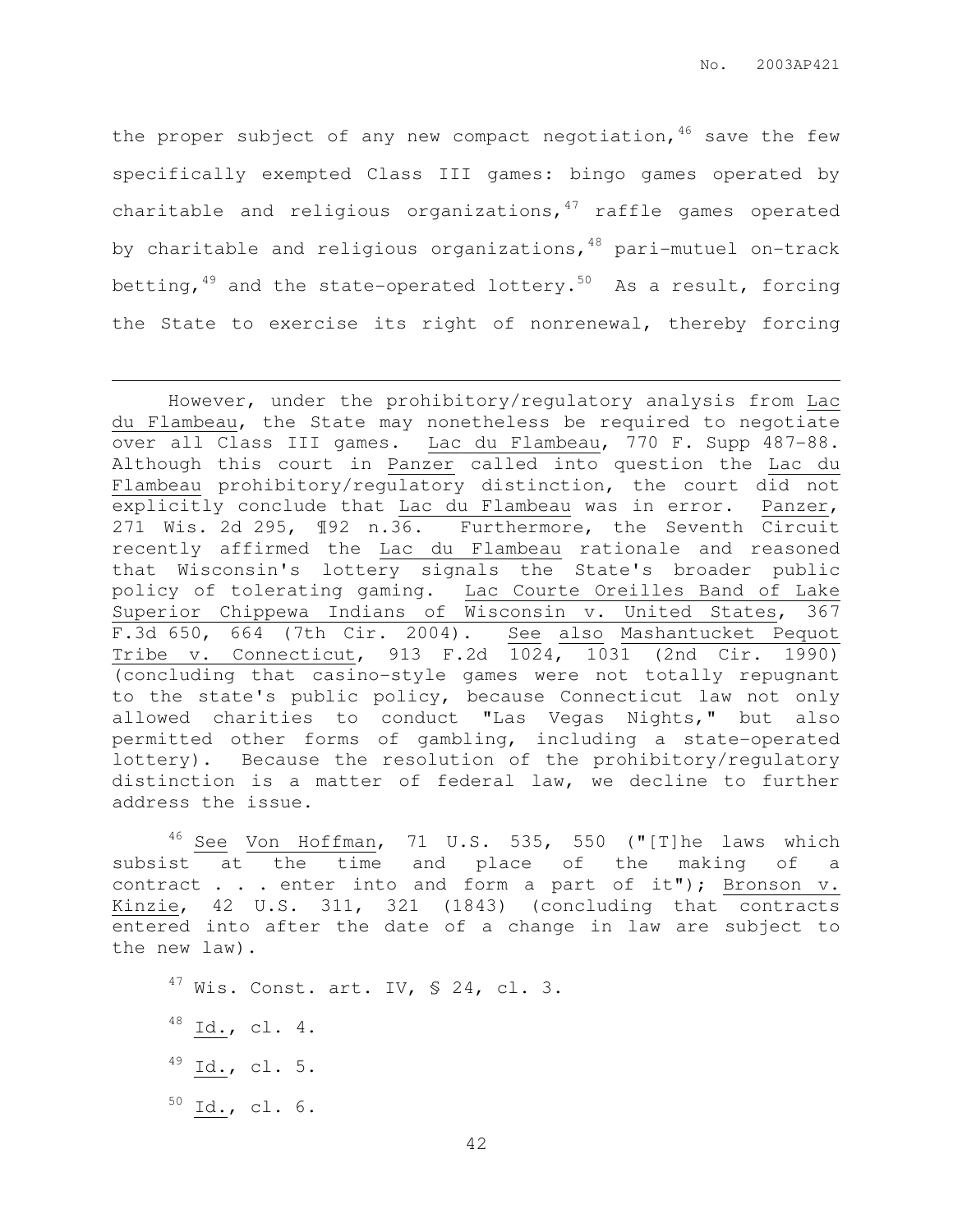the proper subject of any new compact negotiation,[46] save the few specifically exempted Class III games: bingo games operated by charitable and religious organizations,[47] raffle games operated by charitable and religious organizations,[48] pari-mutuel on-track betting,[49] and the state-operated lottery.[50] As a result, forcing the State to exercise its right of nonrenewal, thereby forcing

---

However, under the prohibitory/regulatory analysis from Lac du Flambeau, the State may nonetheless be required to negotiate over all Class III games. Lac du Flambeau, 770 F. Supp 487-88. Although this court in Panzer called into question the Lac du Flambeau prohibitory/regulatory distinction, the court did not explicitly conclude that Lac du Flambeau was in error. Panzer, 271 Wis. 2d 295, ¶92 n.36. Furthermore, the Seventh Circuit recently affirmed the Lac du Flambeau rationale and reasoned that Wisconsin's lottery signals the State's broader public policy of tolerating gaming. Lac Courte Oreilles Band of Lake Superior Chippewa Indians of Wisconsin v. United States, 367 F.3d 650, 664 (7th Cir. 2004). See also Mashantucket Pequot Tribe v. Connecticut, 913 F.2d 1024, 1031 (2nd Cir. 1990) (concluding that casino-style games were not totally repugnant to the state's public policy, because Connecticut law not only allowed charities to conduct "Las Vegas Nights," but also permitted other forms of gambling, including a state-operated lottery). Because the resolution of the prohibitory/regulatory distinction is a matter of federal law, we decline to further address the issue.

[46] See Von Hoffman, 71 U.S. 535, 550 ("[T]he laws which subsist at the time and place of the making of a contract . . . enter into and form a part of it"); Bronson v. Kinzie, 42 U.S. 311, 321 (1843) (concluding that contracts entered into after the date of a change in law are subject to the new law).

[47] Wis. Const. art. IV, § 24, cl. 3.

[48] Id., cl. 4.

[49] Id., cl. 5.

[50] Id., cl. 6.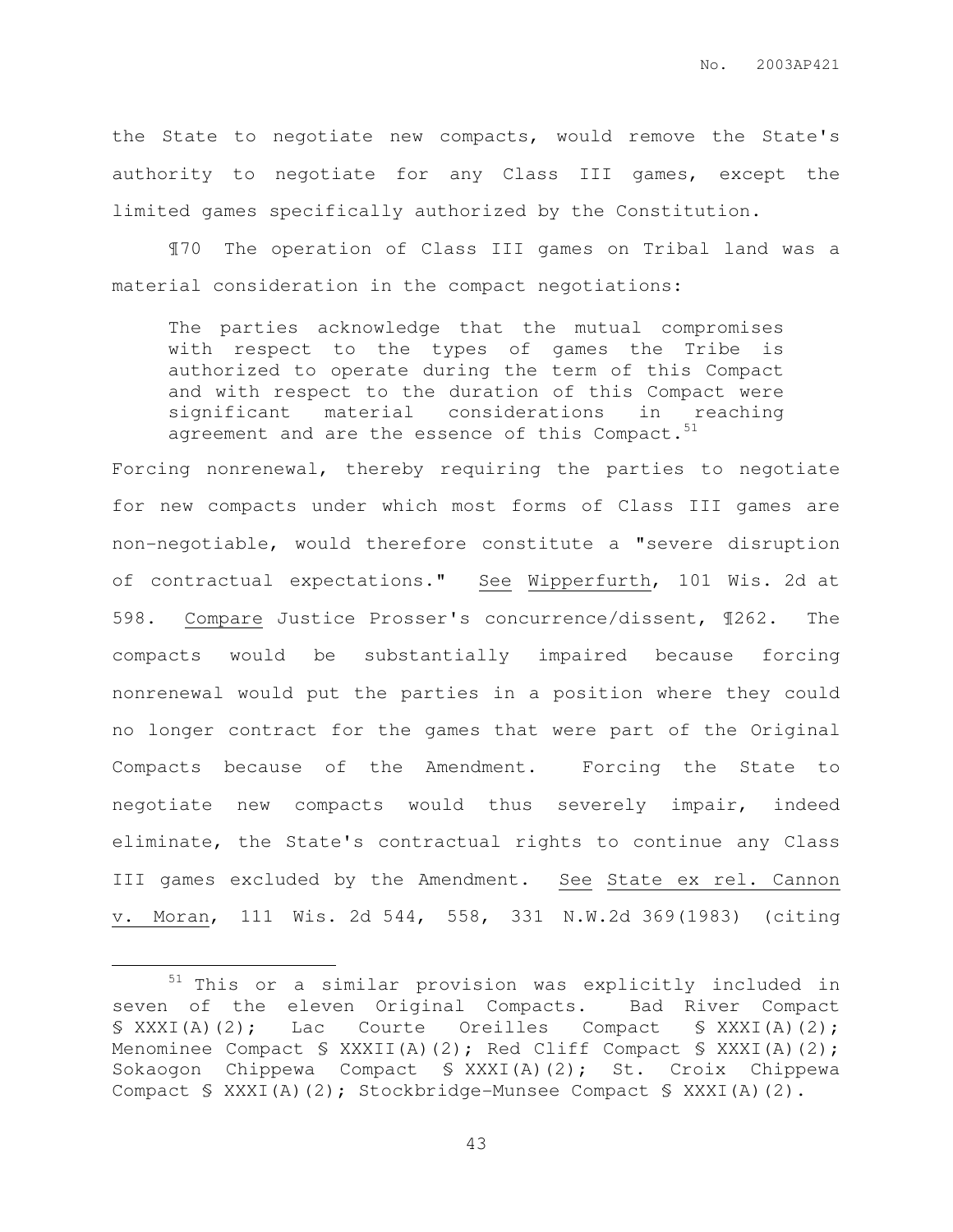the State to negotiate new compacts, would remove the State's authority to negotiate for any Class III games, except the limited games specifically authorized by the Constitution.

¶70 The operation of Class III games on Tribal land was a material consideration in the compact negotiations:

> The parties acknowledge that the mutual compromises with respect to the types of games the Tribe is authorized to operate during the term of this Compact and with respect to the duration of this Compact were significant material considerations in reaching agreement and are the essence of this Compact.[51]

Forcing nonrenewal, thereby requiring the parties to negotiate for new compacts under which most forms of Class III games are non-negotiable, would therefore constitute a "severe disruption of contractual expectations." See Wipperfurth, 101 Wis. 2d at 598. Compare Justice Prosser's concurrence/dissent, ¶262. The compacts would be substantially impaired because forcing nonrenewal would put the parties in a position where they could no longer contract for the games that were part of the Original Compacts because of the Amendment. Forcing the State to negotiate new compacts would thus severely impair, indeed eliminate, the State's contractual rights to continue any Class III games excluded by the Amendment. See State ex rel. Cannon v. Moran, 111 Wis. 2d 544, 558, 331 N.W.2d 369(1983) (citing

---

[51] This or a similar provision was explicitly included in seven of the eleven Original Compacts. Bad River Compact § XXXI(A)(2); Lac Courte Oreilles Compact § XXXI(A)(2); Menominee Compact § XXXII(A)(2); Red Cliff Compact § XXXI(A)(2); Sokaogon Chippewa Compact § XXXI(A)(2); St. Croix Chippewa Compact § XXXI(A)(2); Stockbridge-Munsee Compact § XXXI(A)(2).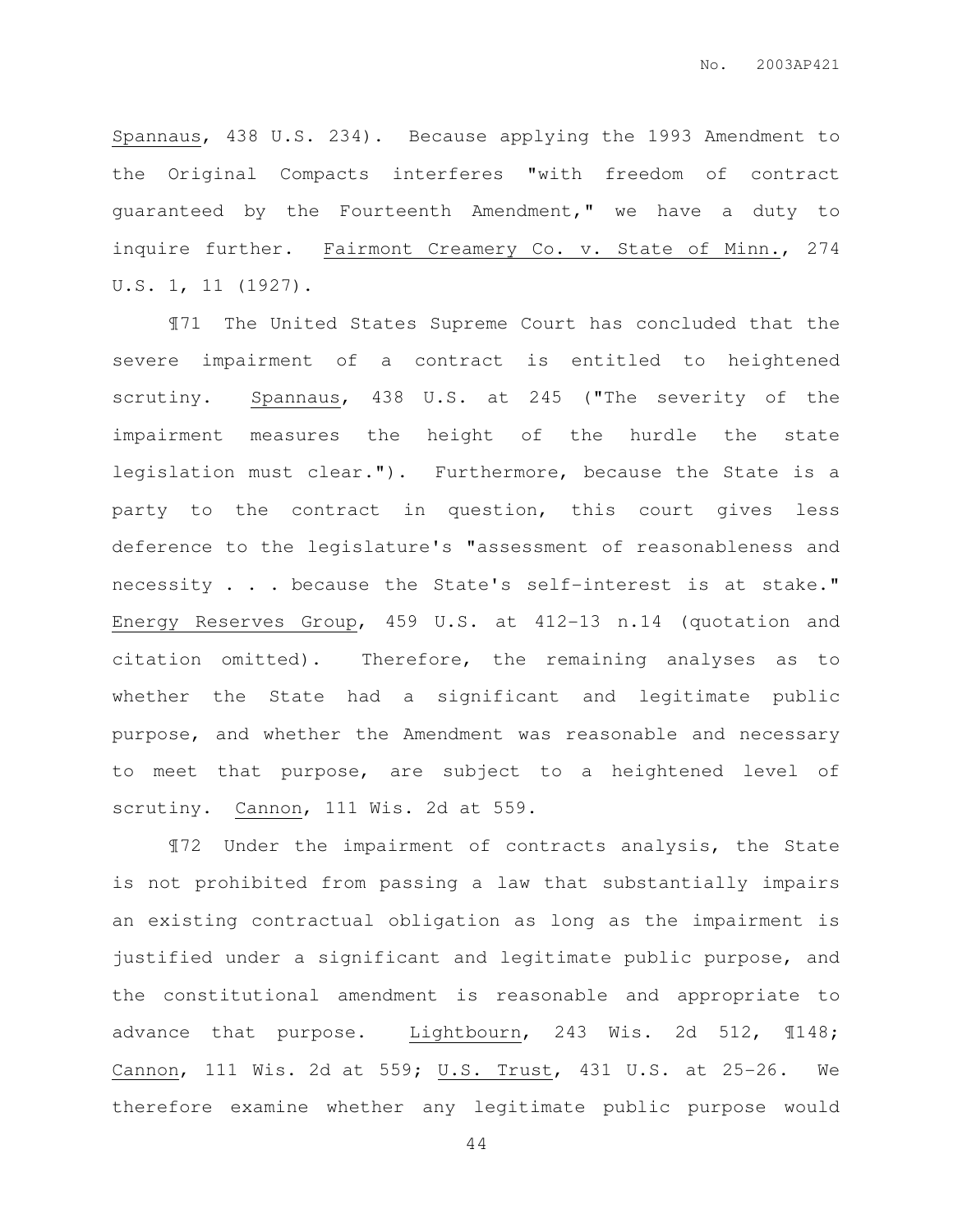Spannaus, 438 U.S. 234). Because applying the 1993 Amendment to the Original Compacts interferes "with freedom of contract guaranteed by the Fourteenth Amendment," we have a duty to inquire further. Fairmont Creamery Co. v. State of Minn., 274 U.S. 1, 11 (1927).

¶71 The United States Supreme Court has concluded that the severe impairment of a contract is entitled to heightened scrutiny. Spannaus, 438 U.S. at 245 ("The severity of the impairment measures the height of the hurdle the state legislation must clear."). Furthermore, because the State is a party to the contract in question, this court gives less deference to the legislature's "assessment of reasonableness and necessity . . . because the State's self-interest is at stake." Energy Reserves Group, 459 U.S. at 412-13 n.14 (quotation and citation omitted). Therefore, the remaining analyses as to whether the State had a significant and legitimate public purpose, and whether the Amendment was reasonable and necessary to meet that purpose, are subject to a heightened level of scrutiny. Cannon, 111 Wis. 2d at 559.

¶72 Under the impairment of contracts analysis, the State is not prohibited from passing a law that substantially impairs an existing contractual obligation as long as the impairment is justified under a significant and legitimate public purpose, and the constitutional amendment is reasonable and appropriate to advance that purpose. Lightbourn, 243 Wis. 2d 512, ¶148; Cannon, 111 Wis. 2d at 559; U.S. Trust, 431 U.S. at 25-26. We therefore examine whether any legitimate public purpose would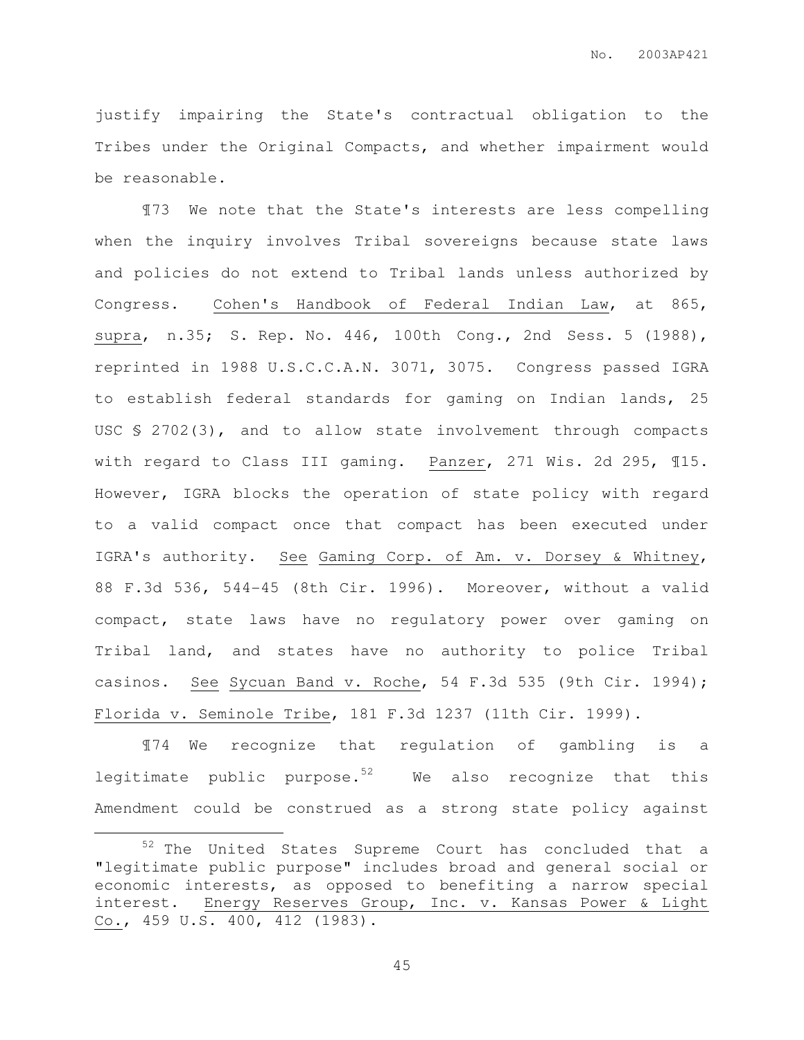justify impairing the State's contractual obligation to the Tribes under the Original Compacts, and whether impairment would be reasonable.

¶73 We note that the State's interests are less compelling when the inquiry involves Tribal sovereigns because state laws and policies do not extend to Tribal lands unless authorized by Congress. Cohen's Handbook of Federal Indian Law, at 865, supra, n.35; S. Rep. No. 446, 100th Cong., 2nd Sess. 5 (1988), reprinted in 1988 U.S.C.C.A.N. 3071, 3075. Congress passed IGRA to establish federal standards for gaming on Indian lands, 25 USC § 2702(3), and to allow state involvement through compacts with regard to Class III gaming. Panzer, 271 Wis. 2d 295, ¶15. However, IGRA blocks the operation of state policy with regard to a valid compact once that compact has been executed under IGRA's authority. See Gaming Corp. of Am. v. Dorsey & Whitney, 88 F.3d 536, 544-45 (8th Cir. 1996). Moreover, without a valid compact, state laws have no regulatory power over gaming on Tribal land, and states have no authority to police Tribal casinos. See Sycuan Band v. Roche, 54 F.3d 535 (9th Cir. 1994); Florida v. Seminole Tribe, 181 F.3d 1237 (11th Cir. 1999).

¶74 We recognize that regulation of gambling is a legitimate public purpose.[52] We also recognize that this Amendment could be construed as a strong state policy against

[52] The United States Supreme Court has concluded that a "legitimate public purpose" includes broad and general social or economic interests, as opposed to benefiting a narrow special interest. Energy Reserves Group, Inc. v. Kansas Power & Light Co., 459 U.S. 400, 412 (1983).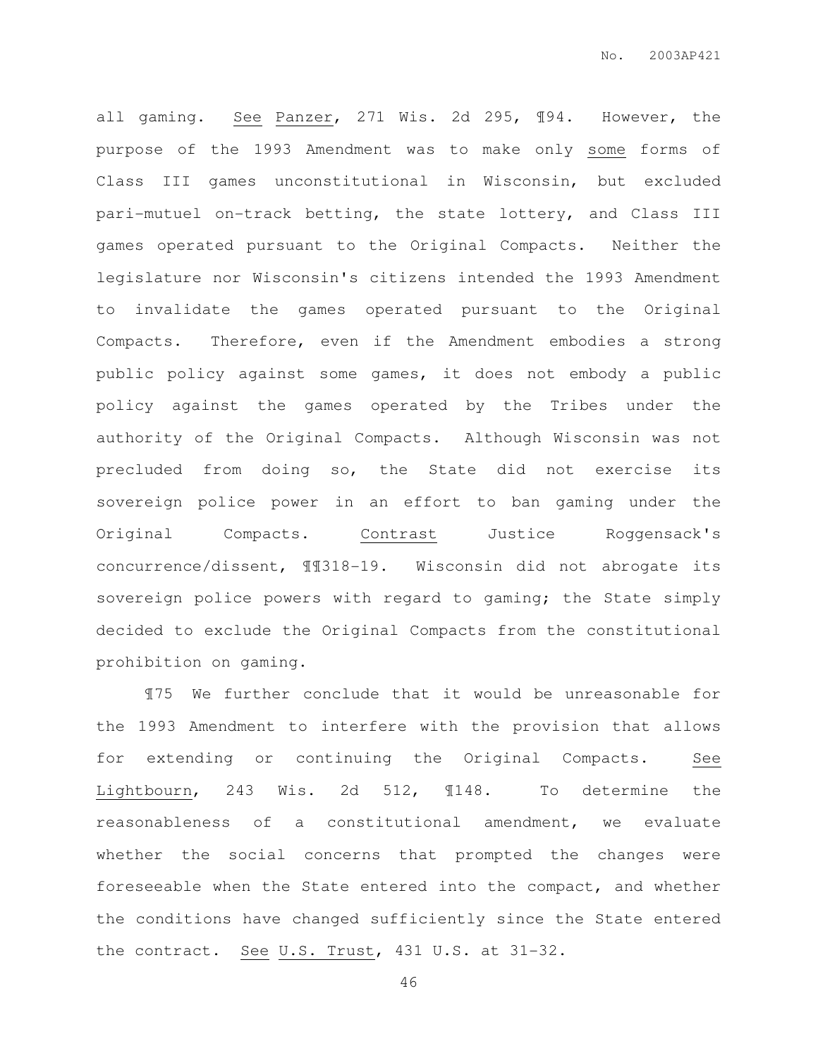all gaming. *See* *Panzer*, 271 Wis. 2d 295, ¶94. However, the purpose of the 1993 Amendment was to make only *some* forms of Class III games unconstitutional in Wisconsin, but excluded pari-mutuel on-track betting, the state lottery, and Class III games operated pursuant to the Original Compacts. Neither the legislature nor Wisconsin's citizens intended the 1993 Amendment to invalidate the games operated pursuant to the Original Compacts. Therefore, even if the Amendment embodies a strong public policy against some games, it does not embody a public policy against the games operated by the Tribes under the authority of the Original Compacts. Although Wisconsin was not precluded from doing so, the State did not exercise its sovereign police power in an effort to ban gaming under the Original Compacts. *Contrast* Justice Roggensack's concurrence/dissent, ¶¶318-19. Wisconsin did not abrogate its sovereign police powers with regard to gaming; the State simply decided to exclude the Original Compacts from the constitutional prohibition on gaming.

¶75 We further conclude that it would be unreasonable for the 1993 Amendment to interfere with the provision that allows for extending or continuing the Original Compacts. *See* *Lightbourn*, 243 Wis. 2d 512, ¶148. To determine the reasonableness of a constitutional amendment, we evaluate whether the social concerns that prompted the changes were foreseeable when the State entered into the compact, and whether the conditions have changed sufficiently since the State entered the contract. *See* *U.S. Trust*, 431 U.S. at 31-32.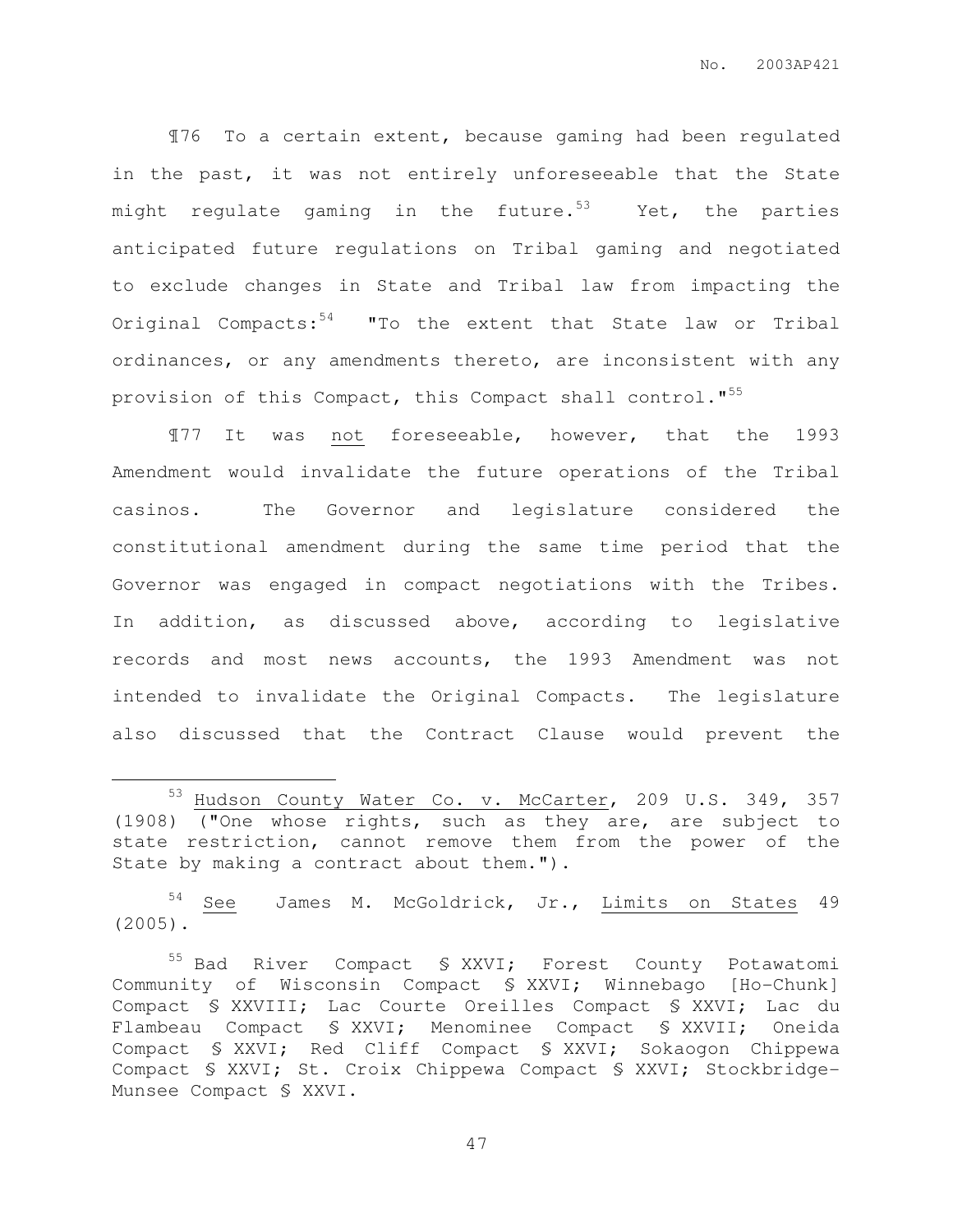¶76 To a certain extent, because gaming had been regulated in the past, it was not entirely unforeseeable that the State might regulate gaming in the future.[53] Yet, the parties anticipated future regulations on Tribal gaming and negotiated to exclude changes in State and Tribal law from impacting the Original Compacts:[54] "To the extent that State law or Tribal ordinances, or any amendments thereto, are inconsistent with any provision of this Compact, this Compact shall control."[55]

¶77 It was <u>not</u> foreseeable, however, that the 1993 Amendment would invalidate the future operations of the Tribal casinos. The Governor and legislature considered the constitutional amendment during the same time period that the Governor was engaged in compact negotiations with the Tribes. In addition, as discussed above, according to legislative records and most news accounts, the 1993 Amendment was not intended to invalidate the Original Compacts. The legislature also discussed that the Contract Clause would prevent the

---

[53] <u>Hudson County Water Co. v. McCarter</u>, 209 U.S. 349, 357 (1908) ("One whose rights, such as they are, are subject to state restriction, cannot remove them from the power of the State by making a contract about them.").

[54] <u>See</u> James M. McGoldrick, Jr., <u>Limits on States</u> 49 (2005).

[55] Bad River Compact § XXVI; Forest County Potawatomi Community of Wisconsin Compact § XXVI; Winnebago [Ho-Chunk] Compact § XXVIII; Lac Courte Oreilles Compact § XXVI; Lac du Flambeau Compact § XXVI; Menominee Compact § XXVII; Oneida Compact § XXVI; Red Cliff Compact § XXVI; Sokaogon Chippewa Compact § XXVI; St. Croix Chippewa Compact § XXVI; Stockbridge-Munsee Compact § XXVI.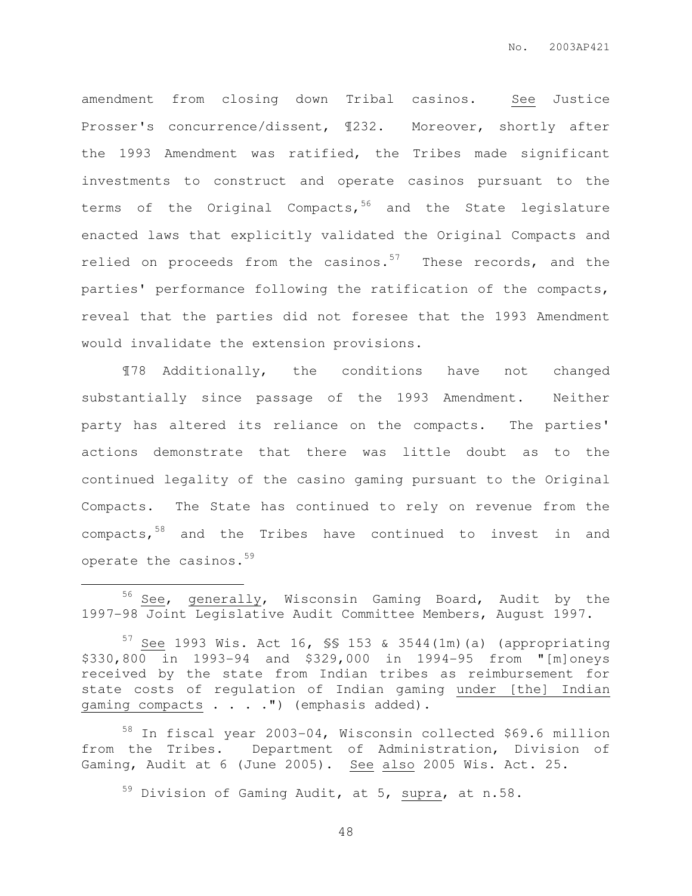amendment from closing down Tribal casinos. <u>See</u> Justice Prosser's concurrence/dissent, ¶232. Moreover, shortly after the 1993 Amendment was ratified, the Tribes made significant investments to construct and operate casinos pursuant to the terms of the Original Compacts,[56] and the State legislature enacted laws that explicitly validated the Original Compacts and relied on proceeds from the casinos.[57] These records, and the parties' performance following the ratification of the compacts, reveal that the parties did not foresee that the 1993 Amendment would invalidate the extension provisions.

¶78 Additionally, the conditions have not changed substantially since passage of the 1993 Amendment. Neither party has altered its reliance on the compacts. The parties' actions demonstrate that there was little doubt as to the continued legality of the casino gaming pursuant to the Original Compacts. The State has continued to rely on revenue from the compacts,[58] and the Tribes have continued to invest in and operate the casinos.[59]

---

[56] <u>See</u>, <u>generally</u>, Wisconsin Gaming Board, Audit by the 1997-98 Joint Legislative Audit Committee Members, August 1997.

[57] <u>See</u> 1993 Wis. Act 16, §§ 153 & 3544(1m)(a) (appropriating $330,800 in 1993-94 and $329,000 in 1994-95 from "[m]oneys received by the state from Indian tribes as reimbursement for state costs of regulation of Indian gaming <u>under [the] Indian gaming compacts</u> . . . .") (emphasis added).

[58] In fiscal year 2003-04, Wisconsin collected $69.6 million from the Tribes. Department of Administration, Division of Gaming, Audit at 6 (June 2005). <u>See also</u> 2005 Wis. Act. 25.

[59] Division of Gaming Audit, at 5, <u>supra</u>, at n.58.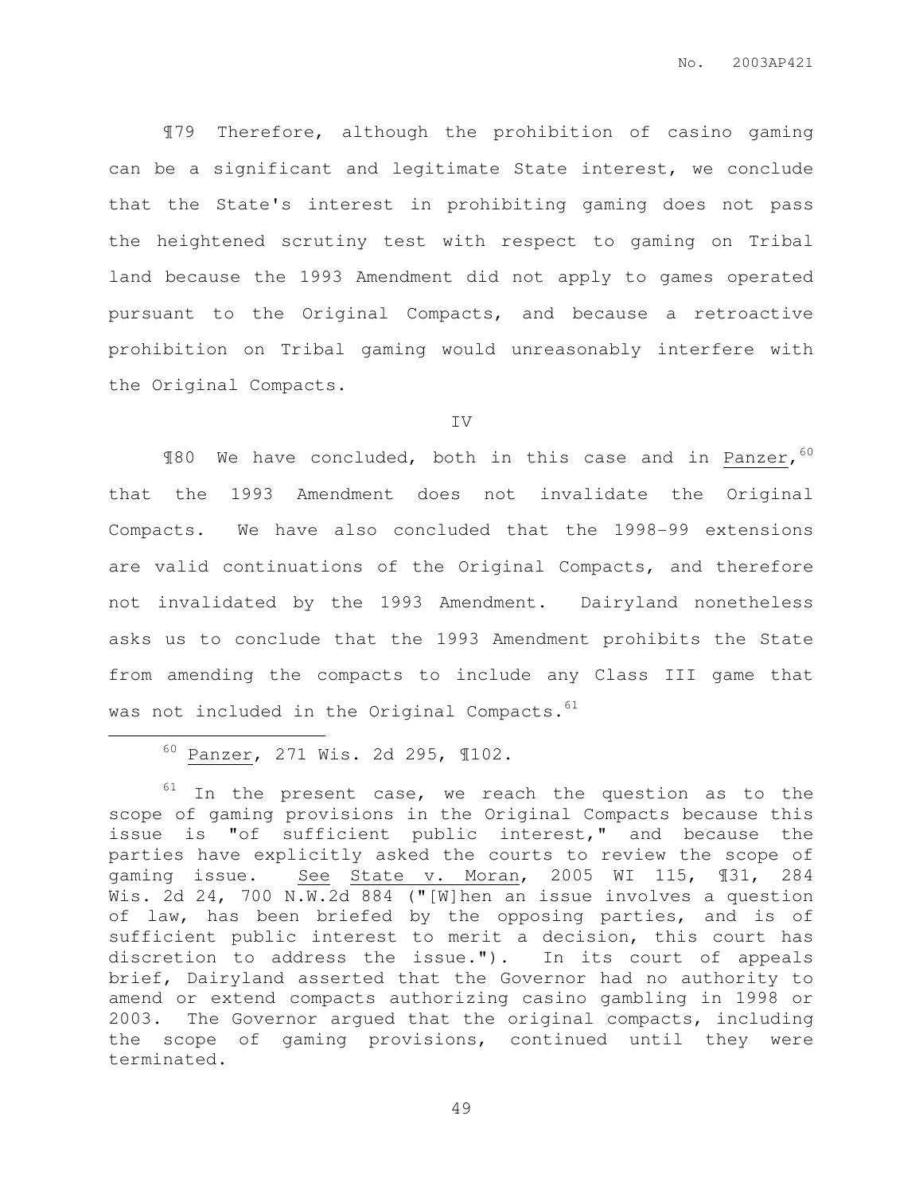¶79 Therefore, although the prohibition of casino gaming can be a significant and legitimate State interest, we conclude that the State's interest in prohibiting gaming does not pass the heightened scrutiny test with respect to gaming on Tribal land because the 1993 Amendment did not apply to games operated pursuant to the Original Compacts, and because a retroactive prohibition on Tribal gaming would unreasonably interfere with the Original Compacts.

IV

¶80 We have concluded, both in this case and in Panzer,[60] that the 1993 Amendment does not invalidate the Original Compacts. We have also concluded that the 1998-99 extensions are valid continuations of the Original Compacts, and therefore not invalidated by the 1993 Amendment. Dairyland nonetheless asks us to conclude that the 1993 Amendment prohibits the State from amending the compacts to include any Class III game that was not included in the Original Compacts.[61]

---

[60] Panzer, 271 Wis. 2d 295, ¶102.

[61] In the present case, we reach the question as to the scope of gaming provisions in the Original Compacts because this issue is "of sufficient public interest," and because the parties have explicitly asked the courts to review the scope of gaming issue. See State v. Moran, 2005 WI 115, ¶31, 284 Wis. 2d 24, 700 N.W.2d 884 ("[W]hen an issue involves a question of law, has been briefed by the opposing parties, and is of sufficient public interest to merit a decision, this court has discretion to address the issue."). In its court of appeals brief, Dairyland asserted that the Governor had no authority to amend or extend compacts authorizing casino gambling in 1998 or 2003. The Governor argued that the original compacts, including the scope of gaming provisions, continued until they were terminated.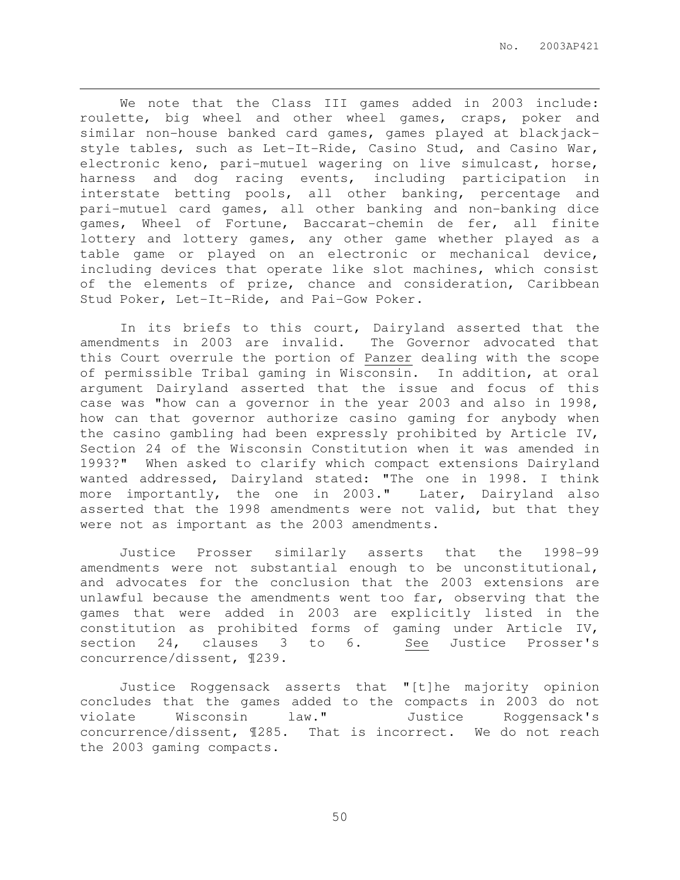We note that the Class III games added in 2003 include: roulette, big wheel and other wheel games, craps, poker and similar non-house banked card games, games played at blackjack-style tables, such as Let-It-Ride, Casino Stud, and Casino War, electronic keno, pari-mutuel wagering on live simulcast, horse, harness and dog racing events, including participation in interstate betting pools, all other banking, percentage and pari-mutuel card games, all other banking and non-banking dice games, Wheel of Fortune, Baccarat-chemin de fer, all finite lottery and lottery games, any other game whether played as a table game or played on an electronic or mechanical device, including devices that operate like slot machines, which consist of the elements of prize, chance and consideration, Caribbean Stud Poker, Let-It-Ride, and Pai-Gow Poker.

In its briefs to this court, Dairyland asserted that the amendments in 2003 are invalid. The Governor advocated that this Court overrule the portion of Panzer dealing with the scope of permissible Tribal gaming in Wisconsin. In addition, at oral argument Dairyland asserted that the issue and focus of this case was "how can a governor in the year 2003 and also in 1998, how can that governor authorize casino gaming for anybody when the casino gambling had been expressly prohibited by Article IV, Section 24 of the Wisconsin Constitution when it was amended in 1993?" When asked to clarify which compact extensions Dairyland wanted addressed, Dairyland stated: "The one in 1998. I think more importantly, the one in 2003." Later, Dairyland also asserted that the 1998 amendments were not valid, but that they were not as important as the 2003 amendments.

Justice Prosser similarly asserts that the 1998-99 amendments were not substantial enough to be unconstitutional, and advocates for the conclusion that the 2003 extensions are unlawful because the amendments went too far, observing that the games that were added in 2003 are explicitly listed in the constitution as prohibited forms of gaming under Article IV, section 24, clauses 3 to 6. See Justice Prosser's concurrence/dissent, ¶239.

Justice Roggensack asserts that "[t]he majority opinion concludes that the games added to the compacts in 2003 do not violate Wisconsin law." Justice Roggensack's concurrence/dissent, ¶285. That is incorrect. We do not reach the 2003 gaming compacts.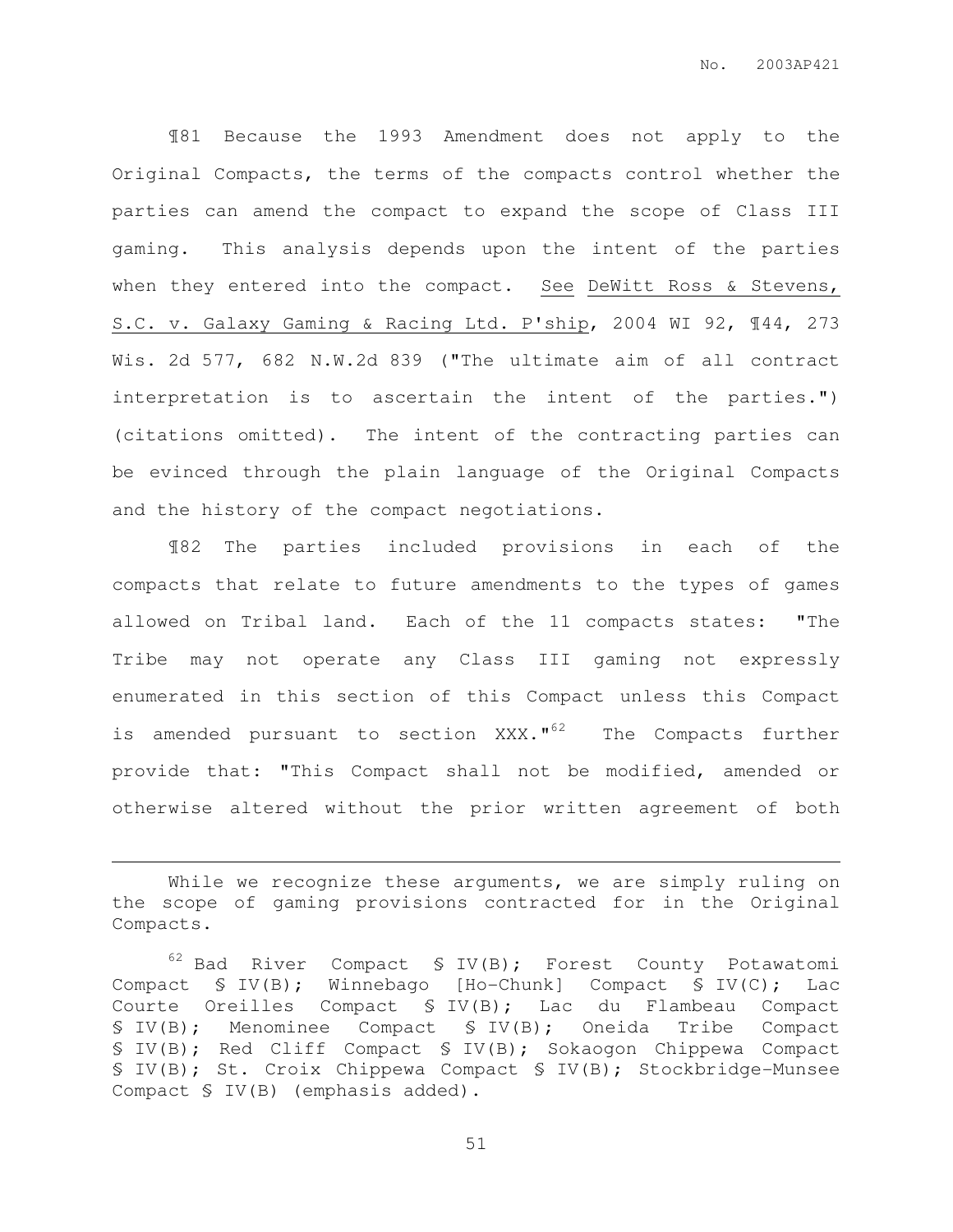¶81 Because the 1993 Amendment does not apply to the Original Compacts, the terms of the compacts control whether the parties can amend the compact to expand the scope of Class III gaming. This analysis depends upon the intent of the parties when they entered into the compact. See DeWitt Ross & Stevens, S.C. v. Galaxy Gaming & Racing Ltd. P'ship, 2004 WI 92, ¶44, 273 Wis. 2d 577, 682 N.W.2d 839 ("The ultimate aim of all contract interpretation is to ascertain the intent of the parties.") (citations omitted). The intent of the contracting parties can be evinced through the plain language of the Original Compacts and the history of the compact negotiations.

¶82 The parties included provisions in each of the compacts that relate to future amendments to the types of games allowed on Tribal land. Each of the 11 compacts states: "The Tribe may not operate any Class III gaming not expressly enumerated in this section of this Compact unless this Compact is amended pursuant to section XXX."[62] The Compacts further provide that: "This Compact shall not be modified, amended or otherwise altered without the prior written agreement of both

---

While we recognize these arguments, we are simply ruling on the scope of gaming provisions contracted for in the Original Compacts.

[62] Bad River Compact § IV(B); Forest County Potawatomi Compact § IV(B); Winnebago [Ho-Chunk] Compact § IV(C); Lac Courte Oreilles Compact § IV(B); Lac du Flambeau Compact § IV(B); Menominee Compact § IV(B); Oneida Tribe Compact § IV(B); Red Cliff Compact § IV(B); Sokaogon Chippewa Compact § IV(B); St. Croix Chippewa Compact § IV(B); Stockbridge-Munsee Compact § IV(B) (emphasis added).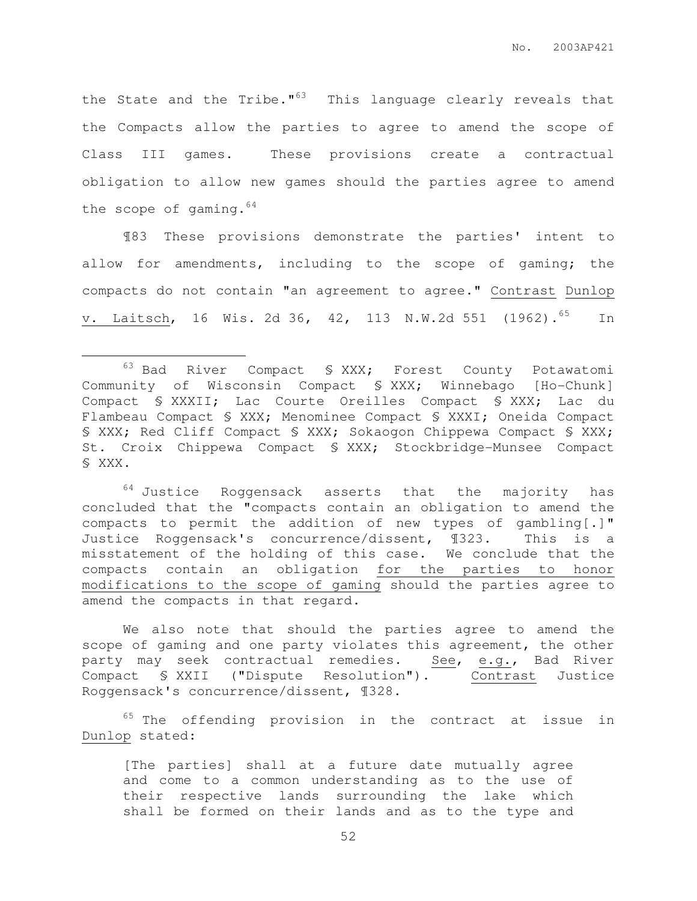the State and the Tribe."[63] This language clearly reveals that the Compacts allow the parties to agree to amend the scope of Class III games. These provisions create a contractual obligation to allow new games should the parties agree to amend the scope of gaming.[64]

¶83 These provisions demonstrate the parties' intent to allow for amendments, including to the scope of gaming; the compacts do not contain "an agreement to agree." Contrast Dunlop v. Laitsch, 16 Wis. 2d 36, 42, 113 N.W.2d 551 (1962).[65] In

---

[63] Bad River Compact § XXX; Forest County Potawatomi Community of Wisconsin Compact § XXX; Winnebago [Ho-Chunk] Compact § XXXII; Lac Courte Oreilles Compact § XXX; Lac du Flambeau Compact § XXX; Menominee Compact § XXXI; Oneida Compact § XXX; Red Cliff Compact § XXX; Sokaogon Chippewa Compact § XXX; St. Croix Chippewa Compact § XXX; Stockbridge-Munsee Compact § XXX.

[64] Justice Roggensack asserts that the majority has concluded that the "compacts contain an obligation to amend the compacts to permit the addition of new types of gambling[.]" Justice Roggensack's concurrence/dissent, ¶323. This is a misstatement of the holding of this case. We conclude that the compacts contain an obligation for the parties to honor modifications to the scope of gaming should the parties agree to amend the compacts in that regard.

We also note that should the parties agree to amend the scope of gaming and one party violates this agreement, the other party may seek contractual remedies. See, e.g., Bad River Compact § XXII ("Dispute Resolution"). Contrast Justice Roggensack's concurrence/dissent, ¶328.

[65] The offending provision in the contract at issue in Dunlop stated:

> [The parties] shall at a future date mutually agree and come to a common understanding as to the use of their respective lands surrounding the lake which shall be formed on their lands and as to the type and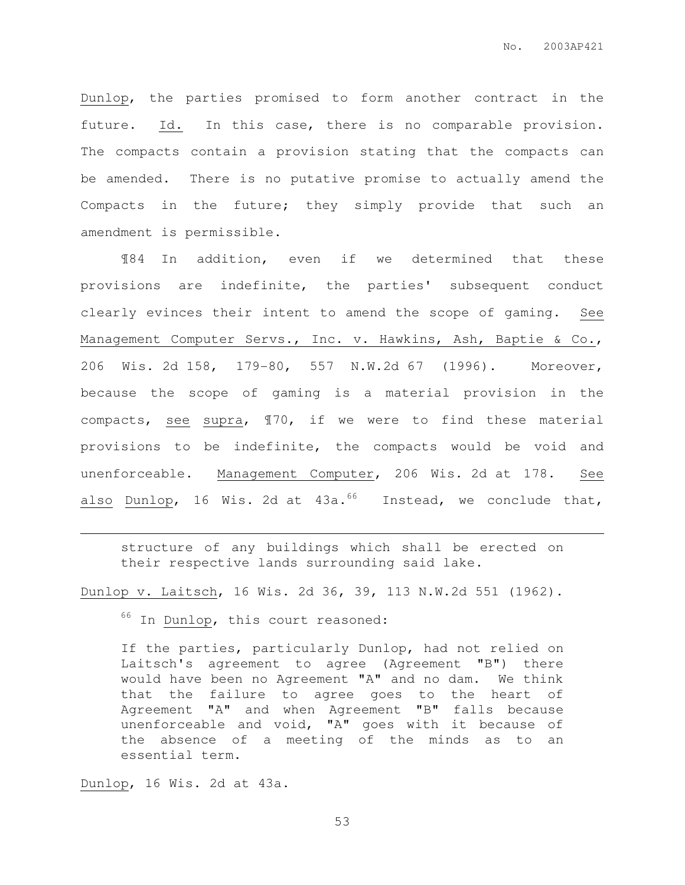Dunlop, the parties promised to form another contract in the future. Id. In this case, there is no comparable provision. The compacts contain a provision stating that the compacts can be amended. There is no putative promise to actually amend the Compacts in the future; they simply provide that such an amendment is permissible.

¶84 In addition, even if we determined that these provisions are indefinite, the parties' subsequent conduct clearly evinces their intent to amend the scope of gaming. See Management Computer Servs., Inc. v. Hawkins, Ash, Baptie & Co., 206 Wis. 2d 158, 179-80, 557 N.W.2d 67 (1996). Moreover, because the scope of gaming is a material provision in the compacts, see supra, ¶70, if we were to find these material provisions to be indefinite, the compacts would be void and unenforceable. Management Computer, 206 Wis. 2d at 178. See also Dunlop, 16 Wis. 2d at 43a.[66] Instead, we conclude that,

---

> structure of any buildings which shall be erected on their respective lands surrounding said lake.

Dunlop v. Laitsch, 16 Wis. 2d 36, 39, 113 N.W.2d 551 (1962).

[66] In Dunlop, this court reasoned:

> If the parties, particularly Dunlop, had not relied on Laitsch's agreement to agree (Agreement "B") there would have been no Agreement "A" and no dam. We think that the failure to agree goes to the heart of Agreement "A" and when Agreement "B" falls because unenforceable and void, "A" goes with it because of the absence of a meeting of the minds as to an essential term.

Dunlop, 16 Wis. 2d at 43a.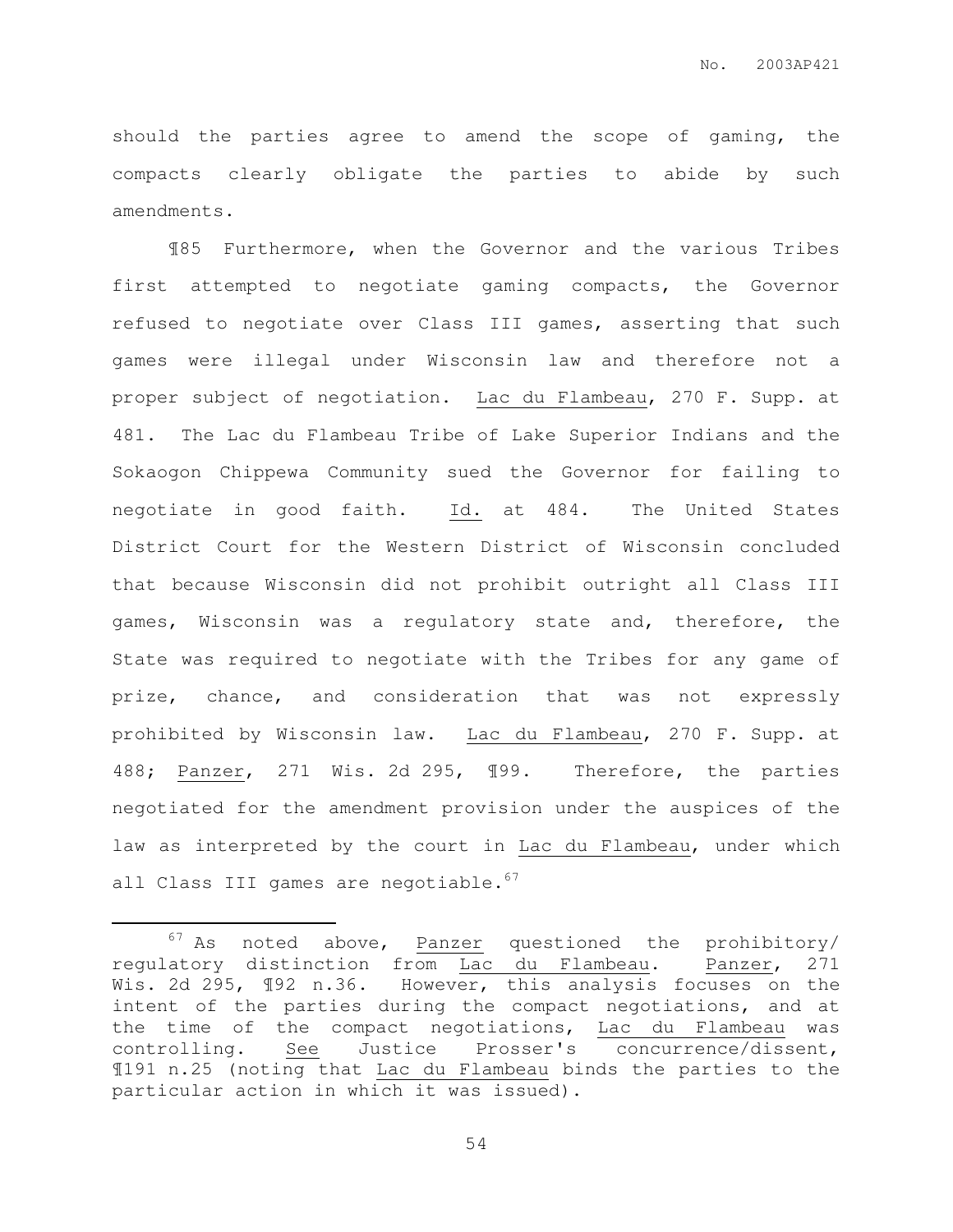should the parties agree to amend the scope of gaming, the compacts clearly obligate the parties to abide by such amendments.

¶85 Furthermore, when the Governor and the various Tribes first attempted to negotiate gaming compacts, the Governor refused to negotiate over Class III games, asserting that such games were illegal under Wisconsin law and therefore not a proper subject of negotiation. Lac du Flambeau, 270 F. Supp. at 481. The Lac du Flambeau Tribe of Lake Superior Indians and the Sokaogon Chippewa Community sued the Governor for failing to negotiate in good faith. Id. at 484. The United States District Court for the Western District of Wisconsin concluded that because Wisconsin did not prohibit outright all Class III games, Wisconsin was a regulatory state and, therefore, the State was required to negotiate with the Tribes for any game of prize, chance, and consideration that was not expressly prohibited by Wisconsin law. Lac du Flambeau, 270 F. Supp. at 488; Panzer, 271 Wis. 2d 295, ¶99. Therefore, the parties negotiated for the amendment provision under the auspices of the law as interpreted by the court in Lac du Flambeau, under which all Class III games are negotiable.[67]

---

[67] As noted above, Panzer questioned the prohibitory/regulatory distinction from Lac du Flambeau. Panzer, 271 Wis. 2d 295, ¶92 n.36. However, this analysis focuses on the intent of the parties during the compact negotiations, and at the time of the compact negotiations, Lac du Flambeau was controlling. See Justice Prosser's concurrence/dissent, ¶191 n.25 (noting that Lac du Flambeau binds the parties to the particular action in which it was issued).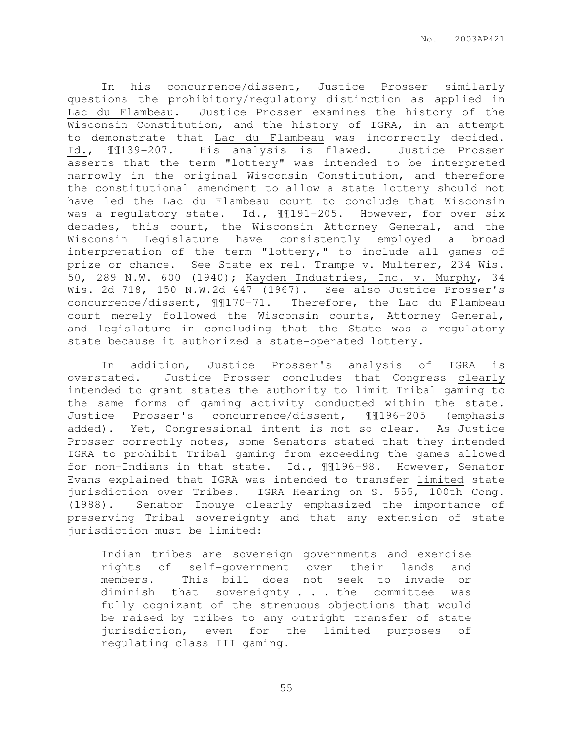In his concurrence/dissent, Justice Prosser similarly questions the prohibitory/regulatory distinction as applied in Lac du Flambeau. Justice Prosser examines the history of the Wisconsin Constitution, and the history of IGRA, in an attempt to demonstrate that Lac du Flambeau was incorrectly decided. Id., ¶¶139-207. His analysis is flawed. Justice Prosser asserts that the term "lottery" was intended to be interpreted narrowly in the original Wisconsin Constitution, and therefore the constitutional amendment to allow a state lottery should not have led the Lac du Flambeau court to conclude that Wisconsin was a regulatory state. Id., ¶¶191-205. However, for over six decades, this court, the Wisconsin Attorney General, and the Wisconsin Legislature have consistently employed a broad interpretation of the term "lottery," to include all games of prize or chance. See State ex rel. Trampe v. Multerer, 234 Wis. 50, 289 N.W. 600 (1940); Kayden Industries, Inc. v. Murphy, 34 Wis. 2d 718, 150 N.W.2d 447 (1967). See also Justice Prosser's concurrence/dissent, ¶¶170-71. Therefore, the Lac du Flambeau court merely followed the Wisconsin courts, Attorney General, and legislature in concluding that the State was a regulatory state because it authorized a state-operated lottery.

In addition, Justice Prosser's analysis of IGRA is overstated. Justice Prosser concludes that Congress clearly intended to grant states the authority to limit Tribal gaming to the same forms of gaming activity conducted within the state. Justice Prosser's concurrence/dissent, ¶¶196-205 (emphasis added). Yet, Congressional intent is not so clear. As Justice Prosser correctly notes, some Senators stated that they intended IGRA to prohibit Tribal gaming from exceeding the games allowed for non-Indians in that state. Id., ¶¶196-98. However, Senator Evans explained that IGRA was intended to transfer limited state jurisdiction over Tribes. IGRA Hearing on S. 555, 100th Cong. (1988). Senator Inouye clearly emphasized the importance of preserving Tribal sovereignty and that any extension of state jurisdiction must be limited:

> Indian tribes are sovereign governments and exercise rights of self-government over their lands and members. This bill does not seek to invade or diminish that sovereignty . . . the committee was fully cognizant of the strenuous objections that would be raised by tribes to any outright transfer of state jurisdiction, even for the limited purposes of regulating class III gaming.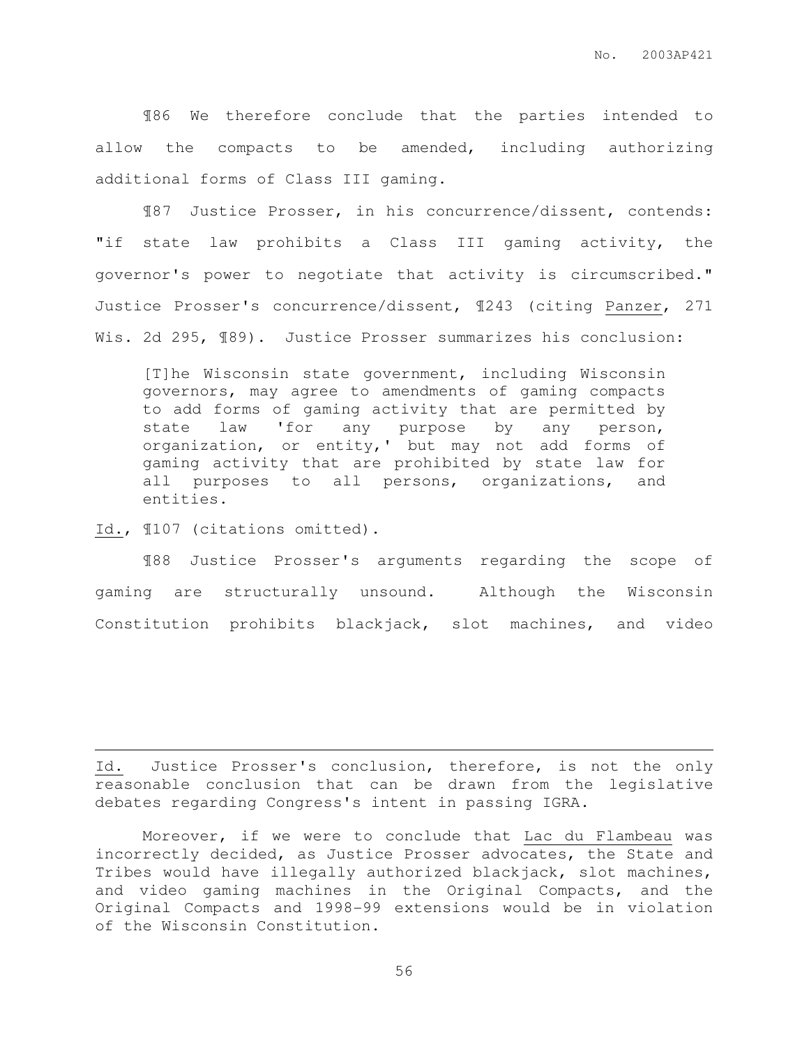¶86 We therefore conclude that the parties intended to allow the compacts to be amended, including authorizing additional forms of Class III gaming.

¶87 Justice Prosser, in his concurrence/dissent, contends: "if state law prohibits a Class III gaming activity, the governor's power to negotiate that activity is circumscribed." Justice Prosser's concurrence/dissent, ¶243 (citing Panzer, 271 Wis. 2d 295, ¶89). Justice Prosser summarizes his conclusion:

> [T]he Wisconsin state government, including Wisconsin governors, may agree to amendments of gaming compacts to add forms of gaming activity that are permitted by state law 'for any purpose by any person, organization, or entity,' but may not add forms of gaming activity that are prohibited by state law for all purposes to all persons, organizations, and entities.

Id., ¶107 (citations omitted).

¶88 Justice Prosser's arguments regarding the scope of gaming are structurally unsound. Although the Wisconsin Constitution prohibits blackjack, slot machines, and video

---

Id. Justice Prosser's conclusion, therefore, is not the only reasonable conclusion that can be drawn from the legislative debates regarding Congress's intent in passing IGRA.

Moreover, if we were to conclude that Lac du Flambeau was incorrectly decided, as Justice Prosser advocates, the State and Tribes would have illegally authorized blackjack, slot machines, and video gaming machines in the Original Compacts, and the Original Compacts and 1998-99 extensions would be in violation of the Wisconsin Constitution.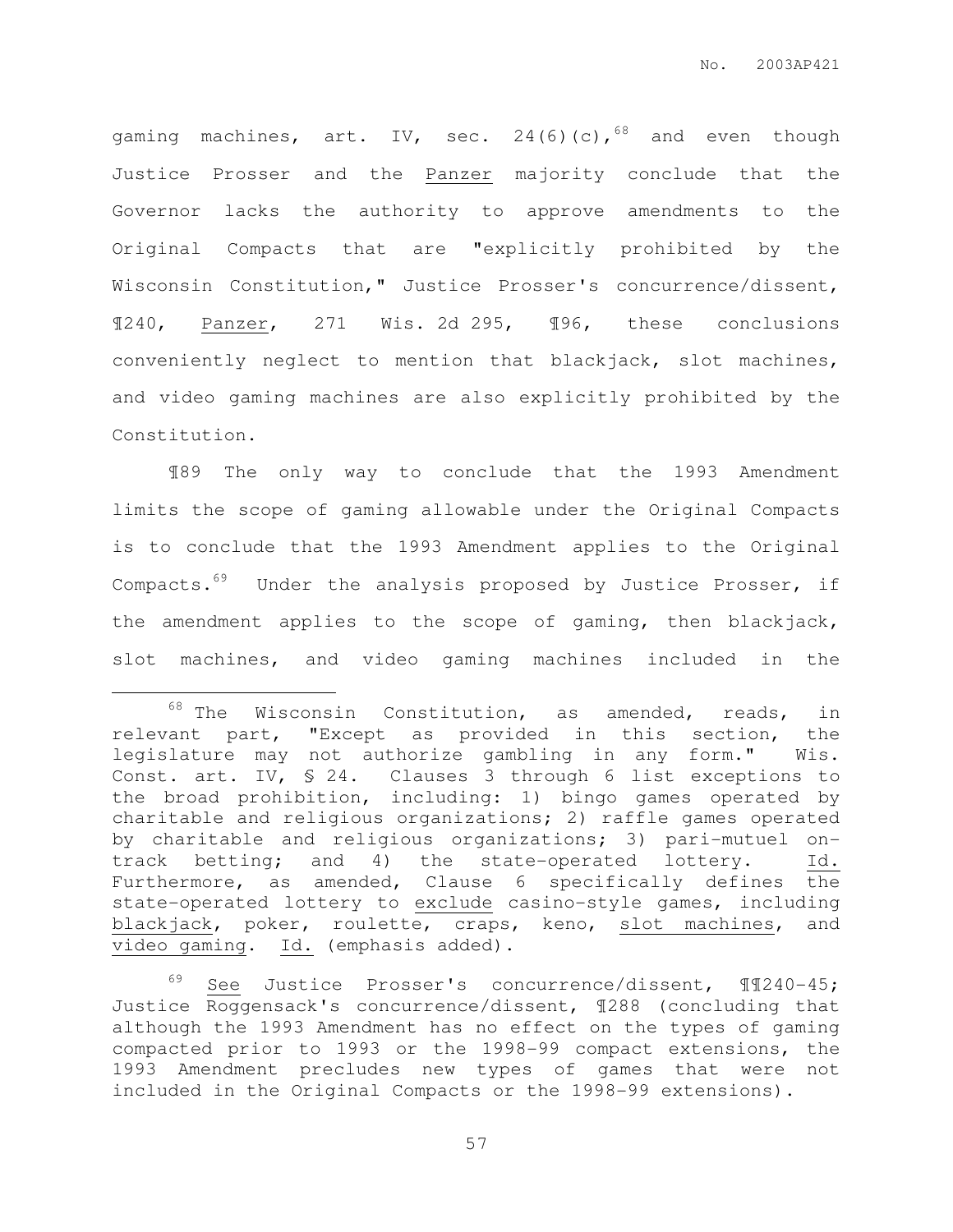gaming machines, art. IV, sec. 24(6)(c),[68] and even though Justice Prosser and the Panzer majority conclude that the Governor lacks the authority to approve amendments to the Original Compacts that are "explicitly prohibited by the Wisconsin Constitution," Justice Prosser's concurrence/dissent, ¶240, Panzer, 271 Wis. 2d 295, ¶96, these conclusions conveniently neglect to mention that blackjack, slot machines, and video gaming machines are also explicitly prohibited by the Constitution.

¶89 The only way to conclude that the 1993 Amendment limits the scope of gaming allowable under the Original Compacts is to conclude that the 1993 Amendment applies to the Original Compacts.[69] Under the analysis proposed by Justice Prosser, if the amendment applies to the scope of gaming, then blackjack, slot machines, and video gaming machines included in the

---

[68] The Wisconsin Constitution, as amended, reads, in relevant part, "Except as provided in this section, the legislature may not authorize gambling in any form." Wis. Const. art. IV, § 24. Clauses 3 through 6 list exceptions to the broad prohibition, including: 1) bingo games operated by charitable and religious organizations; 2) raffle games operated by charitable and religious organizations; 3) pari-mutuel on-track betting; and 4) the state-operated lottery. Id. Furthermore, as amended, Clause 6 specifically defines the state-operated lottery to exclude casino-style games, including blackjack, poker, roulette, craps, keno, slot machines, and video gaming. Id. (emphasis added).

[69] See Justice Prosser's concurrence/dissent, ¶¶240-45; Justice Roggensack's concurrence/dissent, ¶288 (concluding that although the 1993 Amendment has no effect on the types of gaming compacted prior to 1993 or the 1998-99 compact extensions, the 1993 Amendment precludes new types of games that were not included in the Original Compacts or the 1998-99 extensions).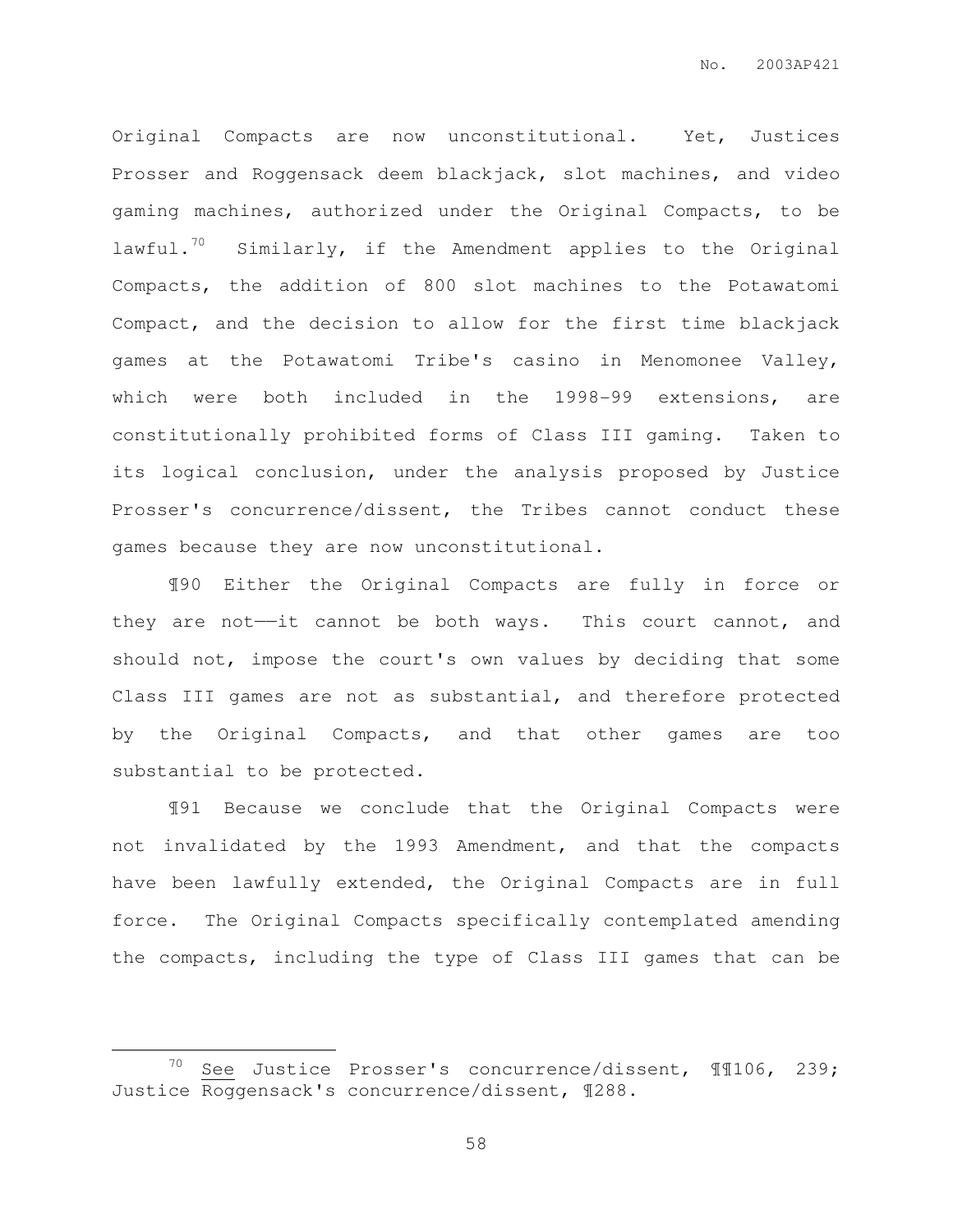Original Compacts are now unconstitutional. Yet, Justices Prosser and Roggensack deem blackjack, slot machines, and video gaming machines, authorized under the Original Compacts, to be lawful.[70] Similarly, if the Amendment applies to the Original Compacts, the addition of 800 slot machines to the Potawatomi Compact, and the decision to allow for the first time blackjack games at the Potawatomi Tribe's casino in Menomonee Valley, which were both included in the 1998-99 extensions, are constitutionally prohibited forms of Class III gaming. Taken to its logical conclusion, under the analysis proposed by Justice Prosser's concurrence/dissent, the Tribes cannot conduct these games because they are now unconstitutional.

¶90 Either the Original Compacts are fully in force or they are not——it cannot be both ways. This court cannot, and should not, impose the court's own values by deciding that some Class III games are not as substantial, and therefore protected by the Original Compacts, and that other games are too substantial to be protected.

¶91 Because we conclude that the Original Compacts were not invalidated by the 1993 Amendment, and that the compacts have been lawfully extended, the Original Compacts are in full force. The Original Compacts specifically contemplated amending the compacts, including the type of Class III games that can be

[70] See Justice Prosser's concurrence/dissent, ¶¶106, 239; Justice Roggensack's concurrence/dissent, ¶288.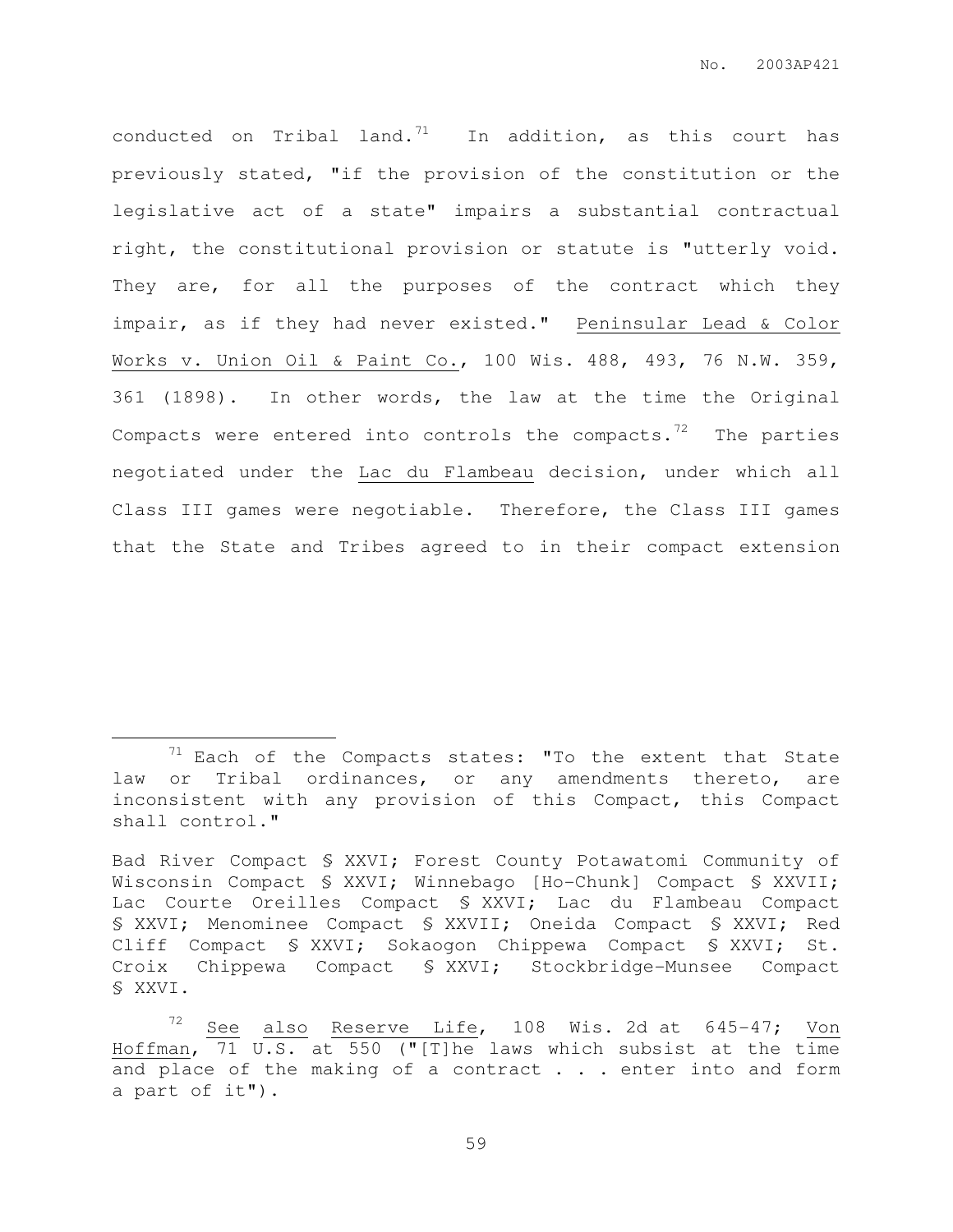conducted on Tribal land.[71] In addition, as this court has previously stated, "if the provision of the constitution or the legislative act of a state" impairs a substantial contractual right, the constitutional provision or statute is "utterly void. They are, for all the purposes of the contract which they impair, as if they had never existed." Peninsular Lead & Color Works v. Union Oil & Paint Co., 100 Wis. 488, 493, 76 N.W. 359, 361 (1898). In other words, the law at the time the Original Compacts were entered into controls the compacts.[72] The parties negotiated under the Lac du Flambeau decision, under which all Class III games were negotiable. Therefore, the Class III games that the State and Tribes agreed to in their compact extension

---

[71] Each of the Compacts states: "To the extent that State law or Tribal ordinances, or any amendments thereto, are inconsistent with any provision of this Compact, this Compact shall control."

Bad River Compact § XXVI; Forest County Potawatomi Community of Wisconsin Compact § XXVI; Winnebago [Ho-Chunk] Compact § XXVII; Lac Courte Oreilles Compact § XXVI; Lac du Flambeau Compact § XXVI; Menominee Compact § XXVII; Oneida Compact § XXVI; Red Cliff Compact § XXVI; Sokaogon Chippewa Compact § XXVI; St. Croix Chippewa Compact § XXVI; Stockbridge-Munsee Compact § XXVI.

[72] See also Reserve Life, 108 Wis. 2d at 645-47; Von Hoffman, 71 U.S. at 550 ("[T]he laws which subsist at the time and place of the making of a contract . . . enter into and form a part of it").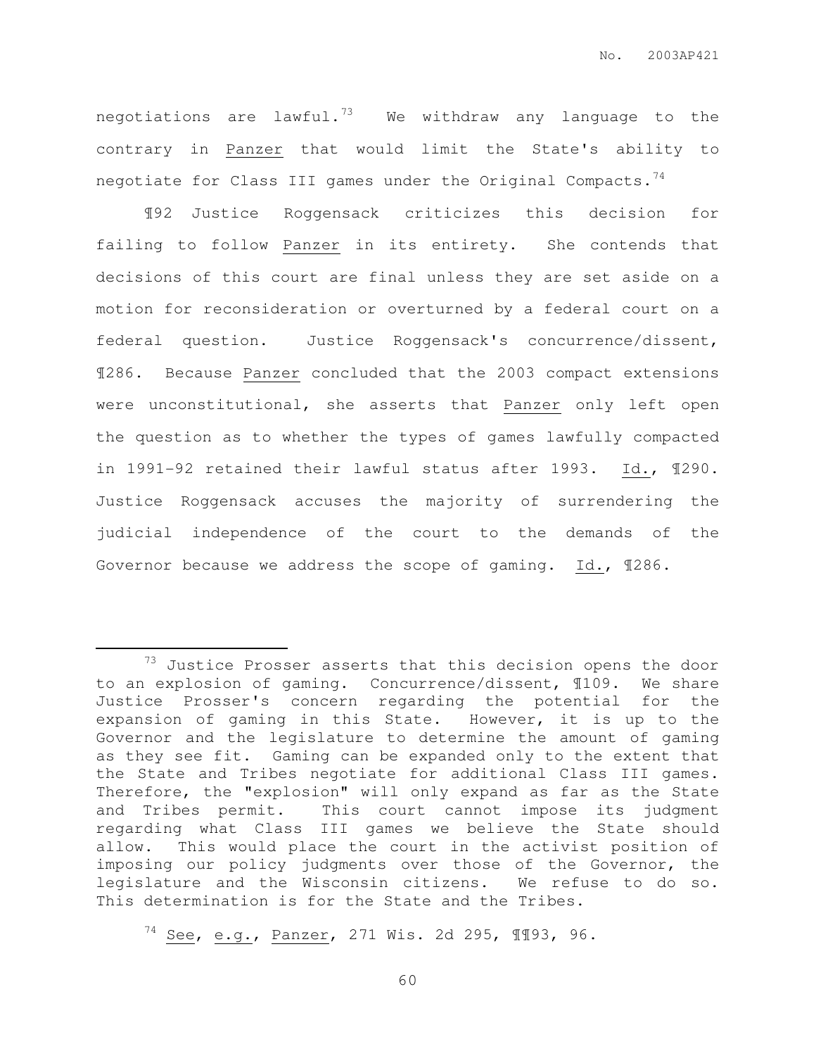negotiations are lawful.[73] We withdraw any language to the contrary in Panzer that would limit the State's ability to negotiate for Class III games under the Original Compacts.[74]

¶92 Justice Roggensack criticizes this decision for failing to follow Panzer in its entirety. She contends that decisions of this court are final unless they are set aside on a motion for reconsideration or overturned by a federal court on a federal question. Justice Roggensack's concurrence/dissent, ¶286. Because Panzer concluded that the 2003 compact extensions were unconstitutional, she asserts that Panzer only left open the question as to whether the types of games lawfully compacted in 1991-92 retained their lawful status after 1993. Id., ¶290. Justice Roggensack accuses the majority of surrendering the judicial independence of the court to the demands of the Governor because we address the scope of gaming. Id., ¶286.

---

[73] Justice Prosser asserts that this decision opens the door to an explosion of gaming. Concurrence/dissent, ¶109. We share Justice Prosser's concern regarding the potential for the expansion of gaming in this State. However, it is up to the Governor and the legislature to determine the amount of gaming as they see fit. Gaming can be expanded only to the extent that the State and Tribes negotiate for additional Class III games. Therefore, the "explosion" will only expand as far as the State and Tribes permit. This court cannot impose its judgment regarding what Class III games we believe the State should allow. This would place the court in the activist position of imposing our policy judgments over those of the Governor, the legislature and the Wisconsin citizens. We refuse to do so. This determination is for the State and the Tribes.

[74] See, e.g., Panzer, 271 Wis. 2d 295, ¶¶93, 96.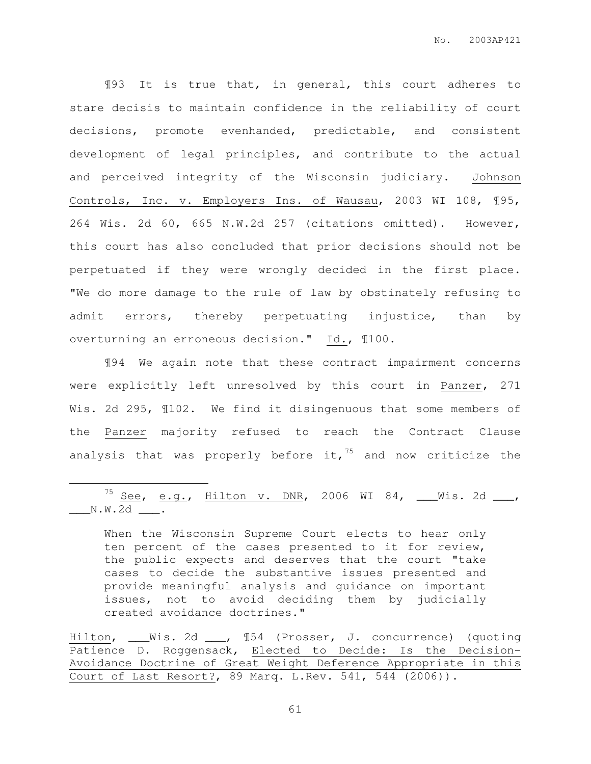¶93 It is true that, in general, this court adheres to stare decisis to maintain confidence in the reliability of court decisions, promote evenhanded, predictable, and consistent development of legal principles, and contribute to the actual and perceived integrity of the Wisconsin judiciary. Johnson Controls, Inc. v. Employers Ins. of Wausau, 2003 WI 108, ¶95, 264 Wis. 2d 60, 665 N.W.2d 257 (citations omitted). However, this court has also concluded that prior decisions should not be perpetuated if they were wrongly decided in the first place. "We do more damage to the rule of law by obstinately refusing to admit errors, thereby perpetuating injustice, than by overturning an erroneous decision." Id., ¶100.

¶94 We again note that these contract impairment concerns were explicitly left unresolved by this court in Panzer, 271 Wis. 2d 295, ¶102. We find it disingenuous that some members of the Panzer majority refused to reach the Contract Clause analysis that was properly before it,[75] and now criticize the

---

[75] See, e.g., Hilton v. DNR, 2006 WI 84, ___Wis. 2d ___, ___N.W.2d ___.

> When the Wisconsin Supreme Court elects to hear only ten percent of the cases presented to it for review, the public expects and deserves that the court "take cases to decide the substantive issues presented and provide meaningful analysis and guidance on important issues, not to avoid deciding them by judicially created avoidance doctrines."

Hilton, ___Wis. 2d ___, ¶54 (Prosser, J. concurrence) (quoting Patience D. Roggensack, Elected to Decide: Is the Decision-Avoidance Doctrine of Great Weight Deference Appropriate in this Court of Last Resort?, 89 Marq. L.Rev. 541, 544 (2006)).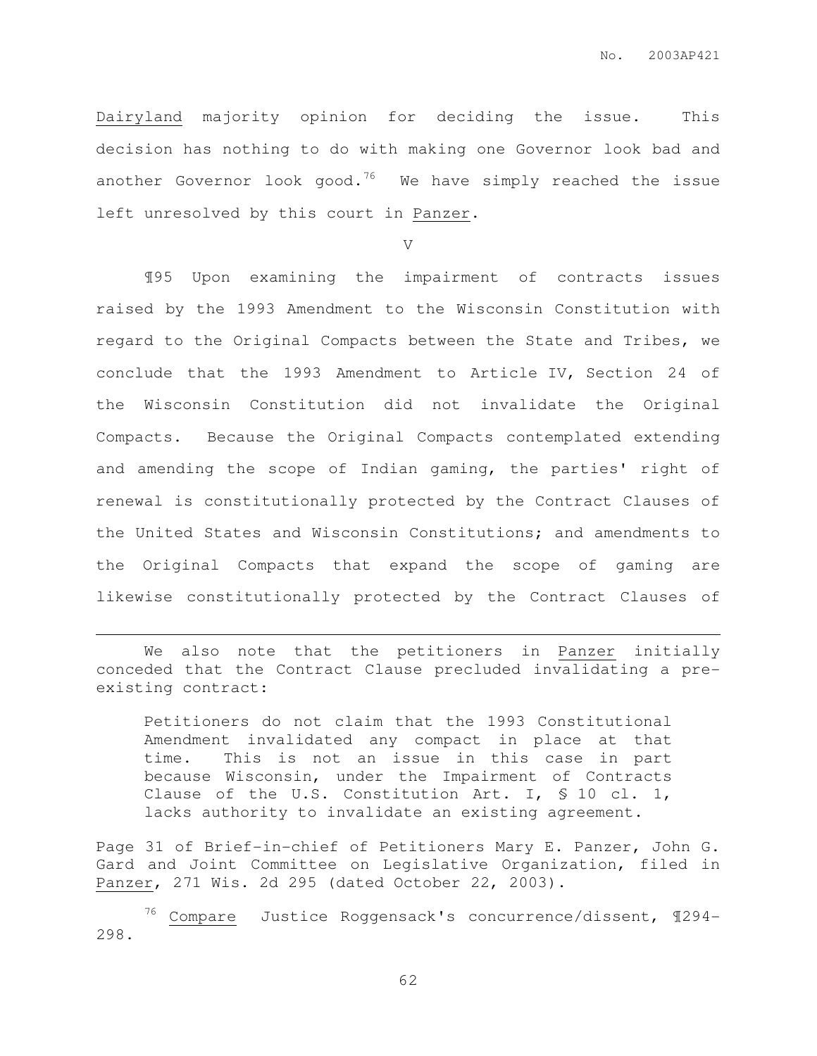Dairyland majority opinion for deciding the issue. This decision has nothing to do with making one Governor look bad and another Governor look good.[76] We have simply reached the issue left unresolved by this court in Panzer.

V

¶95 Upon examining the impairment of contracts issues raised by the 1993 Amendment to the Wisconsin Constitution with regard to the Original Compacts between the State and Tribes, we conclude that the 1993 Amendment to Article IV, Section 24 of the Wisconsin Constitution did not invalidate the Original Compacts. Because the Original Compacts contemplated extending and amending the scope of Indian gaming, the parties' right of renewal is constitutionally protected by the Contract Clauses of the United States and Wisconsin Constitutions; and amendments to the Original Compacts that expand the scope of gaming are likewise constitutionally protected by the Contract Clauses of

---

We also note that the petitioners in Panzer initially conceded that the Contract Clause precluded invalidating a pre-existing contract:

> Petitioners do not claim that the 1993 Constitutional Amendment invalidated any compact in place at that time. This is not an issue in this case in part because Wisconsin, under the Impairment of Contracts Clause of the U.S. Constitution Art. I, § 10 cl. 1, lacks authority to invalidate an existing agreement.

Page 31 of Brief-in-chief of Petitioners Mary E. Panzer, John G. Gard and Joint Committee on Legislative Organization, filed in Panzer, 271 Wis. 2d 295 (dated October 22, 2003).

[76] Compare Justice Roggensack's concurrence/dissent, ¶294-298.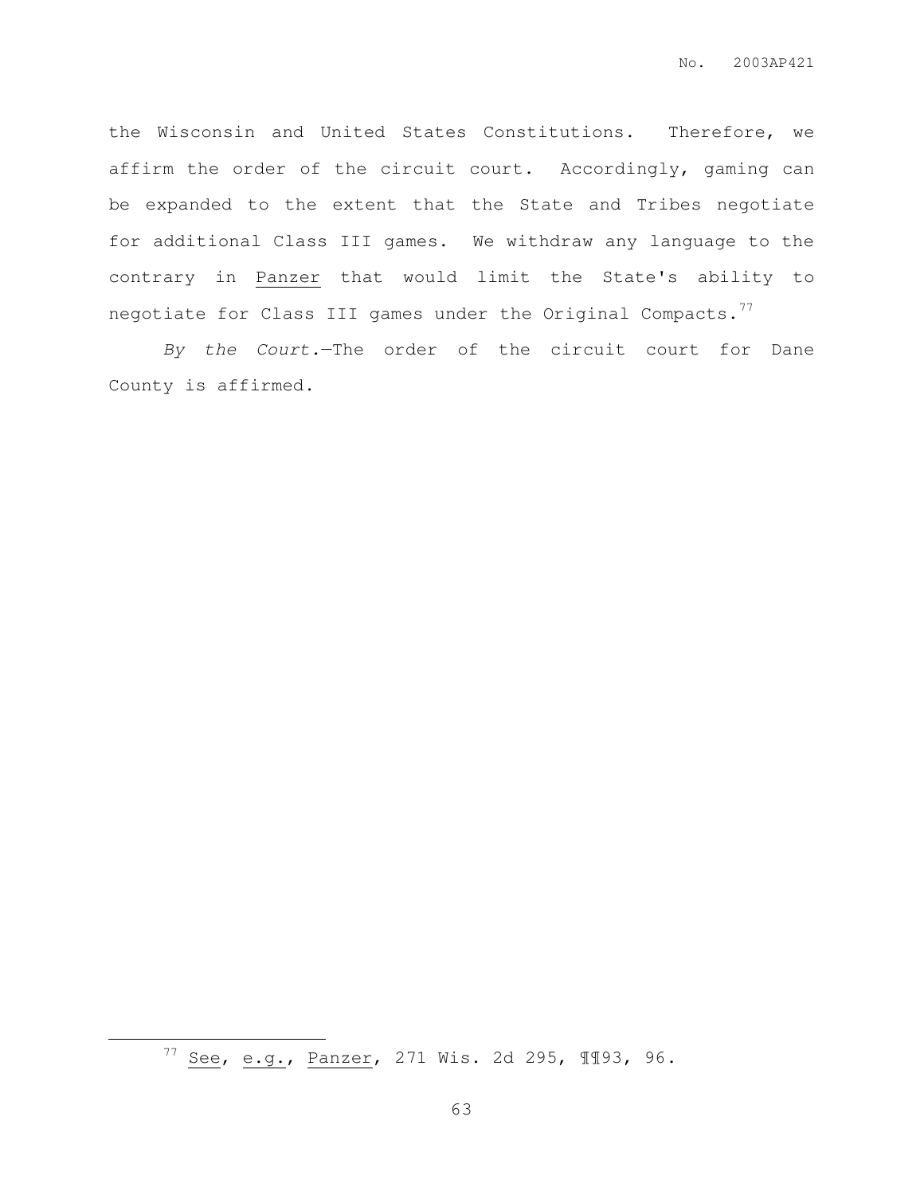the Wisconsin and United States Constitutions. Therefore, we affirm the order of the circuit court. Accordingly, gaming can be expanded to the extent that the State and Tribes negotiate for additional Class III games. We withdraw any language to the contrary in Panzer that would limit the State's ability to negotiate for Class III games under the Original Compacts.[77]

*By the Court.*—The order of the circuit court for Dane County is affirmed.

---

[77] See, e.g., Panzer, 271 Wis. 2d 295, ¶¶93, 96.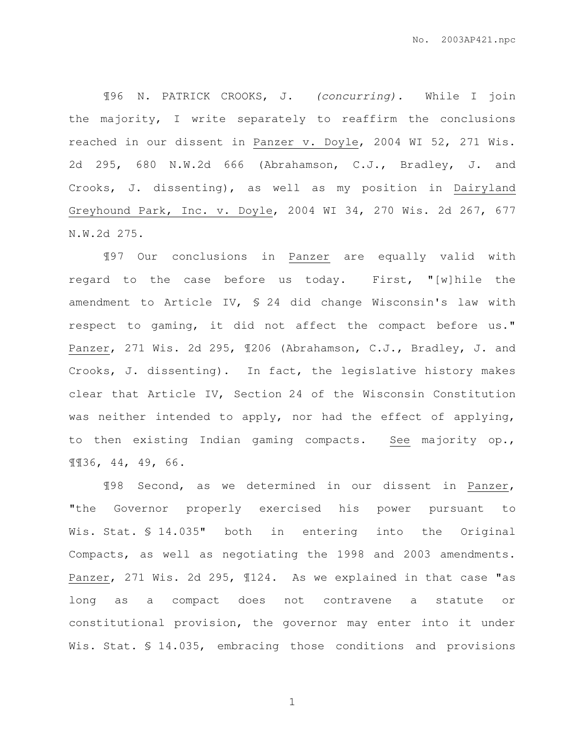¶96 N. PATRICK CROOKS, J. *(concurring).* While I join the majority, I write separately to reaffirm the conclusions reached in our dissent in Panzer v. Doyle, 2004 WI 52, 271 Wis. 2d 295, 680 N.W.2d 666 (Abrahamson, C.J., Bradley, J. and Crooks, J. dissenting), as well as my position in Dairyland Greyhound Park, Inc. v. Doyle, 2004 WI 34, 270 Wis. 2d 267, 677 N.W.2d 275.

¶97 Our conclusions in Panzer are equally valid with regard to the case before us today. First, "[w]hile the amendment to Article IV, § 24 did change Wisconsin's law with respect to gaming, it did not affect the compact before us." Panzer, 271 Wis. 2d 295, ¶206 (Abrahamson, C.J., Bradley, J. and Crooks, J. dissenting). In fact, the legislative history makes clear that Article IV, Section 24 of the Wisconsin Constitution was neither intended to apply, nor had the effect of applying, to then existing Indian gaming compacts. See majority op., ¶¶36, 44, 49, 66.

¶98 Second, as we determined in our dissent in Panzer, "the Governor properly exercised his power pursuant to Wis. Stat. § 14.035" both in entering into the Original Compacts, as well as negotiating the 1998 and 2003 amendments. Panzer, 271 Wis. 2d 295, ¶124. As we explained in that case "as long as a compact does not contravene a statute or constitutional provision, the governor may enter into it under Wis. Stat. § 14.035, embracing those conditions and provisions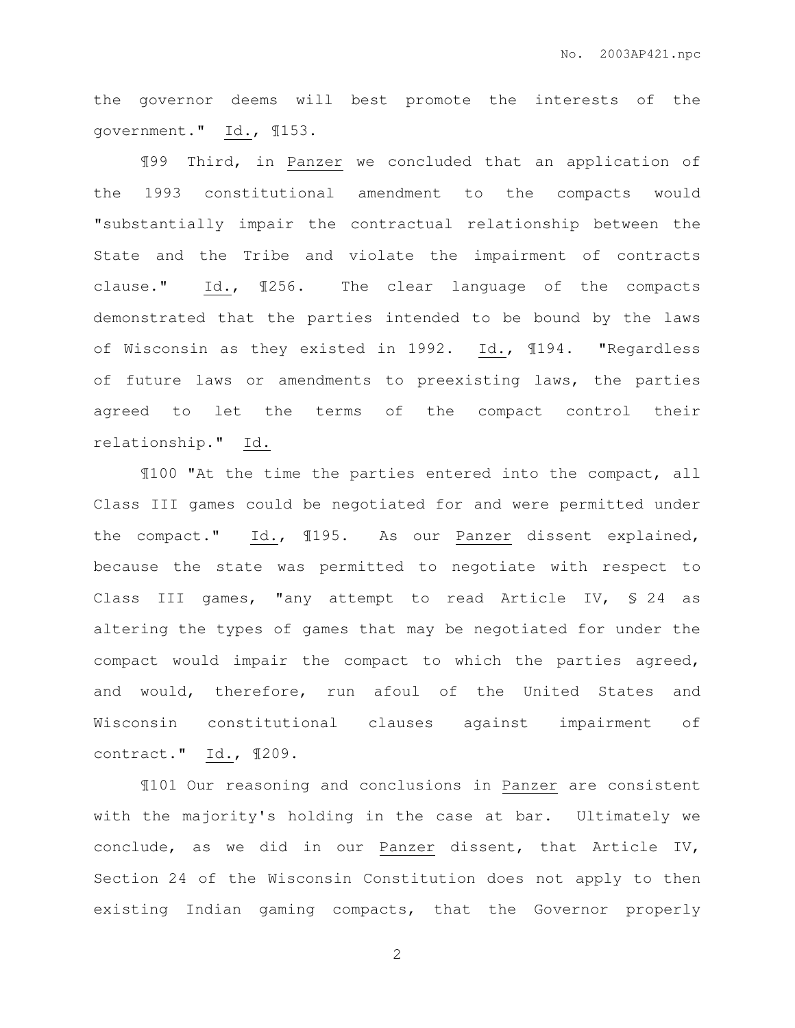the governor deems will best promote the interests of the government." Id., ¶153.

¶99 Third, in Panzer we concluded that an application of the 1993 constitutional amendment to the compacts would "substantially impair the contractual relationship between the State and the Tribe and violate the impairment of contracts clause." Id., ¶256. The clear language of the compacts demonstrated that the parties intended to be bound by the laws of Wisconsin as they existed in 1992. Id., ¶194. "Regardless of future laws or amendments to preexisting laws, the parties agreed to let the terms of the compact control their relationship." Id.

¶100 "At the time the parties entered into the compact, all Class III games could be negotiated for and were permitted under the compact." Id., ¶195. As our Panzer dissent explained, because the state was permitted to negotiate with respect to Class III games, "any attempt to read Article IV, § 24 as altering the types of games that may be negotiated for under the compact would impair the compact to which the parties agreed, and would, therefore, run afoul of the United States and Wisconsin constitutional clauses against impairment of contract." Id., ¶209.

¶101 Our reasoning and conclusions in Panzer are consistent with the majority's holding in the case at bar. Ultimately we conclude, as we did in our Panzer dissent, that Article IV, Section 24 of the Wisconsin Constitution does not apply to then existing Indian gaming compacts, that the Governor properly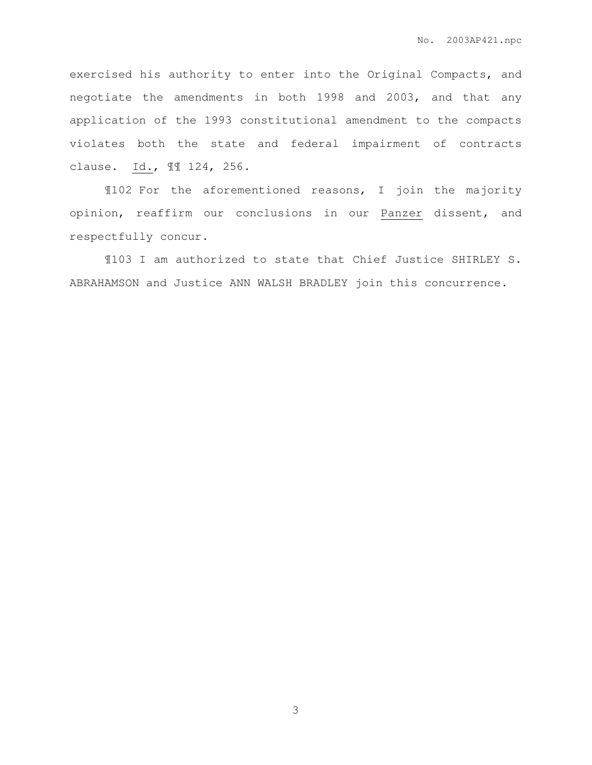exercised his authority to enter into the Original Compacts, and negotiate the amendments in both 1998 and 2003, and that any application of the 1993 constitutional amendment to the compacts violates both the state and federal impairment of contracts clause. Id., ¶¶ 124, 256.

¶102 For the aforementioned reasons, I join the majority opinion, reaffirm our conclusions in our Panzer dissent, and respectfully concur.

¶103 I am authorized to state that Chief Justice SHIRLEY S. ABRAHAMSON and Justice ANN WALSH BRADLEY join this concurrence.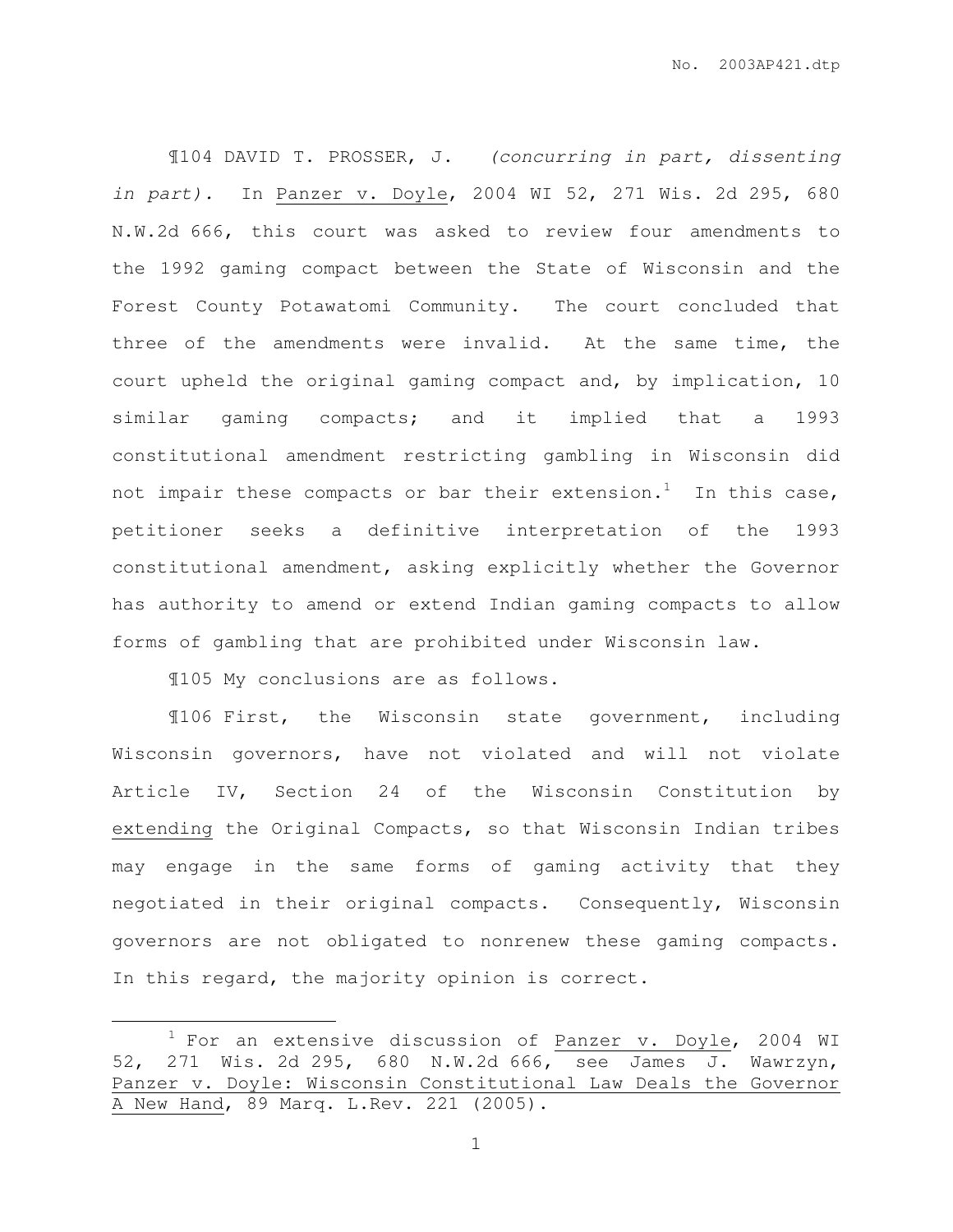¶104 DAVID T. PROSSER, J. *(concurring in part, dissenting in part).* In Panzer v. Doyle, 2004 WI 52, 271 Wis. 2d 295, 680 N.W.2d 666, this court was asked to review four amendments to the 1992 gaming compact between the State of Wisconsin and the Forest County Potawatomi Community. The court concluded that three of the amendments were invalid. At the same time, the court upheld the original gaming compact and, by implication, 10 similar gaming compacts; and it implied that a 1993 constitutional amendment restricting gambling in Wisconsin did not impair these compacts or bar their extension.[1] In this case, petitioner seeks a definitive interpretation of the 1993 constitutional amendment, asking explicitly whether the Governor has authority to amend or extend Indian gaming compacts to allow forms of gambling that are prohibited under Wisconsin law.

¶105 My conclusions are as follows.

¶106 First, the Wisconsin state government, including Wisconsin governors, have not violated and will not violate Article IV, Section 24 of the Wisconsin Constitution by extending the Original Compacts, so that Wisconsin Indian tribes may engage in the same forms of gaming activity that they negotiated in their original compacts. Consequently, Wisconsin governors are not obligated to nonrenew these gaming compacts. In this regard, the majority opinion is correct.

---

[1] For an extensive discussion of Panzer v. Doyle, 2004 WI 52, 271 Wis. 2d 295, 680 N.W.2d 666, see James J. Wawrzyn, Panzer v. Doyle: Wisconsin Constitutional Law Deals the Governor A New Hand, 89 Marq. L.Rev. 221 (2005).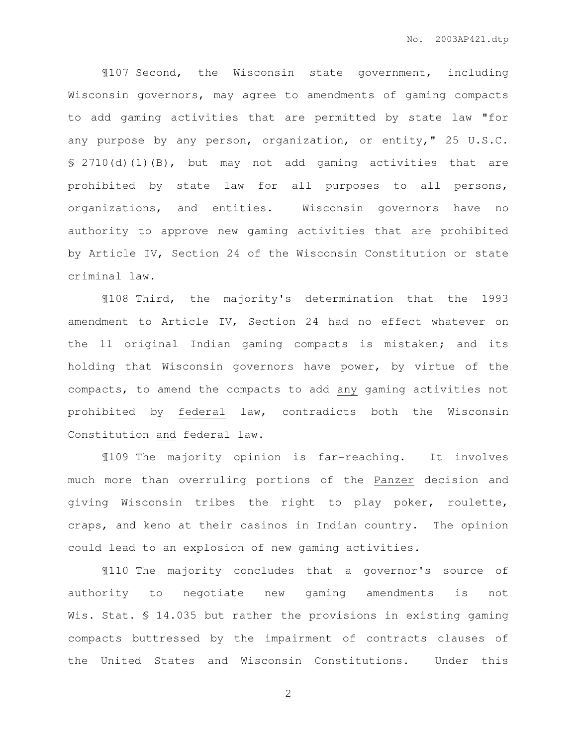¶107 Second, the Wisconsin state government, including Wisconsin governors, may agree to amendments of gaming compacts to add gaming activities that are permitted by state law "for any purpose by any person, organization, or entity," 25 U.S.C. § 2710(d)(1)(B), but may not add gaming activities that are prohibited by state law for all purposes to all persons, organizations, and entities. Wisconsin governors have no authority to approve new gaming activities that are prohibited by Article IV, Section 24 of the Wisconsin Constitution or state criminal law.

¶108 Third, the majority's determination that the 1993 amendment to Article IV, Section 24 had no effect whatever on the 11 original Indian gaming compacts is mistaken; and its holding that Wisconsin governors have power, by virtue of the compacts, to amend the compacts to add <u>any</u> gaming activities not prohibited by <u>federal</u> law, contradicts both the Wisconsin Constitution <u>and</u> federal law.

¶109 The majority opinion is far-reaching. It involves much more than overruling portions of the <u>Panzer</u> decision and giving Wisconsin tribes the right to play poker, roulette, craps, and keno at their casinos in Indian country. The opinion could lead to an explosion of new gaming activities.

¶110 The majority concludes that a governor's source of authority to negotiate new gaming amendments is not Wis. Stat. § 14.035 but rather the provisions in existing gaming compacts buttressed by the impairment of contracts clauses of the United States and Wisconsin Constitutions. Under this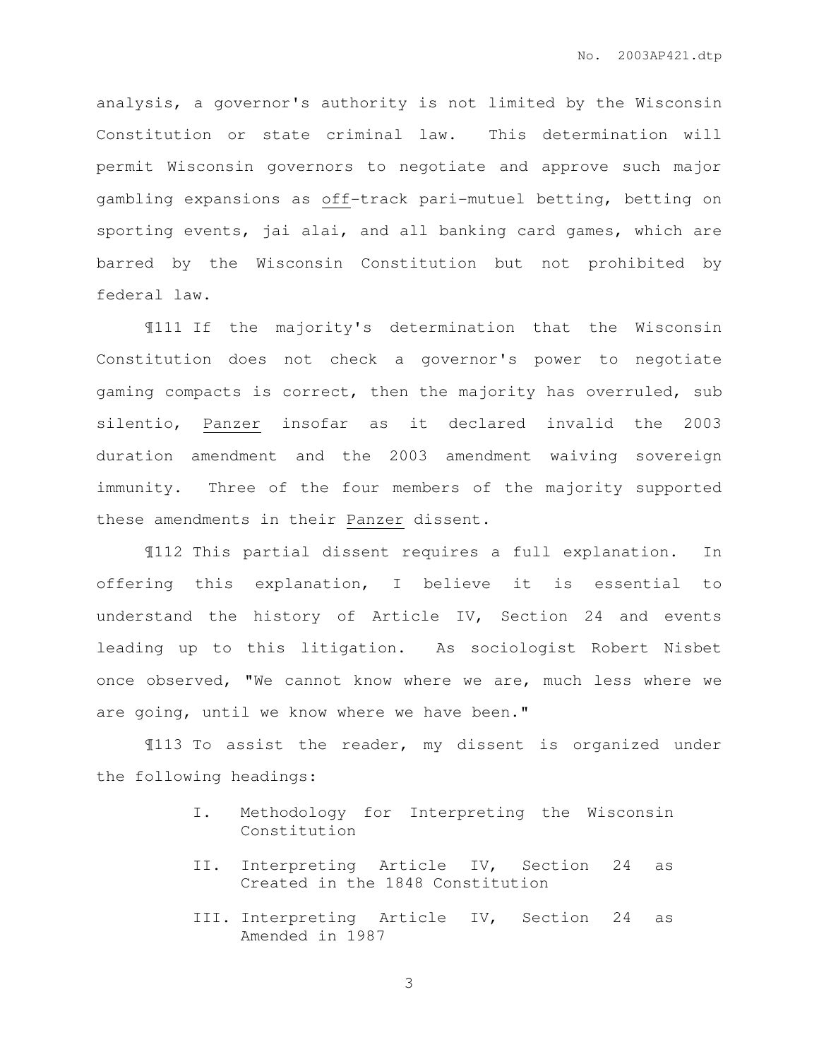analysis, a governor's authority is not limited by the Wisconsin Constitution or state criminal law. This determination will permit Wisconsin governors to negotiate and approve such major gambling expansions as <u>off</u>-track pari-mutuel betting, betting on sporting events, jai alai, and all banking card games, which are barred by the Wisconsin Constitution but not prohibited by federal law.

¶111 If the majority's determination that the Wisconsin Constitution does not check a governor's power to negotiate gaming compacts is correct, then the majority has overruled, sub silentio, <u>Panzer</u> insofar as it declared invalid the 2003 duration amendment and the 2003 amendment waiving sovereign immunity. Three of the four members of the majority supported these amendments in their <u>Panzer</u> dissent.

¶112 This partial dissent requires a full explanation. In offering this explanation, I believe it is essential to understand the history of Article IV, Section 24 and events leading up to this litigation. As sociologist Robert Nisbet once observed, "We cannot know where we are, much less where we are going, until we know where we have been."

¶113 To assist the reader, my dissent is organized under the following headings:

I. Methodology for Interpreting the Wisconsin Constitution

II. Interpreting Article IV, Section 24 as Created in the 1848 Constitution

III. Interpreting Article IV, Section 24 as Amended in 1987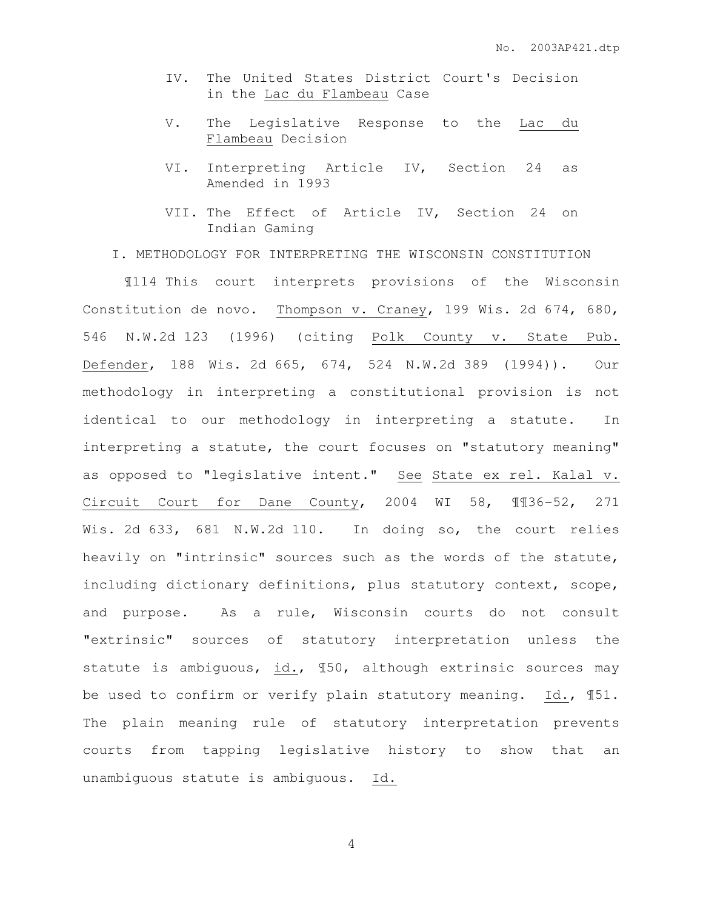IV. The United States District Court's Decision in the Lac du Flambeau Case

V. The Legislative Response to the Lac du Flambeau Decision

VI. Interpreting Article IV, Section 24 as Amended in 1993

VII. The Effect of Article IV, Section 24 on Indian Gaming

## I. METHODOLOGY FOR INTERPRETING THE WISCONSIN CONSTITUTION

¶114 This court interprets provisions of the Wisconsin Constitution de novo. Thompson v. Craney, 199 Wis. 2d 674, 680, 546 N.W.2d 123 (1996) (citing Polk County v. State Pub. Defender, 188 Wis. 2d 665, 674, 524 N.W.2d 389 (1994)). Our methodology in interpreting a constitutional provision is not identical to our methodology in interpreting a statute. In interpreting a statute, the court focuses on "statutory meaning" as opposed to "legislative intent." See State ex rel. Kalal v. Circuit Court for Dane County, 2004 WI 58, ¶¶36-52, 271 Wis. 2d 633, 681 N.W.2d 110. In doing so, the court relies heavily on "intrinsic" sources such as the words of the statute, including dictionary definitions, plus statutory context, scope, and purpose. As a rule, Wisconsin courts do not consult "extrinsic" sources of statutory interpretation unless the statute is ambiguous, id., ¶50, although extrinsic sources may be used to confirm or verify plain statutory meaning. Id., ¶51. The plain meaning rule of statutory interpretation prevents courts from tapping legislative history to show that an unambiguous statute is ambiguous. Id.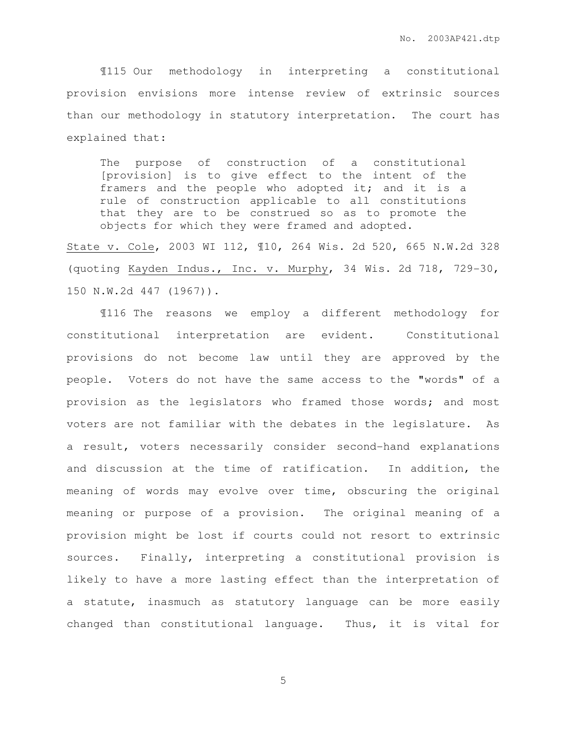¶115 Our methodology in interpreting a constitutional provision envisions more intense review of extrinsic sources than our methodology in statutory interpretation. The court has explained that:

> The purpose of construction of a constitutional [provision] is to give effect to the intent of the framers and the people who adopted it; and it is a rule of construction applicable to all constitutions that they are to be construed so as to promote the objects for which they were framed and adopted.

State v. Cole, 2003 WI 112, ¶10, 264 Wis. 2d 520, 665 N.W.2d 328 (quoting Kayden Indus., Inc. v. Murphy, 34 Wis. 2d 718, 729-30, 150 N.W.2d 447 (1967)).

¶116 The reasons we employ a different methodology for constitutional interpretation are evident. Constitutional provisions do not become law until they are approved by the people. Voters do not have the same access to the "words" of a provision as the legislators who framed those words; and most voters are not familiar with the debates in the legislature. As a result, voters necessarily consider second-hand explanations and discussion at the time of ratification. In addition, the meaning of words may evolve over time, obscuring the original meaning or purpose of a provision. The original meaning of a provision might be lost if courts could not resort to extrinsic sources. Finally, interpreting a constitutional provision is likely to have a more lasting effect than the interpretation of a statute, inasmuch as statutory language can be more easily changed than constitutional language. Thus, it is vital for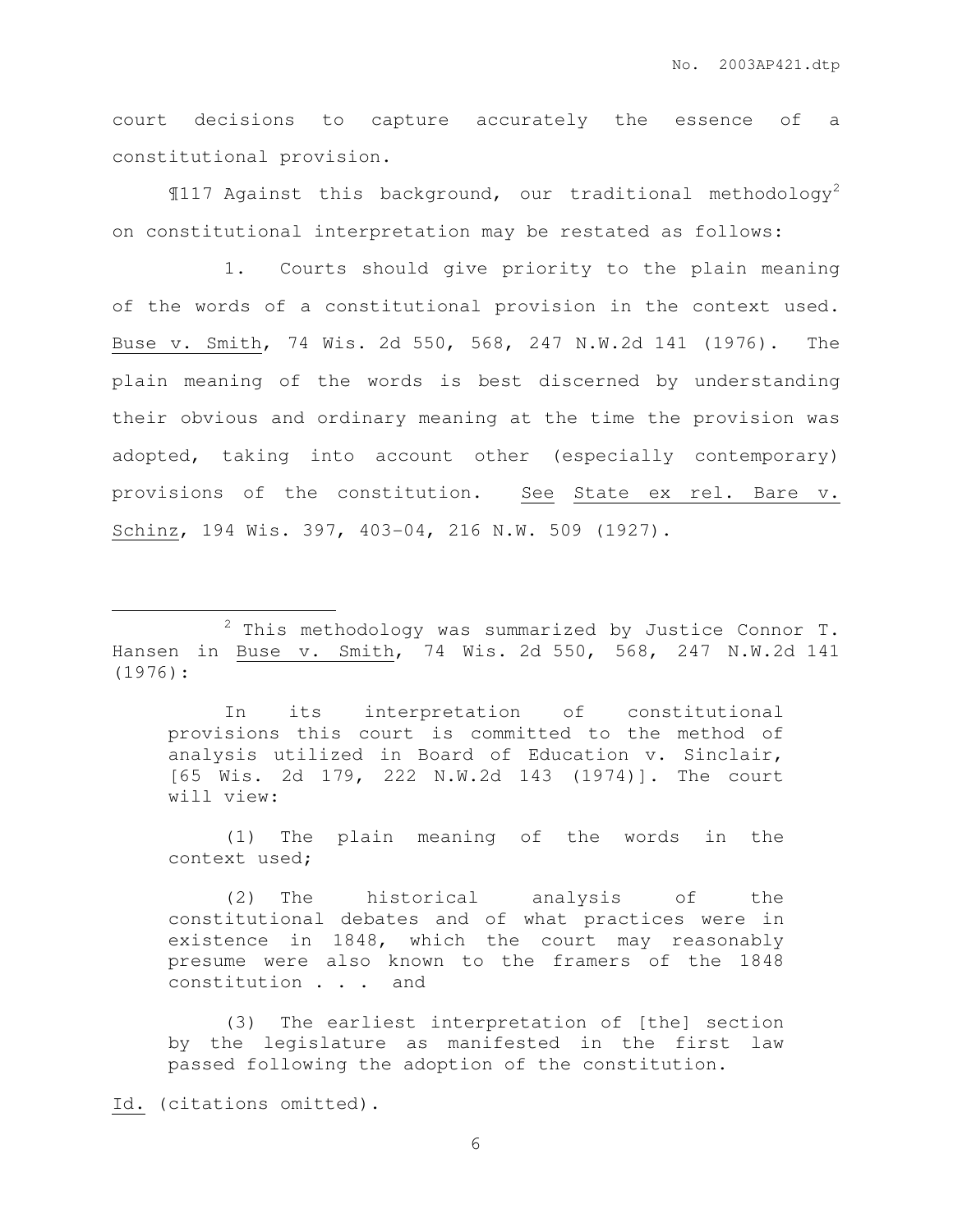court decisions to capture accurately the essence of a constitutional provision.

¶117 Against this background, our traditional methodology[2] on constitutional interpretation may be restated as follows:

1. Courts should give priority to the plain meaning of the words of a constitutional provision in the context used. Buse v. Smith, 74 Wis. 2d 550, 568, 247 N.W.2d 141 (1976). The plain meaning of the words is best discerned by understanding their obvious and ordinary meaning at the time the provision was adopted, taking into account other (especially contemporary) provisions of the constitution. See State ex rel. Bare v. Schinz, 194 Wis. 397, 403-04, 216 N.W. 509 (1927).

---

[2] This methodology was summarized by Justice Connor T. Hansen in Buse v. Smith, 74 Wis. 2d 550, 568, 247 N.W.2d 141 (1976):

> In its interpretation of constitutional provisions this court is committed to the method of analysis utilized in Board of Education v. Sinclair, [65 Wis. 2d 179, 222 N.W.2d 143 (1974)]. The court will view:
>
> (1) The plain meaning of the words in the context used;
>
> (2) The historical analysis of the constitutional debates and of what practices were in existence in 1848, which the court may reasonably presume were also known to the framers of the 1848 constitution . . . and
>
> (3) The earliest interpretation of [the] section by the legislature as manifested in the first law passed following the adoption of the constitution.

Id. (citations omitted).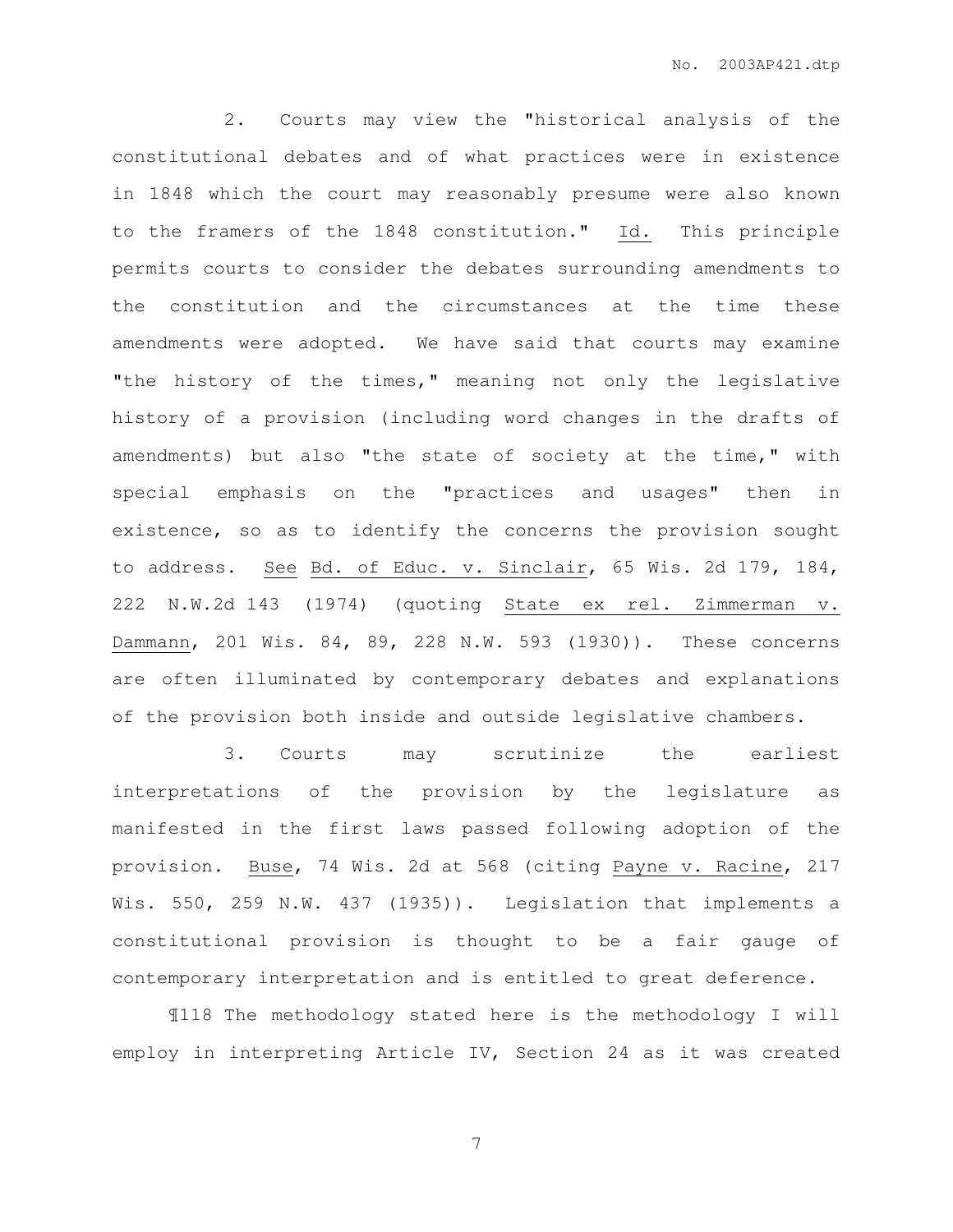2. Courts may view the "historical analysis of the constitutional debates and of what practices were in existence in 1848 which the court may reasonably presume were also known to the framers of the 1848 constitution." Id. This principle permits courts to consider the debates surrounding amendments to the constitution and the circumstances at the time these amendments were adopted. We have said that courts may examine "the history of the times," meaning not only the legislative history of a provision (including word changes in the drafts of amendments) but also "the state of society at the time," with special emphasis on the "practices and usages" then in existence, so as to identify the concerns the provision sought to address. See Bd. of Educ. v. Sinclair, 65 Wis. 2d 179, 184, 222 N.W.2d 143 (1974) (quoting State ex rel. Zimmerman v. Dammann, 201 Wis. 84, 89, 228 N.W. 593 (1930)). These concerns are often illuminated by contemporary debates and explanations of the provision both inside and outside legislative chambers.

3. Courts may scrutinize the earliest interpretations of the provision by the legislature as manifested in the first laws passed following adoption of the provision. Buse, 74 Wis. 2d at 568 (citing Payne v. Racine, 217 Wis. 550, 259 N.W. 437 (1935)). Legislation that implements a constitutional provision is thought to be a fair gauge of contemporary interpretation and is entitled to great deference.

¶118 The methodology stated here is the methodology I will employ in interpreting Article IV, Section 24 as it was created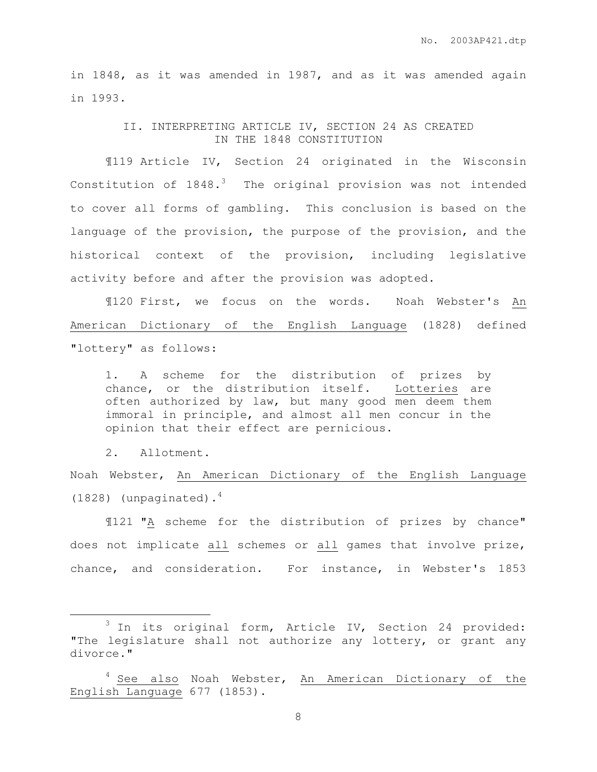in 1848, as it was amended in 1987, and as it was amended again in 1993.

## II. INTERPRETING ARTICLE IV, SECTION 24 AS CREATED IN THE 1848 CONSTITUTION

¶119 Article IV, Section 24 originated in the Wisconsin Constitution of 1848.[3] The original provision was not intended to cover all forms of gambling. This conclusion is based on the language of the provision, the purpose of the provision, and the historical context of the provision, including legislative activity before and after the provision was adopted.

¶120 First, we focus on the words. Noah Webster's _An American Dictionary of the English Language_ (1828) defined "lottery" as follows:

> 1. A scheme for the distribution of prizes by chance, or the distribution itself. _Lotteries_ are often authorized by law, but many good men deem them immoral in principle, and almost all men concur in the opinion that their effect are pernicious.
>
> 2. Allotment.

Noah Webster, _An American Dictionary of the English Language_ (1828) (unpaginated).[4]

¶121 "_A_ scheme for the distribution of prizes by chance" does not implicate _all_ schemes or _all_ games that involve prize, chance, and consideration. For instance, in Webster's 1853

---

[3] In its original form, Article IV, Section 24 provided: "The legislature shall not authorize any lottery, or grant any divorce."

[4] _See also_ Noah Webster, _An American Dictionary of the English Language_ 677 (1853).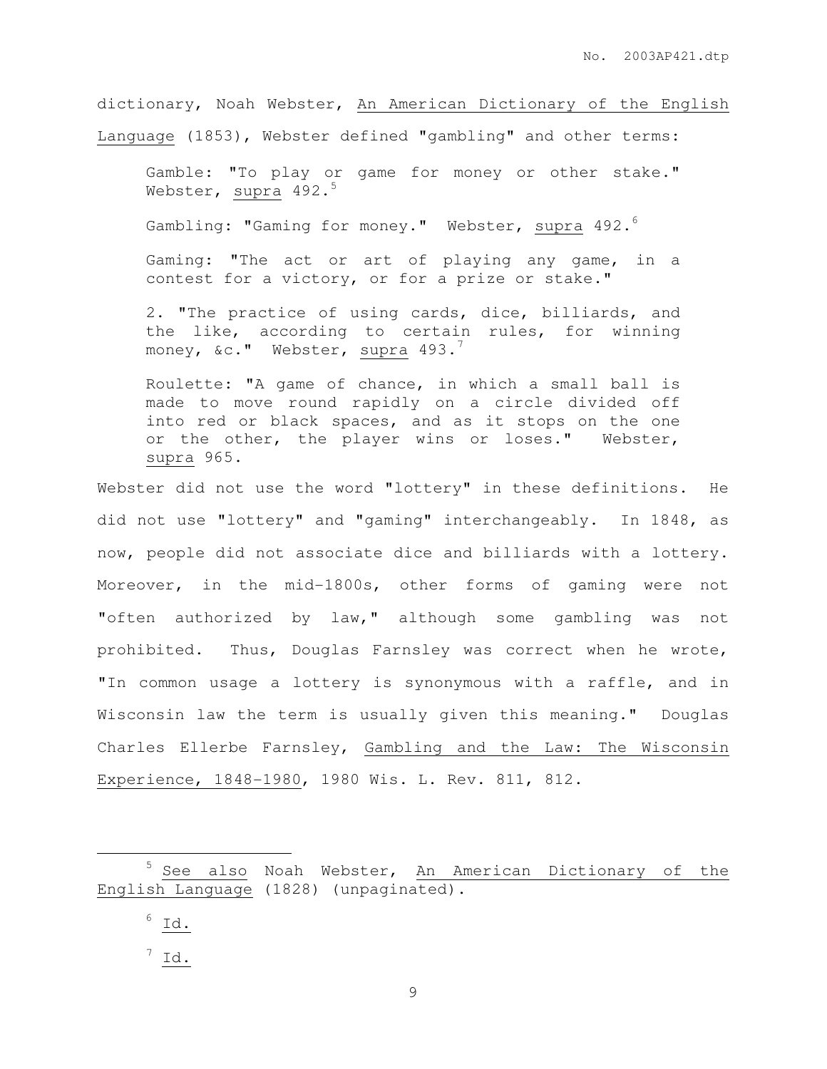dictionary, Noah Webster, An American Dictionary of the English Language (1853), Webster defined "gambling" and other terms:

> Gamble: "To play or game for money or other stake." Webster, supra 492.[5]
>
> Gambling: "Gaming for money." Webster, supra 492.[6]
>
> Gaming: "The act or art of playing any game, in a contest for a victory, or for a prize or stake."
>
> 2. "The practice of using cards, dice, billiards, and the like, according to certain rules, for winning money, &c." Webster, supra 493.[7]
>
> Roulette: "A game of chance, in which a small ball is made to move round rapidly on a circle divided off into red or black spaces, and as it stops on the one or the other, the player wins or loses." Webster, supra 965.

Webster did not use the word "lottery" in these definitions. He did not use "lottery" and "gaming" interchangeably. In 1848, as now, people did not associate dice and billiards with a lottery. Moreover, in the mid-1800s, other forms of gaming were not "often authorized by law," although some gambling was not prohibited. Thus, Douglas Farnsley was correct when he wrote, "In common usage a lottery is synonymous with a raffle, and in Wisconsin law the term is usually given this meaning." Douglas Charles Ellerbe Farnsley, Gambling and the Law: The Wisconsin Experience, 1848-1980, 1980 Wis. L. Rev. 811, 812.

---

[5] See also Noah Webster, An American Dictionary of the English Language (1828) (unpaginated).

[6] Id.

[7] Id.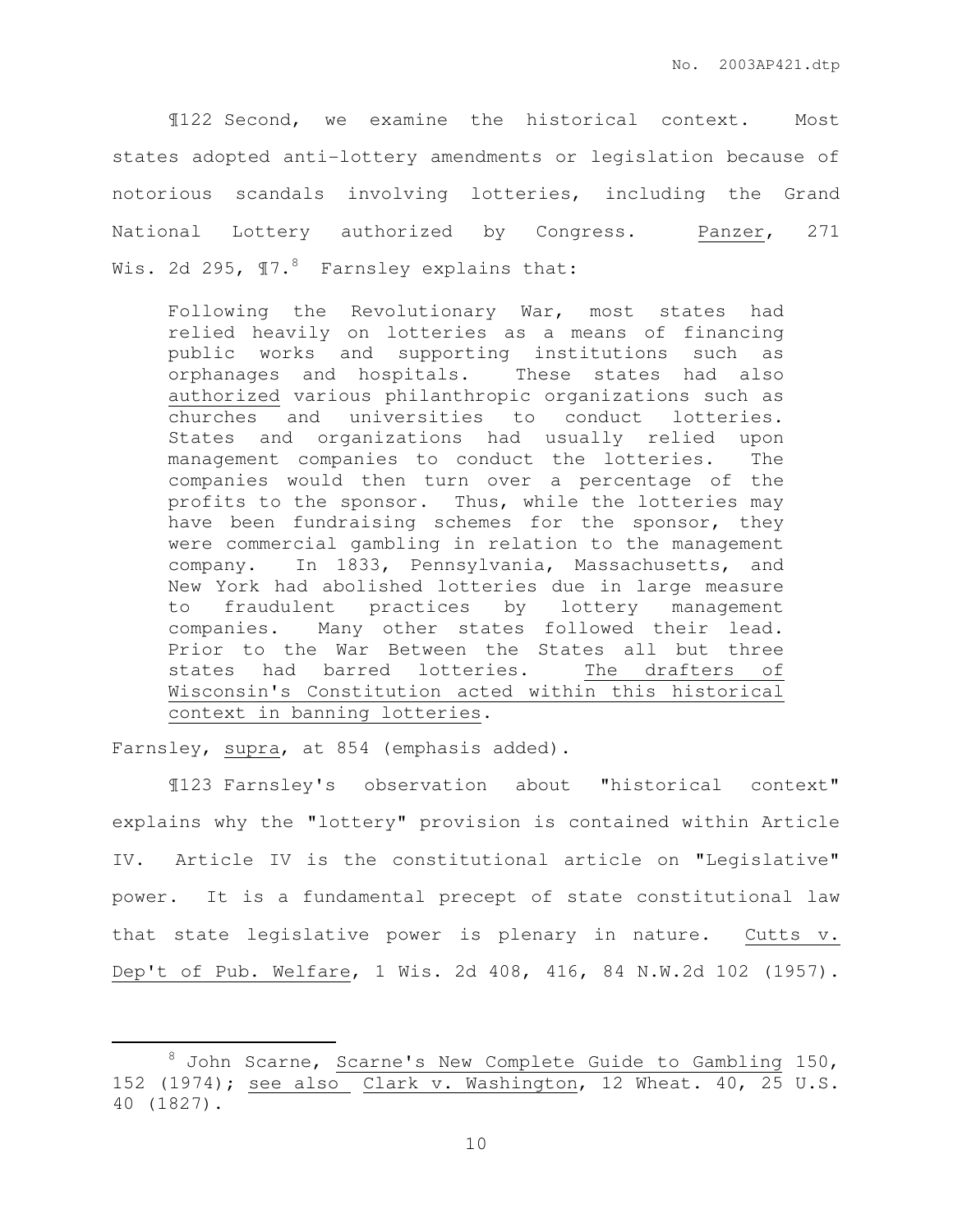¶122 Second, we examine the historical context. Most states adopted anti-lottery amendments or legislation because of notorious scandals involving lotteries, including the Grand National Lottery authorized by Congress. Panzer, 271 Wis. 2d 295, ¶7.[8] Farnsley explains that:

> Following the Revolutionary War, most states had relied heavily on lotteries as a means of financing public works and supporting institutions such as orphanages and hospitals. These states had also authorized various philanthropic organizations such as churches and universities to conduct lotteries. States and organizations had usually relied upon management companies to conduct the lotteries. The companies would then turn over a percentage of the profits to the sponsor. Thus, while the lotteries may have been fundraising schemes for the sponsor, they were commercial gambling in relation to the management company. In 1833, Pennsylvania, Massachusetts, and New York had abolished lotteries due in large measure to fraudulent practices by lottery management companies. Many other states followed their lead. Prior to the War Between the States all but three states had barred lotteries. The drafters of Wisconsin's Constitution acted within this historical context in banning lotteries.

Farnsley, supra, at 854 (emphasis added).

¶123 Farnsley's observation about "historical context" explains why the "lottery" provision is contained within Article IV. Article IV is the constitutional article on "Legislative" power. It is a fundamental precept of state constitutional law that state legislative power is plenary in nature. Cutts v. Dep't of Pub. Welfare, 1 Wis. 2d 408, 416, 84 N.W.2d 102 (1957).

---

[8] John Scarne, Scarne's New Complete Guide to Gambling 150, 152 (1974); see also Clark v. Washington, 12 Wheat. 40, 25 U.S. 40 (1827).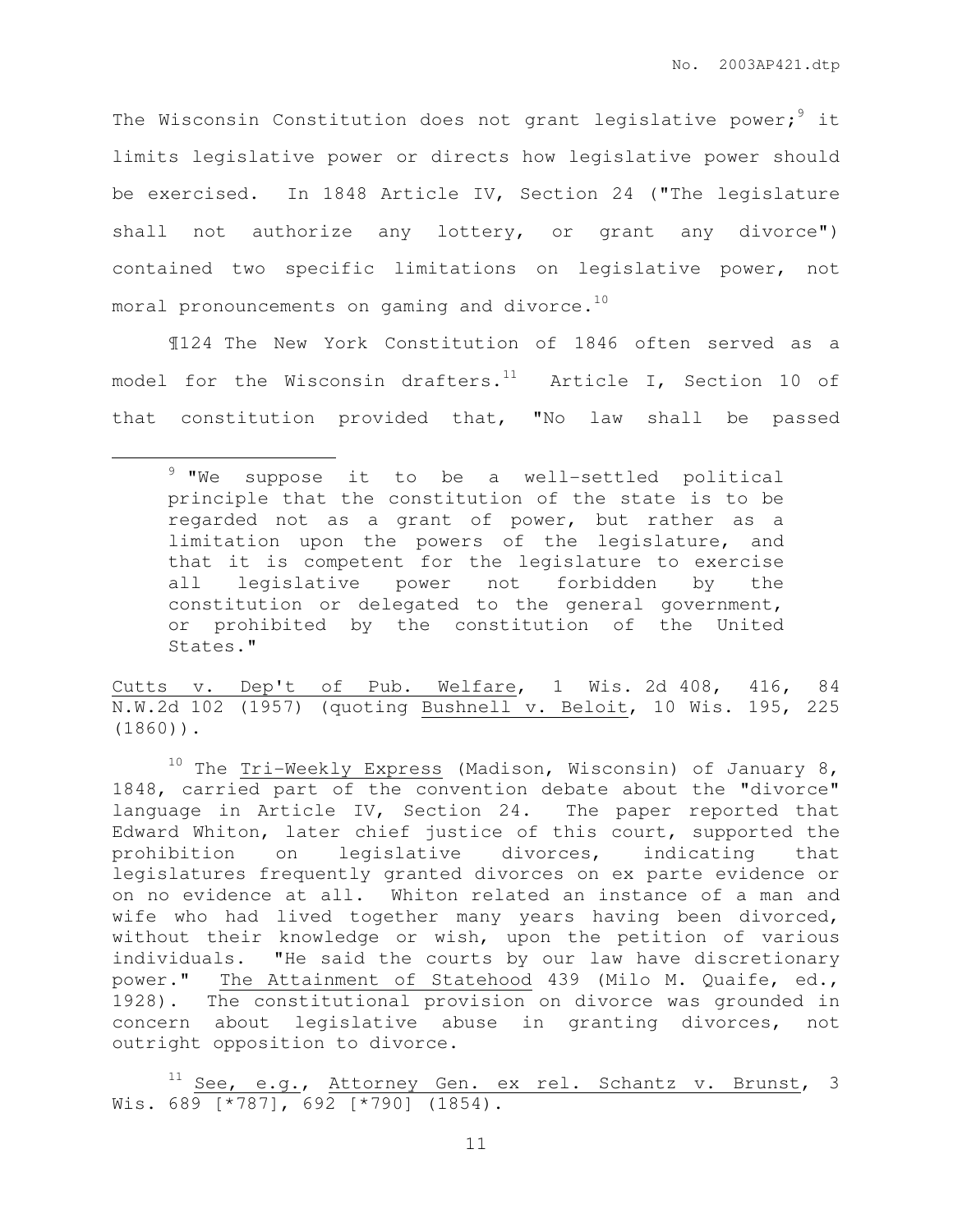The Wisconsin Constitution does not grant legislative power;[9] it limits legislative power or directs how legislative power should be exercised. In 1848 Article IV, Section 24 ("The legislature shall not authorize any lottery, or grant any divorce") contained two specific limitations on legislative power, not moral pronouncements on gaming and divorce.[10]

¶124 The New York Constitution of 1846 often served as a model for the Wisconsin drafters.[11] Article I, Section 10 of that constitution provided that, "No law shall be passed

---

[9] "We suppose it to be a well-settled political principle that the constitution of the state is to be regarded not as a grant of power, but rather as a limitation upon the powers of the legislature, and that it is competent for the legislature to exercise all legislative power not forbidden by the constitution or delegated to the general government, or prohibited by the constitution of the United States."

Cutts v. Dep't of Pub. Welfare, 1 Wis. 2d 408, 416, 84 N.W.2d 102 (1957) (quoting Bushnell v. Beloit, 10 Wis. 195, 225 (1860)).

[10] The Tri-Weekly Express (Madison, Wisconsin) of January 8, 1848, carried part of the convention debate about the "divorce" language in Article IV, Section 24. The paper reported that Edward Whiton, later chief justice of this court, supported the prohibition on legislative divorces, indicating that legislatures frequently granted divorces on ex parte evidence or on no evidence at all. Whiton related an instance of a man and wife who had lived together many years having been divorced, without their knowledge or wish, upon the petition of various individuals. "He said the courts by our law have discretionary power." The Attainment of Statehood 439 (Milo M. Quaife, ed., 1928). The constitutional provision on divorce was grounded in concern about legislative abuse in granting divorces, not outright opposition to divorce.

[11] See, e.g., Attorney Gen. ex rel. Schantz v. Brunst, 3 Wis. 689 [*787], 692 [*790] (1854).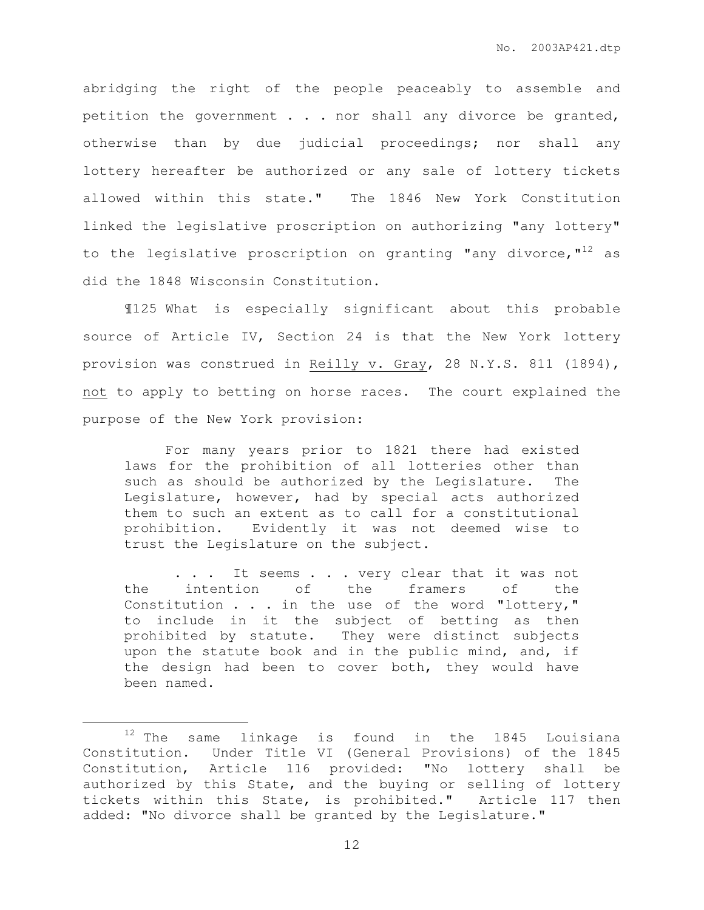abridging the right of the people peaceably to assemble and petition the government . . . nor shall any divorce be granted, otherwise than by due judicial proceedings; nor shall any lottery hereafter be authorized or any sale of lottery tickets allowed within this state." The 1846 New York Constitution linked the legislative proscription on authorizing "any lottery" to the legislative proscription on granting "any divorce,"[12] as did the 1848 Wisconsin Constitution.

¶125 What is especially significant about this probable source of Article IV, Section 24 is that the New York lottery provision was construed in Reilly v. Gray, 28 N.Y.S. 811 (1894), not to apply to betting on horse races. The court explained the purpose of the New York provision:

> For many years prior to 1821 there had existed laws for the prohibition of all lotteries other than such as should be authorized by the Legislature. The Legislature, however, had by special acts authorized them to such an extent as to call for a constitutional prohibition. Evidently it was not deemed wise to trust the Legislature on the subject.
>
> . . . It seems . . . very clear that it was not the intention of the framers of the Constitution . . . in the use of the word "lottery," to include in it the subject of betting as then prohibited by statute. They were distinct subjects upon the statute book and in the public mind, and, if the design had been to cover both, they would have been named.

---

[12] The same linkage is found in the 1845 Louisiana Constitution. Under Title VI (General Provisions) of the 1845 Constitution, Article 116 provided: "No lottery shall be authorized by this State, and the buying or selling of lottery tickets within this State, is prohibited." Article 117 then added: "No divorce shall be granted by the Legislature."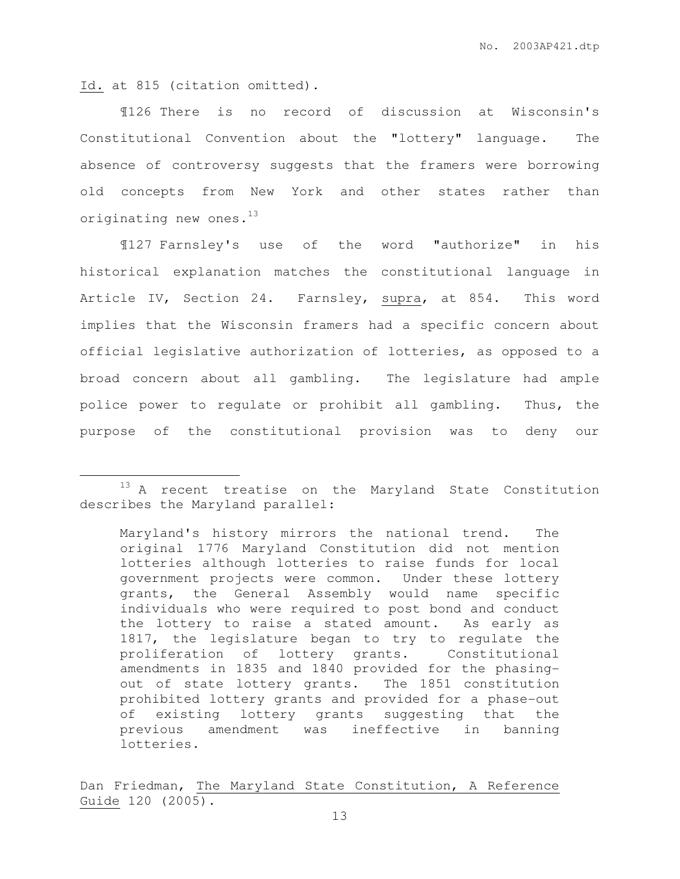Id. at 815 (citation omitted).

¶126 There is no record of discussion at Wisconsin's Constitutional Convention about the "lottery" language. The absence of controversy suggests that the framers were borrowing old concepts from New York and other states rather than originating new ones.[13]

¶127 Farnsley's use of the word "authorize" in his historical explanation matches the constitutional language in Article IV, Section 24. Farnsley, supra, at 854. This word implies that the Wisconsin framers had a specific concern about official legislative authorization of lotteries, as opposed to a broad concern about all gambling. The legislature had ample police power to regulate or prohibit all gambling. Thus, the purpose of the constitutional provision was to deny our

---

[13] A recent treatise on the Maryland State Constitution describes the Maryland parallel:

> Maryland's history mirrors the national trend. The original 1776 Maryland Constitution did not mention lotteries although lotteries to raise funds for local government projects were common. Under these lottery grants, the General Assembly would name specific individuals who were required to post bond and conduct the lottery to raise a stated amount. As early as 1817, the legislature began to try to regulate the proliferation of lottery grants. Constitutional amendments in 1835 and 1840 provided for the phasing-out of state lottery grants. The 1851 constitution prohibited lottery grants and provided for a phase-out of existing lottery grants suggesting that the previous amendment was ineffective in banning lotteries.

Dan Friedman, The Maryland State Constitution, A Reference Guide 120 (2005).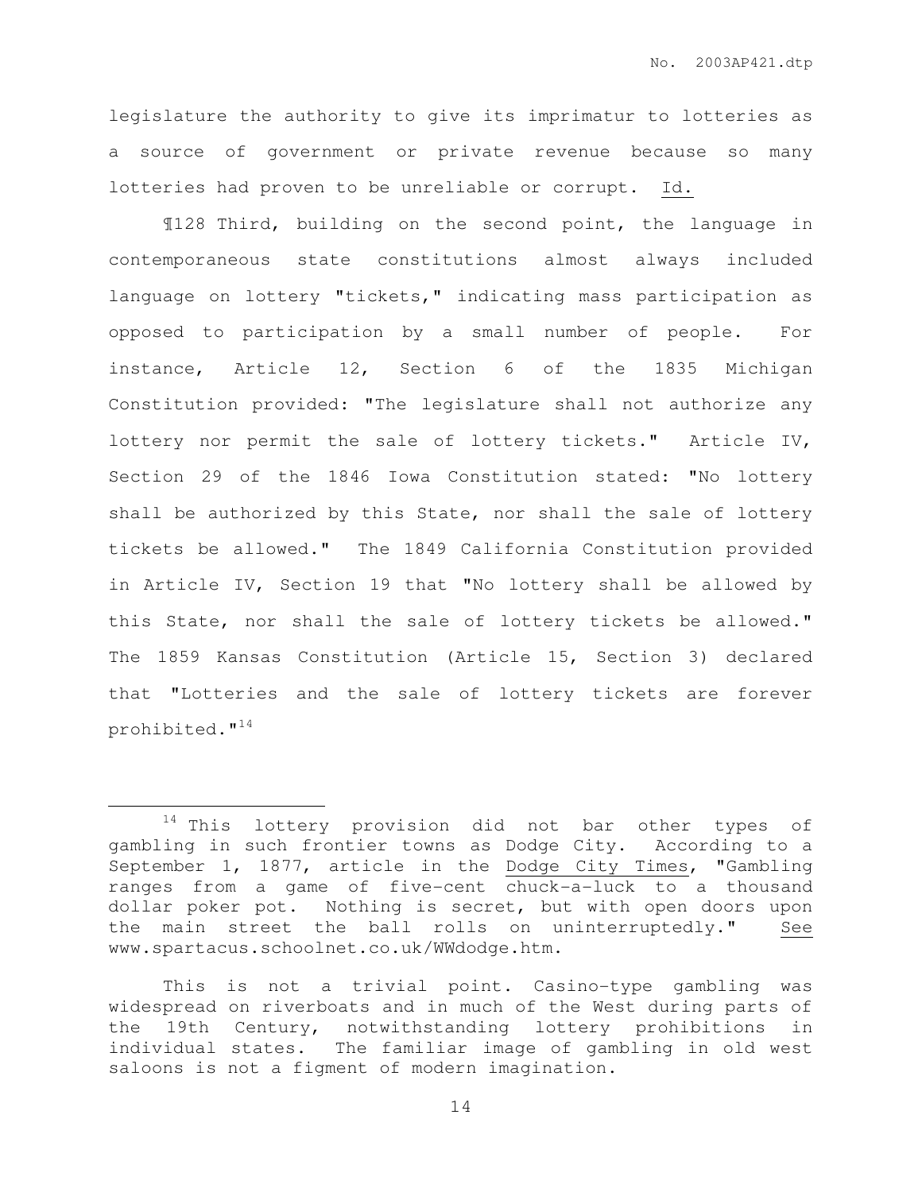legislature the authority to give its imprimatur to lotteries as a source of government or private revenue because so many lotteries had proven to be unreliable or corrupt. Id.

¶128 Third, building on the second point, the language in contemporaneous state constitutions almost always included language on lottery "tickets," indicating mass participation as opposed to participation by a small number of people. For instance, Article 12, Section 6 of the 1835 Michigan Constitution provided: "The legislature shall not authorize any lottery nor permit the sale of lottery tickets." Article IV, Section 29 of the 1846 Iowa Constitution stated: "No lottery shall be authorized by this State, nor shall the sale of lottery tickets be allowed." The 1849 California Constitution provided in Article IV, Section 19 that "No lottery shall be allowed by this State, nor shall the sale of lottery tickets be allowed." The 1859 Kansas Constitution (Article 15, Section 3) declared that "Lotteries and the sale of lottery tickets are forever prohibited."[14]

---

[14] This lottery provision did not bar other types of gambling in such frontier towns as Dodge City. According to a September 1, 1877, article in the Dodge City Times, "Gambling ranges from a game of five-cent chuck-a-luck to a thousand dollar poker pot. Nothing is secret, but with open doors upon the main street the ball rolls on uninterruptedly." See www.spartacus.schoolnet.co.uk/WWdodge.htm.

This is not a trivial point. Casino-type gambling was widespread on riverboats and in much of the West during parts of the 19th Century, notwithstanding lottery prohibitions in individual states. The familiar image of gambling in old west saloons is not a figment of modern imagination.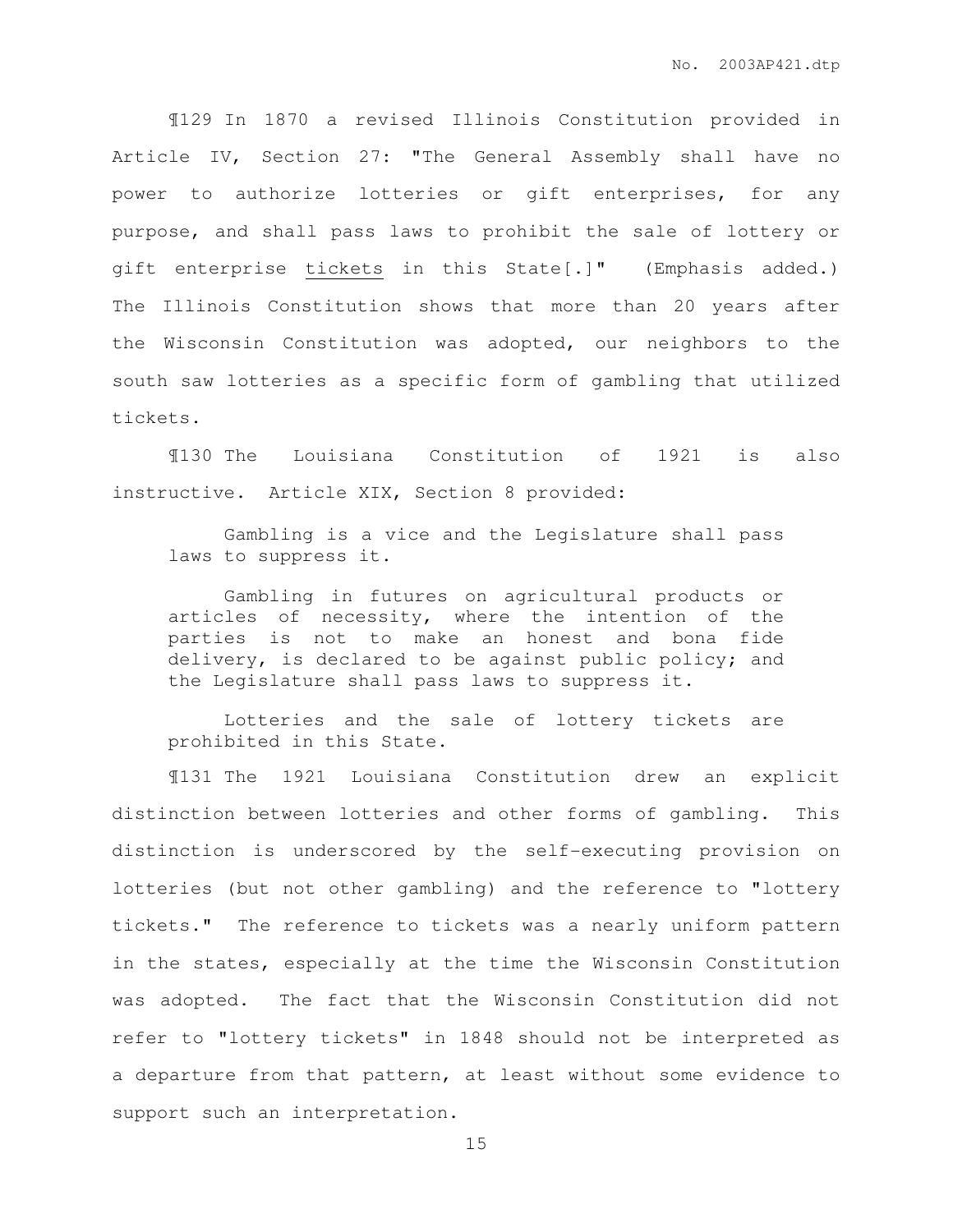¶129 In 1870 a revised Illinois Constitution provided in Article IV, Section 27: "The General Assembly shall have no power to authorize lotteries or gift enterprises, for any purpose, and shall pass laws to prohibit the sale of lottery or gift enterprise <u>tickets</u> in this State[.]" (Emphasis added.) The Illinois Constitution shows that more than 20 years after the Wisconsin Constitution was adopted, our neighbors to the south saw lotteries as a specific form of gambling that utilized tickets.

¶130 The Louisiana Constitution of 1921 is also instructive. Article XIX, Section 8 provided:

> Gambling is a vice and the Legislature shall pass laws to suppress it.
>
> Gambling in futures on agricultural products or articles of necessity, where the intention of the parties is not to make an honest and bona fide delivery, is declared to be against public policy; and the Legislature shall pass laws to suppress it.
>
> Lotteries and the sale of lottery tickets are prohibited in this State.

¶131 The 1921 Louisiana Constitution drew an explicit distinction between lotteries and other forms of gambling. This distinction is underscored by the self-executing provision on lotteries (but not other gambling) and the reference to "lottery tickets." The reference to tickets was a nearly uniform pattern in the states, especially at the time the Wisconsin Constitution was adopted. The fact that the Wisconsin Constitution did not refer to "lottery tickets" in 1848 should not be interpreted as a departure from that pattern, at least without some evidence to support such an interpretation.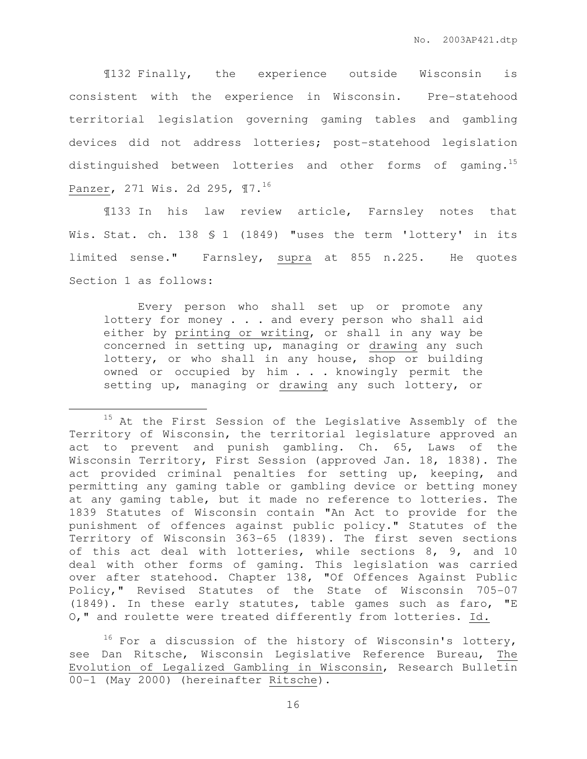¶132 Finally, the experience outside Wisconsin is consistent with the experience in Wisconsin. Pre-statehood territorial legislation governing gaming tables and gambling devices did not address lotteries; post-statehood legislation distinguished between lotteries and other forms of gaming.[15] Panzer, 271 Wis. 2d 295, ¶7.[16]

¶133 In his law review article, Farnsley notes that Wis. Stat. ch. 138 § 1 (1849) "uses the term 'lottery' in its limited sense." Farnsley, *supra* at 855 n.225. He quotes Section 1 as follows:

> Every person who shall set up or promote any lottery for money . . . and every person who shall aid either by printing or writing, or shall in any way be concerned in setting up, managing or drawing any such lottery, or who shall in any house, shop or building owned or occupied by him . . . knowingly permit the setting up, managing or drawing any such lottery, or

---

[15] At the First Session of the Legislative Assembly of the Territory of Wisconsin, the territorial legislature approved an act to prevent and punish gambling. Ch. 65, Laws of the Wisconsin Territory, First Session (approved Jan. 18, 1838). The act provided criminal penalties for setting up, keeping, and permitting any gaming table or gambling device or betting money at any gaming table, but it made no reference to lotteries. The 1839 Statutes of Wisconsin contain "An Act to provide for the punishment of offences against public policy." Statutes of the Territory of Wisconsin 363-65 (1839). The first seven sections of this act deal with lotteries, while sections 8, 9, and 10 deal with other forms of gaming. This legislation was carried over after statehood. Chapter 138, "Of Offences Against Public Policy," Revised Statutes of the State of Wisconsin 705-07 (1849). In these early statutes, table games such as faro, "E O," and roulette were treated differently from lotteries. *Id.*

[16] For a discussion of the history of Wisconsin's lottery, see Dan Ritsche, Wisconsin Legislative Reference Bureau, *The Evolution of Legalized Gambling in Wisconsin*, Research Bulletin 00-1 (May 2000) (hereinafter *Ritsche*).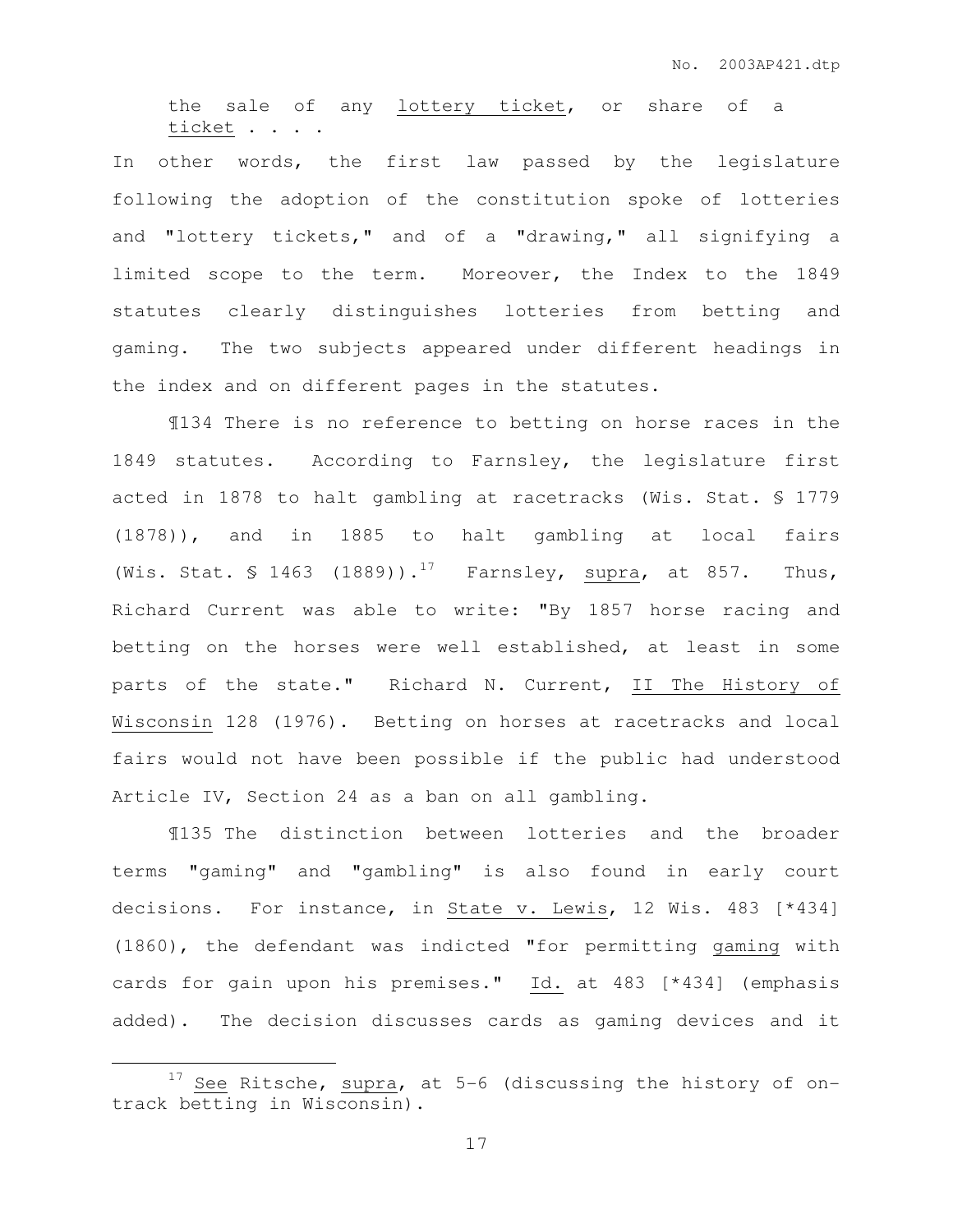the sale of any <u>lottery ticket</u>, or share of a <u>ticket</u> . . . .

In other words, the first law passed by the legislature following the adoption of the constitution spoke of lotteries and "lottery tickets," and of a "drawing," all signifying a limited scope to the term. Moreover, the Index to the 1849 statutes clearly distinguishes lotteries from betting and gaming. The two subjects appeared under different headings in the index and on different pages in the statutes.

¶134 There is no reference to betting on horse races in the 1849 statutes. According to Farnsley, the legislature first acted in 1878 to halt gambling at racetracks (Wis. Stat. § 1779 (1878)), and in 1885 to halt gambling at local fairs (Wis. Stat. § 1463 (1889)).[17] Farnsley, supra, at 857. Thus, Richard Current was able to write: "By 1857 horse racing and betting on the horses were well established, at least in some parts of the state." Richard N. Current, II The History of Wisconsin 128 (1976). Betting on horses at racetracks and local fairs would not have been possible if the public had understood Article IV, Section 24 as a ban on all gambling.

¶135 The distinction between lotteries and the broader terms "gaming" and "gambling" is also found in early court decisions. For instance, in State v. Lewis, 12 Wis. 483 [*434] (1860), the defendant was indicted "for permitting <u>gaming</u> with cards for gain upon his premises." Id. at 483 [*434] (emphasis added). The decision discusses cards as gaming devices and it

---

[17] See Ritsche, supra, at 5-6 (discussing the history of on-track betting in Wisconsin).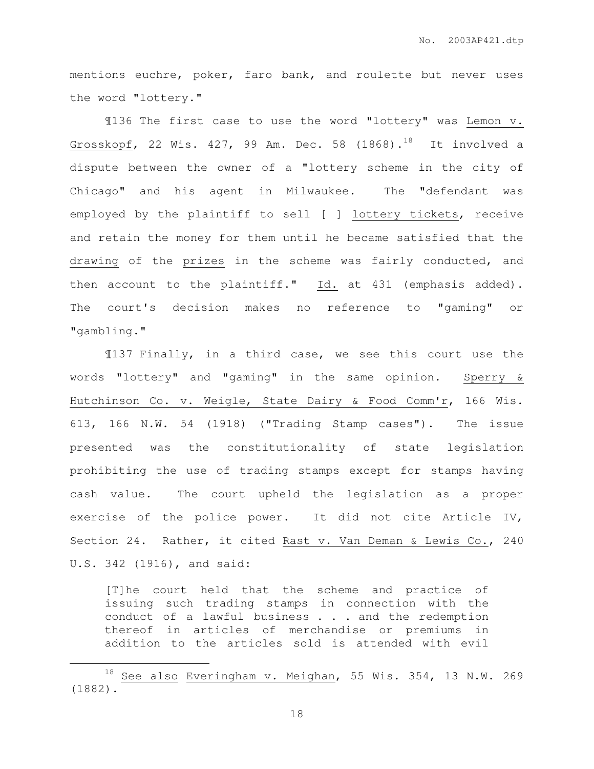mentions euchre, poker, faro bank, and roulette but never uses the word "lottery."

¶136 The first case to use the word "lottery" was Lemon v. Grosskopf, 22 Wis. 427, 99 Am. Dec. 58 (1868).[18] It involved a dispute between the owner of a "lottery scheme in the city of Chicago" and his agent in Milwaukee. The "defendant was employed by the plaintiff to sell [ ] lottery tickets, receive and retain the money for them until he became satisfied that the drawing of the prizes in the scheme was fairly conducted, and then account to the plaintiff." Id. at 431 (emphasis added). The court's decision makes no reference to "gaming" or "gambling."

¶137 Finally, in a third case, we see this court use the words "lottery" and "gaming" in the same opinion. Sperry & Hutchinson Co. v. Weigle, State Dairy & Food Comm'r, 166 Wis. 613, 166 N.W. 54 (1918) ("Trading Stamp cases"). The issue presented was the constitutionality of state legislation prohibiting the use of trading stamps except for stamps having cash value. The court upheld the legislation as a proper exercise of the police power. It did not cite Article IV, Section 24. Rather, it cited Rast v. Van Deman & Lewis Co., 240 U.S. 342 (1916), and said:

> [T]he court held that the scheme and practice of issuing such trading stamps in connection with the conduct of a lawful business . . . and the redemption thereof in articles of merchandise or premiums in addition to the articles sold is attended with evil

---

[18] See also Everingham v. Meighan, 55 Wis. 354, 13 N.W. 269 (1882).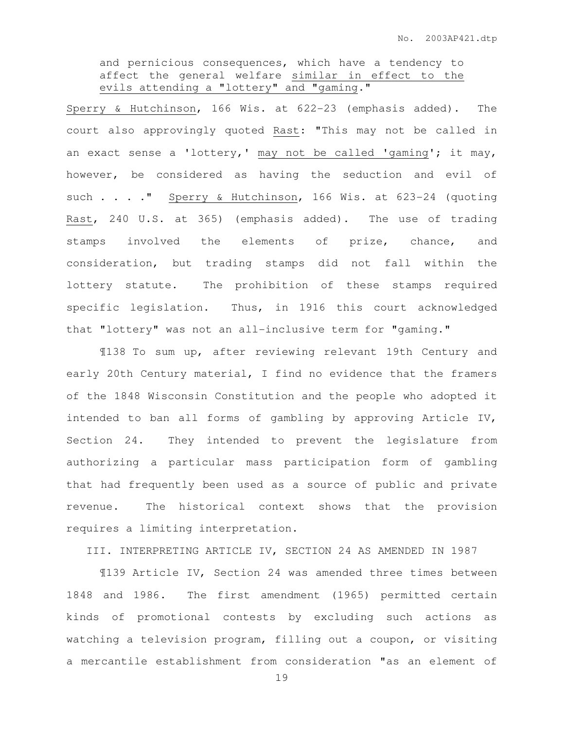and pernicious consequences, which have a tendency to affect the general welfare <u>similar in effect to the evils attending a "lottery" and "gaming</u>."

<u>Sperry & Hutchinson</u>, 166 Wis. at 622-23 (emphasis added). The court also approvingly quoted <u>Rast</u>: "This may not be called in an exact sense a 'lottery,' <u>may not be called 'gaming</u>'; it may, however, be considered as having the seduction and evil of such . . . ." <u>Sperry & Hutchinson</u>, 166 Wis. at 623-24 (quoting <u>Rast</u>, 240 U.S. at 365) (emphasis added). The use of trading stamps involved the elements of prize, chance, and consideration, but trading stamps did not fall within the lottery statute. The prohibition of these stamps required specific legislation. Thus, in 1916 this court acknowledged that "lottery" was not an all-inclusive term for "gaming."

¶138 To sum up, after reviewing relevant 19th Century and early 20th Century material, I find no evidence that the framers of the 1848 Wisconsin Constitution and the people who adopted it intended to ban all forms of gambling by approving Article IV, Section 24. They intended to prevent the legislature from authorizing a particular mass participation form of gambling that had frequently been used as a source of public and private revenue. The historical context shows that the provision requires a limiting interpretation.

## III. INTERPRETING ARTICLE IV, SECTION 24 AS AMENDED IN 1987

¶139 Article IV, Section 24 was amended three times between 1848 and 1986. The first amendment (1965) permitted certain kinds of promotional contests by excluding such actions as watching a television program, filling out a coupon, or visiting a mercantile establishment from consideration "as an element of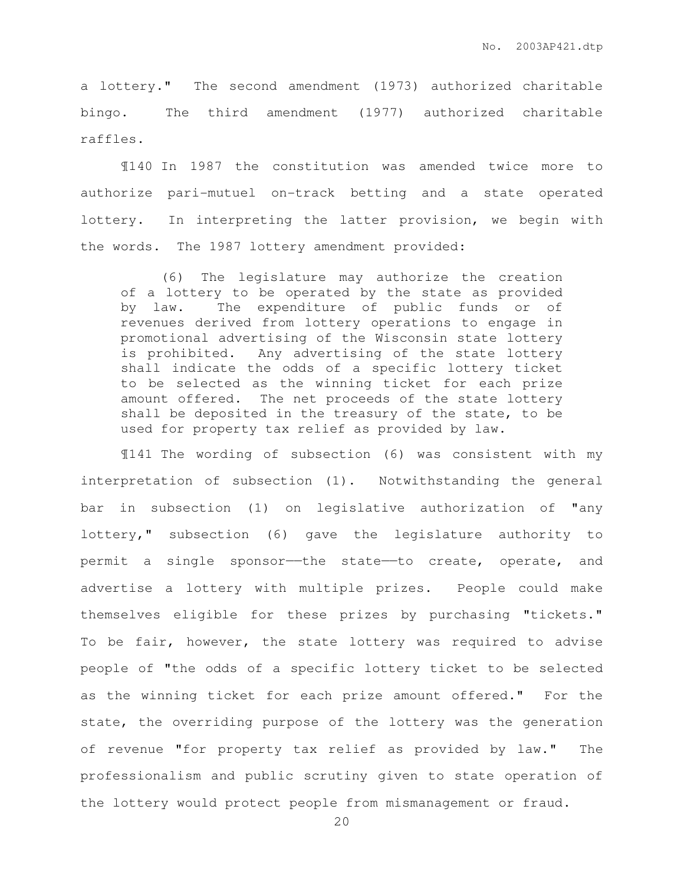a lottery." The second amendment (1973) authorized charitable bingo. The third amendment (1977) authorized charitable raffles.

¶140 In 1987 the constitution was amended twice more to authorize pari-mutuel on-track betting and a state operated lottery. In interpreting the latter provision, we begin with the words. The 1987 lottery amendment provided:

> (6) The legislature may authorize the creation of a lottery to be operated by the state as provided by law. The expenditure of public funds or of revenues derived from lottery operations to engage in promotional advertising of the Wisconsin state lottery is prohibited. Any advertising of the state lottery shall indicate the odds of a specific lottery ticket to be selected as the winning ticket for each prize amount offered. The net proceeds of the state lottery shall be deposited in the treasury of the state, to be used for property tax relief as provided by law.

¶141 The wording of subsection (6) was consistent with my interpretation of subsection (1). Notwithstanding the general bar in subsection (1) on legislative authorization of "any lottery," subsection (6) gave the legislature authority to permit a single sponsor——the state——to create, operate, and advertise a lottery with multiple prizes. People could make themselves eligible for these prizes by purchasing "tickets." To be fair, however, the state lottery was required to advise people of "the odds of a specific lottery ticket to be selected as the winning ticket for each prize amount offered." For the state, the overriding purpose of the lottery was the generation of revenue "for property tax relief as provided by law." The professionalism and public scrutiny given to state operation of the lottery would protect people from mismanagement or fraud.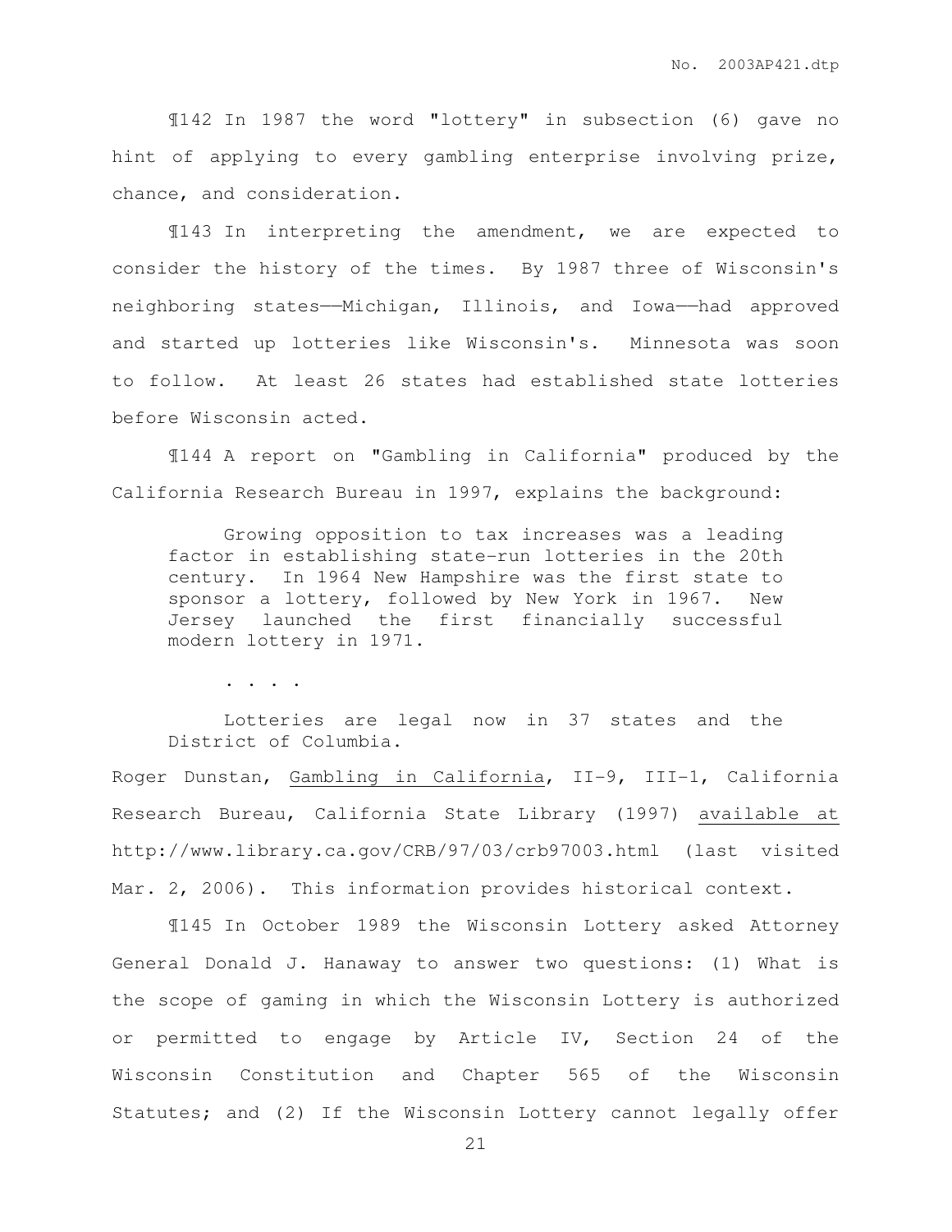¶142 In 1987 the word "lottery" in subsection (6) gave no hint of applying to every gambling enterprise involving prize, chance, and consideration.

¶143 In interpreting the amendment, we are expected to consider the history of the times. By 1987 three of Wisconsin's neighboring states——Michigan, Illinois, and Iowa——had approved and started up lotteries like Wisconsin's. Minnesota was soon to follow. At least 26 states had established state lotteries before Wisconsin acted.

¶144 A report on "Gambling in California" produced by the California Research Bureau in 1997, explains the background:

> Growing opposition to tax increases was a leading factor in establishing state-run lotteries in the 20th century. In 1964 New Hampshire was the first state to sponsor a lottery, followed by New York in 1967. New Jersey launched the first financially successful modern lottery in 1971.
>
> . . . .
>
> Lotteries are legal now in 37 states and the District of Columbia.

Roger Dunstan, Gambling in California, II-9, III-1, California Research Bureau, California State Library (1997) available at http://www.library.ca.gov/CRB/97/03/crb97003.html (last visited Mar. 2, 2006). This information provides historical context.

¶145 In October 1989 the Wisconsin Lottery asked Attorney General Donald J. Hanaway to answer two questions: (1) What is the scope of gaming in which the Wisconsin Lottery is authorized or permitted to engage by Article IV, Section 24 of the Wisconsin Constitution and Chapter 565 of the Wisconsin Statutes; and (2) If the Wisconsin Lottery cannot legally offer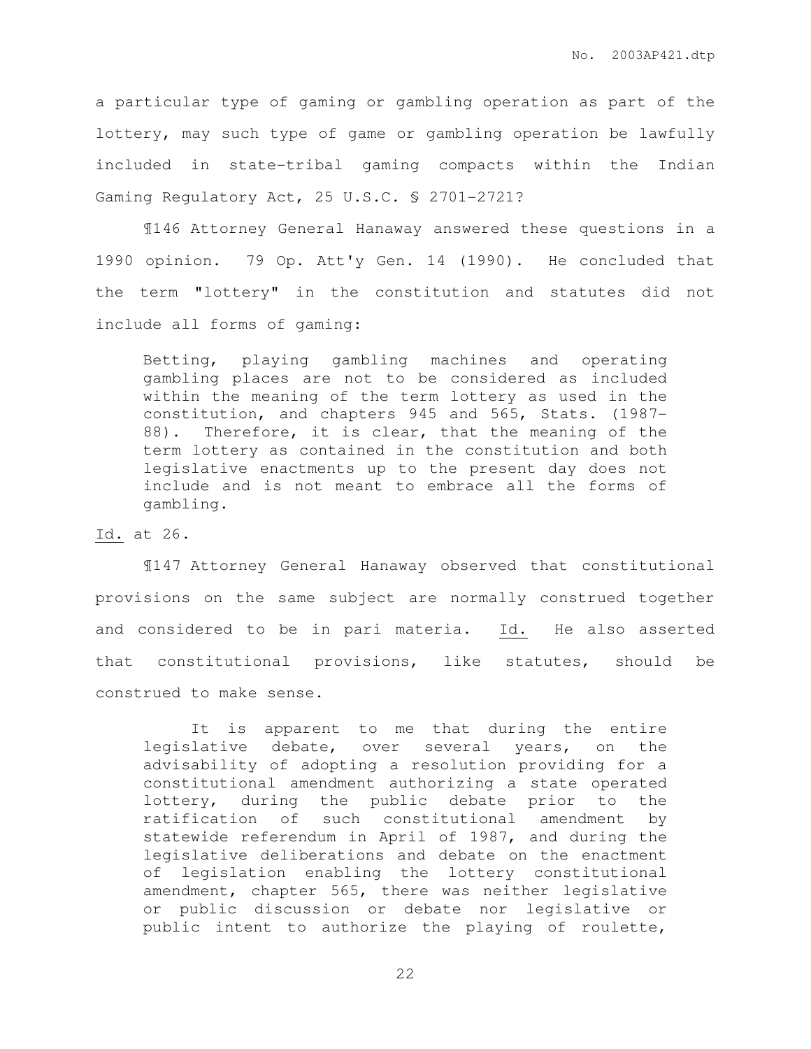a particular type of gaming or gambling operation as part of the lottery, may such type of game or gambling operation be lawfully included in state-tribal gaming compacts within the Indian Gaming Regulatory Act, 25 U.S.C. § 2701-2721?

¶146 Attorney General Hanaway answered these questions in a 1990 opinion. 79 Op. Att'y Gen. 14 (1990). He concluded that the term "lottery" in the constitution and statutes did not include all forms of gaming:

> Betting, playing gambling machines and operating gambling places are not to be considered as included within the meaning of the term lottery as used in the constitution, and chapters 945 and 565, Stats. (1987-88). Therefore, it is clear, that the meaning of the term lottery as contained in the constitution and both legislative enactments up to the present day does not include and is not meant to embrace all the forms of gambling.

Id. at 26.

¶147 Attorney General Hanaway observed that constitutional provisions on the same subject are normally construed together and considered to be in pari materia. Id. He also asserted that constitutional provisions, like statutes, should be construed to make sense.

> It is apparent to me that during the entire legislative debate, over several years, on the advisability of adopting a resolution providing for a constitutional amendment authorizing a state operated lottery, during the public debate prior to the ratification of such constitutional amendment by statewide referendum in April of 1987, and during the legislative deliberations and debate on the enactment of legislation enabling the lottery constitutional amendment, chapter 565, there was neither legislative or public discussion or debate nor legislative or public intent to authorize the playing of roulette,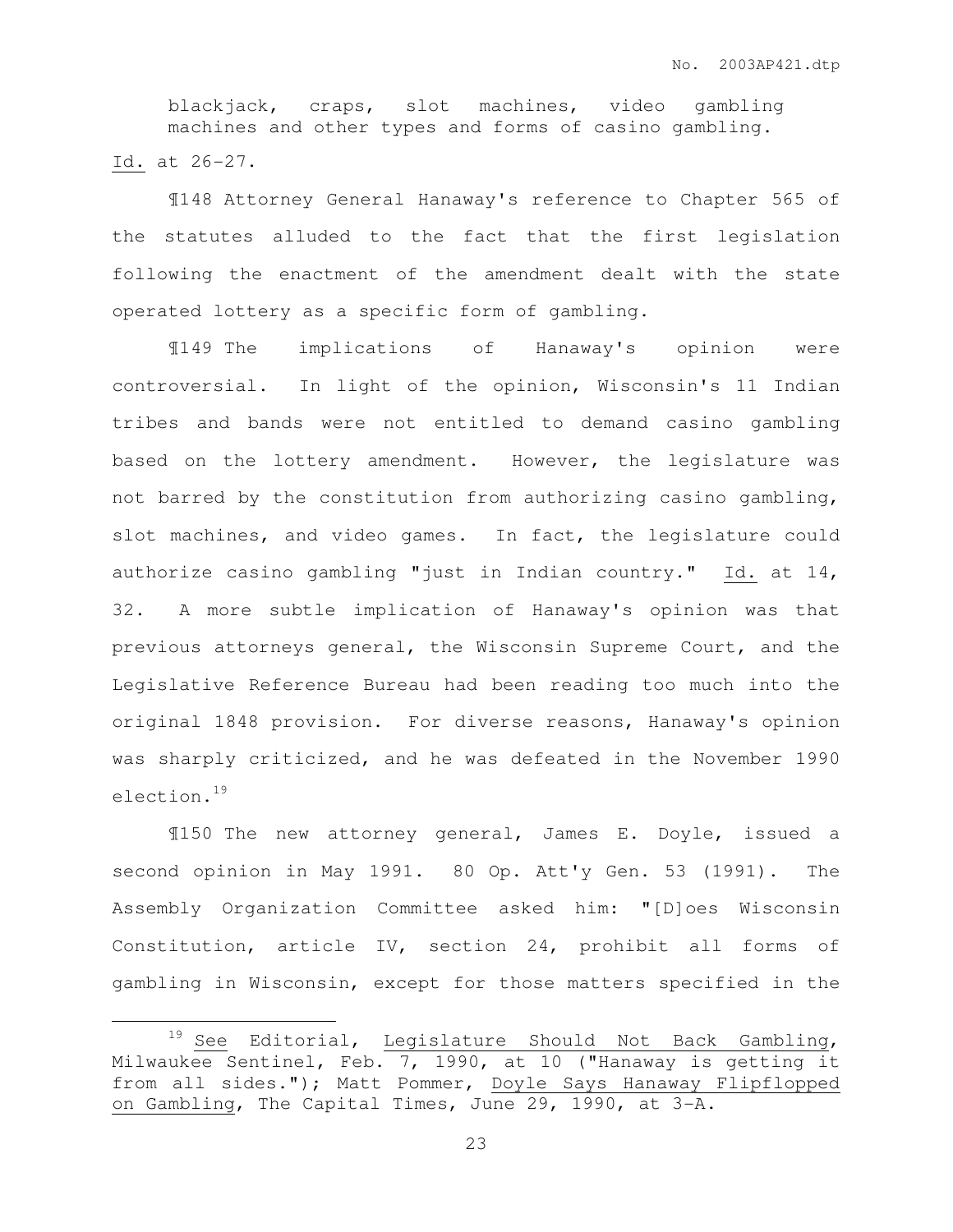> blackjack, craps, slot machines, video gambling machines and other types and forms of casino gambling.

Id. at 26-27.

¶148 Attorney General Hanaway's reference to Chapter 565 of the statutes alluded to the fact that the first legislation following the enactment of the amendment dealt with the state operated lottery as a specific form of gambling.

¶149 The implications of Hanaway's opinion were controversial. In light of the opinion, Wisconsin's 11 Indian tribes and bands were not entitled to demand casino gambling based on the lottery amendment. However, the legislature was not barred by the constitution from authorizing casino gambling, slot machines, and video games. In fact, the legislature could authorize casino gambling "just in Indian country." Id. at 14, 32. A more subtle implication of Hanaway's opinion was that previous attorneys general, the Wisconsin Supreme Court, and the Legislative Reference Bureau had been reading too much into the original 1848 provision. For diverse reasons, Hanaway's opinion was sharply criticized, and he was defeated in the November 1990 election.[19]

¶150 The new attorney general, James E. Doyle, issued a second opinion in May 1991. 80 Op. Att'y Gen. 53 (1991). The Assembly Organization Committee asked him: "[D]oes Wisconsin Constitution, article IV, section 24, prohibit all forms of gambling in Wisconsin, except for those matters specified in the

---

[19] See Editorial, Legislature Should Not Back Gambling, Milwaukee Sentinel, Feb. 7, 1990, at 10 ("Hanaway is getting it from all sides."); Matt Pommer, Doyle Says Hanaway Flipflopped on Gambling, The Capital Times, June 29, 1990, at 3-A.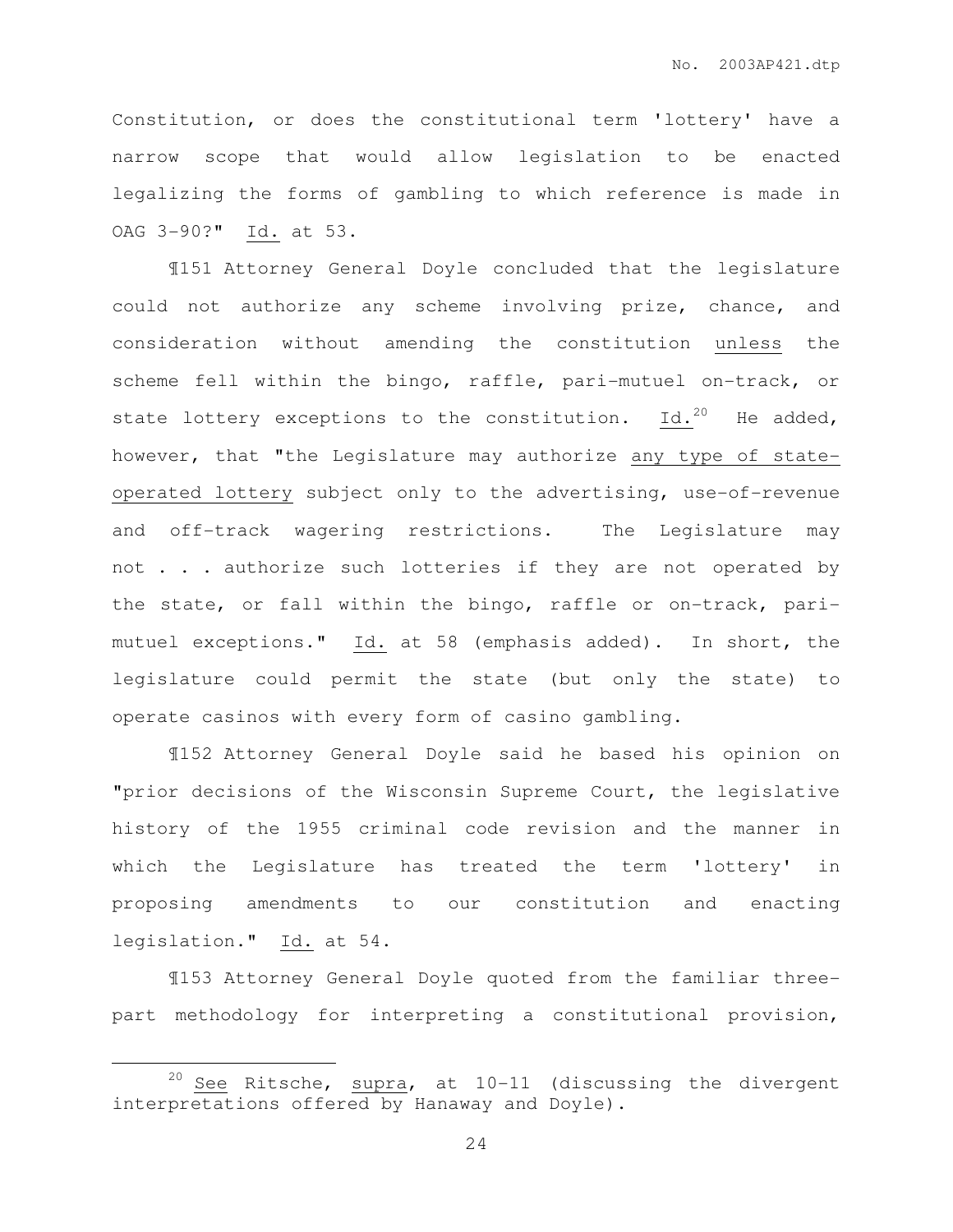Constitution, or does the constitutional term 'lottery' have a narrow scope that would allow legislation to be enacted legalizing the forms of gambling to which reference is made in OAG 3-90?" Id. at 53.

¶151 Attorney General Doyle concluded that the legislature could not authorize any scheme involving prize, chance, and consideration without amending the constitution unless the scheme fell within the bingo, raffle, pari-mutuel on-track, or state lottery exceptions to the constitution. Id.[20] He added, however, that "the Legislature may authorize any type of state-operated lottery subject only to the advertising, use-of-revenue and off-track wagering restrictions. The Legislature may not . . . authorize such lotteries if they are not operated by the state, or fall within the bingo, raffle or on-track, pari-mutuel exceptions." Id. at 58 (emphasis added). In short, the legislature could permit the state (but only the state) to operate casinos with every form of casino gambling.

¶152 Attorney General Doyle said he based his opinion on "prior decisions of the Wisconsin Supreme Court, the legislative history of the 1955 criminal code revision and the manner in which the Legislature has treated the term 'lottery' in proposing amendments to our constitution and enacting legislation." Id. at 54.

¶153 Attorney General Doyle quoted from the familiar three-part methodology for interpreting a constitutional provision,

---

[20] See Ritsche, supra, at 10-11 (discussing the divergent interpretations offered by Hanaway and Doyle).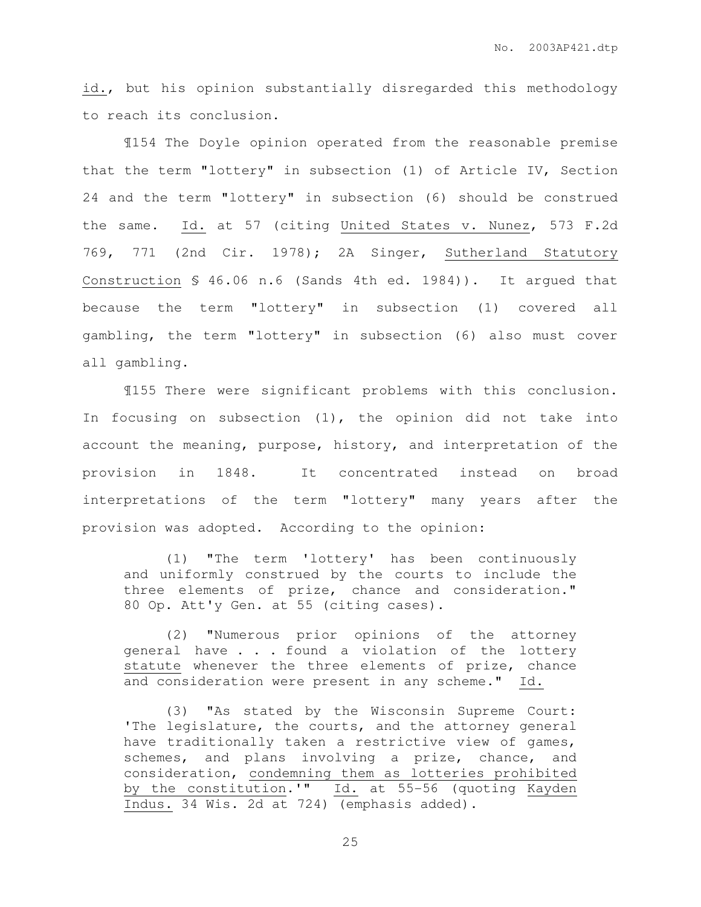id., but his opinion substantially disregarded this methodology to reach its conclusion.

¶154 The Doyle opinion operated from the reasonable premise that the term "lottery" in subsection (1) of Article IV, Section 24 and the term "lottery" in subsection (6) should be construed the same. Id. at 57 (citing United States v. Nunez, 573 F.2d 769, 771 (2nd Cir. 1978); 2A Singer, Sutherland Statutory Construction § 46.06 n.6 (Sands 4th ed. 1984)). It argued that because the term "lottery" in subsection (1) covered all gambling, the term "lottery" in subsection (6) also must cover all gambling.

¶155 There were significant problems with this conclusion. In focusing on subsection (1), the opinion did not take into account the meaning, purpose, history, and interpretation of the provision in 1848. It concentrated instead on broad interpretations of the term "lottery" many years after the provision was adopted. According to the opinion:

> (1) "The term 'lottery' has been continuously and uniformly construed by the courts to include the three elements of prize, chance and consideration." 80 Op. Att'y Gen. at 55 (citing cases).
>
> (2) "Numerous prior opinions of the attorney general have . . . found a violation of the lottery statute whenever the three elements of prize, chance and consideration were present in any scheme." Id.
>
> (3) "As stated by the Wisconsin Supreme Court: 'The legislature, the courts, and the attorney general have traditionally taken a restrictive view of games, schemes, and plans involving a prize, chance, and consideration, condemning them as lotteries prohibited by the constitution.'" Id. at 55-56 (quoting Kayden Indus. 34 Wis. 2d at 724) (emphasis added).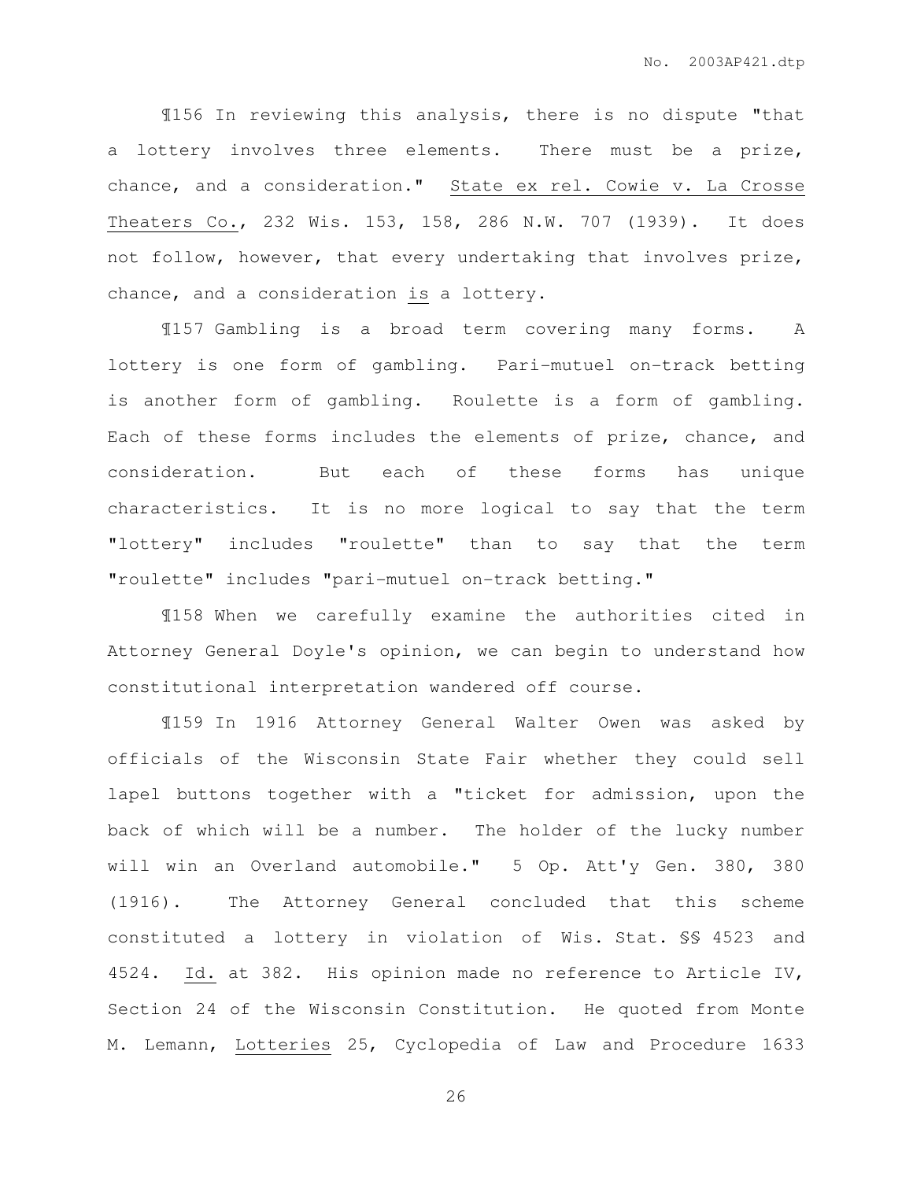¶156 In reviewing this analysis, there is no dispute "that a lottery involves three elements. There must be a prize, chance, and a consideration." State ex rel. Cowie v. La Crosse Theaters Co., 232 Wis. 153, 158, 286 N.W. 707 (1939). It does not follow, however, that every undertaking that involves prize, chance, and a consideration is a lottery.

¶157 Gambling is a broad term covering many forms. A lottery is one form of gambling. Pari-mutuel on-track betting is another form of gambling. Roulette is a form of gambling. Each of these forms includes the elements of prize, chance, and consideration. But each of these forms has unique characteristics. It is no more logical to say that the term "lottery" includes "roulette" than to say that the term "roulette" includes "pari-mutuel on-track betting."

¶158 When we carefully examine the authorities cited in Attorney General Doyle's opinion, we can begin to understand how constitutional interpretation wandered off course.

¶159 In 1916 Attorney General Walter Owen was asked by officials of the Wisconsin State Fair whether they could sell lapel buttons together with a "ticket for admission, upon the back of which will be a number. The holder of the lucky number will win an Overland automobile." 5 Op. Att'y Gen. 380, 380 (1916). The Attorney General concluded that this scheme constituted a lottery in violation of Wis. Stat. §§ 4523 and 4524. Id. at 382. His opinion made no reference to Article IV, Section 24 of the Wisconsin Constitution. He quoted from Monte M. Lemann, Lotteries 25, Cyclopedia of Law and Procedure 1633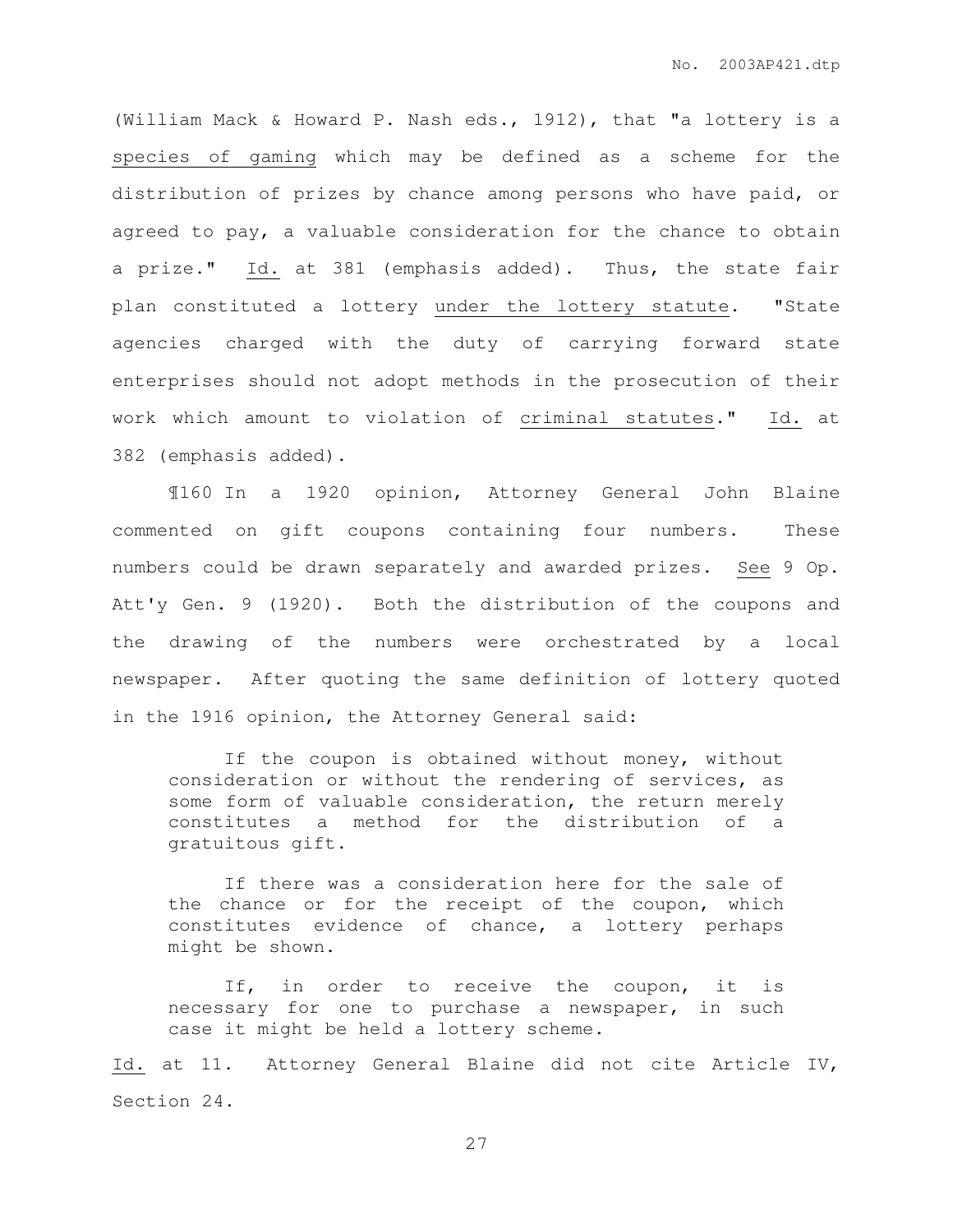(William Mack & Howard P. Nash eds., 1912), that "a lottery is a <u>species of gaming</u> which may be defined as a scheme for the distribution of prizes by chance among persons who have paid, or agreed to pay, a valuable consideration for the chance to obtain a prize." <u>Id.</u> at 381 (emphasis added). Thus, the state fair plan constituted a lottery <u>under the lottery statute</u>. "State agencies charged with the duty of carrying forward state enterprises should not adopt methods in the prosecution of their work which amount to violation of <u>criminal statutes</u>." <u>Id.</u> at 382 (emphasis added).

¶160 In a 1920 opinion, Attorney General John Blaine commented on gift coupons containing four numbers. These numbers could be drawn separately and awarded prizes. <u>See</u> 9 Op. Att'y Gen. 9 (1920). Both the distribution of the coupons and the drawing of the numbers were orchestrated by a local newspaper. After quoting the same definition of lottery quoted in the 1916 opinion, the Attorney General said:

> If the coupon is obtained without money, without consideration or without the rendering of services, as some form of valuable consideration, the return merely constitutes a method for the distribution of a gratuitous gift.
>
> If there was a consideration here for the sale of the chance or for the receipt of the coupon, which constitutes evidence of chance, a lottery perhaps might be shown.
>
> If, in order to receive the coupon, it is necessary for one to purchase a newspaper, in such case it might be held a lottery scheme.

<u>Id.</u> at 11. Attorney General Blaine did not cite Article IV, Section 24.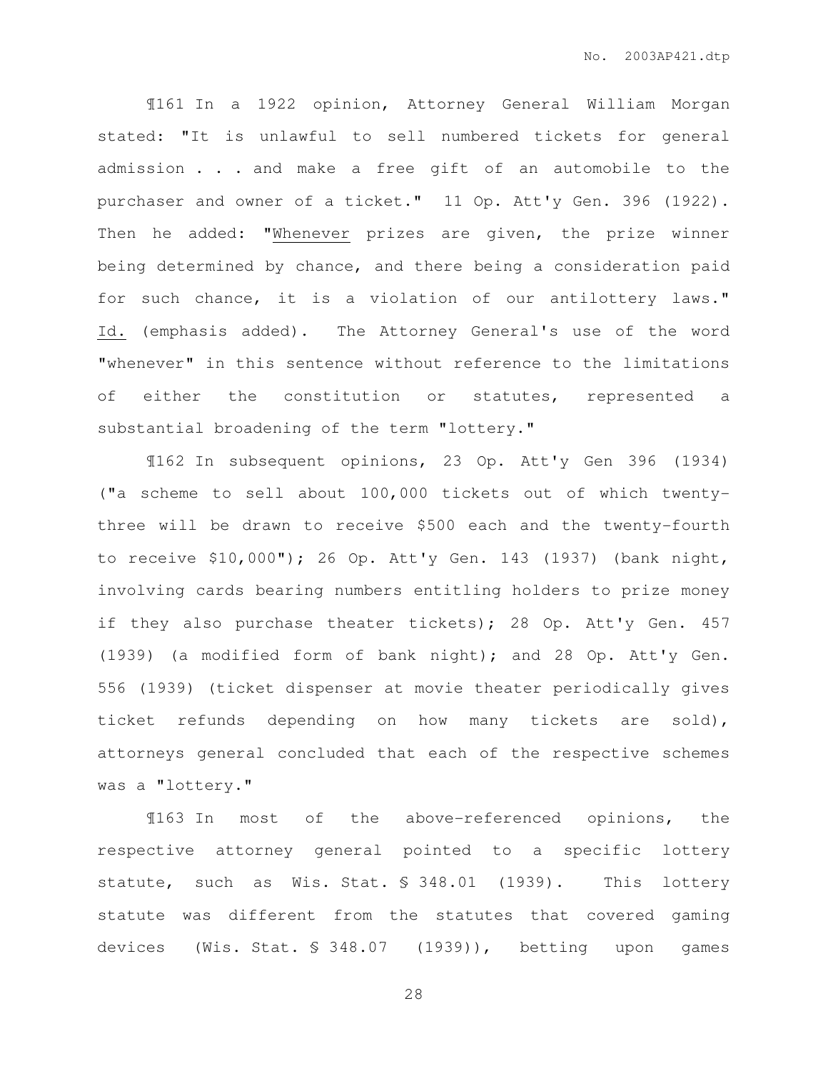¶161 In a 1922 opinion, Attorney General William Morgan stated: "It is unlawful to sell numbered tickets for general admission . . . and make a free gift of an automobile to the purchaser and owner of a ticket." 11 Op. Att'y Gen. 396 (1922). Then he added: "<u>Whenever</u> prizes are given, the prize winner being determined by chance, and there being a consideration paid for such chance, it is a violation of our antilottery laws." <u>Id.</u> (emphasis added). The Attorney General's use of the word "whenever" in this sentence without reference to the limitations of either the constitution or statutes, represented a substantial broadening of the term "lottery."

¶162 In subsequent opinions, 23 Op. Att'y Gen 396 (1934) ("a scheme to sell about 100,000 tickets out of which twenty-three will be drawn to receive $500 each and the twenty-fourth to receive $10,000"); 26 Op. Att'y Gen. 143 (1937) (bank night, involving cards bearing numbers entitling holders to prize money if they also purchase theater tickets); 28 Op. Att'y Gen. 457 (1939) (a modified form of bank night); and 28 Op. Att'y Gen. 556 (1939) (ticket dispenser at movie theater periodically gives ticket refunds depending on how many tickets are sold), attorneys general concluded that each of the respective schemes was a "lottery."

¶163 In most of the above-referenced opinions, the respective attorney general pointed to a specific lottery statute, such as Wis. Stat. § 348.01 (1939). This lottery statute was different from the statutes that covered gaming devices (Wis. Stat. § 348.07 (1939)), betting upon games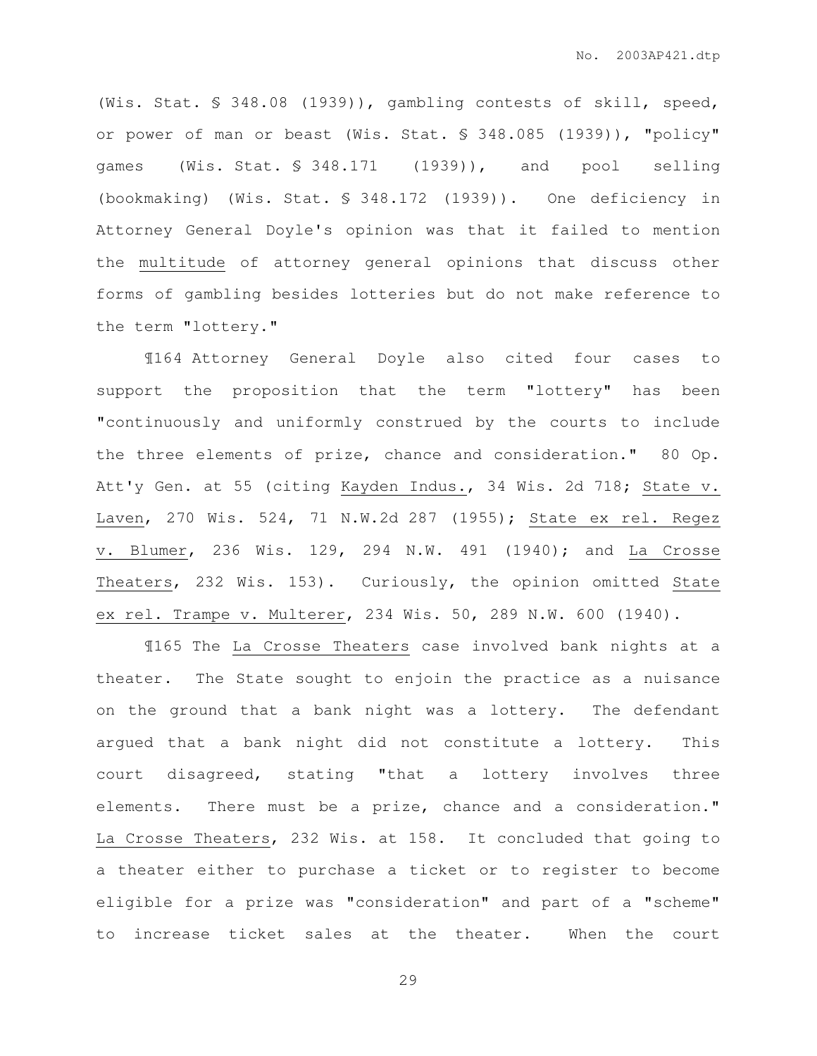(Wis. Stat. § 348.08 (1939)), gambling contests of skill, speed, or power of man or beast (Wis. Stat. § 348.085 (1939)), "policy" games (Wis. Stat. § 348.171 (1939)), and pool selling (bookmaking) (Wis. Stat. § 348.172 (1939)). One deficiency in Attorney General Doyle's opinion was that it failed to mention the <u>multitude</u> of attorney general opinions that discuss other forms of gambling besides lotteries but do not make reference to the term "lottery."

¶164 Attorney General Doyle also cited four cases to support the proposition that the term "lottery" has been "continuously and uniformly construed by the courts to include the three elements of prize, chance and consideration." 80 Op. Att'y Gen. at 55 (citing <u>Kayden Indus.</u>, 34 Wis. 2d 718; <u>State v. Laven</u>, 270 Wis. 524, 71 N.W.2d 287 (1955); <u>State ex rel. Regez v. Blumer</u>, 236 Wis. 129, 294 N.W. 491 (1940); and <u>La Crosse Theaters</u>, 232 Wis. 153). Curiously, the opinion omitted <u>State ex rel. Trampe v. Multerer</u>, 234 Wis. 50, 289 N.W. 600 (1940).

¶165 The <u>La Crosse Theaters</u> case involved bank nights at a theater. The State sought to enjoin the practice as a nuisance on the ground that a bank night was a lottery. The defendant argued that a bank night did not constitute a lottery. This court disagreed, stating "that a lottery involves three elements. There must be a prize, chance and a consideration." <u>La Crosse Theaters</u>, 232 Wis. at 158. It concluded that going to a theater either to purchase a ticket or to register to become eligible for a prize was "consideration" and part of a "scheme" to increase ticket sales at the theater. When the court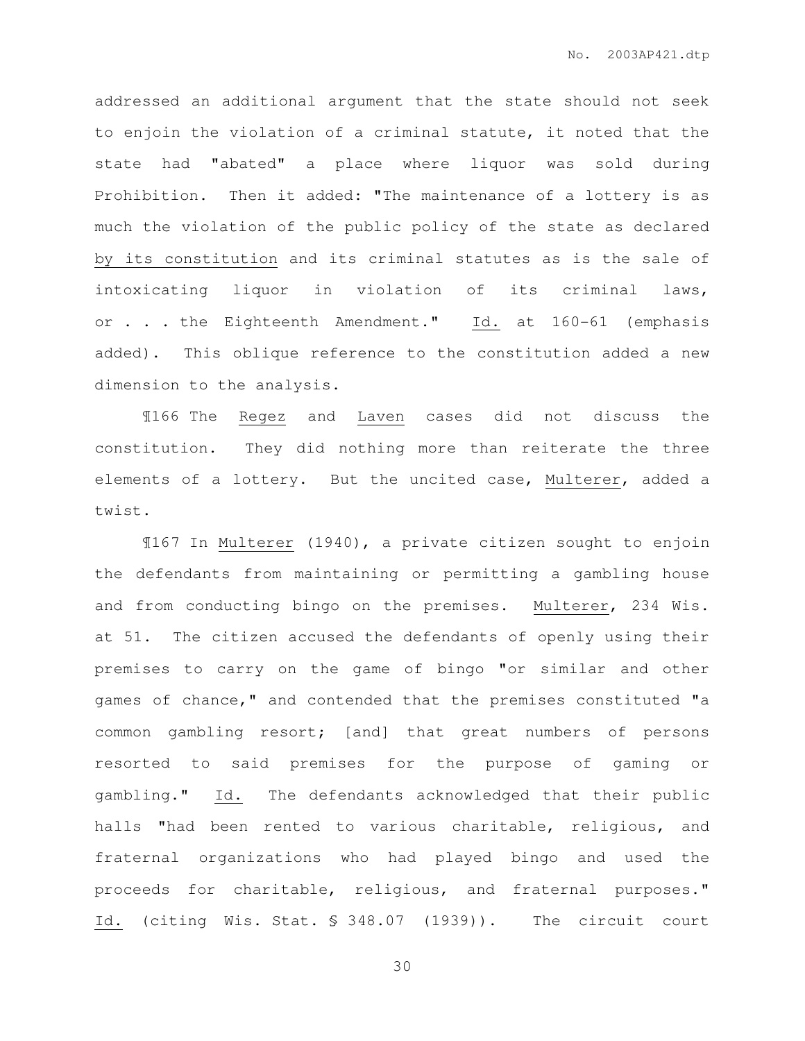addressed an additional argument that the state should not seek to enjoin the violation of a criminal statute, it noted that the state had "abated" a place where liquor was sold during Prohibition. Then it added: "The maintenance of a lottery is as much the violation of the public policy of the state as declared <u>by its constitution</u> and its criminal statutes as is the sale of intoxicating liquor in violation of its criminal laws, or . . . the Eighteenth Amendment." <u>Id.</u> at 160-61 (emphasis added). This oblique reference to the constitution added a new dimension to the analysis.

¶166 The <u>Regez</u> and <u>Laven</u> cases did not discuss the constitution. They did nothing more than reiterate the three elements of a lottery. But the uncited case, <u>Multerer</u>, added a twist.

¶167 In <u>Multerer</u> (1940), a private citizen sought to enjoin the defendants from maintaining or permitting a gambling house and from conducting bingo on the premises. <u>Multerer</u>, 234 Wis. at 51. The citizen accused the defendants of openly using their premises to carry on the game of bingo "or similar and other games of chance," and contended that the premises constituted "a common gambling resort; [and] that great numbers of persons resorted to said premises for the purpose of gaming or gambling." <u>Id.</u> The defendants acknowledged that their public halls "had been rented to various charitable, religious, and fraternal organizations who had played bingo and used the proceeds for charitable, religious, and fraternal purposes." <u>Id.</u> (citing Wis. Stat. § 348.07 (1939)). The circuit court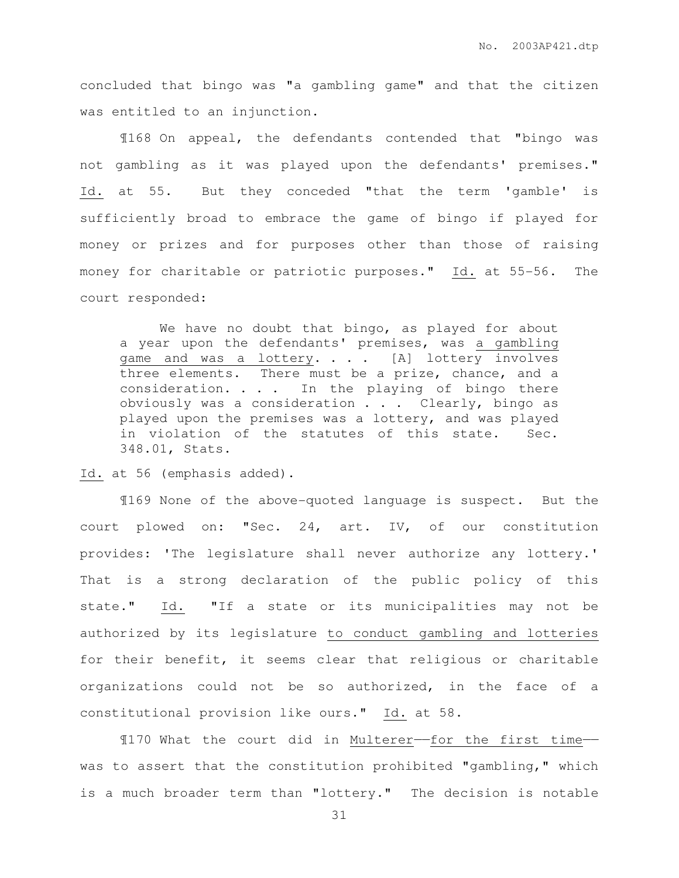concluded that bingo was "a gambling game" and that the citizen was entitled to an injunction.

¶168 On appeal, the defendants contended that "bingo was not gambling as it was played upon the defendants' premises." Id. at 55. But they conceded "that the term 'gamble' is sufficiently broad to embrace the game of bingo if played for money or prizes and for purposes other than those of raising money for charitable or patriotic purposes." Id. at 55-56. The court responded:

> We have no doubt that bingo, as played for about a year upon the defendants' premises, was a gambling game and was a lottery. . . . [A] lottery involves three elements. There must be a prize, chance, and a consideration. . . . In the playing of bingo there obviously was a consideration . . . Clearly, bingo as played upon the premises was a lottery, and was played in violation of the statutes of this state. Sec. 348.01, Stats.

Id. at 56 (emphasis added).

¶169 None of the above-quoted language is suspect. But the court plowed on: "Sec. 24, art. IV, of our constitution provides: 'The legislature shall never authorize any lottery.' That is a strong declaration of the public policy of this state." Id. "If a state or its municipalities may not be authorized by its legislature to conduct gambling and lotteries for their benefit, it seems clear that religious or charitable organizations could not be so authorized, in the face of a constitutional provision like ours." Id. at 58.

¶170 What the court did in Multerer——for the first time—— was to assert that the constitution prohibited "gambling," which is a much broader term than "lottery." The decision is notable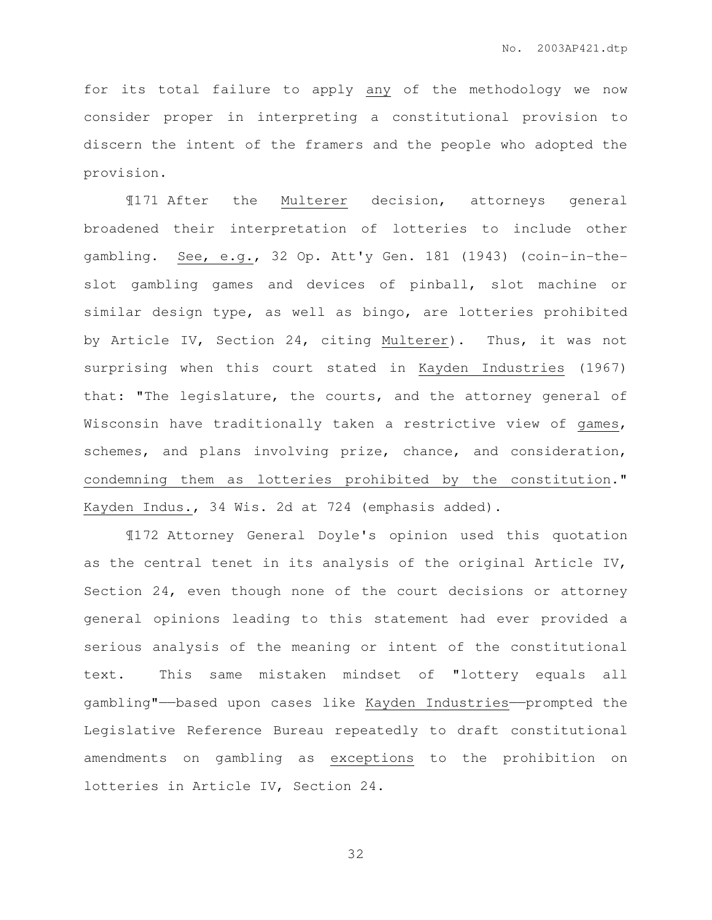for its total failure to apply <u>any</u> of the methodology we now consider proper in interpreting a constitutional provision to discern the intent of the framers and the people who adopted the provision.

¶171 After the <u>Multerer</u> decision, attorneys general broadened their interpretation of lotteries to include other gambling. <u>See, e.g.</u>, 32 Op. Att'y Gen. 181 (1943) (coin-in-the-slot gambling games and devices of pinball, slot machine or similar design type, as well as bingo, are lotteries prohibited by Article IV, Section 24, citing <u>Multerer</u>). Thus, it was not surprising when this court stated in <u>Kayden Industries</u> (1967) that: "The legislature, the courts, and the attorney general of Wisconsin have traditionally taken a restrictive view of <u>games</u>, schemes, and plans involving prize, chance, and consideration, <u>condemning them as lotteries prohibited by the constitution</u>." <u>Kayden Indus.</u>, 34 Wis. 2d at 724 (emphasis added).

¶172 Attorney General Doyle's opinion used this quotation as the central tenet in its analysis of the original Article IV, Section 24, even though none of the court decisions or attorney general opinions leading to this statement had ever provided a serious analysis of the meaning or intent of the constitutional text. This same mistaken mindset of "lottery equals all gambling"——based upon cases like <u>Kayden Industries</u>——prompted the Legislative Reference Bureau repeatedly to draft constitutional amendments on gambling as <u>exceptions</u> to the prohibition on lotteries in Article IV, Section 24.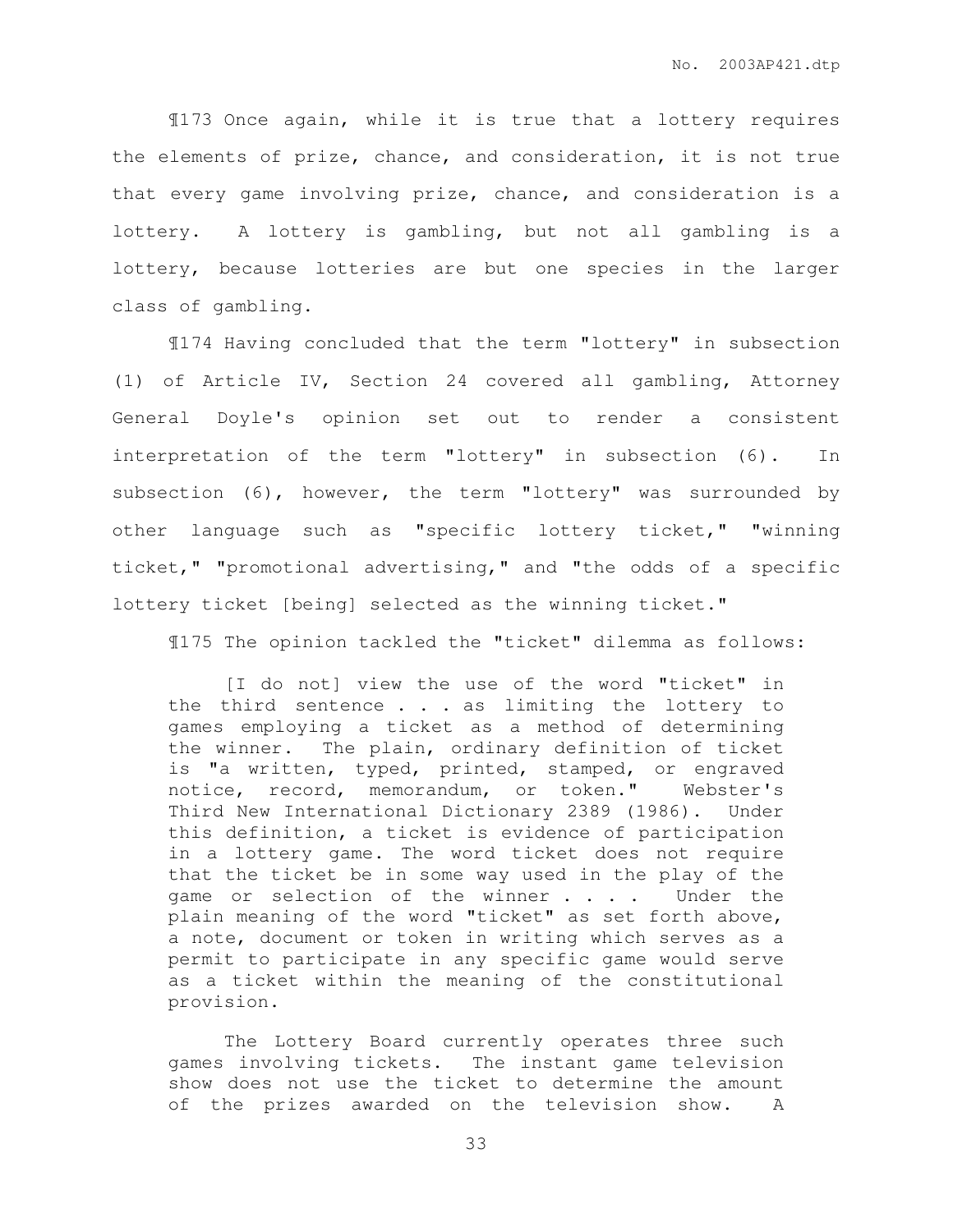¶173 Once again, while it is true that a lottery requires the elements of prize, chance, and consideration, it is not true that every game involving prize, chance, and consideration is a lottery. A lottery is gambling, but not all gambling is a lottery, because lotteries are but one species in the larger class of gambling.

¶174 Having concluded that the term "lottery" in subsection (1) of Article IV, Section 24 covered all gambling, Attorney General Doyle's opinion set out to render a consistent interpretation of the term "lottery" in subsection (6). In subsection (6), however, the term "lottery" was surrounded by other language such as "specific lottery ticket," "winning ticket," "promotional advertising," and "the odds of a specific lottery ticket [being] selected as the winning ticket."

¶175 The opinion tackled the "ticket" dilemma as follows:

> [I do not] view the use of the word "ticket" in the third sentence . . . as limiting the lottery to games employing a ticket as a method of determining the winner. The plain, ordinary definition of ticket is "a written, typed, printed, stamped, or engraved notice, record, memorandum, or token." Webster's Third New International Dictionary 2389 (1986). Under this definition, a ticket is evidence of participation in a lottery game. The word ticket does not require that the ticket be in some way used in the play of the game or selection of the winner . . . . Under the plain meaning of the word "ticket" as set forth above, a note, document or token in writing which serves as a permit to participate in any specific game would serve as a ticket within the meaning of the constitutional provision.
>
> The Lottery Board currently operates three such games involving tickets. The instant game television show does not use the ticket to determine the amount of the prizes awarded on the television show. A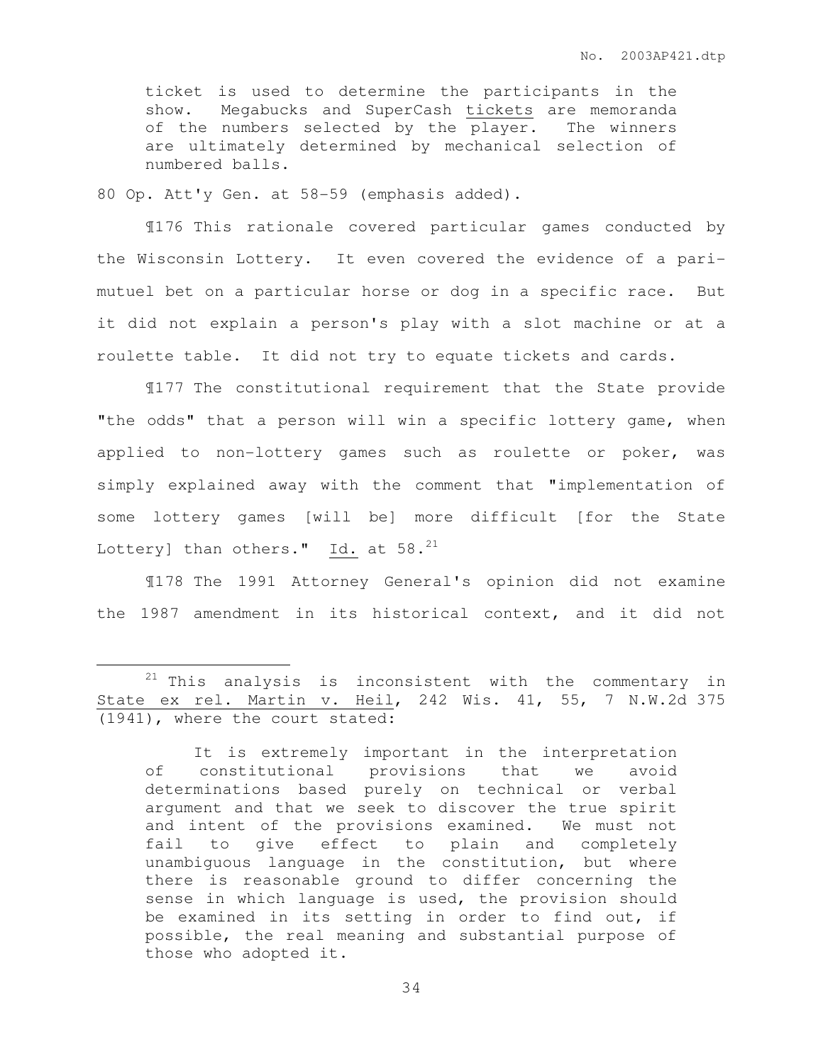> ticket is used to determine the participants in the show. Megabucks and SuperCash <u>tickets</u> are memoranda of the numbers selected by the player. The winners are ultimately determined by mechanical selection of numbered balls.

80 Op. Att'y Gen. at 58-59 (emphasis added).

¶176 This rationale covered particular games conducted by the Wisconsin Lottery. It even covered the evidence of a pari-mutuel bet on a particular horse or dog in a specific race. But it did not explain a person's play with a slot machine or at a roulette table. It did not try to equate tickets and cards.

¶177 The constitutional requirement that the State provide "the odds" that a person will win a specific lottery game, when applied to non-lottery games such as roulette or poker, was simply explained away with the comment that "implementation of some lottery games [will be] more difficult [for the State Lottery] than others." Id. at 58.[21]

¶178 The 1991 Attorney General's opinion did not examine the 1987 amendment in its historical context, and it did not

---

[21] This analysis is inconsistent with the commentary in State ex rel. Martin v. Heil, 242 Wis. 41, 55, 7 N.W.2d 375 (1941), where the court stated:

> It is extremely important in the interpretation of constitutional provisions that we avoid determinations based purely on technical or verbal argument and that we seek to discover the true spirit and intent of the provisions examined. We must not fail to give effect to plain and completely unambiguous language in the constitution, but where there is reasonable ground to differ concerning the sense in which language is used, the provision should be examined in its setting in order to find out, if possible, the real meaning and substantial purpose of those who adopted it.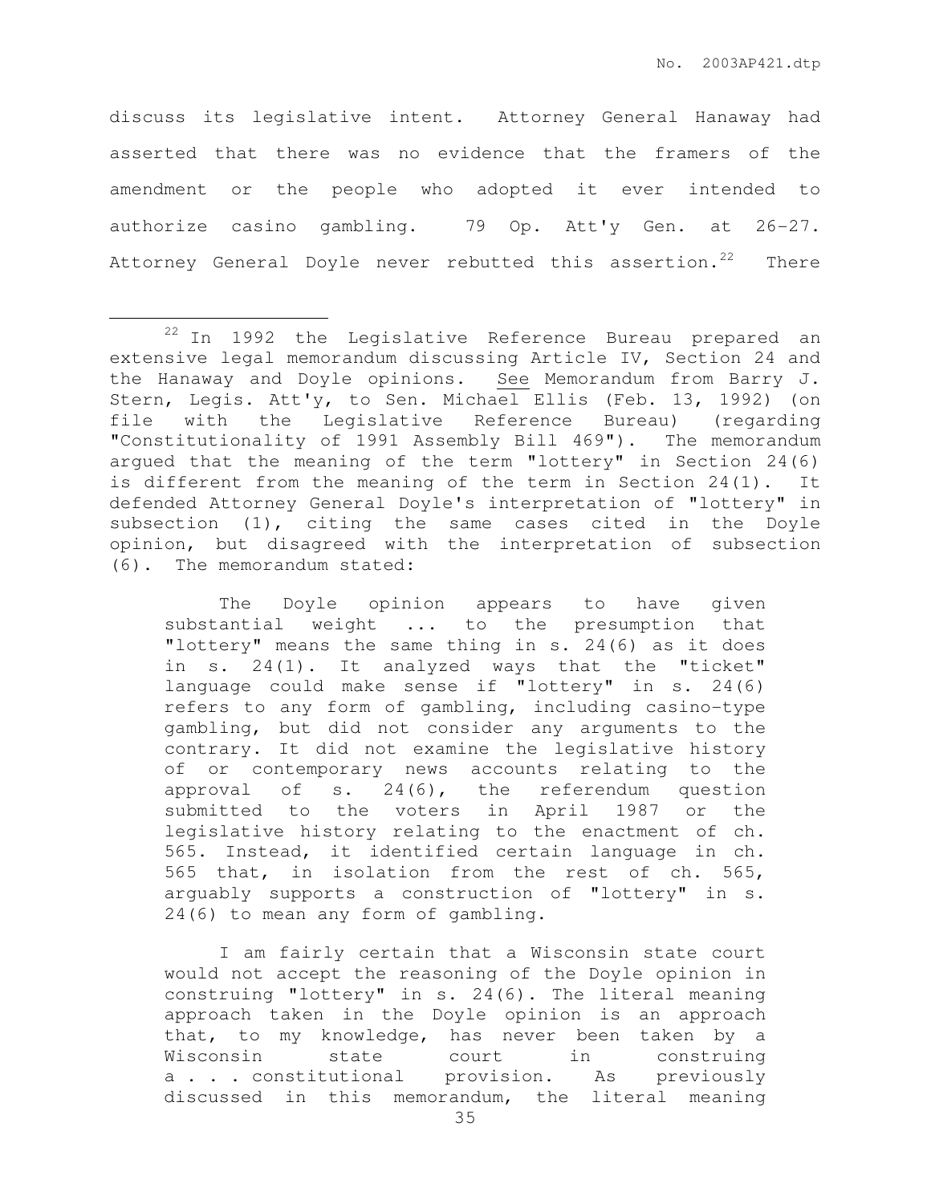discuss its legislative intent. Attorney General Hanaway had asserted that there was no evidence that the framers of the amendment or the people who adopted it ever intended to authorize casino gambling. 79 Op. Att'y Gen. at 26-27. Attorney General Doyle never rebutted this assertion.[22] There

---

[22] In 1992 the Legislative Reference Bureau prepared an extensive legal memorandum discussing Article IV, Section 24 and the Hanaway and Doyle opinions. See Memorandum from Barry J. Stern, Legis. Att'y, to Sen. Michael Ellis (Feb. 13, 1992) (on file with the Legislative Reference Bureau) (regarding "Constitutionality of 1991 Assembly Bill 469"). The memorandum argued that the meaning of the term "lottery" in Section 24(6) is different from the meaning of the term in Section 24(1). It defended Attorney General Doyle's interpretation of "lottery" in subsection (1), citing the same cases cited in the Doyle opinion, but disagreed with the interpretation of subsection (6). The memorandum stated:

> The Doyle opinion appears to have given substantial weight ... to the presumption that "lottery" means the same thing in s. 24(6) as it does in s. 24(1). It analyzed ways that the "ticket" language could make sense if "lottery" in s. 24(6) refers to any form of gambling, including casino-type gambling, but did not consider any arguments to the contrary. It did not examine the legislative history of or contemporary news accounts relating to the approval of s. 24(6), the referendum question submitted to the voters in April 1987 or the legislative history relating to the enactment of ch. 565. Instead, it identified certain language in ch. 565 that, in isolation from the rest of ch. 565, arguably supports a construction of "lottery" in s. 24(6) to mean any form of gambling.
>
> I am fairly certain that a Wisconsin state court would not accept the reasoning of the Doyle opinion in construing "lottery" in s. 24(6). The literal meaning approach taken in the Doyle opinion is an approach that, to my knowledge, has never been taken by a Wisconsin state court in construing a . . . constitutional provision. As previously discussed in this memorandum, the literal meaning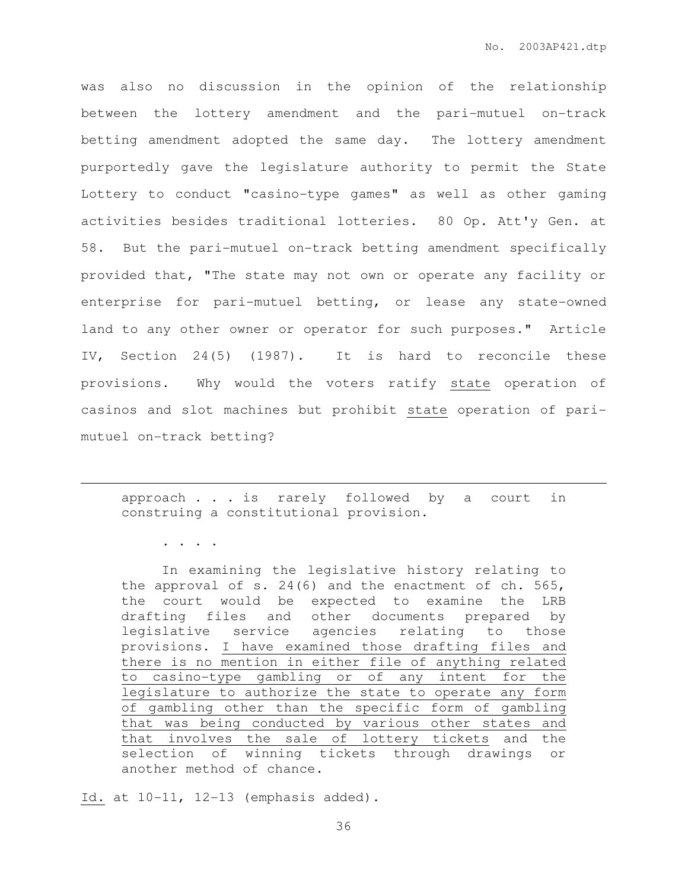was also no discussion in the opinion of the relationship between the lottery amendment and the pari-mutuel on-track betting amendment adopted the same day. The lottery amendment purportedly gave the legislature authority to permit the State Lottery to conduct "casino-type games" as well as other gaming activities besides traditional lotteries. 80 Op. Att'y Gen. at 58. But the pari-mutuel on-track betting amendment specifically provided that, "The state may not own or operate any facility or enterprise for pari-mutuel betting, or lease any state-owned land to any other owner or operator for such purposes." Article IV, Section 24(5) (1987). It is hard to reconcile these provisions. Why would the voters ratify <u>state</u> operation of casinos and slot machines but prohibit <u>state</u> operation of pari-mutuel on-track betting?

---

> approach . . . is rarely followed by a court in construing a constitutional provision.
>
> . . . .
>
> In examining the legislative history relating to the approval of s. 24(6) and the enactment of ch. 565, the court would be expected to examine the LRB drafting files and other documents prepared by legislative service agencies relating to those provisions. <u>I have examined those drafting files and there is no mention in either file of anything related to casino-type gambling or of any intent for the legislature to authorize the state to operate any form of gambling other than the specific form of gambling that was being conducted by various other states and that involves the sale of lottery tickets</u> and the selection of winning tickets through drawings or another method of chance.

<u>Id.</u> at 10-11, 12-13 (emphasis added).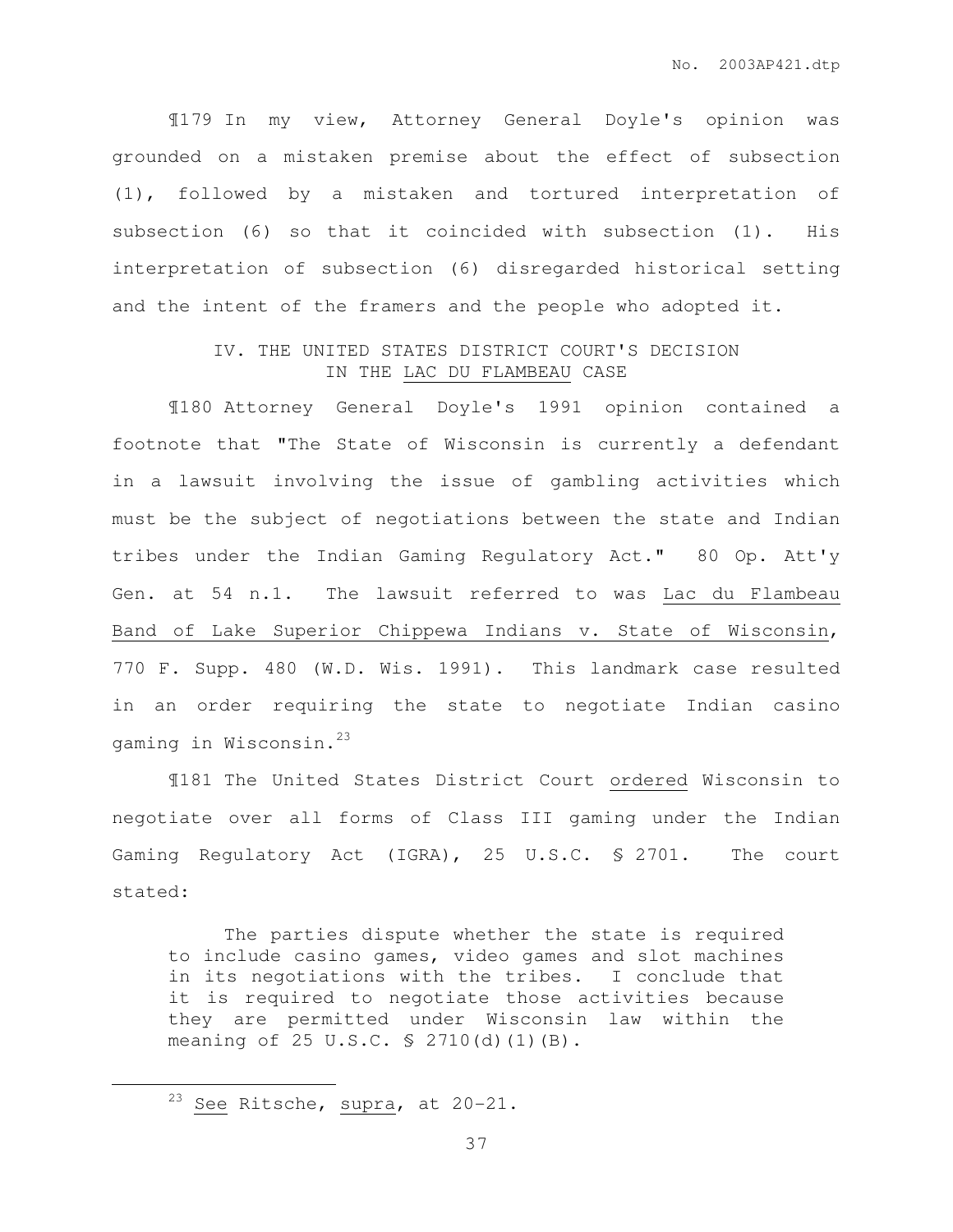¶179 In my view, Attorney General Doyle's opinion was grounded on a mistaken premise about the effect of subsection (1), followed by a mistaken and tortured interpretation of subsection (6) so that it coincided with subsection (1). His interpretation of subsection (6) disregarded historical setting and the intent of the framers and the people who adopted it.

## IV. THE UNITED STATES DISTRICT COURT'S DECISION IN THE LAC DU FLAMBEAU CASE

¶180 Attorney General Doyle's 1991 opinion contained a footnote that "The State of Wisconsin is currently a defendant in a lawsuit involving the issue of gambling activities which must be the subject of negotiations between the state and Indian tribes under the Indian Gaming Regulatory Act." 80 Op. Att'y Gen. at 54 n.1. The lawsuit referred to was Lac du Flambeau Band of Lake Superior Chippewa Indians v. State of Wisconsin, 770 F. Supp. 480 (W.D. Wis. 1991). This landmark case resulted in an order requiring the state to negotiate Indian casino gaming in Wisconsin.[23]

¶181 The United States District Court ordered Wisconsin to negotiate over all forms of Class III gaming under the Indian Gaming Regulatory Act (IGRA), 25 U.S.C. § 2701. The court stated:

> The parties dispute whether the state is required to include casino games, video games and slot machines in its negotiations with the tribes. I conclude that it is required to negotiate those activities because they are permitted under Wisconsin law within the meaning of 25 U.S.C. § 2710(d)(1)(B).

---

[23] See Ritsche, supra, at 20-21.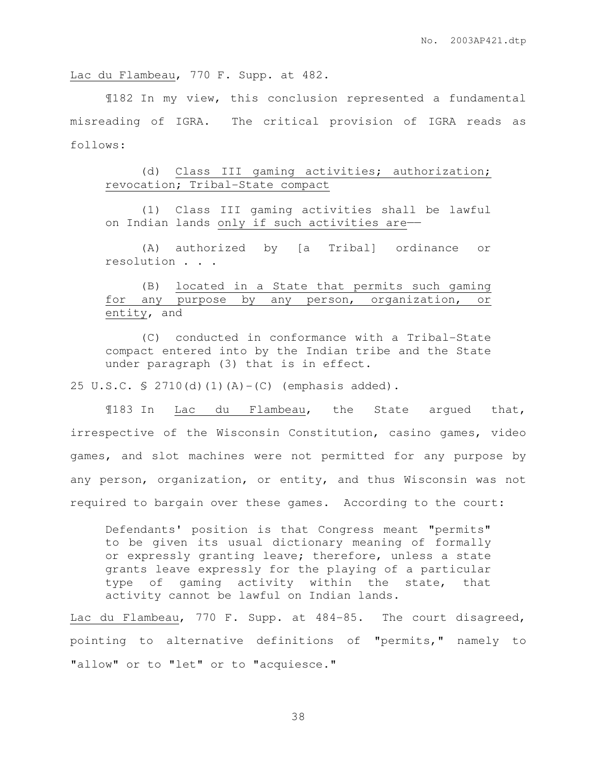Lac du Flambeau, 770 F. Supp. at 482.

¶182 In my view, this conclusion represented a fundamental misreading of IGRA. The critical provision of IGRA reads as follows:

> (d) Class III gaming activities; authorization; revocation; Tribal-State compact
>
> (1) Class III gaming activities shall be lawful on Indian lands only if such activities are——
>
> (A) authorized by [a Tribal] ordinance or resolution . . .
>
> (B) located in a State that permits such gaming for any purpose by any person, organization, or entity, and
>
> (C) conducted in conformance with a Tribal-State compact entered into by the Indian tribe and the State under paragraph (3) that is in effect.

25 U.S.C. § 2710(d)(1)(A)-(C) (emphasis added).

¶183 In Lac du Flambeau, the State argued that, irrespective of the Wisconsin Constitution, casino games, video games, and slot machines were not permitted for any purpose by any person, organization, or entity, and thus Wisconsin was not required to bargain over these games. According to the court:

> Defendants' position is that Congress meant "permits" to be given its usual dictionary meaning of formally or expressly granting leave; therefore, unless a state grants leave expressly for the playing of a particular type of gaming activity within the state, that activity cannot be lawful on Indian lands.

Lac du Flambeau, 770 F. Supp. at 484-85. The court disagreed, pointing to alternative definitions of "permits," namely to "allow" or to "let" or to "acquiesce."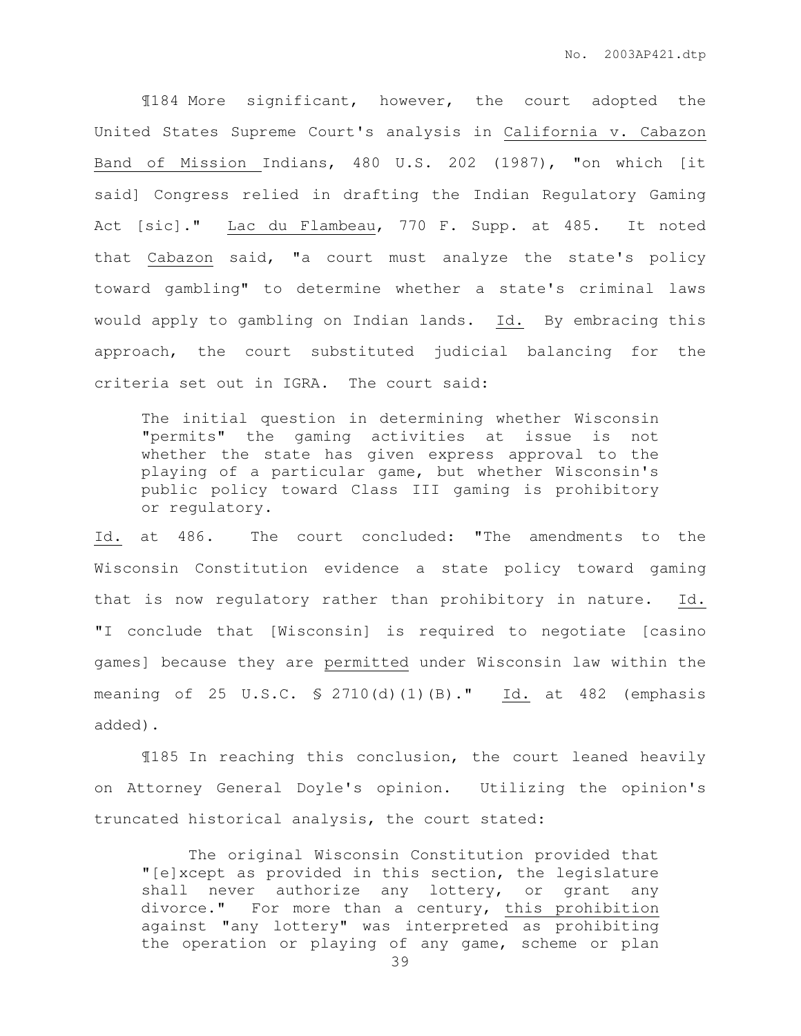¶184 More significant, however, the court adopted the United States Supreme Court's analysis in California v. Cabazon Band of Mission Indians, 480 U.S. 202 (1987), "on which [it said] Congress relied in drafting the Indian Regulatory Gaming Act [sic]." Lac du Flambeau, 770 F. Supp. at 485. It noted that Cabazon said, "a court must analyze the state's policy toward gambling" to determine whether a state's criminal laws would apply to gambling on Indian lands. Id. By embracing this approach, the court substituted judicial balancing for the criteria set out in IGRA. The court said:

> The initial question in determining whether Wisconsin "permits" the gaming activities at issue is not whether the state has given express approval to the playing of a particular game, but whether Wisconsin's public policy toward Class III gaming is prohibitory or regulatory.

Id. at 486. The court concluded: "The amendments to the Wisconsin Constitution evidence a state policy toward gaming that is now regulatory rather than prohibitory in nature. Id. "I conclude that [Wisconsin] is required to negotiate [casino games] because they are permitted under Wisconsin law within the meaning of 25 U.S.C. § 2710(d)(1)(B)." Id. at 482 (emphasis added).

¶185 In reaching this conclusion, the court leaned heavily on Attorney General Doyle's opinion. Utilizing the opinion's truncated historical analysis, the court stated:

> The original Wisconsin Constitution provided that "[e]xcept as provided in this section, the legislature shall never authorize any lottery, or grant any divorce." For more than a century, this prohibition against "any lottery" was interpreted as prohibiting the operation or playing of any game, scheme or plan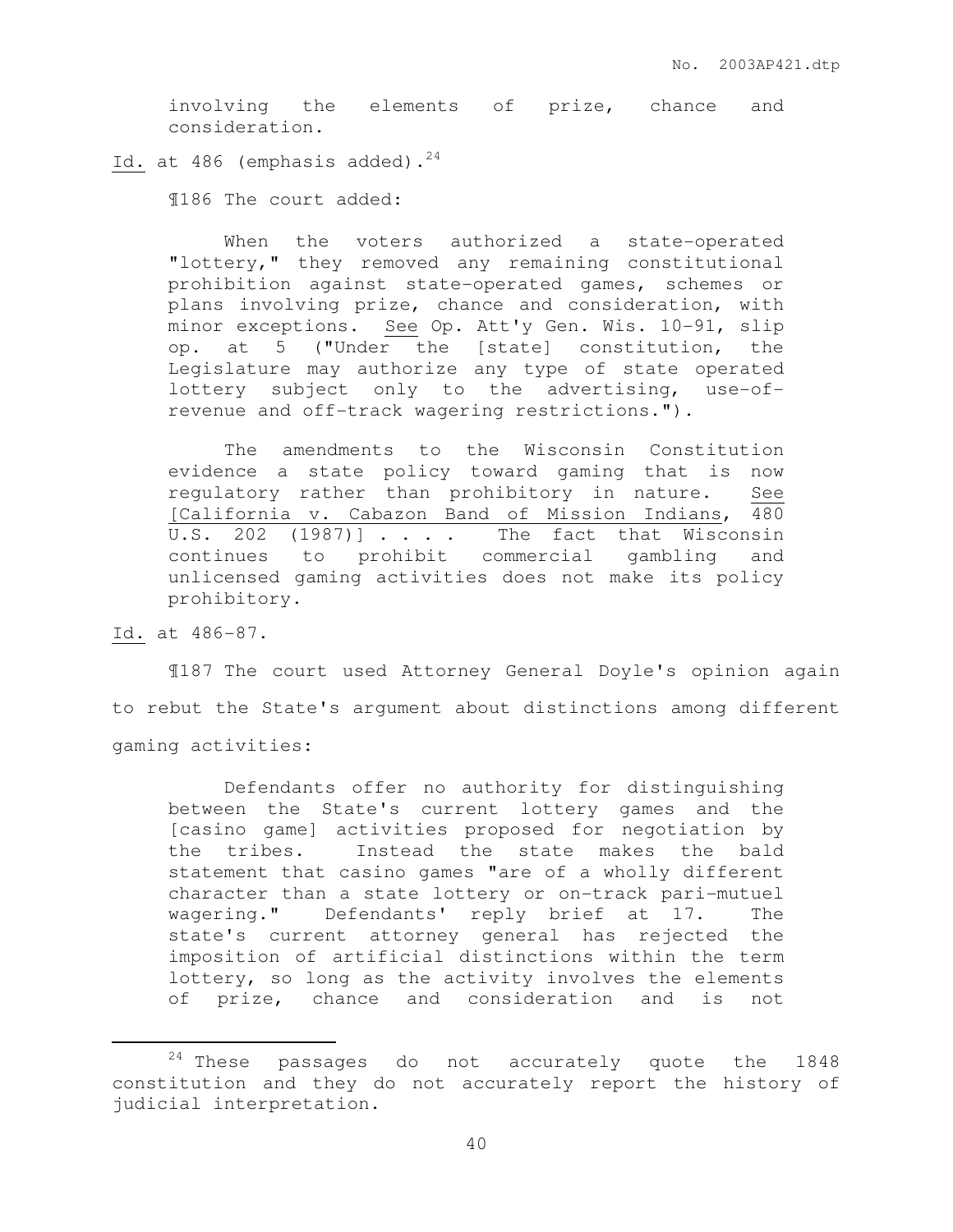> involving the elements of prize, chance and consideration.

Id. at 486 (emphasis added).[24]

¶186 The court added:

> When the voters authorized a state-operated "lottery," they removed any remaining constitutional prohibition against state-operated games, schemes or plans involving prize, chance and consideration, with minor exceptions. See Op. Att'y Gen. Wis. 10-91, slip op. at 5 ("Under the [state] constitution, the Legislature may authorize any type of state operated lottery subject only to the advertising, use-of-revenue and off-track wagering restrictions.").
>
> The amendments to the Wisconsin Constitution evidence a state policy toward gaming that is now regulatory rather than prohibitory in nature. See [California v. Cabazon Band of Mission Indians, 480 U.S. 202 (1987)] . . . . The fact that Wisconsin continues to prohibit commercial gambling and unlicensed gaming activities does not make its policy prohibitory.

Id. at 486-87.

¶187 The court used Attorney General Doyle's opinion again to rebut the State's argument about distinctions among different gaming activities:

> Defendants offer no authority for distinguishing between the State's current lottery games and the [casino game] activities proposed for negotiation by the tribes. Instead the state makes the bald statement that casino games "are of a wholly different character than a state lottery or on-track pari-mutuel wagering." Defendants' reply brief at 17. The state's current attorney general has rejected the imposition of artificial distinctions within the term lottery, so long as the activity involves the elements of prize, chance and consideration and is not

---

[24] These passages do not accurately quote the 1848 constitution and they do not accurately report the history of judicial interpretation.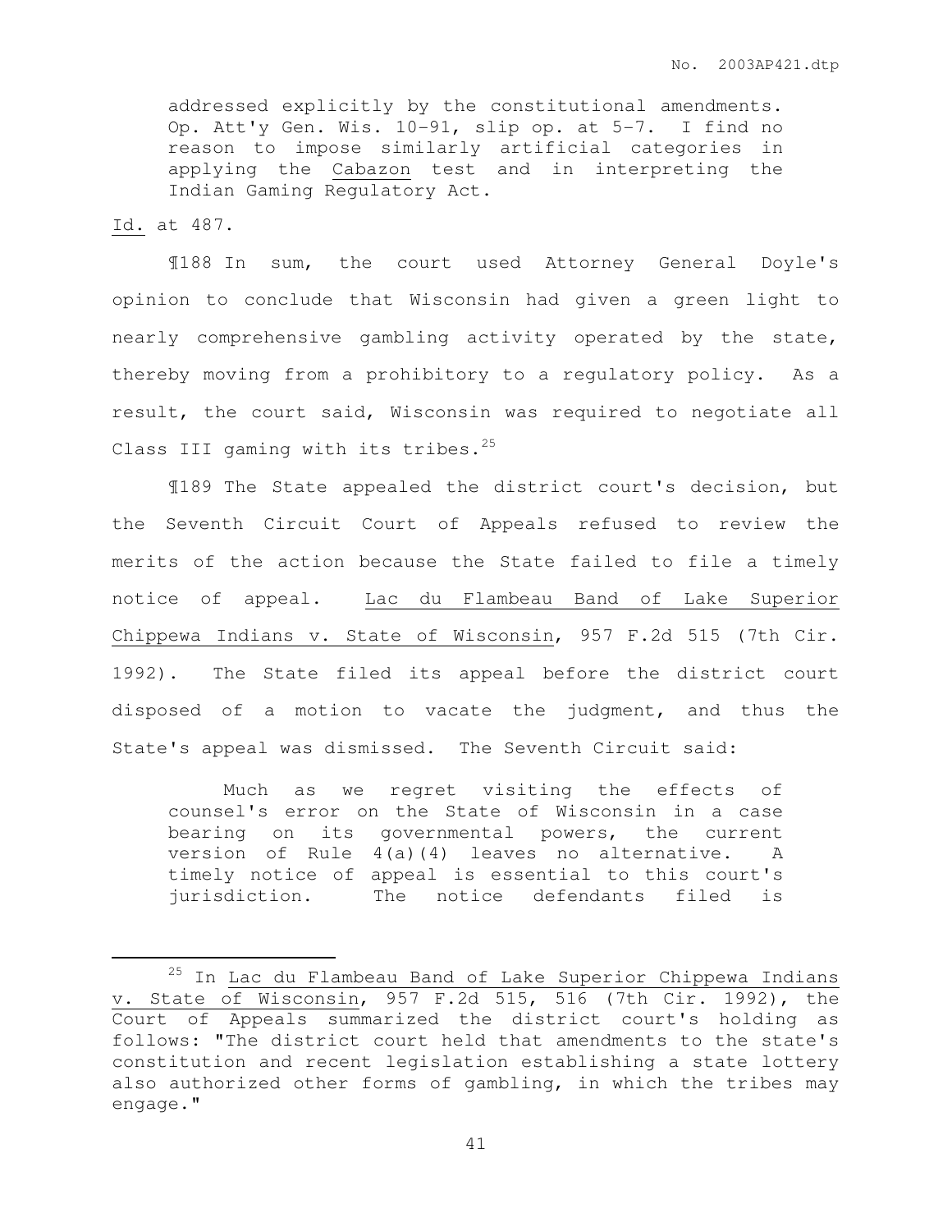> addressed explicitly by the constitutional amendments. Op. Att'y Gen. Wis. 10-91, slip op. at 5-7. I find no reason to impose similarly artificial categories in applying the Cabazon test and in interpreting the Indian Gaming Regulatory Act.

Id. at 487.

¶188 In sum, the court used Attorney General Doyle's opinion to conclude that Wisconsin had given a green light to nearly comprehensive gambling activity operated by the state, thereby moving from a prohibitory to a regulatory policy. As a result, the court said, Wisconsin was required to negotiate all Class III gaming with its tribes.[25]

¶189 The State appealed the district court's decision, but the Seventh Circuit Court of Appeals refused to review the merits of the action because the State failed to file a timely notice of appeal. Lac du Flambeau Band of Lake Superior Chippewa Indians v. State of Wisconsin, 957 F.2d 515 (7th Cir. 1992). The State filed its appeal before the district court disposed of a motion to vacate the judgment, and thus the State's appeal was dismissed. The Seventh Circuit said:

> Much as we regret visiting the effects of counsel's error on the State of Wisconsin in a case bearing on its governmental powers, the current version of Rule 4(a)(4) leaves no alternative. A timely notice of appeal is essential to this court's jurisdiction. The notice defendants filed is

---

[25] In Lac du Flambeau Band of Lake Superior Chippewa Indians v. State of Wisconsin, 957 F.2d 515, 516 (7th Cir. 1992), the Court of Appeals summarized the district court's holding as follows: "The district court held that amendments to the state's constitution and recent legislation establishing a state lottery also authorized other forms of gambling, in which the tribes may engage."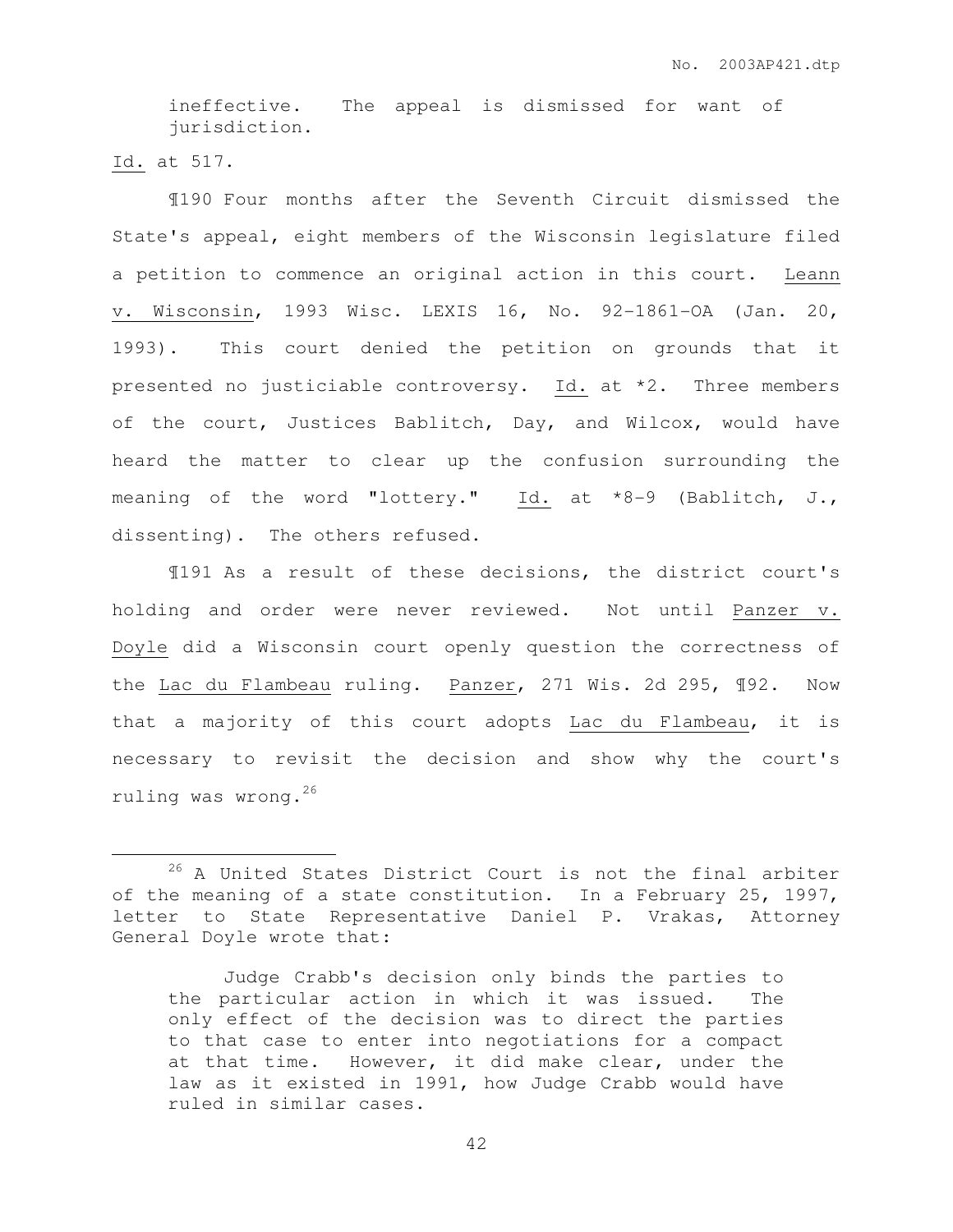> ineffective. The appeal is dismissed for want of jurisdiction.

Id. at 517.

¶190 Four months after the Seventh Circuit dismissed the State's appeal, eight members of the Wisconsin legislature filed a petition to commence an original action in this court. Leann v. Wisconsin, 1993 Wisc. LEXIS 16, No. 92-1861-OA (Jan. 20, 1993). This court denied the petition on grounds that it presented no justiciable controversy. Id. at *2. Three members of the court, Justices Bablitch, Day, and Wilcox, would have heard the matter to clear up the confusion surrounding the meaning of the word "lottery." Id. at *8-9 (Bablitch, J., dissenting). The others refused.

¶191 As a result of these decisions, the district court's holding and order were never reviewed. Not until Panzer v. Doyle did a Wisconsin court openly question the correctness of the Lac du Flambeau ruling. Panzer, 271 Wis. 2d 295, ¶92. Now that a majority of this court adopts Lac du Flambeau, it is necessary to revisit the decision and show why the court's ruling was wrong.[26]

---

[26] A United States District Court is not the final arbiter of the meaning of a state constitution. In a February 25, 1997, letter to State Representative Daniel P. Vrakas, Attorney General Doyle wrote that:

> Judge Crabb's decision only binds the parties to the particular action in which it was issued. The only effect of the decision was to direct the parties to that case to enter into negotiations for a compact at that time. However, it did make clear, under the law as it existed in 1991, how Judge Crabb would have ruled in similar cases.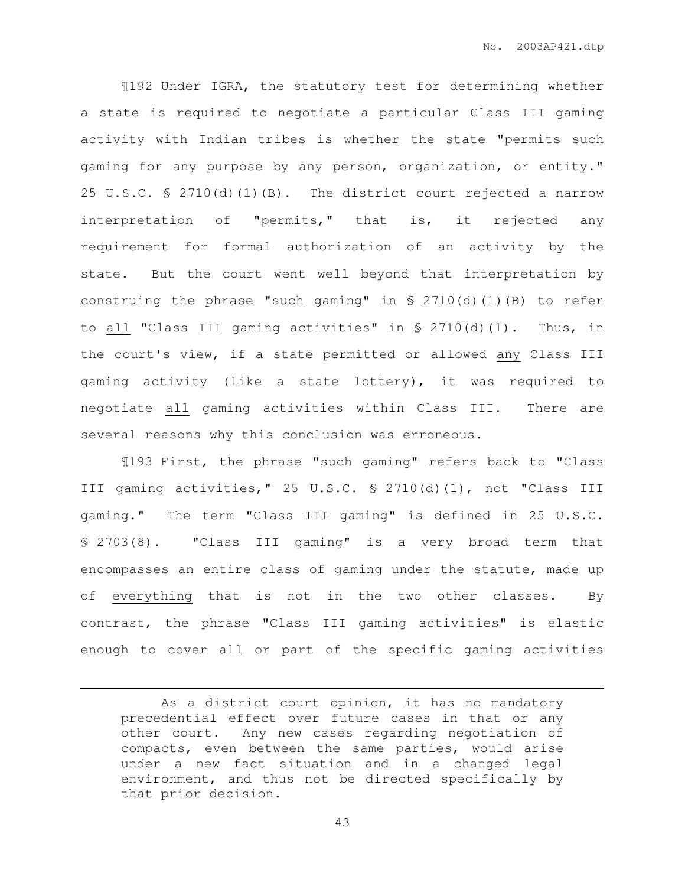¶192 Under IGRA, the statutory test for determining whether a state is required to negotiate a particular Class III gaming activity with Indian tribes is whether the state "permits such gaming for any purpose by any person, organization, or entity." 25 U.S.C. § 2710(d)(1)(B). The district court rejected a narrow interpretation of "permits," that is, it rejected any requirement for formal authorization of an activity by the state. But the court went well beyond that interpretation by construing the phrase "such gaming" in § 2710(d)(1)(B) to refer to <u>all</u> "Class III gaming activities" in § 2710(d)(1). Thus, in the court's view, if a state permitted or allowed <u>any</u> Class III gaming activity (like a state lottery), it was required to negotiate <u>all</u> gaming activities within Class III. There are several reasons why this conclusion was erroneous.

¶193 First, the phrase "such gaming" refers back to "Class III gaming activities," 25 U.S.C. § 2710(d)(1), not "Class III gaming." The term "Class III gaming" is defined in 25 U.S.C. § 2703(8). "Class III gaming" is a very broad term that encompasses an entire class of gaming under the statute, made up of <u>everything</u> that is not in the two other classes. By contrast, the phrase "Class III gaming activities" is elastic enough to cover all or part of the specific gaming activities

---

As a district court opinion, it has no mandatory precedential effect over future cases in that or any other court. Any new cases regarding negotiation of compacts, even between the same parties, would arise under a new fact situation and in a changed legal environment, and thus not be directed specifically by that prior decision.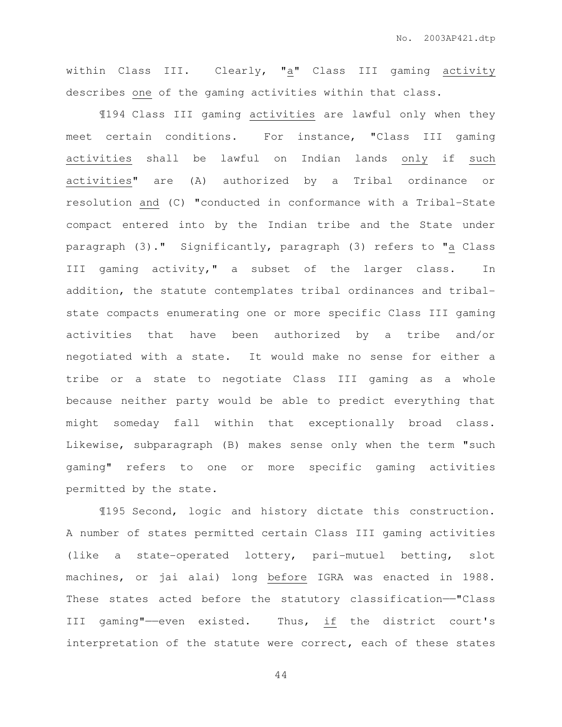within Class III. Clearly, "<u>a</u>" Class III gaming <u>activity</u> describes <u>one</u> of the gaming activities within that class.

¶194 Class III gaming <u>activities</u> are lawful only when they meet certain conditions. For instance, "Class III gaming <u>activities</u> shall be lawful on Indian lands <u>only</u> if <u>such activities</u>" are (A) authorized by a Tribal ordinance or resolution <u>and</u> (C) "conducted in conformance with a Tribal-State compact entered into by the Indian tribe and the State under paragraph (3)." Significantly, paragraph (3) refers to "<u>a</u> Class III gaming activity," a subset of the larger class. In addition, the statute contemplates tribal ordinances and tribal-state compacts enumerating one or more specific Class III gaming activities that have been authorized by a tribe and/or negotiated with a state. It would make no sense for either a tribe or a state to negotiate Class III gaming as a whole because neither party would be able to predict everything that might someday fall within that exceptionally broad class. Likewise, subparagraph (B) makes sense only when the term "such gaming" refers to one or more specific gaming activities permitted by the state.

¶195 Second, logic and history dictate this construction. A number of states permitted certain Class III gaming activities (like a state-operated lottery, pari-mutuel betting, slot machines, or jai alai) long <u>before</u> IGRA was enacted in 1988. These states acted before the statutory classification——"Class III gaming"——even existed. Thus, <u>if</u> the district court's interpretation of the statute were correct, each of these states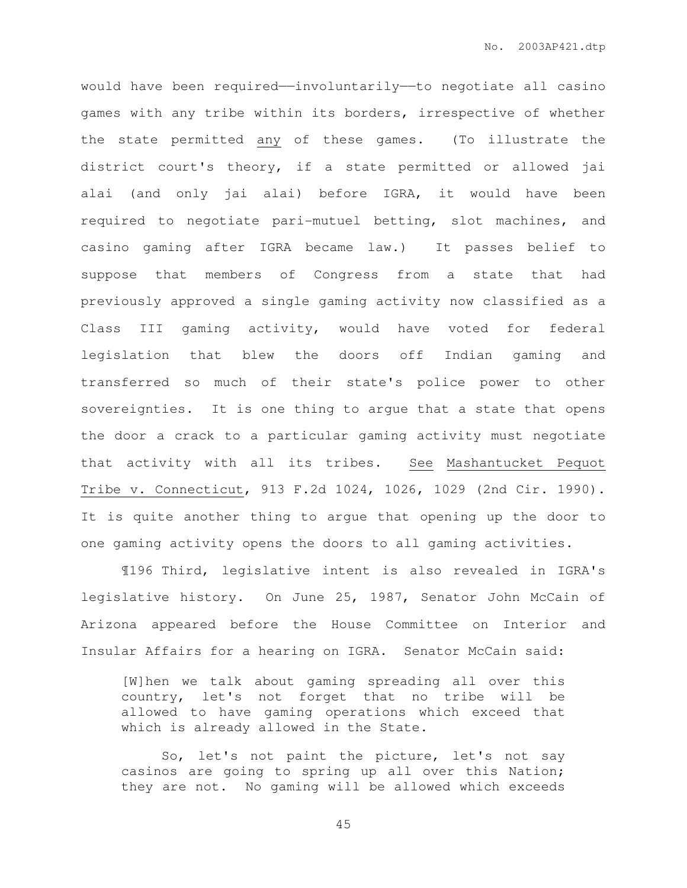would have been required——involuntarily——to negotiate all casino games with any tribe within its borders, irrespective of whether the state permitted <u>any</u> of these games. (To illustrate the district court's theory, if a state permitted or allowed jai alai (and only jai alai) before IGRA, it would have been required to negotiate pari-mutuel betting, slot machines, and casino gaming after IGRA became law.) It passes belief to suppose that members of Congress from a state that had previously approved a single gaming activity now classified as a Class III gaming activity, would have voted for federal legislation that blew the doors off Indian gaming and transferred so much of their state's police power to other sovereignties. It is one thing to argue that a state that opens the door a crack to a particular gaming activity must negotiate that activity with all its tribes. <u>See</u> <u>Mashantucket Pequot Tribe v. Connecticut</u>, 913 F.2d 1024, 1026, 1029 (2nd Cir. 1990). It is quite another thing to argue that opening up the door to one gaming activity opens the doors to all gaming activities.

¶196 Third, legislative intent is also revealed in IGRA's legislative history. On June 25, 1987, Senator John McCain of Arizona appeared before the House Committee on Interior and Insular Affairs for a hearing on IGRA. Senator McCain said:

> [W]hen we talk about gaming spreading all over this country, let's not forget that no tribe will be allowed to have gaming operations which exceed that which is already allowed in the State.
>
> So, let's not paint the picture, let's not say casinos are going to spring up all over this Nation; they are not. No gaming will be allowed which exceeds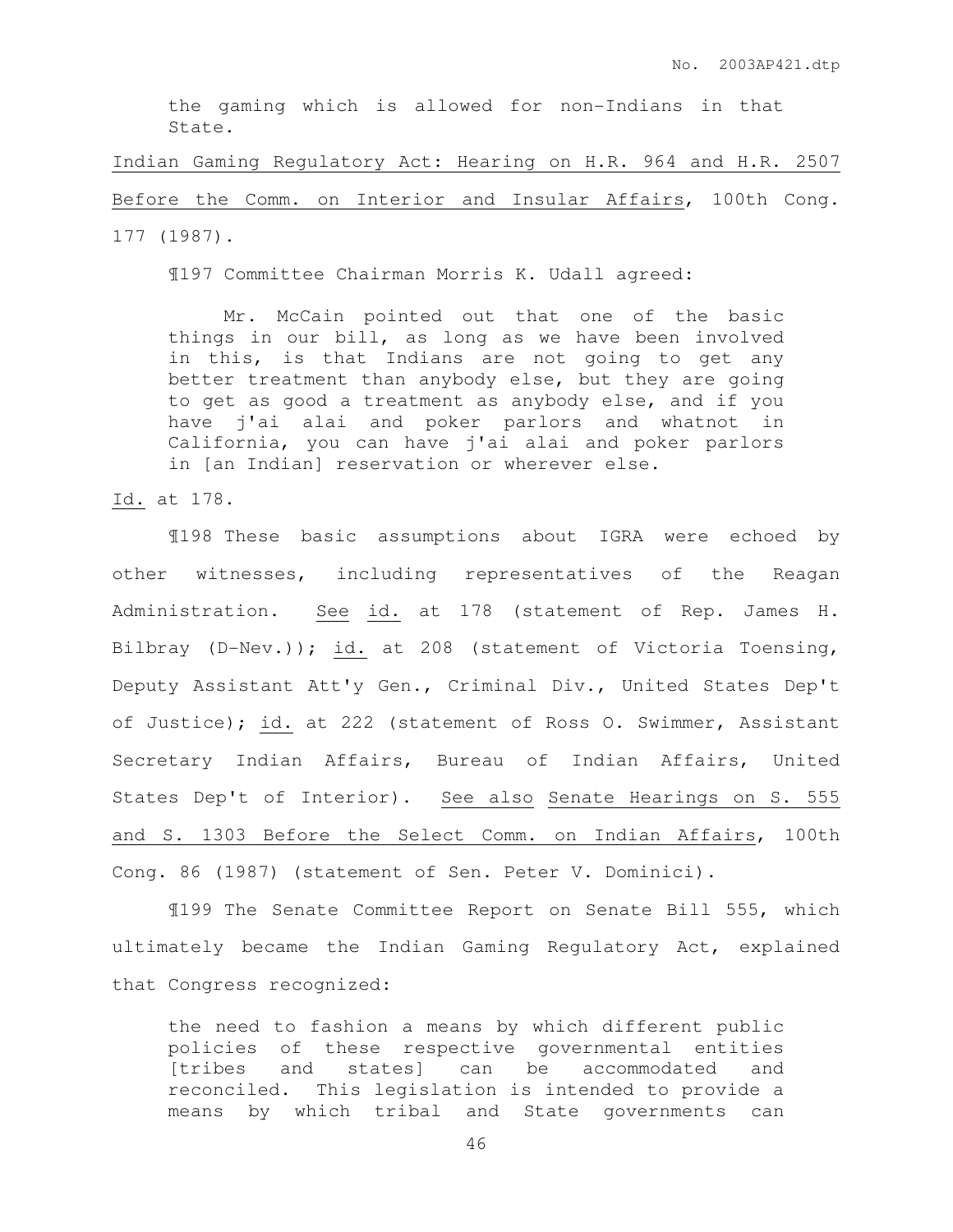> the gaming which is allowed for non-Indians in that State.

Indian Gaming Regulatory Act: Hearing on H.R. 964 and H.R. 2507 Before the Comm. on Interior and Insular Affairs, 100th Cong. 177 (1987).

¶197 Committee Chairman Morris K. Udall agreed:

> Mr. McCain pointed out that one of the basic things in our bill, as long as we have been involved in this, is that Indians are not going to get any better treatment than anybody else, but they are going to get as good a treatment as anybody else, and if you have j'ai alai and poker parlors and whatnot in California, you can have j'ai alai and poker parlors in [an Indian] reservation or wherever else.

Id. at 178.

¶198 These basic assumptions about IGRA were echoed by other witnesses, including representatives of the Reagan Administration. See id. at 178 (statement of Rep. James H. Bilbray (D-Nev.)); id. at 208 (statement of Victoria Toensing, Deputy Assistant Att'y Gen., Criminal Div., United States Dep't of Justice); id. at 222 (statement of Ross O. Swimmer, Assistant Secretary Indian Affairs, Bureau of Indian Affairs, United States Dep't of Interior). See also Senate Hearings on S. 555 and S. 1303 Before the Select Comm. on Indian Affairs, 100th Cong. 86 (1987) (statement of Sen. Peter V. Dominici).

¶199 The Senate Committee Report on Senate Bill 555, which ultimately became the Indian Gaming Regulatory Act, explained that Congress recognized:

> the need to fashion a means by which different public policies of these respective governmental entities [tribes and states] can be accommodated and reconciled. This legislation is intended to provide a means by which tribal and State governments can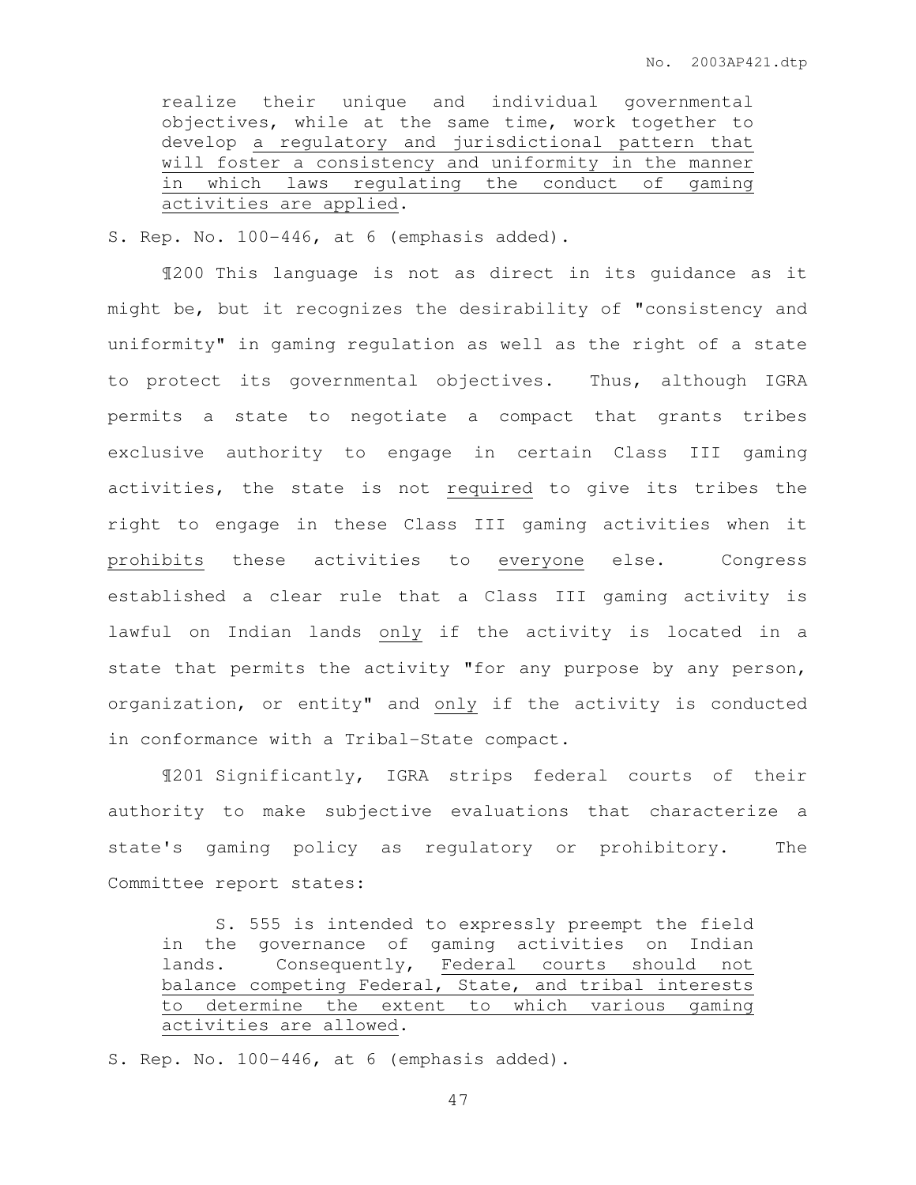> realize their unique and individual governmental objectives, while at the same time, work together to develop <u>a regulatory and jurisdictional pattern that will foster a consistency and uniformity in the manner in which laws regulating the conduct of gaming activities are applied</u>.

S. Rep. No. 100-446, at 6 (emphasis added).

¶200 This language is not as direct in its guidance as it might be, but it recognizes the desirability of "consistency and uniformity" in gaming regulation as well as the right of a state to protect its governmental objectives. Thus, although IGRA permits a state to negotiate a compact that grants tribes exclusive authority to engage in certain Class III gaming activities, the state is not <u>required</u> to give its tribes the right to engage in these Class III gaming activities when it <u>prohibits</u> these activities to <u>everyone</u> else. Congress established a clear rule that a Class III gaming activity is lawful on Indian lands <u>only</u> if the activity is located in a state that permits the activity "for any purpose by any person, organization, or entity" and <u>only</u> if the activity is conducted in conformance with a Tribal-State compact.

¶201 Significantly, IGRA strips federal courts of their authority to make subjective evaluations that characterize a state's gaming policy as regulatory or prohibitory. The Committee report states:

> S. 555 is intended to expressly preempt the field in the governance of gaming activities on Indian lands. Consequently, <u>Federal courts should not balance competing Federal, State, and tribal interests to determine the extent to which various gaming activities are allowed</u>.

S. Rep. No. 100-446, at 6 (emphasis added).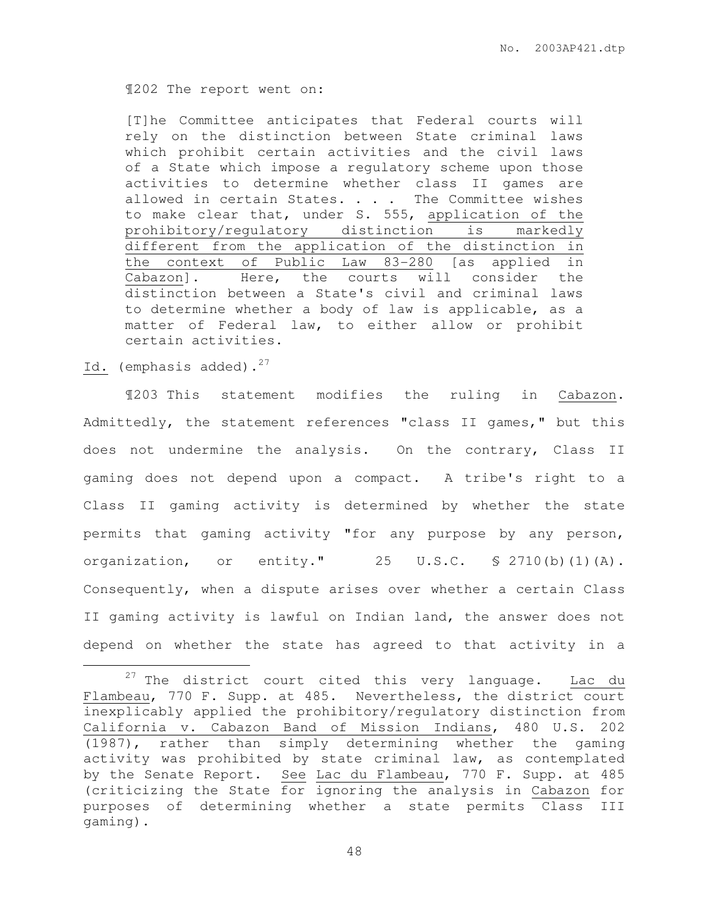¶202 The report went on:

> [T]he Committee anticipates that Federal courts will rely on the distinction between State criminal laws which prohibit certain activities and the civil laws of a State which impose a regulatory scheme upon those activities to determine whether class II games are allowed in certain States. . . . The Committee wishes to make clear that, under S. 555, <u>application of the prohibitory/regulatory distinction is markedly different from the application of the distinction in the context of Public Law 83-280</u> [as applied in <u>Cabazon</u>]. Here, the courts will consider the distinction between a State's civil and criminal laws to determine whether a body of law is applicable, as a matter of Federal law, to either allow or prohibit certain activities.

<u>Id.</u> (emphasis added).[27]

¶203 This statement modifies the ruling in <u>Cabazon</u>. Admittedly, the statement references "class II games," but this does not undermine the analysis. On the contrary, Class II gaming does not depend upon a compact. A tribe's right to a Class II gaming activity is determined by whether the state permits that gaming activity "for any purpose by any person, organization, or entity." 25 U.S.C. § 2710(b)(1)(A). Consequently, when a dispute arises over whether a certain Class II gaming activity is lawful on Indian land, the answer does not depend on whether the state has agreed to that activity in a

---

[27] The district court cited this very language. <u>Lac du Flambeau</u>, 770 F. Supp. at 485. Nevertheless, the district court inexplicably applied the prohibitory/regulatory distinction from <u>California v. Cabazon Band of Mission Indians</u>, 480 U.S. 202 (1987), rather than simply determining whether the gaming activity was prohibited by state criminal law, as contemplated by the Senate Report. <u>See</u> <u>Lac du Flambeau</u>, 770 F. Supp. at 485 (criticizing the State for ignoring the analysis in <u>Cabazon</u> for purposes of determining whether a state permits Class III gaming).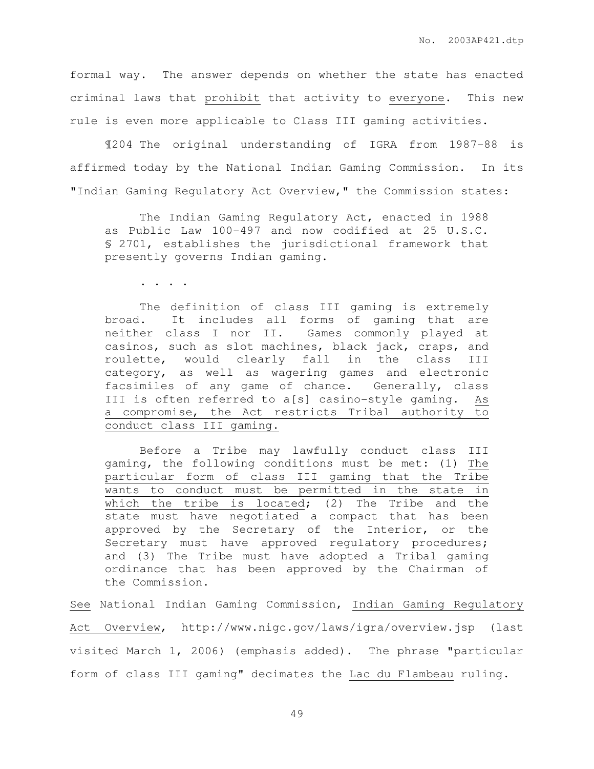formal way. The answer depends on whether the state has enacted criminal laws that <u>prohibit</u> that activity to <u>everyone</u>. This new rule is even more applicable to Class III gaming activities.

¶204 The original understanding of IGRA from 1987-88 is affirmed today by the National Indian Gaming Commission. In its "Indian Gaming Regulatory Act Overview," the Commission states:

> The Indian Gaming Regulatory Act, enacted in 1988 as Public Law 100-497 and now codified at 25 U.S.C. § 2701, establishes the jurisdictional framework that presently governs Indian gaming.
>
> . . . .
>
> The definition of class III gaming is extremely broad. It includes all forms of gaming that are neither class I nor II. Games commonly played at casinos, such as slot machines, black jack, craps, and roulette, would clearly fall in the class III category, as well as wagering games and electronic facsimiles of any game of chance. Generally, class III is often referred to a[s] casino-style gaming. <u>As a compromise, the Act restricts Tribal authority to conduct class III gaming.</u>
>
> Before a Tribe may lawfully conduct class III gaming, the following conditions must be met: (1) <u>The particular form of class III gaming that the Tribe wants to conduct must be permitted in the state in which the tribe is located</u>; (2) The Tribe and the state must have negotiated a compact that has been approved by the Secretary of the Interior, or the Secretary must have approved regulatory procedures; and (3) The Tribe must have adopted a Tribal gaming ordinance that has been approved by the Chairman of the Commission.

<u>See</u> National Indian Gaming Commission, <u>Indian Gaming Regulatory Act Overview</u>, http://www.nigc.gov/laws/igra/overview.jsp (last visited March 1, 2006) (emphasis added). The phrase "particular form of class III gaming" decimates the <u>Lac du Flambeau</u> ruling.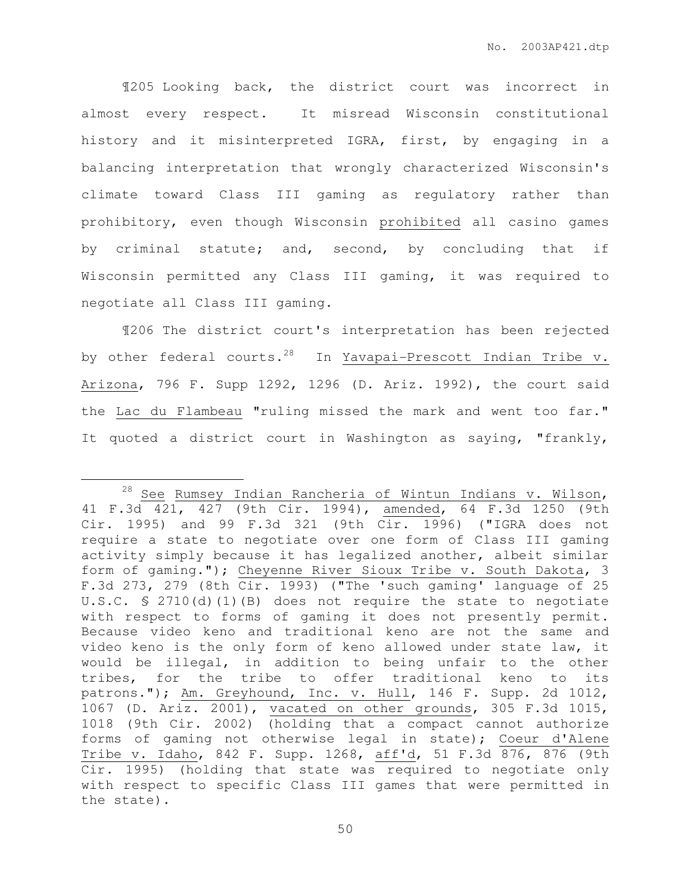¶205 Looking back, the district court was incorrect in almost every respect. It misread Wisconsin constitutional history and it misinterpreted IGRA, first, by engaging in a balancing interpretation that wrongly characterized Wisconsin's climate toward Class III gaming as regulatory rather than prohibitory, even though Wisconsin prohibited all casino games by criminal statute; and, second, by concluding that if Wisconsin permitted any Class III gaming, it was required to negotiate all Class III gaming.

¶206 The district court's interpretation has been rejected by other federal courts.[28] In Yavapai-Prescott Indian Tribe v. Arizona, 796 F. Supp 1292, 1296 (D. Ariz. 1992), the court said the Lac du Flambeau "ruling missed the mark and went too far." It quoted a district court in Washington as saying, "frankly,

---

[28] See Rumsey Indian Rancheria of Wintun Indians v. Wilson, 41 F.3d 421, 427 (9th Cir. 1994), amended, 64 F.3d 1250 (9th Cir. 1995) and 99 F.3d 321 (9th Cir. 1996) ("IGRA does not require a state to negotiate over one form of Class III gaming activity simply because it has legalized another, albeit similar form of gaming."); Cheyenne River Sioux Tribe v. South Dakota, 3 F.3d 273, 279 (8th Cir. 1993) ("The 'such gaming' language of 25 U.S.C. § 2710(d)(1)(B) does not require the state to negotiate with respect to forms of gaming it does not presently permit. Because video keno and traditional keno are not the same and video keno is the only form of keno allowed under state law, it would be illegal, in addition to being unfair to the other tribes, for the tribe to offer traditional keno to its patrons."); Am. Greyhound, Inc. v. Hull, 146 F. Supp. 2d 1012, 1067 (D. Ariz. 2001), vacated on other grounds, 305 F.3d 1015, 1018 (9th Cir. 2002) (holding that a compact cannot authorize forms of gaming not otherwise legal in state); Coeur d'Alene Tribe v. Idaho, 842 F. Supp. 1268, aff'd, 51 F.3d 876, 876 (9th Cir. 1995) (holding that state was required to negotiate only with respect to specific Class III games that were permitted in the state).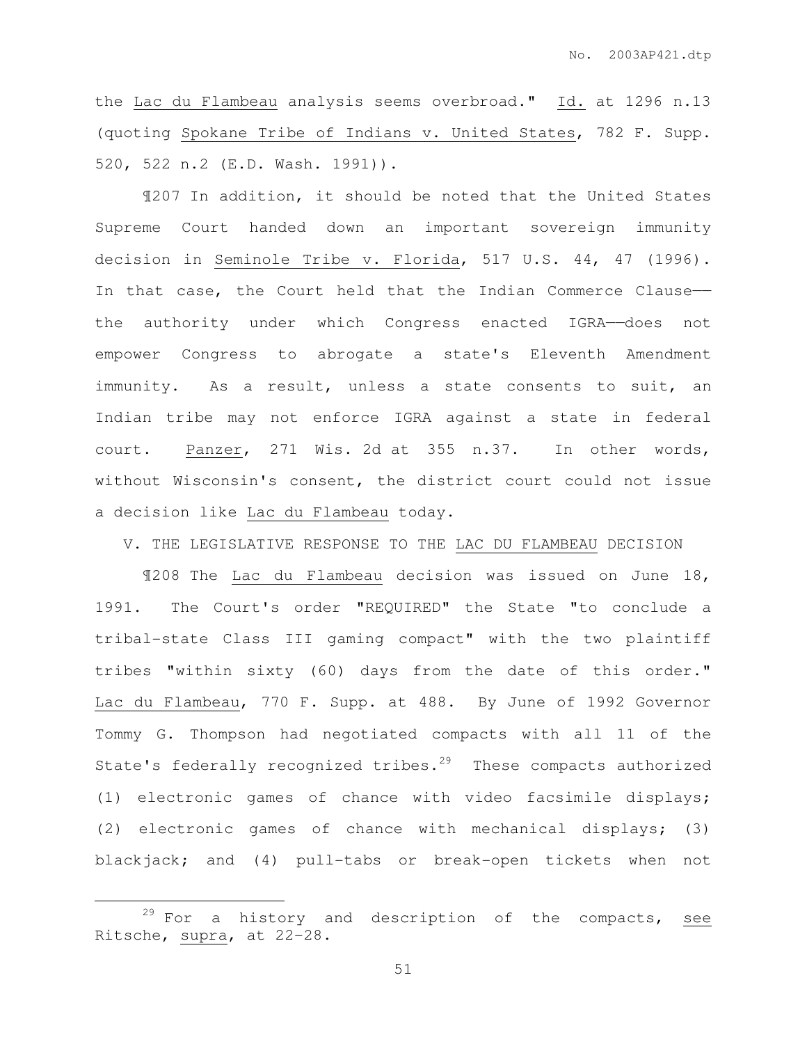the Lac du Flambeau analysis seems overbroad." Id. at 1296 n.13 (quoting Spokane Tribe of Indians v. United States, 782 F. Supp. 520, 522 n.2 (E.D. Wash. 1991)).

¶207 In addition, it should be noted that the United States Supreme Court handed down an important sovereign immunity decision in Seminole Tribe v. Florida, 517 U.S. 44, 47 (1996). In that case, the Court held that the Indian Commerce Clause——the authority under which Congress enacted IGRA——does not empower Congress to abrogate a state's Eleventh Amendment immunity. As a result, unless a state consents to suit, an Indian tribe may not enforce IGRA against a state in federal court. Panzer, 271 Wis. 2d at 355 n.37. In other words, without Wisconsin's consent, the district court could not issue a decision like Lac du Flambeau today.

## V. THE LEGISLATIVE RESPONSE TO THE LAC DU FLAMBEAU DECISION

¶208 The Lac du Flambeau decision was issued on June 18, 1991. The Court's order "REQUIRED" the State "to conclude a tribal-state Class III gaming compact" with the two plaintiff tribes "within sixty (60) days from the date of this order." Lac du Flambeau, 770 F. Supp. at 488. By June of 1992 Governor Tommy G. Thompson had negotiated compacts with all 11 of the State's federally recognized tribes.[29] These compacts authorized (1) electronic games of chance with video facsimile displays; (2) electronic games of chance with mechanical displays; (3) blackjack; and (4) pull-tabs or break-open tickets when not

[29] For a history and description of the compacts, see Ritsche, supra, at 22-28.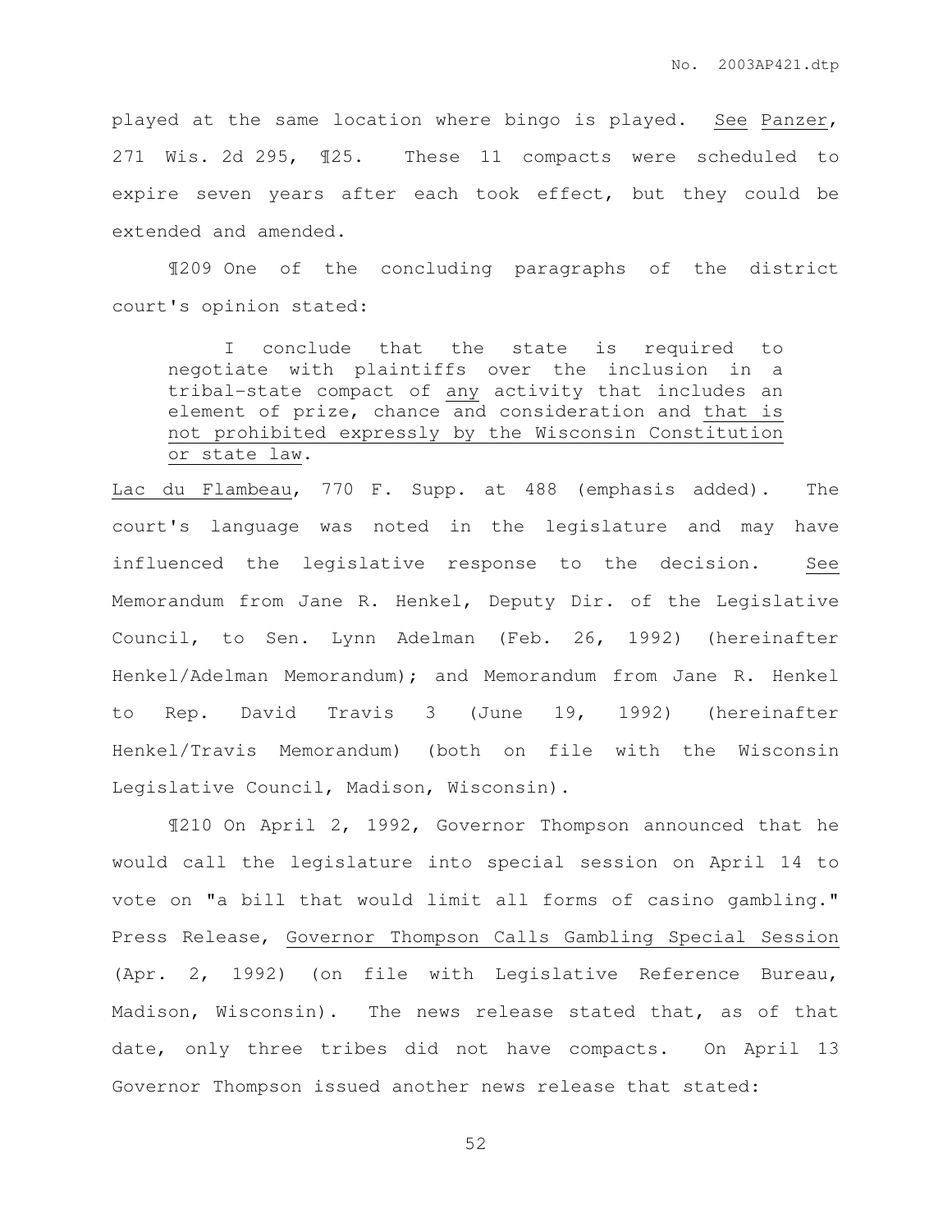played at the same location where bingo is played. See Panzer, 271 Wis. 2d 295, ¶25. These 11 compacts were scheduled to expire seven years after each took effect, but they could be extended and amended.

¶209 One of the concluding paragraphs of the district court's opinion stated:

> I conclude that the state is required to negotiate with plaintiffs over the inclusion in a tribal-state compact of any activity that includes an element of prize, chance and consideration and that is not prohibited expressly by the Wisconsin Constitution or state law.

Lac du Flambeau, 770 F. Supp. at 488 (emphasis added). The court's language was noted in the legislature and may have influenced the legislative response to the decision. See Memorandum from Jane R. Henkel, Deputy Dir. of the Legislative Council, to Sen. Lynn Adelman (Feb. 26, 1992) (hereinafter Henkel/Adelman Memorandum); and Memorandum from Jane R. Henkel to Rep. David Travis 3 (June 19, 1992) (hereinafter Henkel/Travis Memorandum) (both on file with the Wisconsin Legislative Council, Madison, Wisconsin).

¶210 On April 2, 1992, Governor Thompson announced that he would call the legislature into special session on April 14 to vote on "a bill that would limit all forms of casino gambling." Press Release, Governor Thompson Calls Gambling Special Session (Apr. 2, 1992) (on file with Legislative Reference Bureau, Madison, Wisconsin). The news release stated that, as of that date, only three tribes did not have compacts. On April 13 Governor Thompson issued another news release that stated: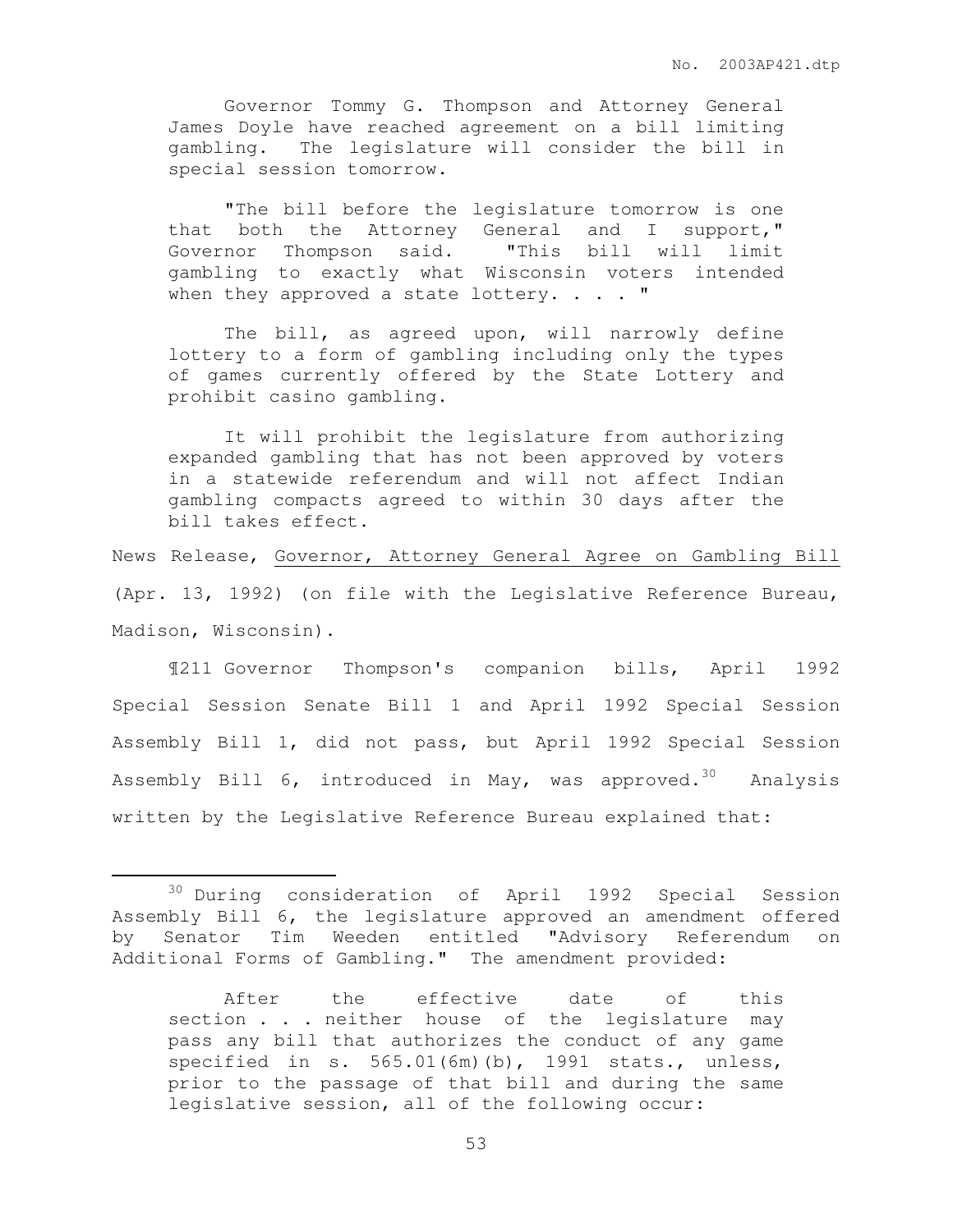> Governor Tommy G. Thompson and Attorney General James Doyle have reached agreement on a bill limiting gambling. The legislature will consider the bill in special session tomorrow.
>
> "The bill before the legislature tomorrow is one that both the Attorney General and I support," Governor Thompson said. "This bill will limit gambling to exactly what Wisconsin voters intended when they approved a state lottery. . . . "
>
> The bill, as agreed upon, will narrowly define lottery to a form of gambling including only the types of games currently offered by the State Lottery and prohibit casino gambling.
>
> It will prohibit the legislature from authorizing expanded gambling that has not been approved by voters in a statewide referendum and will not affect Indian gambling compacts agreed to within 30 days after the bill takes effect.

News Release, Governor, Attorney General Agree on Gambling Bill (Apr. 13, 1992) (on file with the Legislative Reference Bureau, Madison, Wisconsin).

¶211 Governor Thompson's companion bills, April 1992 Special Session Senate Bill 1 and April 1992 Special Session Assembly Bill 1, did not pass, but April 1992 Special Session Assembly Bill 6, introduced in May, was approved.[30] Analysis written by the Legislative Reference Bureau explained that:

---

[30] During consideration of April 1992 Special Session Assembly Bill 6, the legislature approved an amendment offered by Senator Tim Weeden entitled "Advisory Referendum on Additional Forms of Gambling." The amendment provided:

> After the effective date of this section . . . neither house of the legislature may pass any bill that authorizes the conduct of any game specified in s. 565.01(6m)(b), 1991 stats., unless, prior to the passage of that bill and during the same legislative session, all of the following occur: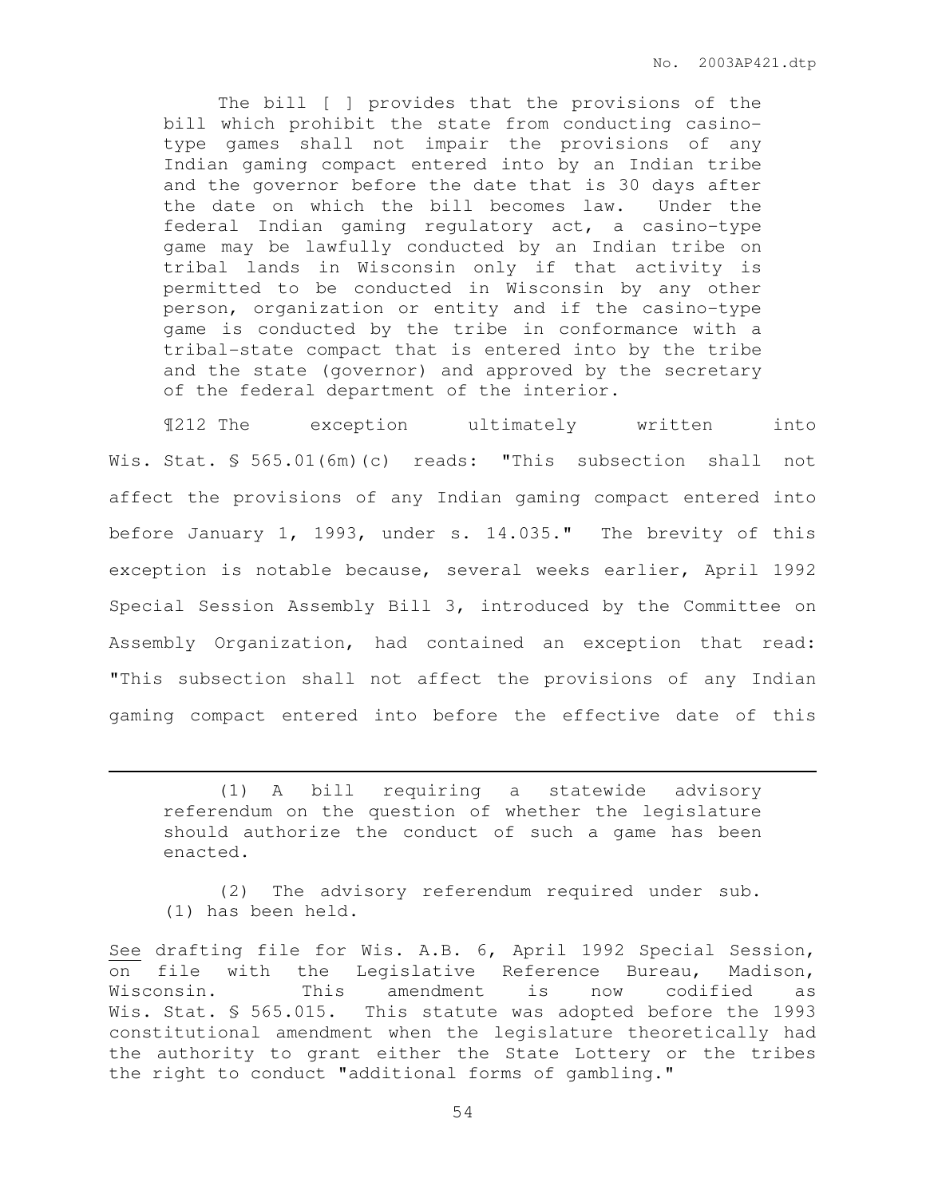The bill [ ] provides that the provisions of the bill which prohibit the state from conducting casino-type games shall not impair the provisions of any Indian gaming compact entered into by an Indian tribe and the governor before the date that is 30 days after the date on which the bill becomes law. Under the federal Indian gaming regulatory act, a casino-type game may be lawfully conducted by an Indian tribe on tribal lands in Wisconsin only if that activity is permitted to be conducted in Wisconsin by any other person, organization or entity and if the casino-type game is conducted by the tribe in conformance with a tribal-state compact that is entered into by the tribe and the state (governor) and approved by the secretary of the federal department of the interior.

¶212 The exception ultimately written into Wis. Stat. § 565.01(6m)(c) reads: "This subsection shall not affect the provisions of any Indian gaming compact entered into before January 1, 1993, under s. 14.035." The brevity of this exception is notable because, several weeks earlier, April 1992 Special Session Assembly Bill 3, introduced by the Committee on Assembly Organization, had contained an exception that read: "This subsection shall not affect the provisions of any Indian gaming compact entered into before the effective date of this

---

(1) A bill requiring a statewide advisory referendum on the question of whether the legislature should authorize the conduct of such a game has been enacted.

(2) The advisory referendum required under sub. (1) has been held.

See drafting file for Wis. A.B. 6, April 1992 Special Session, on file with the Legislative Reference Bureau, Madison, Wisconsin. This amendment is now codified as Wis. Stat. § 565.015. This statute was adopted before the 1993 constitutional amendment when the legislature theoretically had the authority to grant either the State Lottery or the tribes the right to conduct "additional forms of gambling."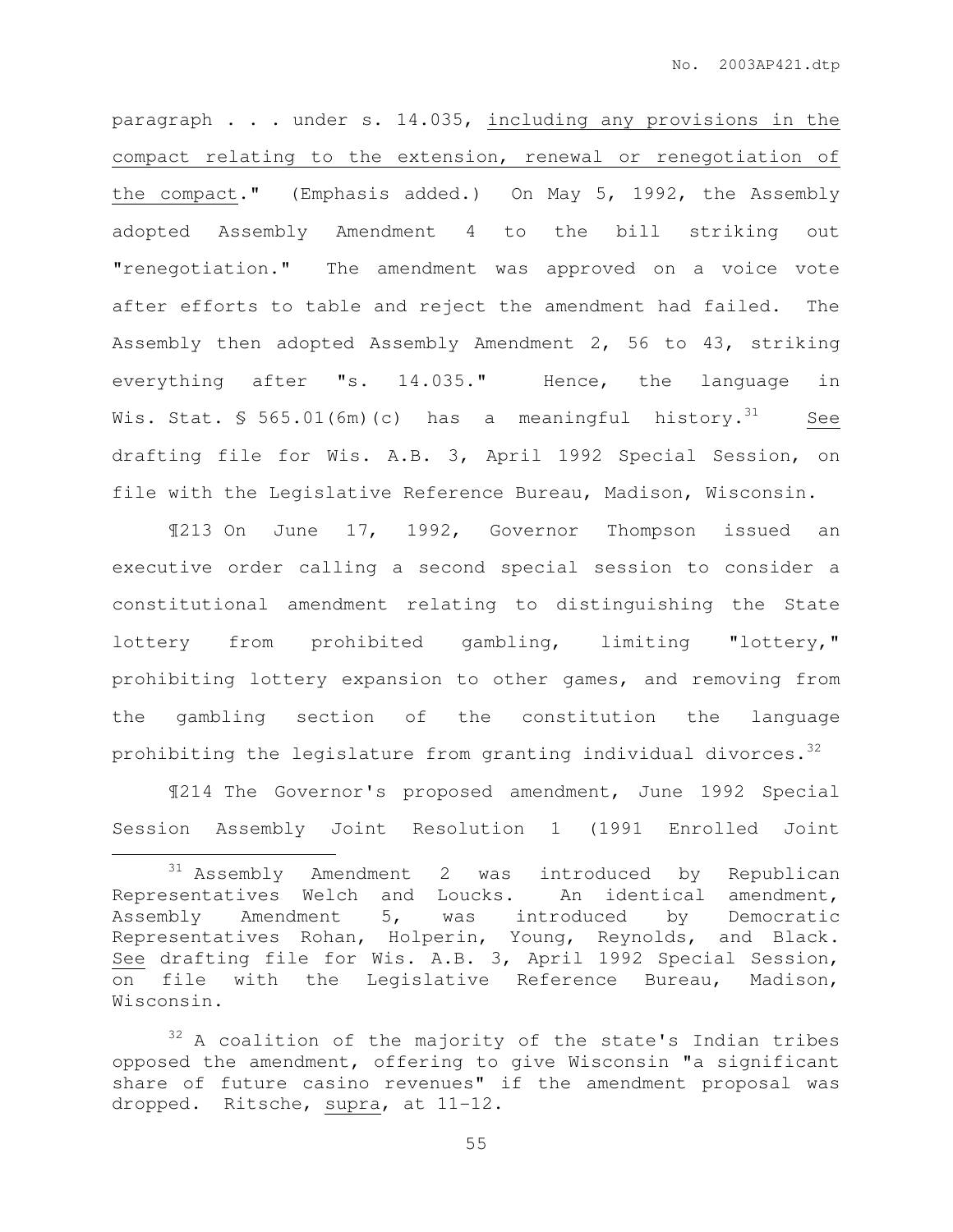paragraph . . . under s. 14.035, <u>including any provisions in the compact relating to the extension, renewal or renegotiation of the compact</u>." (Emphasis added.) On May 5, 1992, the Assembly adopted Assembly Amendment 4 to the bill striking out "renegotiation." The amendment was approved on a voice vote after efforts to table and reject the amendment had failed. The Assembly then adopted Assembly Amendment 2, 56 to 43, striking everything after "s. 14.035." Hence, the language in Wis. Stat. § 565.01(6m)(c) has a meaningful history.[31] <u>See</u> drafting file for Wis. A.B. 3, April 1992 Special Session, on file with the Legislative Reference Bureau, Madison, Wisconsin.

¶213 On June 17, 1992, Governor Thompson issued an executive order calling a second special session to consider a constitutional amendment relating to distinguishing the State lottery from prohibited gambling, limiting "lottery," prohibiting lottery expansion to other games, and removing from the gambling section of the constitution the language prohibiting the legislature from granting individual divorces.[32]

¶214 The Governor's proposed amendment, June 1992 Special Session Assembly Joint Resolution 1 (1991 Enrolled Joint

---

[31] Assembly Amendment 2 was introduced by Republican Representatives Welch and Loucks. An identical amendment, Assembly Amendment 5, was introduced by Democratic Representatives Rohan, Holperin, Young, Reynolds, and Black. <u>See</u> drafting file for Wis. A.B. 3, April 1992 Special Session, on file with the Legislative Reference Bureau, Madison, Wisconsin.

[32] A coalition of the majority of the state's Indian tribes opposed the amendment, offering to give Wisconsin "a significant share of future casino revenues" if the amendment proposal was dropped. Ritsche, <u>supra</u>, at 11-12.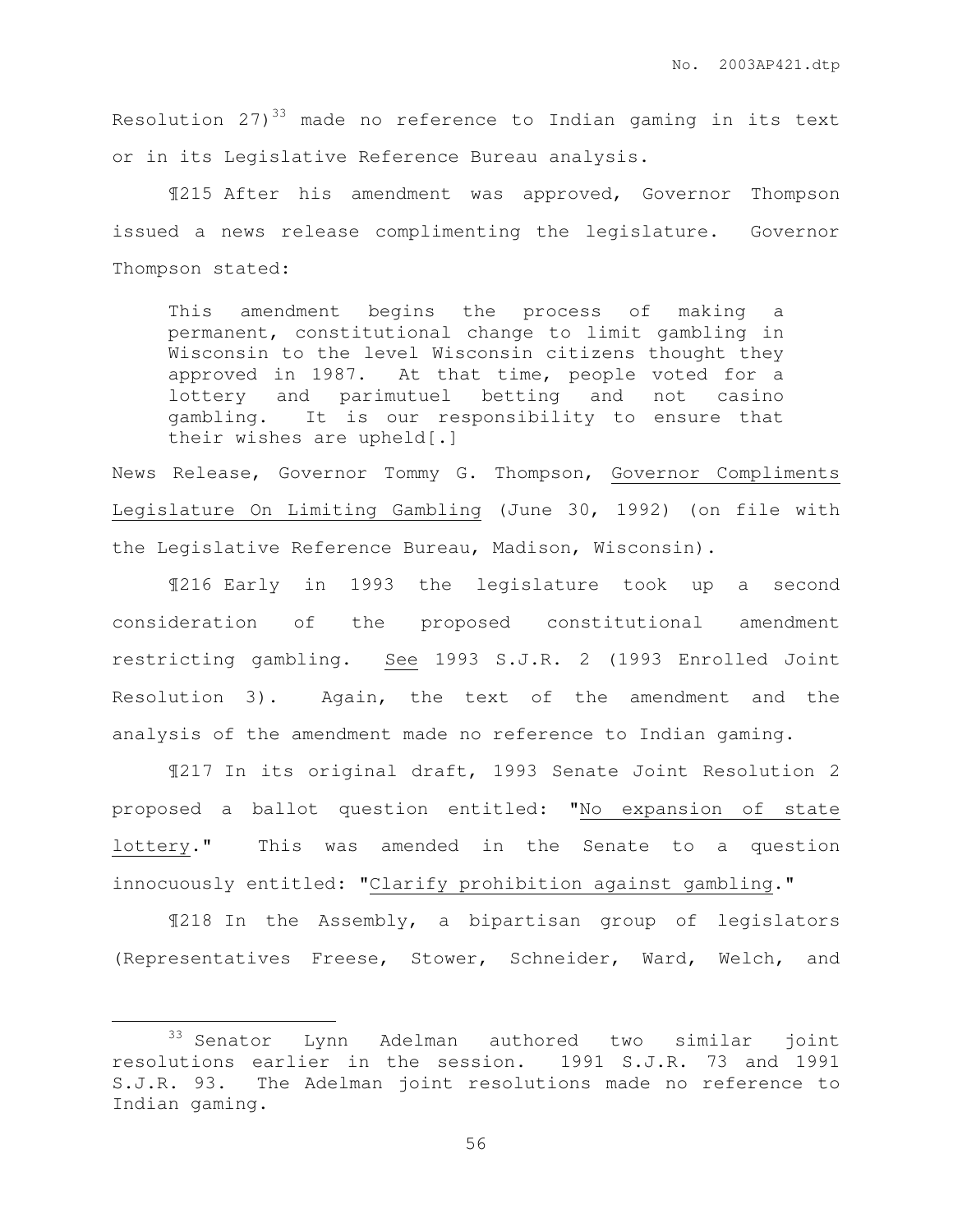Resolution 27)[33] made no reference to Indian gaming in its text or in its Legislative Reference Bureau analysis.

¶215 After his amendment was approved, Governor Thompson issued a news release complimenting the legislature. Governor Thompson stated:

> This amendment begins the process of making a permanent, constitutional change to limit gambling in Wisconsin to the level Wisconsin citizens thought they approved in 1987. At that time, people voted for a lottery and parimutuel betting and not casino gambling. It is our responsibility to ensure that their wishes are upheld[.]

News Release, Governor Tommy G. Thompson, Governor Compliments Legislature On Limiting Gambling (June 30, 1992) (on file with the Legislative Reference Bureau, Madison, Wisconsin).

¶216 Early in 1993 the legislature took up a second consideration of the proposed constitutional amendment restricting gambling. See 1993 S.J.R. 2 (1993 Enrolled Joint Resolution 3). Again, the text of the amendment and the analysis of the amendment made no reference to Indian gaming.

¶217 In its original draft, 1993 Senate Joint Resolution 2 proposed a ballot question entitled: "No expansion of state lottery." This was amended in the Senate to a question innocuously entitled: "Clarify prohibition against gambling."

¶218 In the Assembly, a bipartisan group of legislators (Representatives Freese, Stower, Schneider, Ward, Welch, and

---

[33] Senator Lynn Adelman authored two similar joint resolutions earlier in the session. 1991 S.J.R. 73 and 1991 S.J.R. 93. The Adelman joint resolutions made no reference to Indian gaming.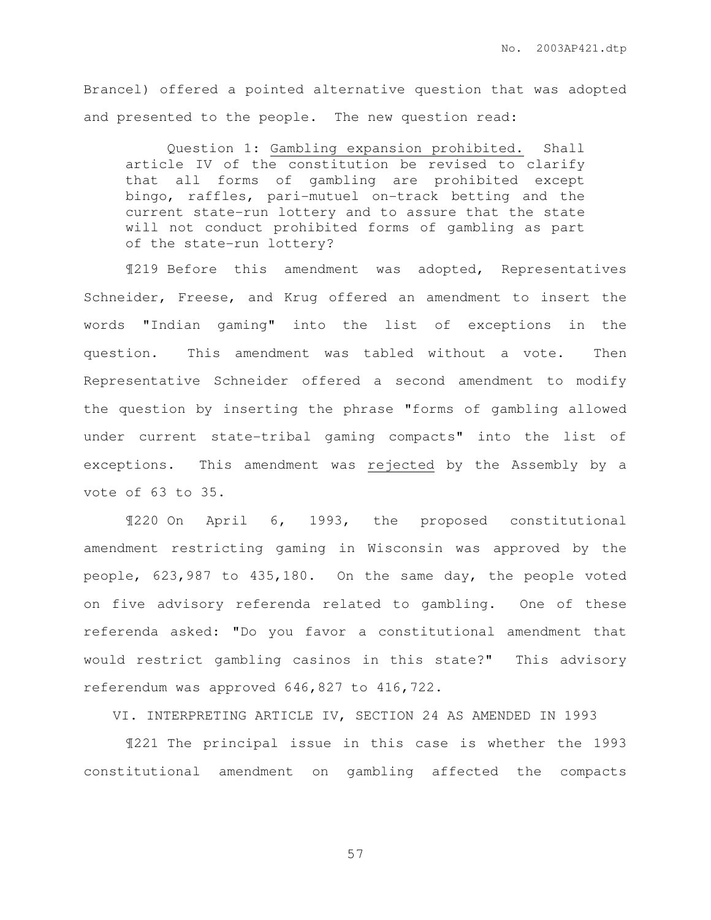Brancel) offered a pointed alternative question that was adopted and presented to the people. The new question read:

> Question 1: Gambling expansion prohibited. Shall article IV of the constitution be revised to clarify that all forms of gambling are prohibited except bingo, raffles, pari-mutuel on-track betting and the current state-run lottery and to assure that the state will not conduct prohibited forms of gambling as part of the state-run lottery?

¶219 Before this amendment was adopted, Representatives Schneider, Freese, and Krug offered an amendment to insert the words "Indian gaming" into the list of exceptions in the question. This amendment was tabled without a vote. Then Representative Schneider offered a second amendment to modify the question by inserting the phrase "forms of gambling allowed under current state-tribal gaming compacts" into the list of exceptions. This amendment was rejected by the Assembly by a vote of 63 to 35.

¶220 On April 6, 1993, the proposed constitutional amendment restricting gaming in Wisconsin was approved by the people, 623,987 to 435,180. On the same day, the people voted on five advisory referenda related to gambling. One of these referenda asked: "Do you favor a constitutional amendment that would restrict gambling casinos in this state?" This advisory referendum was approved 646,827 to 416,722.

## VI. INTERPRETING ARTICLE IV, SECTION 24 AS AMENDED IN 1993

¶221 The principal issue in this case is whether the 1993 constitutional amendment on gambling affected the compacts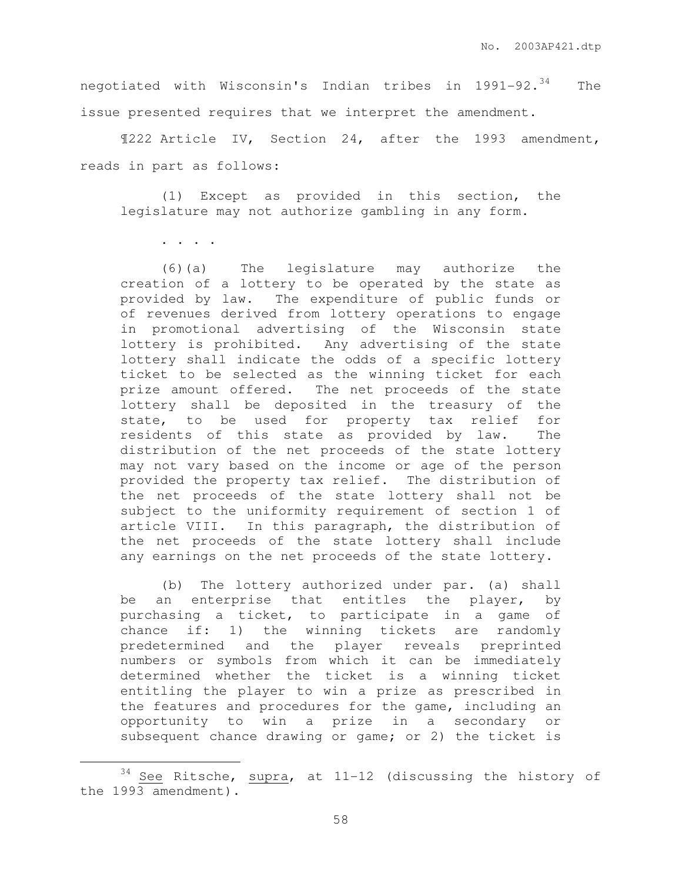negotiated with Wisconsin's Indian tribes in 1991-92.[34] The issue presented requires that we interpret the amendment.

¶222 Article IV, Section 24, after the 1993 amendment, reads in part as follows:

> (1) Except as provided in this section, the legislature may not authorize gambling in any form.
>
> . . . .
>
> (6)(a) The legislature may authorize the creation of a lottery to be operated by the state as provided by law. The expenditure of public funds or of revenues derived from lottery operations to engage in promotional advertising of the Wisconsin state lottery is prohibited. Any advertising of the state lottery shall indicate the odds of a specific lottery ticket to be selected as the winning ticket for each prize amount offered. The net proceeds of the state lottery shall be deposited in the treasury of the state, to be used for property tax relief for residents of this state as provided by law. The distribution of the net proceeds of the state lottery may not vary based on the income or age of the person provided the property tax relief. The distribution of the net proceeds of the state lottery shall not be subject to the uniformity requirement of section 1 of article VIII. In this paragraph, the distribution of the net proceeds of the state lottery shall include any earnings on the net proceeds of the state lottery.
>
> (b) The lottery authorized under par. (a) shall be an enterprise that entitles the player, by purchasing a ticket, to participate in a game of chance if: 1) the winning tickets are randomly predetermined and the player reveals preprinted numbers or symbols from which it can be immediately determined whether the ticket is a winning ticket entitling the player to win a prize as prescribed in the features and procedures for the game, including an opportunity to win a prize in a secondary or subsequent chance drawing or game; or 2) the ticket is

---

[34] See Ritsche, supra, at 11-12 (discussing the history of the 1993 amendment).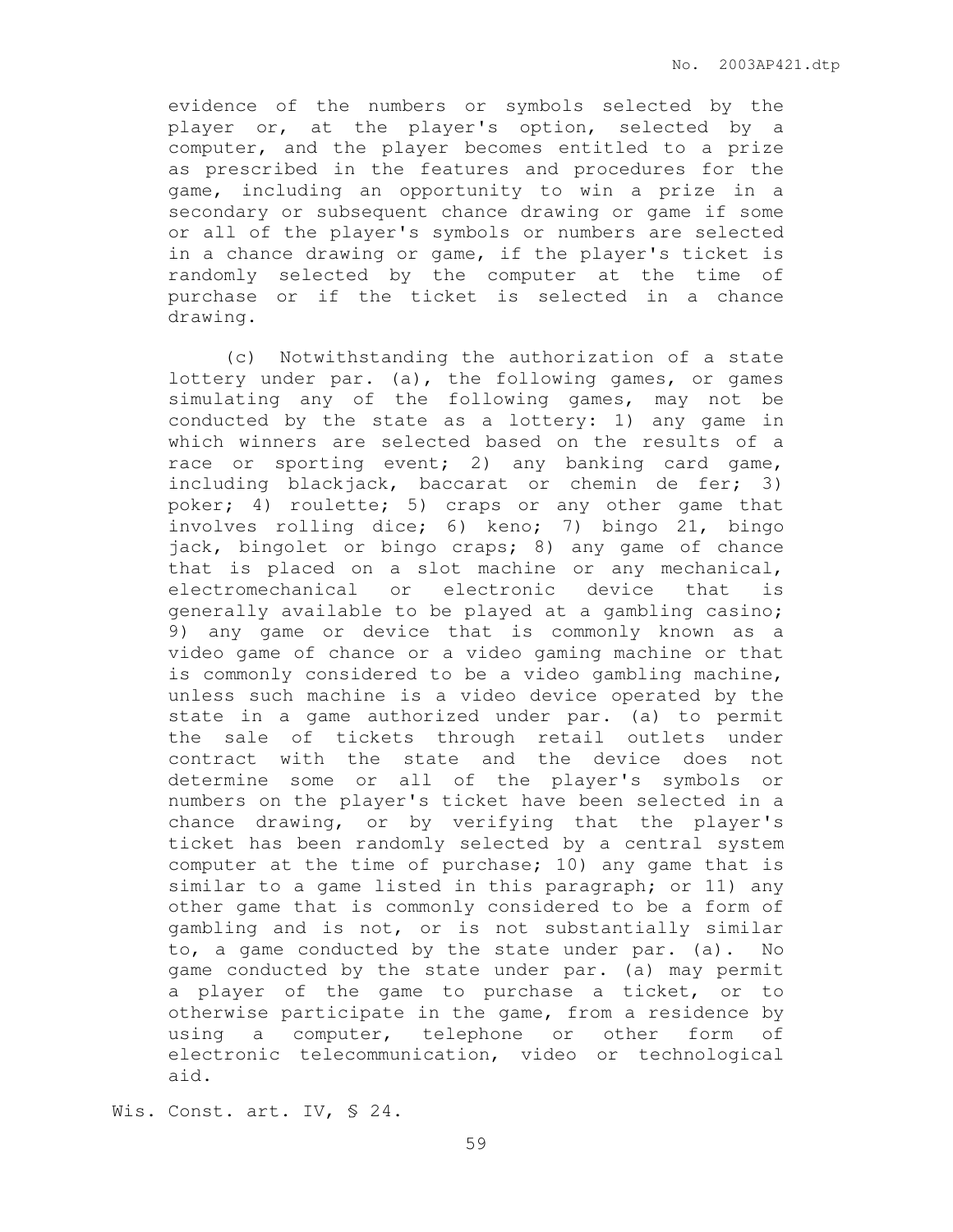> evidence of the numbers or symbols selected by the player or, at the player's option, selected by a computer, and the player becomes entitled to a prize as prescribed in the features and procedures for the game, including an opportunity to win a prize in a secondary or subsequent chance drawing or game if some or all of the player's symbols or numbers are selected in a chance drawing or game, if the player's ticket is randomly selected by the computer at the time of purchase or if the ticket is selected in a chance drawing.
>
> (c) Notwithstanding the authorization of a state lottery under par. (a), the following games, or games simulating any of the following games, may not be conducted by the state as a lottery: 1) any game in which winners are selected based on the results of a race or sporting event; 2) any banking card game, including blackjack, baccarat or chemin de fer; 3) poker; 4) roulette; 5) craps or any other game that involves rolling dice; 6) keno; 7) bingo 21, bingo jack, bingolet or bingo craps; 8) any game of chance that is placed on a slot machine or any mechanical, electromechanical or electronic device that is generally available to be played at a gambling casino; 9) any game or device that is commonly known as a video game of chance or a video gaming machine or that is commonly considered to be a video gambling machine, unless such machine is a video device operated by the state in a game authorized under par. (a) to permit the sale of tickets through retail outlets under contract with the state and the device does not determine some or all of the player's symbols or numbers on the player's ticket have been selected in a chance drawing, or by verifying that the player's ticket has been randomly selected by a central system computer at the time of purchase; 10) any game that is similar to a game listed in this paragraph; or 11) any other game that is commonly considered to be a form of gambling and is not, or is not substantially similar to, a game conducted by the state under par. (a). No game conducted by the state under par. (a) may permit a player of the game to purchase a ticket, or to otherwise participate in the game, from a residence by using a computer, telephone or other form of electronic telecommunication, video or technological aid.

Wis. Const. art. IV, § 24.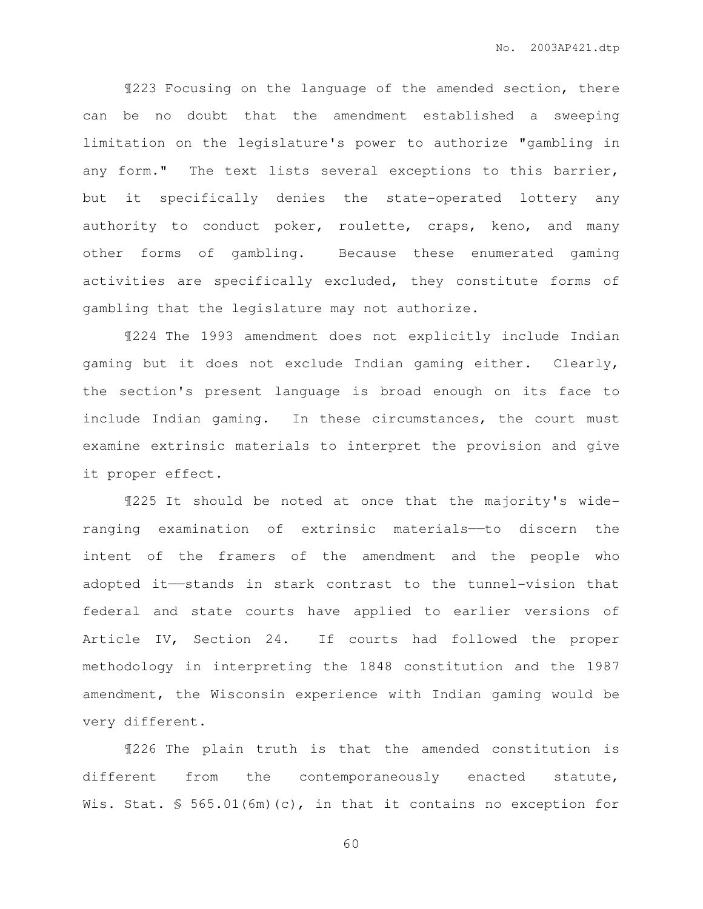¶223 Focusing on the language of the amended section, there can be no doubt that the amendment established a sweeping limitation on the legislature's power to authorize "gambling in any form." The text lists several exceptions to this barrier, but it specifically denies the state-operated lottery any authority to conduct poker, roulette, craps, keno, and many other forms of gambling. Because these enumerated gaming activities are specifically excluded, they constitute forms of gambling that the legislature may not authorize.

¶224 The 1993 amendment does not explicitly include Indian gaming but it does not exclude Indian gaming either. Clearly, the section's present language is broad enough on its face to include Indian gaming. In these circumstances, the court must examine extrinsic materials to interpret the provision and give it proper effect.

¶225 It should be noted at once that the majority's wide-ranging examination of extrinsic materials——to discern the intent of the framers of the amendment and the people who adopted it——stands in stark contrast to the tunnel-vision that federal and state courts have applied to earlier versions of Article IV, Section 24. If courts had followed the proper methodology in interpreting the 1848 constitution and the 1987 amendment, the Wisconsin experience with Indian gaming would be very different.

¶226 The plain truth is that the amended constitution is different from the contemporaneously enacted statute, Wis. Stat. § 565.01(6m)(c), in that it contains no exception for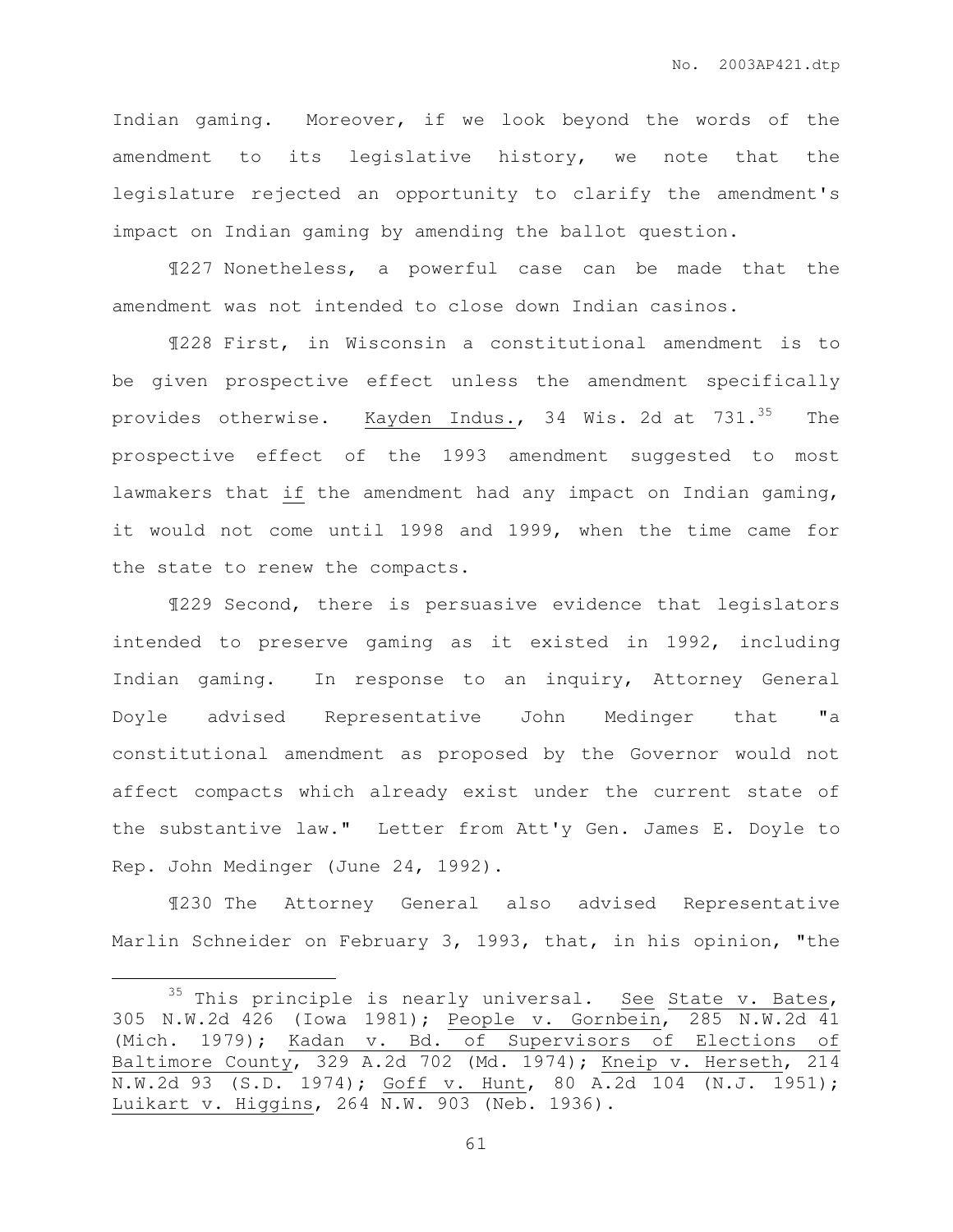Indian gaming. Moreover, if we look beyond the words of the amendment to its legislative history, we note that the legislature rejected an opportunity to clarify the amendment's impact on Indian gaming by amending the ballot question.

¶227 Nonetheless, a powerful case can be made that the amendment was not intended to close down Indian casinos.

¶228 First, in Wisconsin a constitutional amendment is to be given prospective effect unless the amendment specifically provides otherwise. Kayden Indus., 34 Wis. 2d at 731.[35] The prospective effect of the 1993 amendment suggested to most lawmakers that *if* the amendment had any impact on Indian gaming, it would not come until 1998 and 1999, when the time came for the state to renew the compacts.

¶229 Second, there is persuasive evidence that legislators intended to preserve gaming as it existed in 1992, including Indian gaming. In response to an inquiry, Attorney General Doyle advised Representative John Medinger that "a constitutional amendment as proposed by the Governor would not affect compacts which already exist under the current state of the substantive law." Letter from Att'y Gen. James E. Doyle to Rep. John Medinger (June 24, 1992).

¶230 The Attorney General also advised Representative Marlin Schneider on February 3, 1993, that, in his opinion, "the

---

[35] This principle is nearly universal. See State v. Bates, 305 N.W.2d 426 (Iowa 1981); People v. Gornbein, 285 N.W.2d 41 (Mich. 1979); Kadan v. Bd. of Supervisors of Elections of Baltimore County, 329 A.2d 702 (Md. 1974); Kneip v. Herseth, 214 N.W.2d 93 (S.D. 1974); Goff v. Hunt, 80 A.2d 104 (N.J. 1951); Luikart v. Higgins, 264 N.W. 903 (Neb. 1936).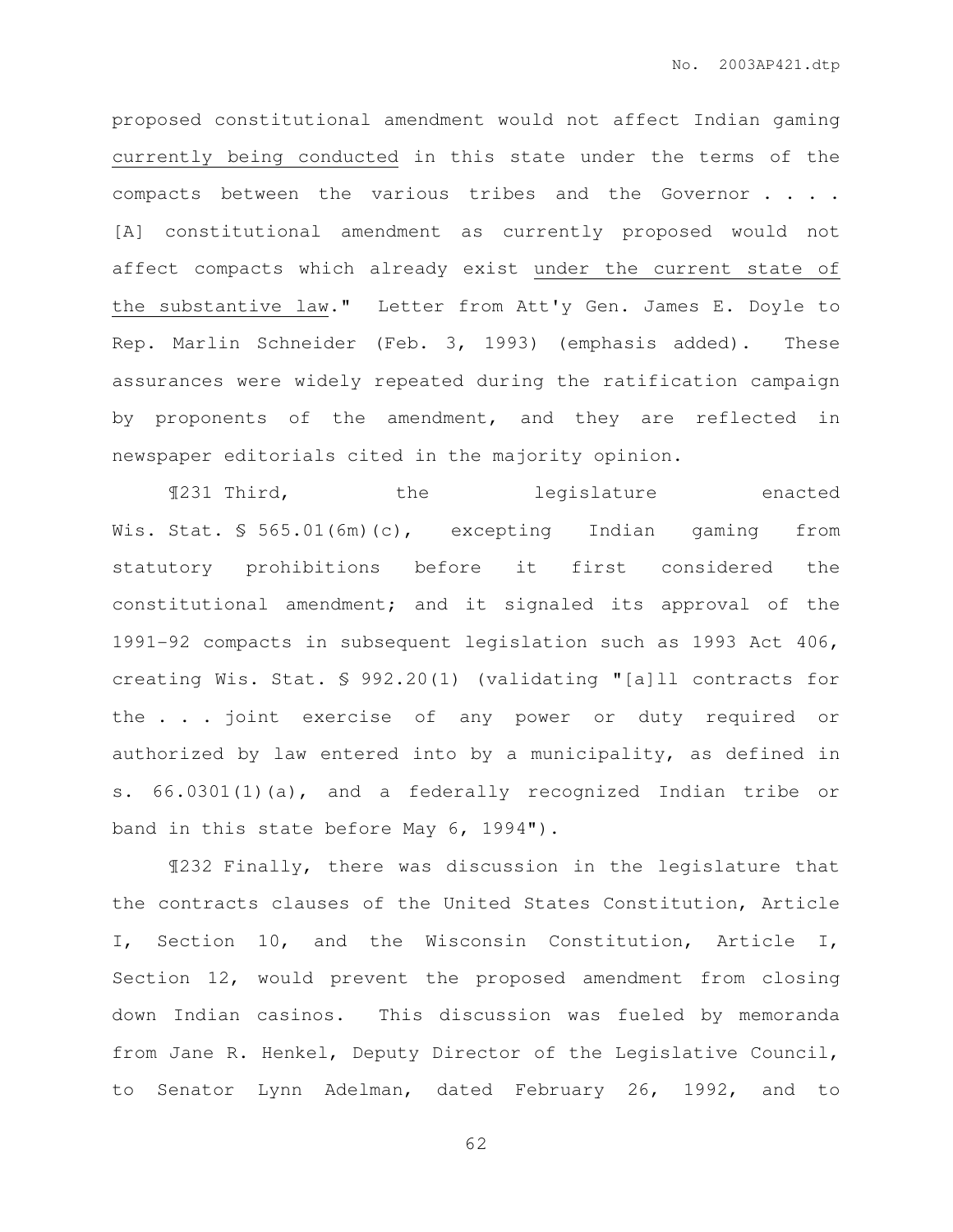proposed constitutional amendment would not affect Indian gaming <u>currently being conducted</u> in this state under the terms of the compacts between the various tribes and the Governor . . . . [A] constitutional amendment as currently proposed would not affect compacts which already exist <u>under the current state of the substantive law</u>." Letter from Att'y Gen. James E. Doyle to Rep. Marlin Schneider (Feb. 3, 1993) (emphasis added). These assurances were widely repeated during the ratification campaign by proponents of the amendment, and they are reflected in newspaper editorials cited in the majority opinion.

¶231 Third, the legislature enacted Wis. Stat. § 565.01(6m)(c), excepting Indian gaming from statutory prohibitions before it first considered the constitutional amendment; and it signaled its approval of the 1991-92 compacts in subsequent legislation such as 1993 Act 406, creating Wis. Stat. § 992.20(1) (validating "[a]ll contracts for the . . . joint exercise of any power or duty required or authorized by law entered into by a municipality, as defined in s. 66.0301(1)(a), and a federally recognized Indian tribe or band in this state before May 6, 1994").

¶232 Finally, there was discussion in the legislature that the contracts clauses of the United States Constitution, Article I, Section 10, and the Wisconsin Constitution, Article I, Section 12, would prevent the proposed amendment from closing down Indian casinos. This discussion was fueled by memoranda from Jane R. Henkel, Deputy Director of the Legislative Council, to Senator Lynn Adelman, dated February 26, 1992, and to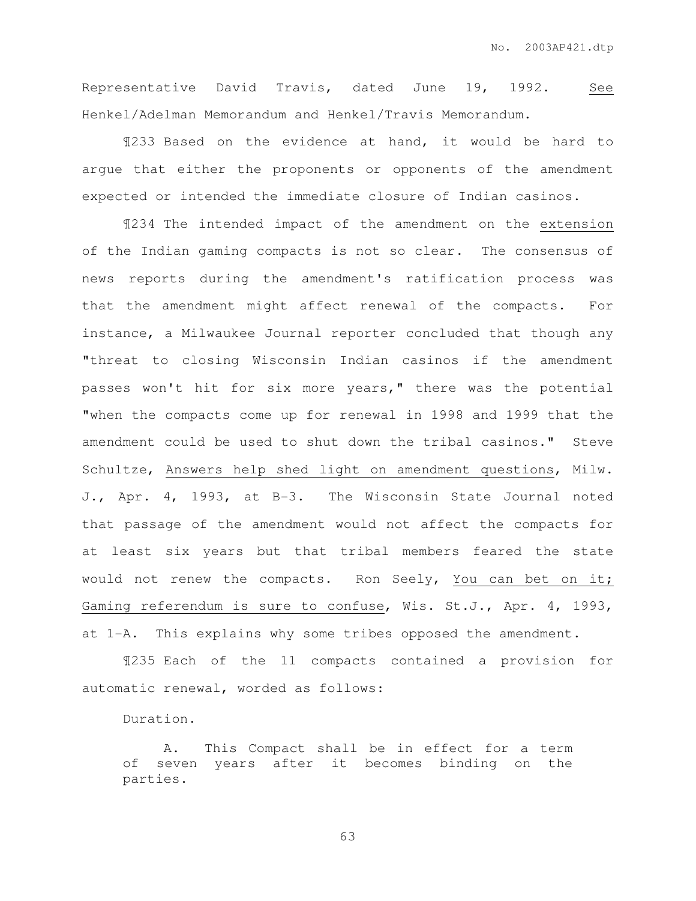Representative David Travis, dated June 19, 1992. See Henkel/Adelman Memorandum and Henkel/Travis Memorandum.

¶233 Based on the evidence at hand, it would be hard to argue that either the proponents or opponents of the amendment expected or intended the immediate closure of Indian casinos.

¶234 The intended impact of the amendment on the extension of the Indian gaming compacts is not so clear. The consensus of news reports during the amendment's ratification process was that the amendment might affect renewal of the compacts. For instance, a Milwaukee Journal reporter concluded that though any "threat to closing Wisconsin Indian casinos if the amendment passes won't hit for six more years," there was the potential "when the compacts come up for renewal in 1998 and 1999 that the amendment could be used to shut down the tribal casinos." Steve Schultze, Answers help shed light on amendment questions, Milw. J., Apr. 4, 1993, at B-3. The Wisconsin State Journal noted that passage of the amendment would not affect the compacts for at least six years but that tribal members feared the state would not renew the compacts. Ron Seely, You can bet on it; Gaming referendum is sure to confuse, Wis. St.J., Apr. 4, 1993, at 1-A. This explains why some tribes opposed the amendment.

¶235 Each of the 11 compacts contained a provision for automatic renewal, worded as follows:

> Duration.
>
> A. This Compact shall be in effect for a term of seven years after it becomes binding on the parties.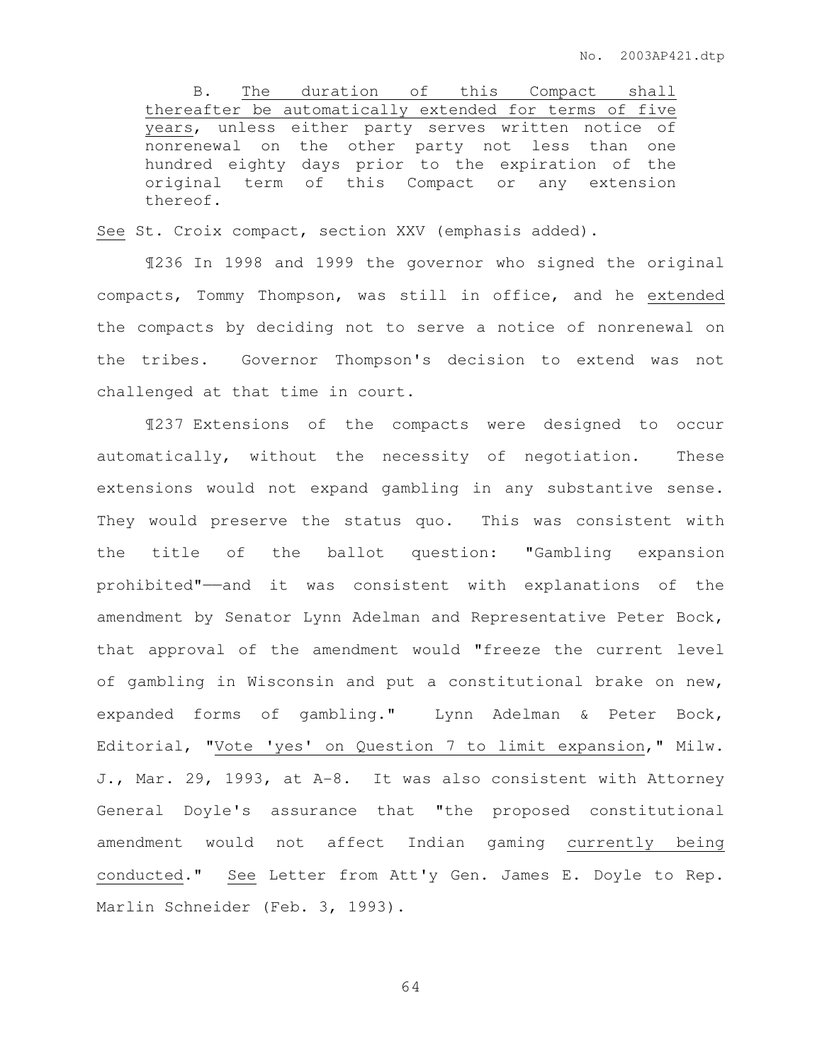> B. <u>The duration of this Compact shall thereafter be automatically extended for terms of five years</u>, unless either party serves written notice of nonrenewal on the other party not less than one hundred eighty days prior to the expiration of the original term of this Compact or any extension thereof.

<u>See</u> St. Croix compact, section XXV (emphasis added).

¶236 In 1998 and 1999 the governor who signed the original compacts, Tommy Thompson, was still in office, and he <u>extended</u> the compacts by deciding not to serve a notice of nonrenewal on the tribes. Governor Thompson's decision to extend was not challenged at that time in court.

¶237 Extensions of the compacts were designed to occur automatically, without the necessity of negotiation. These extensions would not expand gambling in any substantive sense. They would preserve the status quo. This was consistent with the title of the ballot question: "Gambling expansion prohibited"——and it was consistent with explanations of the amendment by Senator Lynn Adelman and Representative Peter Bock, that approval of the amendment would "freeze the current level of gambling in Wisconsin and put a constitutional brake on new, expanded forms of gambling." Lynn Adelman & Peter Bock, Editorial, "<u>Vote 'yes' on Question 7 to limit expansion</u>," Milw. J., Mar. 29, 1993, at A-8. It was also consistent with Attorney General Doyle's assurance that "the proposed constitutional amendment would not affect Indian gaming <u>currently being conducted</u>." <u>See</u> Letter from Att'y Gen. James E. Doyle to Rep. Marlin Schneider (Feb. 3, 1993).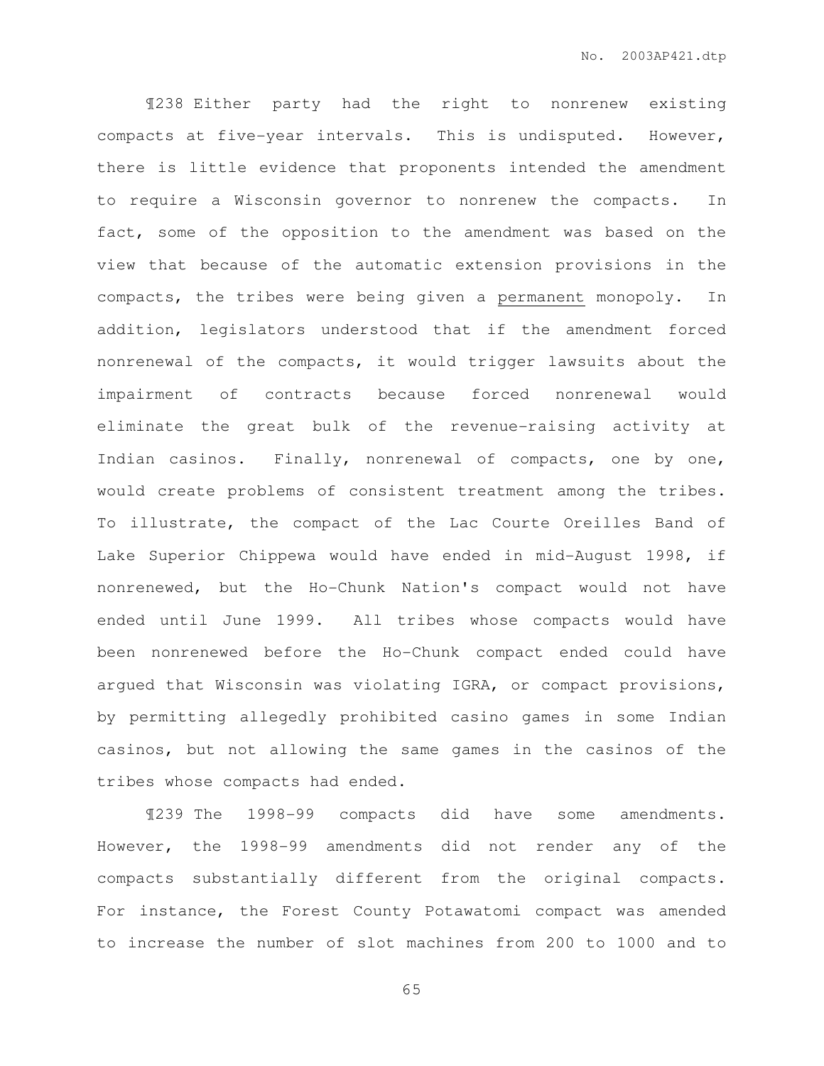¶238 Either party had the right to nonrenew existing compacts at five-year intervals. This is undisputed. However, there is little evidence that proponents intended the amendment to require a Wisconsin governor to nonrenew the compacts. In fact, some of the opposition to the amendment was based on the view that because of the automatic extension provisions in the compacts, the tribes were being given a <u>permanent</u> monopoly. In addition, legislators understood that if the amendment forced nonrenewal of the compacts, it would trigger lawsuits about the impairment of contracts because forced nonrenewal would eliminate the great bulk of the revenue-raising activity at Indian casinos. Finally, nonrenewal of compacts, one by one, would create problems of consistent treatment among the tribes. To illustrate, the compact of the Lac Courte Oreilles Band of Lake Superior Chippewa would have ended in mid-August 1998, if nonrenewed, but the Ho-Chunk Nation's compact would not have ended until June 1999. All tribes whose compacts would have been nonrenewed before the Ho-Chunk compact ended could have argued that Wisconsin was violating IGRA, or compact provisions, by permitting allegedly prohibited casino games in some Indian casinos, but not allowing the same games in the casinos of the tribes whose compacts had ended.

¶239 The 1998-99 compacts did have some amendments. However, the 1998-99 amendments did not render any of the compacts substantially different from the original compacts. For instance, the Forest County Potawatomi compact was amended to increase the number of slot machines from 200 to 1000 and to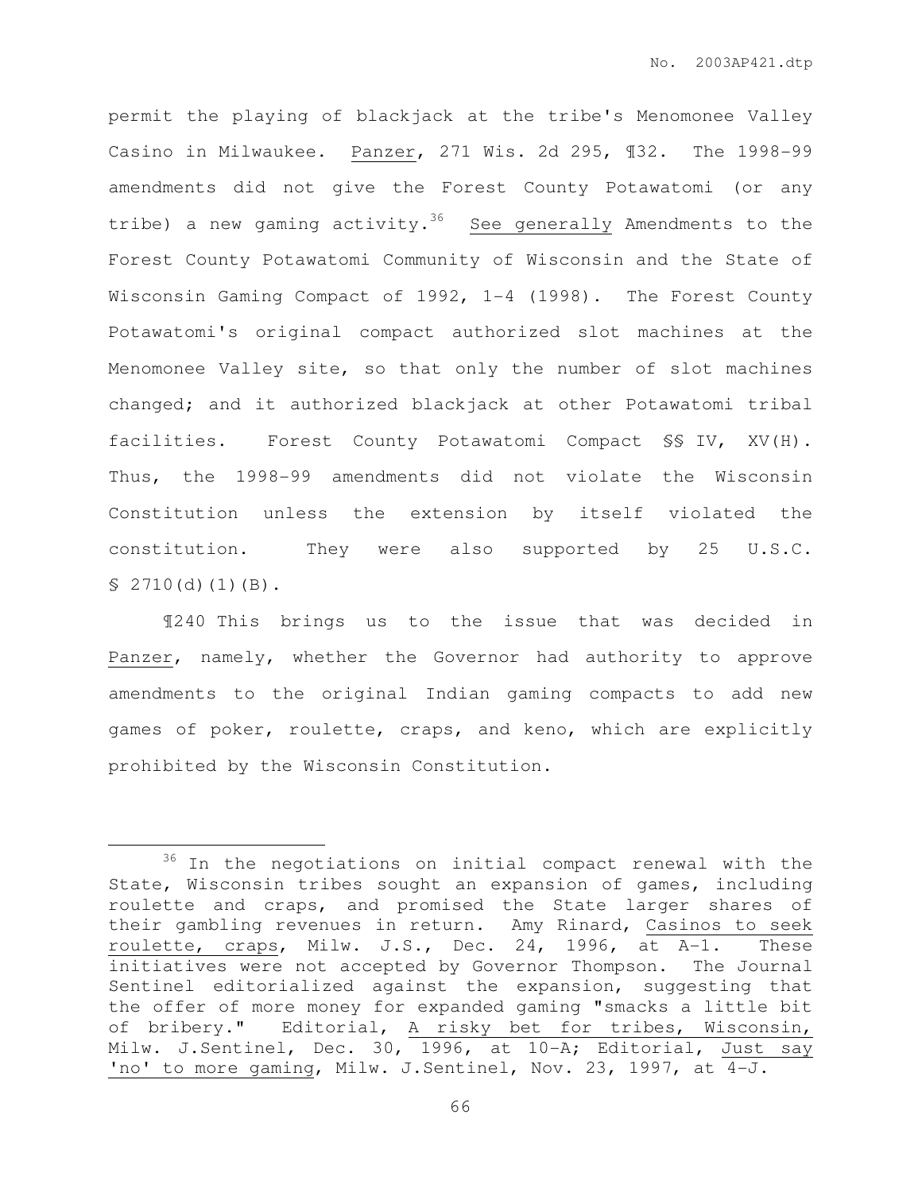permit the playing of blackjack at the tribe's Menomonee Valley Casino in Milwaukee. Panzer, 271 Wis. 2d 295, ¶32. The 1998-99 amendments did not give the Forest County Potawatomi (or any tribe) a new gaming activity.[36] See generally Amendments to the Forest County Potawatomi Community of Wisconsin and the State of Wisconsin Gaming Compact of 1992, 1-4 (1998). The Forest County Potawatomi's original compact authorized slot machines at the Menomonee Valley site, so that only the number of slot machines changed; and it authorized blackjack at other Potawatomi tribal facilities. Forest County Potawatomi Compact §§ IV, XV(H). Thus, the 1998-99 amendments did not violate the Wisconsin Constitution unless the extension by itself violated the constitution. They were also supported by 25 U.S.C. § 2710(d)(1)(B).

¶240 This brings us to the issue that was decided in Panzer, namely, whether the Governor had authority to approve amendments to the original Indian gaming compacts to add new games of poker, roulette, craps, and keno, which are explicitly prohibited by the Wisconsin Constitution.

---

[36] In the negotiations on initial compact renewal with the State, Wisconsin tribes sought an expansion of games, including roulette and craps, and promised the State larger shares of their gambling revenues in return. Amy Rinard, Casinos to seek roulette, craps, Milw. J.S., Dec. 24, 1996, at A-1. These initiatives were not accepted by Governor Thompson. The Journal Sentinel editorialized against the expansion, suggesting that the offer of more money for expanded gaming "smacks a little bit of bribery." Editorial, A risky bet for tribes, Wisconsin, Milw. J.Sentinel, Dec. 30, 1996, at 10-A; Editorial, Just say 'no' to more gaming, Milw. J.Sentinel, Nov. 23, 1997, at 4-J.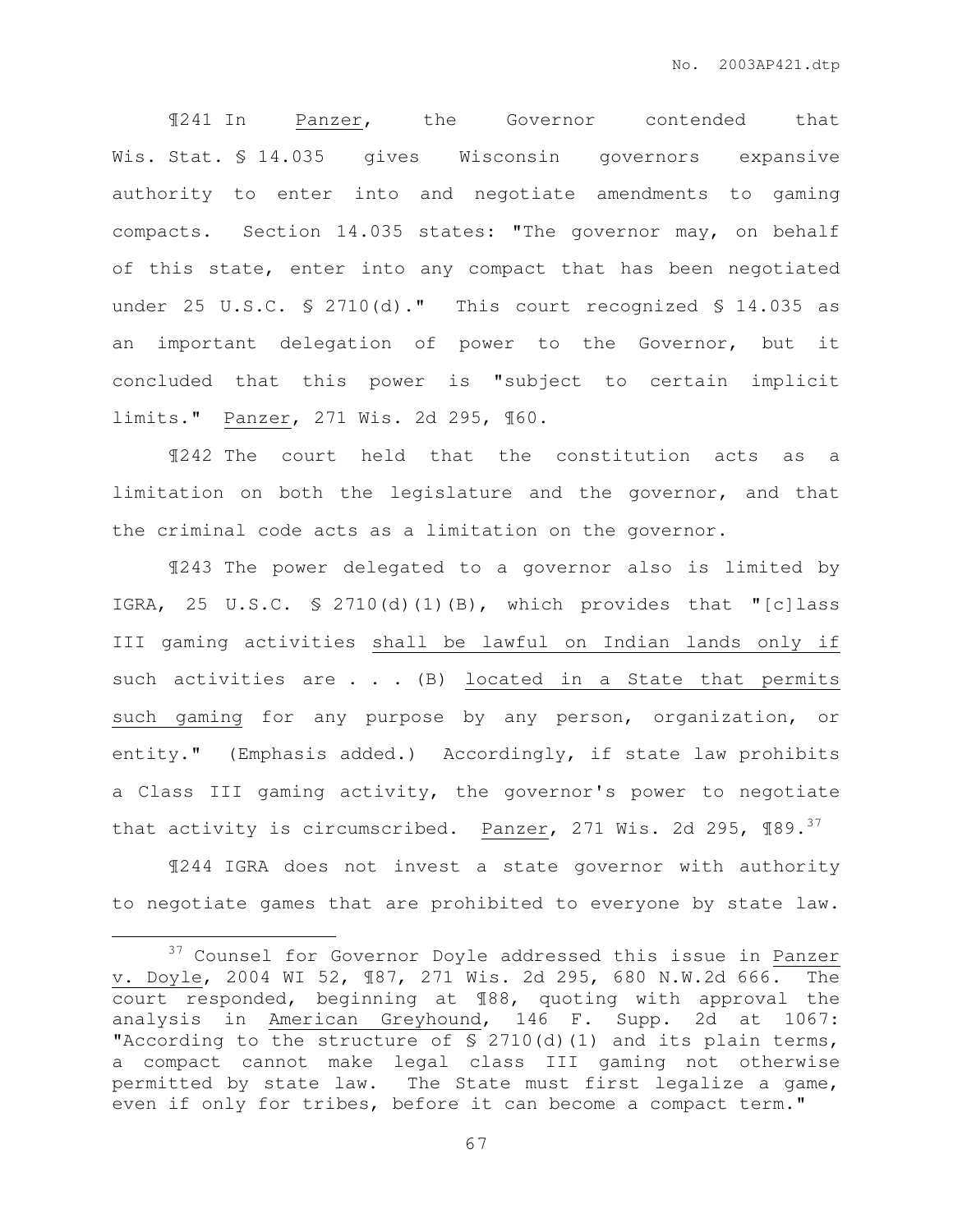¶241 In Panzer, the Governor contended that Wis. Stat. § 14.035 gives Wisconsin governors expansive authority to enter into and negotiate amendments to gaming compacts. Section 14.035 states: "The governor may, on behalf of this state, enter into any compact that has been negotiated under 25 U.S.C. § 2710(d)." This court recognized § 14.035 as an important delegation of power to the Governor, but it concluded that this power is "subject to certain implicit limits." Panzer, 271 Wis. 2d 295, ¶60.

¶242 The court held that the constitution acts as a limitation on both the legislature and the governor, and that the criminal code acts as a limitation on the governor.

¶243 The power delegated to a governor also is limited by IGRA, 25 U.S.C. § 2710(d)(1)(B), which provides that "[c]lass III gaming activities shall be lawful on Indian lands only if such activities are . . . (B) located in a State that permits such gaming for any purpose by any person, organization, or entity." (Emphasis added.) Accordingly, if state law prohibits a Class III gaming activity, the governor's power to negotiate that activity is circumscribed. Panzer, 271 Wis. 2d 295, ¶89.[37]

¶244 IGRA does not invest a state governor with authority to negotiate games that are prohibited to everyone by state law.

---

[37] Counsel for Governor Doyle addressed this issue in Panzer v. Doyle, 2004 WI 52, ¶87, 271 Wis. 2d 295, 680 N.W.2d 666. The court responded, beginning at ¶88, quoting with approval the analysis in American Greyhound, 146 F. Supp. 2d at 1067: "According to the structure of § 2710(d)(1) and its plain terms, a compact cannot make legal class III gaming not otherwise permitted by state law. The State must first legalize a game, even if only for tribes, before it can become a compact term."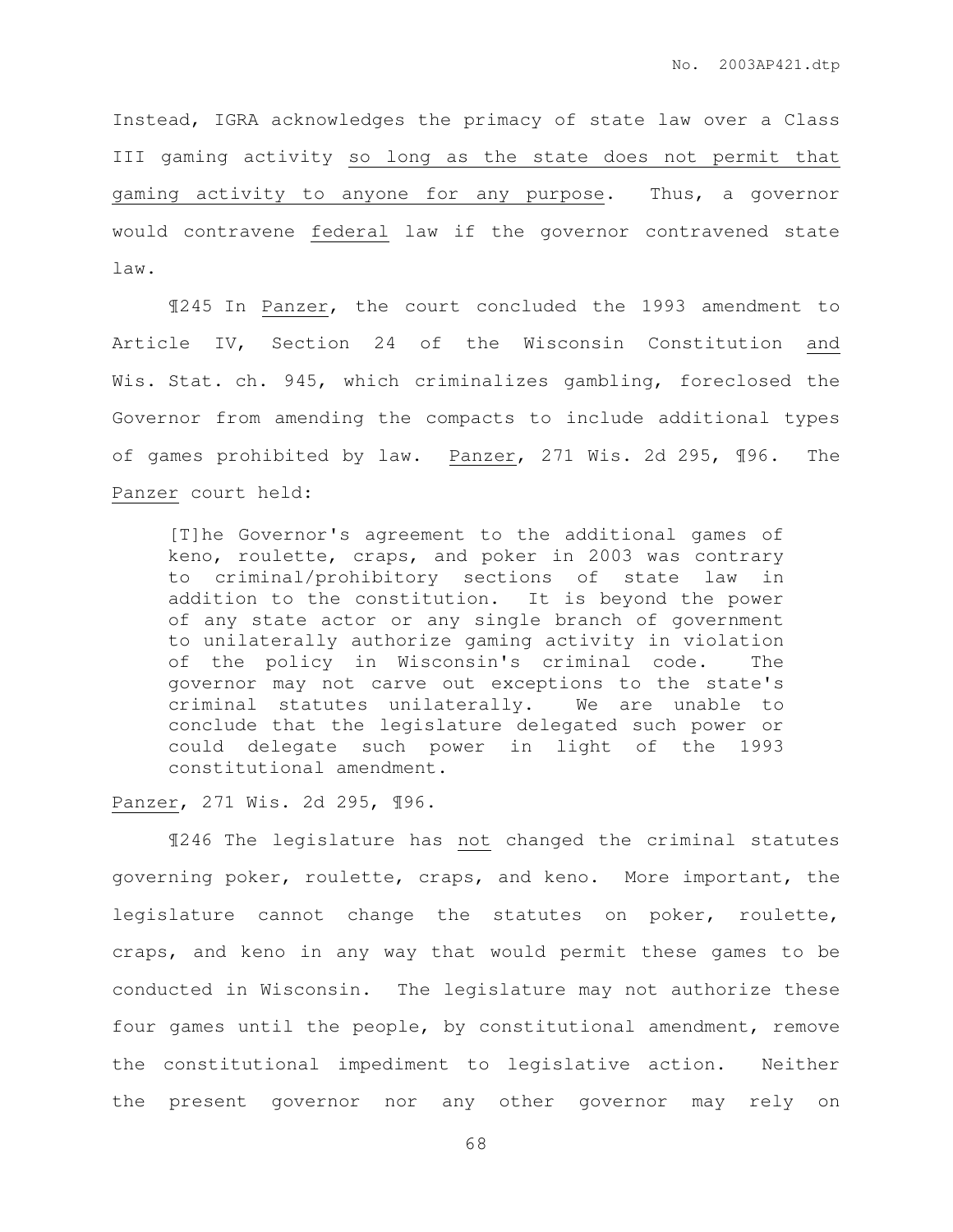Instead, IGRA acknowledges the primacy of state law over a Class III gaming activity <u>so long as the state does not permit that gaming activity to anyone for any purpose</u>. Thus, a governor would contravene <u>federal</u> law if the governor contravened state law.

¶245 In <u>Panzer</u>, the court concluded the 1993 amendment to Article IV, Section 24 of the Wisconsin Constitution <u>and</u> Wis. Stat. ch. 945, which criminalizes gambling, foreclosed the Governor from amending the compacts to include additional types of games prohibited by law. <u>Panzer</u>, 271 Wis. 2d 295, ¶96. The <u>Panzer</u> court held:

> [T]he Governor's agreement to the additional games of keno, roulette, craps, and poker in 2003 was contrary to criminal/prohibitory sections of state law in addition to the constitution. It is beyond the power of any state actor or any single branch of government to unilaterally authorize gaming activity in violation of the policy in Wisconsin's criminal code. The governor may not carve out exceptions to the state's criminal statutes unilaterally. We are unable to conclude that the legislature delegated such power or could delegate such power in light of the 1993 constitutional amendment.

<u>Panzer</u>, 271 Wis. 2d 295, ¶96.

¶246 The legislature has <u>not</u> changed the criminal statutes governing poker, roulette, craps, and keno. More important, the legislature cannot change the statutes on poker, roulette, craps, and keno in any way that would permit these games to be conducted in Wisconsin. The legislature may not authorize these four games until the people, by constitutional amendment, remove the constitutional impediment to legislative action. Neither the present governor nor any other governor may rely on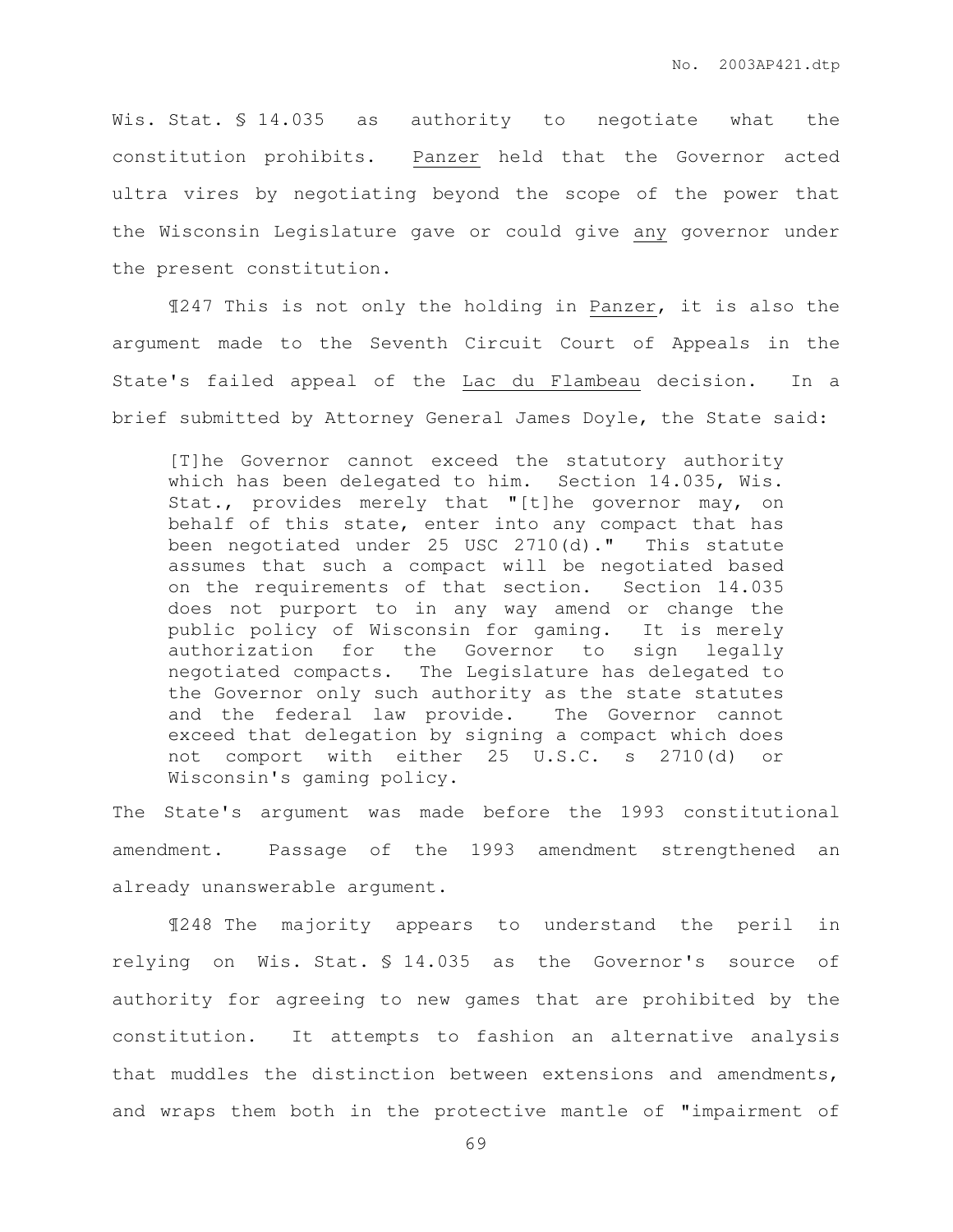Wis. Stat. § 14.035 as authority to negotiate what the constitution prohibits. Panzer held that the Governor acted ultra vires by negotiating beyond the scope of the power that the Wisconsin Legislature gave or could give any governor under the present constitution.

¶247 This is not only the holding in Panzer, it is also the argument made to the Seventh Circuit Court of Appeals in the State's failed appeal of the Lac du Flambeau decision. In a brief submitted by Attorney General James Doyle, the State said:

> [T]he Governor cannot exceed the statutory authority which has been delegated to him. Section 14.035, Wis. Stat., provides merely that "[t]he governor may, on behalf of this state, enter into any compact that has been negotiated under 25 USC 2710(d)." This statute assumes that such a compact will be negotiated based on the requirements of that section. Section 14.035 does not purport to in any way amend or change the public policy of Wisconsin for gaming. It is merely authorization for the Governor to sign legally negotiated compacts. The Legislature has delegated to the Governor only such authority as the state statutes and the federal law provide. The Governor cannot exceed that delegation by signing a compact which does not comport with either 25 U.S.C. s 2710(d) or Wisconsin's gaming policy.

The State's argument was made before the 1993 constitutional amendment. Passage of the 1993 amendment strengthened an already unanswerable argument.

¶248 The majority appears to understand the peril in relying on Wis. Stat. § 14.035 as the Governor's source of authority for agreeing to new games that are prohibited by the constitution. It attempts to fashion an alternative analysis that muddles the distinction between extensions and amendments, and wraps them both in the protective mantle of "impairment of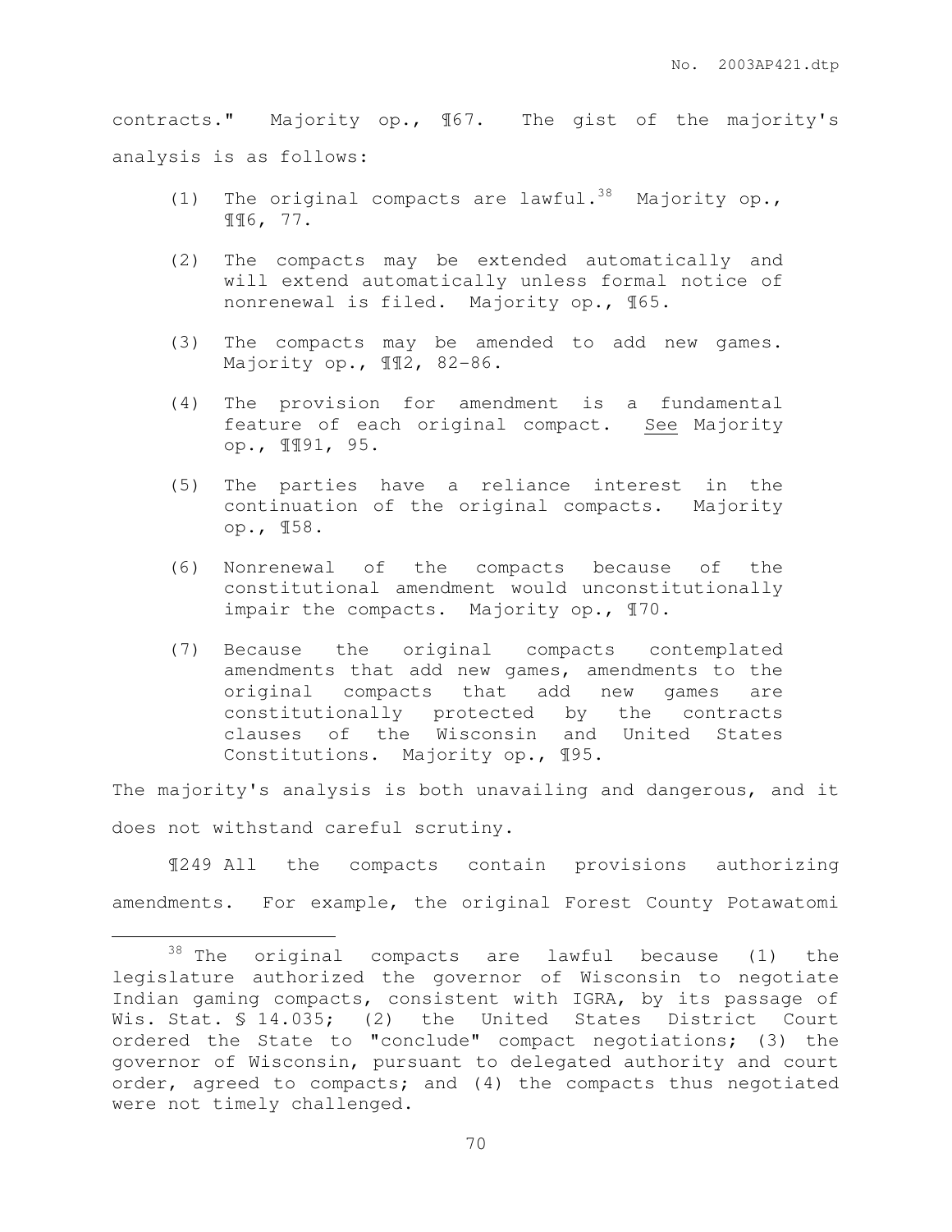contracts." Majority op., ¶67. The gist of the majority's analysis is as follows:

(1) The original compacts are lawful.[38] Majority op., ¶¶6, 77.

(2) The compacts may be extended automatically and will extend automatically unless formal notice of nonrenewal is filed. Majority op., ¶65.

(3) The compacts may be amended to add new games. Majority op., ¶¶2, 82-86.

(4) The provision for amendment is a fundamental feature of each original compact. See Majority op., ¶¶91, 95.

(5) The parties have a reliance interest in the continuation of the original compacts. Majority op., ¶58.

(6) Nonrenewal of the compacts because of the constitutional amendment would unconstitutionally impair the compacts. Majority op., ¶70.

(7) Because the original compacts contemplated amendments that add new games, amendments to the original compacts that add new games are constitutionally protected by the contracts clauses of the Wisconsin and United States Constitutions. Majority op., ¶95.

The majority's analysis is both unavailing and dangerous, and it does not withstand careful scrutiny.

¶249 All the compacts contain provisions authorizing amendments. For example, the original Forest County Potawatomi

---

[38] The original compacts are lawful because (1) the legislature authorized the governor of Wisconsin to negotiate Indian gaming compacts, consistent with IGRA, by its passage of Wis. Stat. § 14.035; (2) the United States District Court ordered the State to "conclude" compact negotiations; (3) the governor of Wisconsin, pursuant to delegated authority and court order, agreed to compacts; and (4) the compacts thus negotiated were not timely challenged.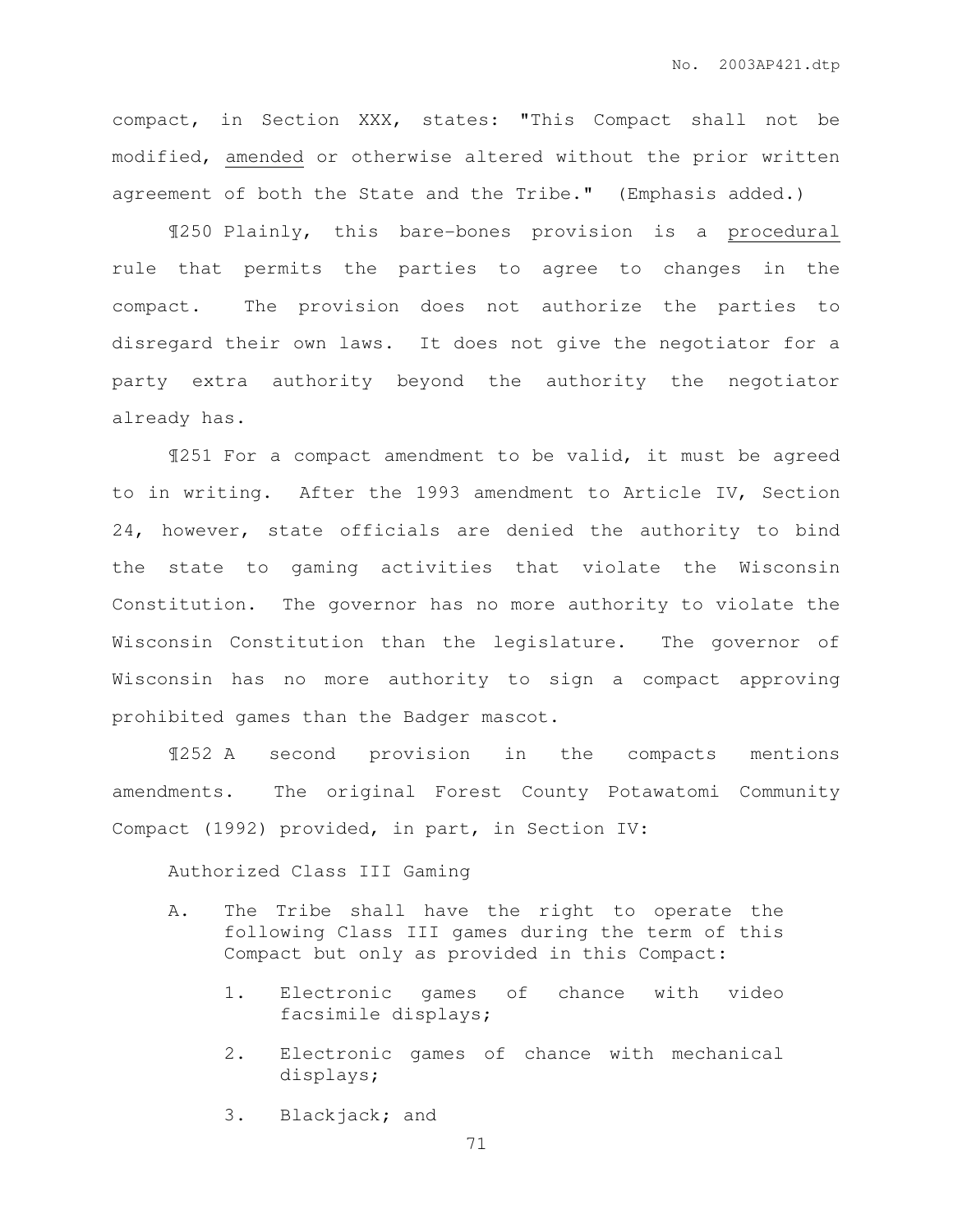compact, in Section XXX, states: "This Compact shall not be modified, <u>amended</u> or otherwise altered without the prior written agreement of both the State and the Tribe." (Emphasis added.)

¶250 Plainly, this bare-bones provision is a <u>procedural</u> rule that permits the parties to agree to changes in the compact. The provision does not authorize the parties to disregard their own laws. It does not give the negotiator for a party extra authority beyond the authority the negotiator already has.

¶251 For a compact amendment to be valid, it must be agreed to in writing. After the 1993 amendment to Article IV, Section 24, however, state officials are denied the authority to bind the state to gaming activities that violate the Wisconsin Constitution. The governor has no more authority to violate the Wisconsin Constitution than the legislature. The governor of Wisconsin has no more authority to sign a compact approving prohibited games than the Badger mascot.

¶252 A second provision in the compacts mentions amendments. The original Forest County Potawatomi Community Compact (1992) provided, in part, in Section IV:

> Authorized Class III Gaming
>
> A. The Tribe shall have the right to operate the following Class III games during the term of this Compact but only as provided in this Compact:
>
> 1. Electronic games of chance with video facsimile displays;
>
> 2. Electronic games of chance with mechanical displays;
>
> 3. Blackjack; and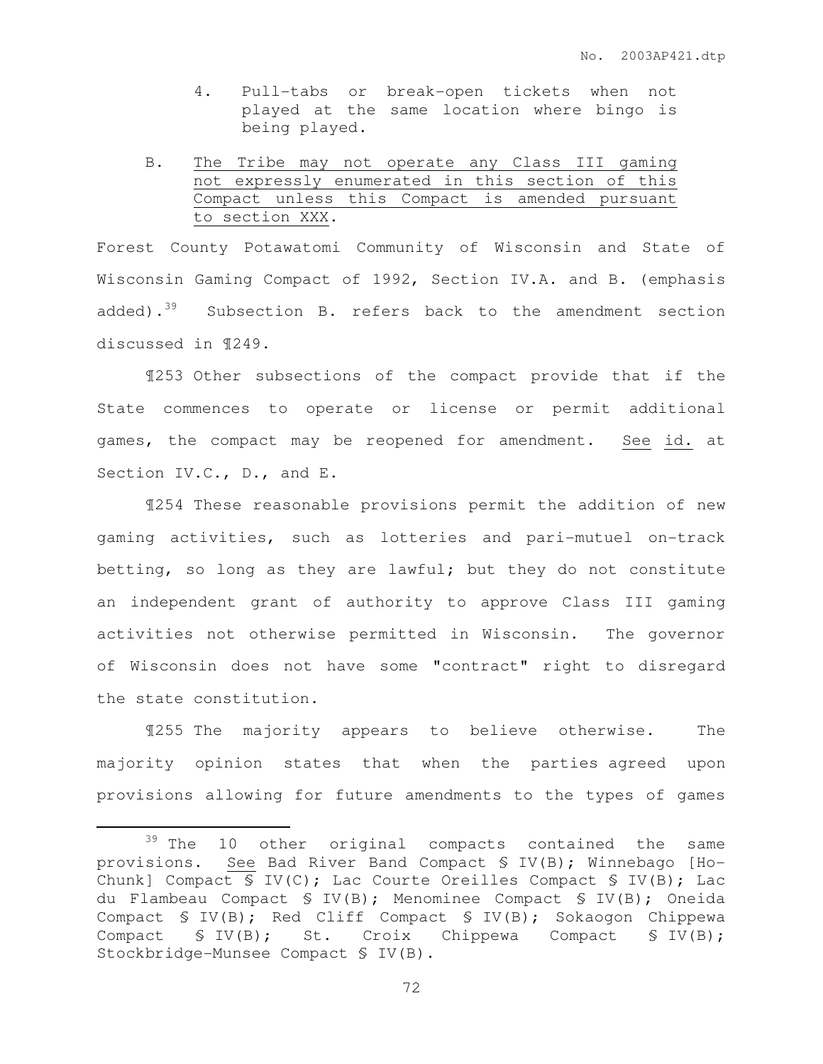4. Pull-tabs or break-open tickets when not played at the same location where bingo is being played.

B. <u>The Tribe may not operate any Class III gaming not expressly enumerated in this section of this Compact unless this Compact is amended pursuant to section XXX</u>.

Forest County Potawatomi Community of Wisconsin and State of Wisconsin Gaming Compact of 1992, Section IV.A. and B. (emphasis added).[39] Subsection B. refers back to the amendment section discussed in ¶249.

¶253 Other subsections of the compact provide that if the State commences to operate or license or permit additional games, the compact may be reopened for amendment. <u>See</u> <u>id.</u> at Section IV.C., D., and E.

¶254 These reasonable provisions permit the addition of new gaming activities, such as lotteries and pari-mutuel on-track betting, so long as they are lawful; but they do not constitute an independent grant of authority to approve Class III gaming activities not otherwise permitted in Wisconsin. The governor of Wisconsin does not have some "contract" right to disregard the state constitution.

¶255 The majority appears to believe otherwise. The majority opinion states that when the parties agreed upon provisions allowing for future amendments to the types of games

---

[39] The 10 other original compacts contained the same provisions. <u>See</u> Bad River Band Compact § IV(B); Winnebago [Ho-Chunk] Compact § IV(C); Lac Courte Oreilles Compact § IV(B); Lac du Flambeau Compact § IV(B); Menominee Compact § IV(B); Oneida Compact § IV(B); Red Cliff Compact § IV(B); Sokaogon Chippewa Compact § IV(B); St. Croix Chippewa Compact § IV(B); Stockbridge-Munsee Compact § IV(B).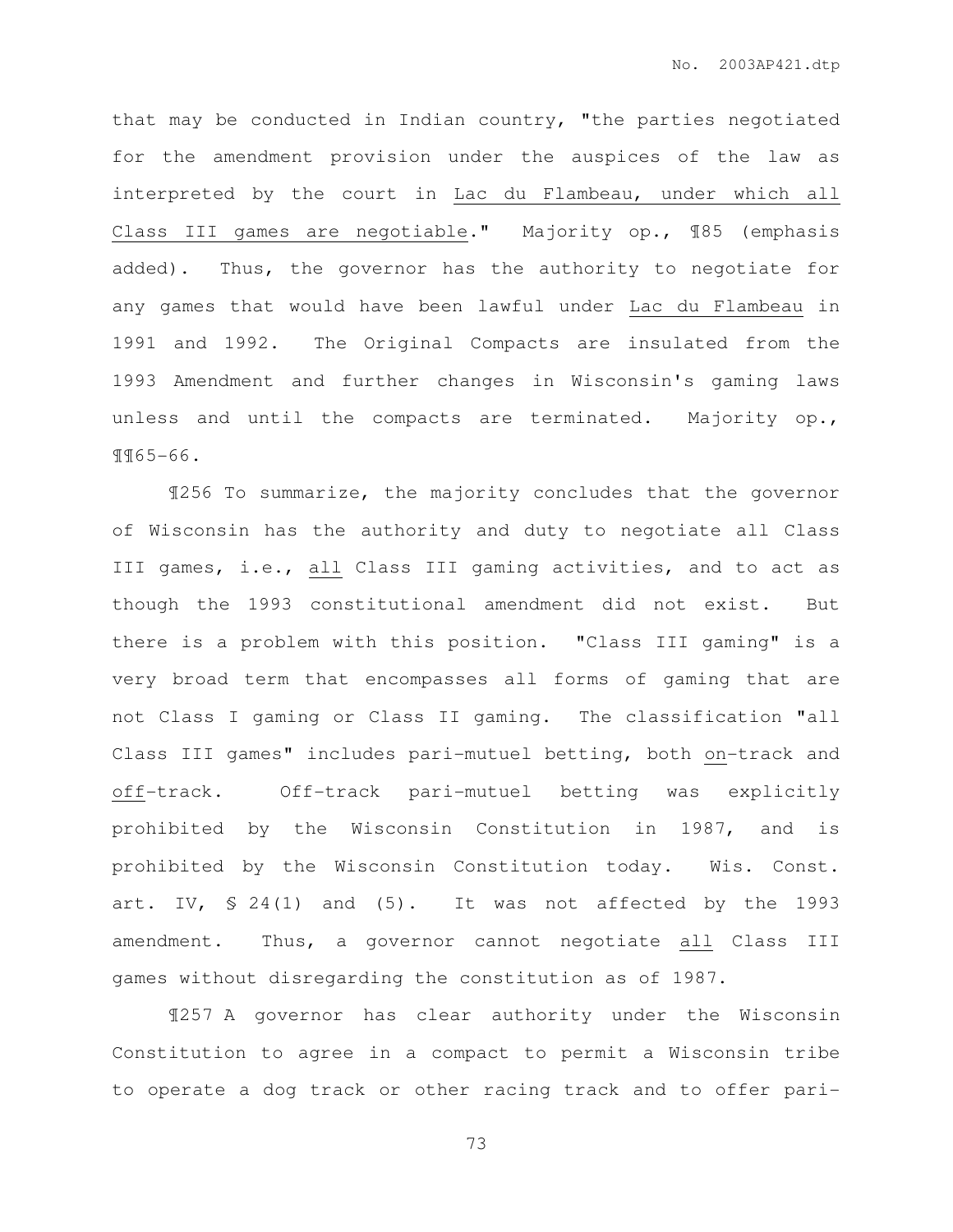that may be conducted in Indian country, "the parties negotiated for the amendment provision under the auspices of the law as interpreted by the court in Lac du Flambeau, under which all Class III games are negotiable." Majority op., ¶85 (emphasis added). Thus, the governor has the authority to negotiate for any games that would have been lawful under Lac du Flambeau in 1991 and 1992. The Original Compacts are insulated from the 1993 Amendment and further changes in Wisconsin's gaming laws unless and until the compacts are terminated. Majority op., ¶¶65-66.

¶256 To summarize, the majority concludes that the governor of Wisconsin has the authority and duty to negotiate all Class III games, i.e., all Class III gaming activities, and to act as though the 1993 constitutional amendment did not exist. But there is a problem with this position. "Class III gaming" is a very broad term that encompasses all forms of gaming that are not Class I gaming or Class II gaming. The classification "all Class III games" includes pari-mutuel betting, both on-track and off-track. Off-track pari-mutuel betting was explicitly prohibited by the Wisconsin Constitution in 1987, and is prohibited by the Wisconsin Constitution today. Wis. Const. art. IV, § 24(1) and (5). It was not affected by the 1993 amendment. Thus, a governor cannot negotiate all Class III games without disregarding the constitution as of 1987.

¶257 A governor has clear authority under the Wisconsin Constitution to agree in a compact to permit a Wisconsin tribe to operate a dog track or other racing track and to offer pari-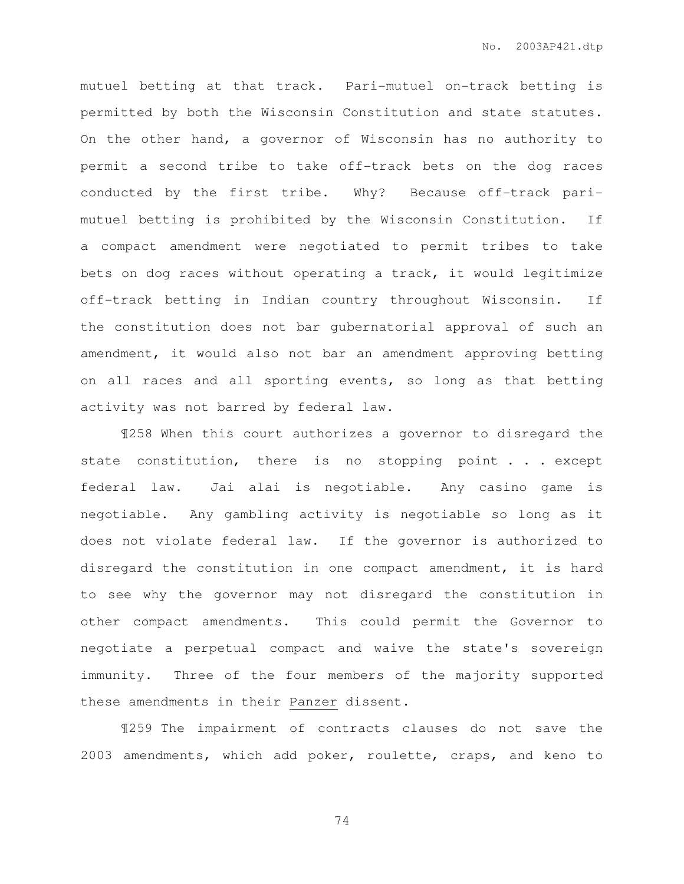mutuel betting at that track. Pari-mutuel on-track betting is permitted by both the Wisconsin Constitution and state statutes. On the other hand, a governor of Wisconsin has no authority to permit a second tribe to take off-track bets on the dog races conducted by the first tribe. Why? Because off-track pari-mutuel betting is prohibited by the Wisconsin Constitution. If a compact amendment were negotiated to permit tribes to take bets on dog races without operating a track, it would legitimize off-track betting in Indian country throughout Wisconsin. If the constitution does not bar gubernatorial approval of such an amendment, it would also not bar an amendment approving betting on all races and all sporting events, so long as that betting activity was not barred by federal law.

¶258 When this court authorizes a governor to disregard the state constitution, there is no stopping point . . . except federal law. Jai alai is negotiable. Any casino game is negotiable. Any gambling activity is negotiable so long as it does not violate federal law. If the governor is authorized to disregard the constitution in one compact amendment, it is hard to see why the governor may not disregard the constitution in other compact amendments. This could permit the Governor to negotiate a perpetual compact and waive the state's sovereign immunity. Three of the four members of the majority supported these amendments in their Panzer dissent.

¶259 The impairment of contracts clauses do not save the 2003 amendments, which add poker, roulette, craps, and keno to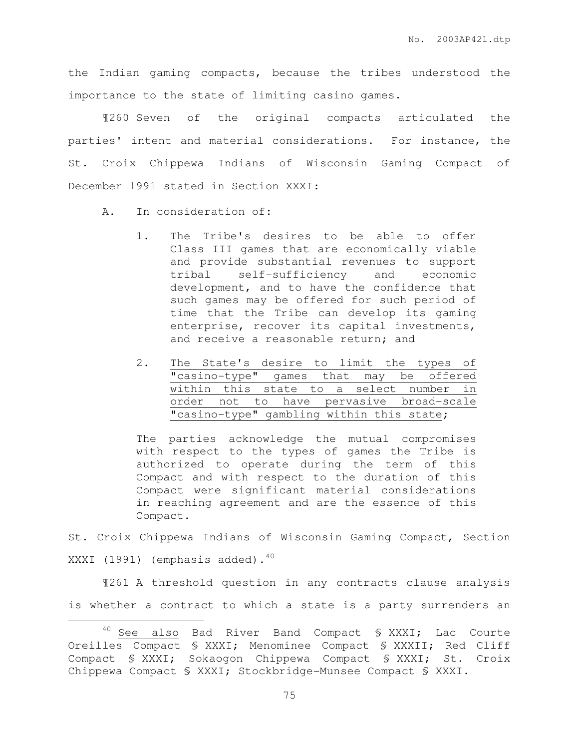the Indian gaming compacts, because the tribes understood the importance to the state of limiting casino games.

¶260 Seven of the original compacts articulated the parties' intent and material considerations. For instance, the St. Croix Chippewa Indians of Wisconsin Gaming Compact of December 1991 stated in Section XXXI:

> A. In consideration of:
>
> 1. The Tribe's desires to be able to offer Class III games that are economically viable and provide substantial revenues to support tribal self-sufficiency and economic development, and to have the confidence that such games may be offered for such period of time that the Tribe can develop its gaming enterprise, recover its capital investments, and receive a reasonable return; and
>
> 2. <u>The State's desire to limit the types of "casino-type" games that may be offered within this state to a select number in order not to have pervasive broad-scale "casino-type" gambling within this state</u>;
>
> The parties acknowledge the mutual compromises with respect to the types of games the Tribe is authorized to operate during the term of this Compact and with respect to the duration of this Compact were significant material considerations in reaching agreement and are the essence of this Compact.

St. Croix Chippewa Indians of Wisconsin Gaming Compact, Section XXXI (1991) (emphasis added).[40]

¶261 A threshold question in any contracts clause analysis is whether a contract to which a state is a party surrenders an

---

[40] <u>See also</u> Bad River Band Compact § XXXI; Lac Courte Oreilles Compact § XXXI; Menominee Compact § XXXII; Red Cliff Compact § XXXI; Sokaogon Chippewa Compact § XXXI; St. Croix Chippewa Compact § XXXI; Stockbridge-Munsee Compact § XXXI.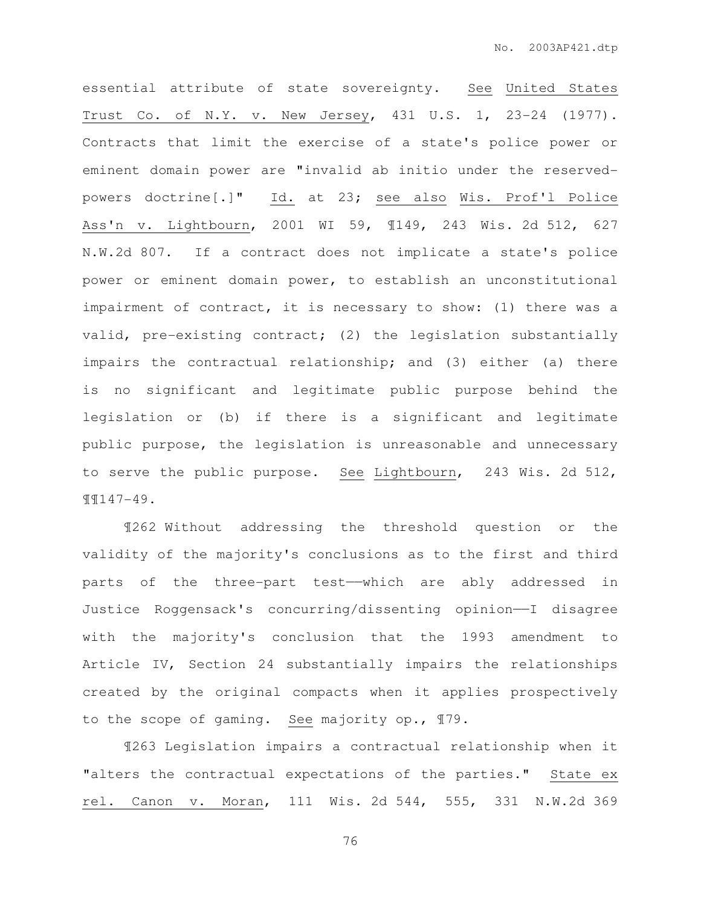essential attribute of state sovereignty. See United States Trust Co. of N.Y. v. New Jersey, 431 U.S. 1, 23-24 (1977). Contracts that limit the exercise of a state's police power or eminent domain power are "invalid ab initio under the reserved-powers doctrine[.]" Id. at 23; see also Wis. Prof'l Police Ass'n v. Lightbourn, 2001 WI 59, ¶149, 243 Wis. 2d 512, 627 N.W.2d 807. If a contract does not implicate a state's police power or eminent domain power, to establish an unconstitutional impairment of contract, it is necessary to show: (1) there was a valid, pre-existing contract; (2) the legislation substantially impairs the contractual relationship; and (3) either (a) there is no significant and legitimate public purpose behind the legislation or (b) if there is a significant and legitimate public purpose, the legislation is unreasonable and unnecessary to serve the public purpose. See Lightbourn, 243 Wis. 2d 512, ¶¶147-49.

¶262 Without addressing the threshold question or the validity of the majority's conclusions as to the first and third parts of the three-part test——which are ably addressed in Justice Roggensack's concurring/dissenting opinion——I disagree with the majority's conclusion that the 1993 amendment to Article IV, Section 24 substantially impairs the relationships created by the original compacts when it applies prospectively to the scope of gaming. See majority op., ¶79.

¶263 Legislation impairs a contractual relationship when it "alters the contractual expectations of the parties." State ex rel. Canon v. Moran, 111 Wis. 2d 544, 555, 331 N.W.2d 369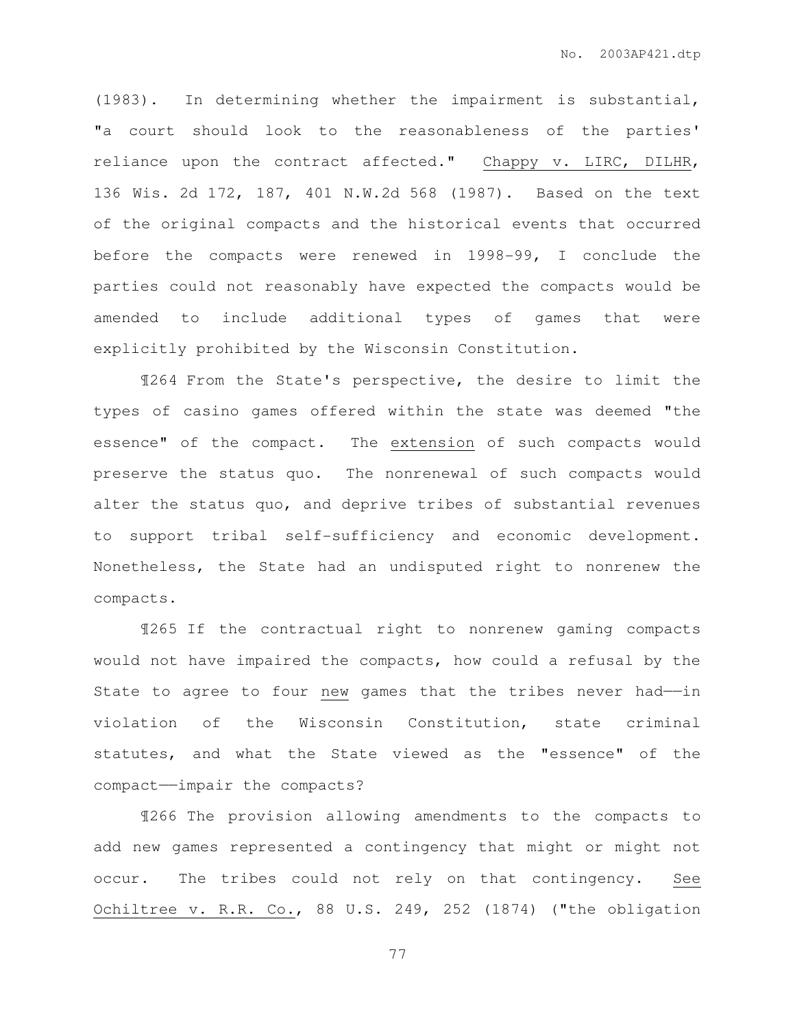(1983). In determining whether the impairment is substantial, "a court should look to the reasonableness of the parties' reliance upon the contract affected." Chappy v. LIRC, DILHR, 136 Wis. 2d 172, 187, 401 N.W.2d 568 (1987). Based on the text of the original compacts and the historical events that occurred before the compacts were renewed in 1998-99, I conclude the parties could not reasonably have expected the compacts would be amended to include additional types of games that were explicitly prohibited by the Wisconsin Constitution.

¶264 From the State's perspective, the desire to limit the types of casino games offered within the state was deemed "the essence" of the compact. The extension of such compacts would preserve the status quo. The nonrenewal of such compacts would alter the status quo, and deprive tribes of substantial revenues to support tribal self-sufficiency and economic development. Nonetheless, the State had an undisputed right to nonrenew the compacts.

¶265 If the contractual right to nonrenew gaming compacts would not have impaired the compacts, how could a refusal by the State to agree to four new games that the tribes never had——in violation of the Wisconsin Constitution, state criminal statutes, and what the State viewed as the "essence" of the compact——impair the compacts?

¶266 The provision allowing amendments to the compacts to add new games represented a contingency that might or might not occur. The tribes could not rely on that contingency. See Ochiltree v. R.R. Co., 88 U.S. 249, 252 (1874) ("the obligation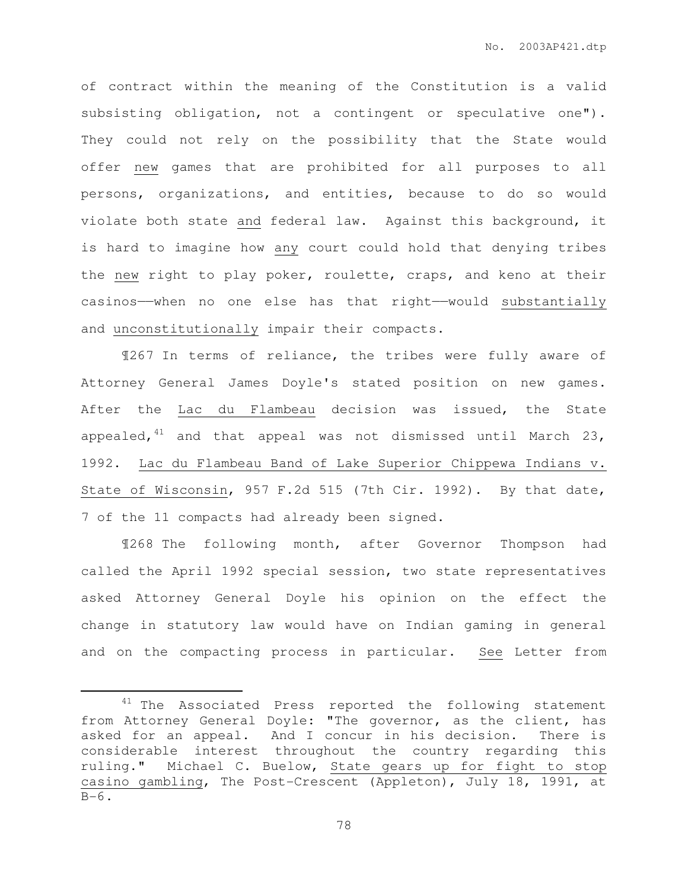of contract within the meaning of the Constitution is a valid subsisting obligation, not a contingent or speculative one"). They could not rely on the possibility that the State would offer new games that are prohibited for all purposes to all persons, organizations, and entities, because to do so would violate both state and federal law. Against this background, it is hard to imagine how any court could hold that denying tribes the new right to play poker, roulette, craps, and keno at their casinos——when no one else has that right——would substantially and unconstitutionally impair their compacts.

¶267 In terms of reliance, the tribes were fully aware of Attorney General James Doyle's stated position on new games. After the Lac du Flambeau decision was issued, the State appealed,[41] and that appeal was not dismissed until March 23, 1992. Lac du Flambeau Band of Lake Superior Chippewa Indians v. State of Wisconsin, 957 F.2d 515 (7th Cir. 1992). By that date, 7 of the 11 compacts had already been signed.

¶268 The following month, after Governor Thompson had called the April 1992 special session, two state representatives asked Attorney General Doyle his opinion on the effect the change in statutory law would have on Indian gaming in general and on the compacting process in particular. See Letter from

---

[41] The Associated Press reported the following statement from Attorney General Doyle: "The governor, as the client, has asked for an appeal. And I concur in his decision. There is considerable interest throughout the country regarding this ruling." Michael C. Buelow, State gears up for fight to stop casino gambling, The Post-Crescent (Appleton), July 18, 1991, at B-6.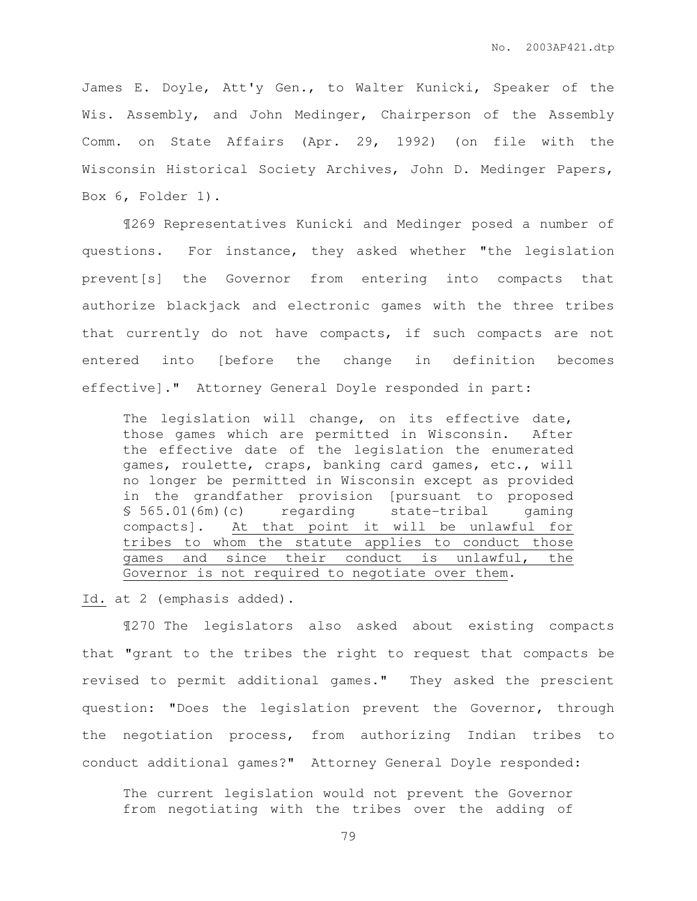James E. Doyle, Att'y Gen., to Walter Kunicki, Speaker of the Wis. Assembly, and John Medinger, Chairperson of the Assembly Comm. on State Affairs (Apr. 29, 1992) (on file with the Wisconsin Historical Society Archives, John D. Medinger Papers, Box 6, Folder 1).

¶269 Representatives Kunicki and Medinger posed a number of questions. For instance, they asked whether "the legislation prevent[s] the Governor from entering into compacts that authorize blackjack and electronic games with the three tribes that currently do not have compacts, if such compacts are not entered into [before the change in definition becomes effective]." Attorney General Doyle responded in part:

> The legislation will change, on its effective date, those games which are permitted in Wisconsin. After the effective date of the legislation the enumerated games, roulette, craps, banking card games, etc., will no longer be permitted in Wisconsin except as provided in the grandfather provision [pursuant to proposed § 565.01(6m)(c) regarding state-tribal gaming compacts]. <u>At that point it will be unlawful for tribes to whom the statute applies to conduct those games and since their conduct is unlawful, the Governor is not required to negotiate over them</u>.

<u>Id.</u> at 2 (emphasis added).

¶270 The legislators also asked about existing compacts that "grant to the tribes the right to request that compacts be revised to permit additional games." They asked the prescient question: "Does the legislation prevent the Governor, through the negotiation process, from authorizing Indian tribes to conduct additional games?" Attorney General Doyle responded:

> The current legislation would not prevent the Governor from negotiating with the tribes over the adding of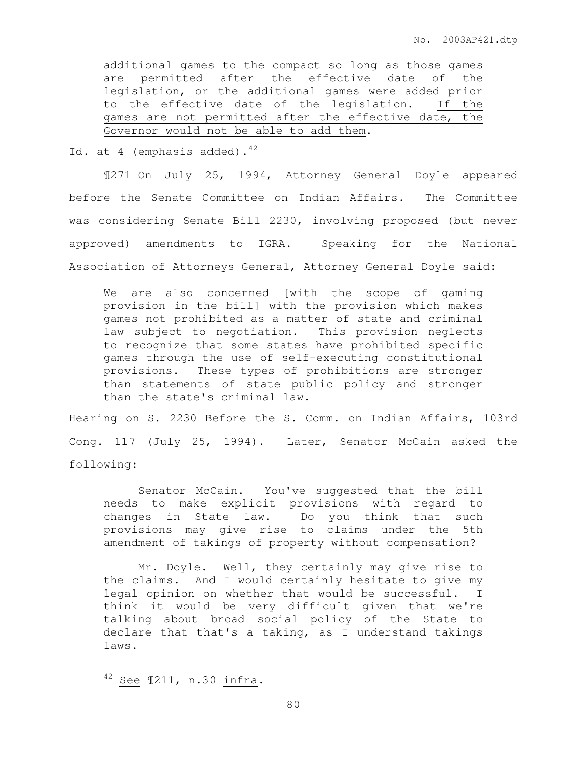> additional games to the compact so long as those games are permitted after the effective date of the legislation, or the additional games were added prior to the effective date of the legislation. <u>If the games are not permitted after the effective date, the Governor would not be able to add them</u>.

<u>Id.</u> at 4 (emphasis added).[42]

¶271 On July 25, 1994, Attorney General Doyle appeared before the Senate Committee on Indian Affairs. The Committee was considering Senate Bill 2230, involving proposed (but never approved) amendments to IGRA. Speaking for the National Association of Attorneys General, Attorney General Doyle said:

> We are also concerned [with the scope of gaming provision in the bill] with the provision which makes games not prohibited as a matter of state and criminal law subject to negotiation. This provision neglects to recognize that some states have prohibited specific games through the use of self-executing constitutional provisions. These types of prohibitions are stronger than statements of state public policy and stronger than the state's criminal law.

<u>Hearing on S. 2230 Before the S. Comm. on Indian Affairs</u>, 103rd Cong. 117 (July 25, 1994). Later, Senator McCain asked the following:

> Senator McCain. You've suggested that the bill needs to make explicit provisions with regard to changes in State law. Do you think that such provisions may give rise to claims under the 5th amendment of takings of property without compensation?
>
> Mr. Doyle. Well, they certainly may give rise to the claims. And I would certainly hesitate to give my legal opinion on whether that would be successful. I think it would be very difficult given that we're talking about broad social policy of the State to declare that that's a taking, as I understand takings laws.

---

[42] <u>See</u> ¶211, n.30 <u>infra</u>.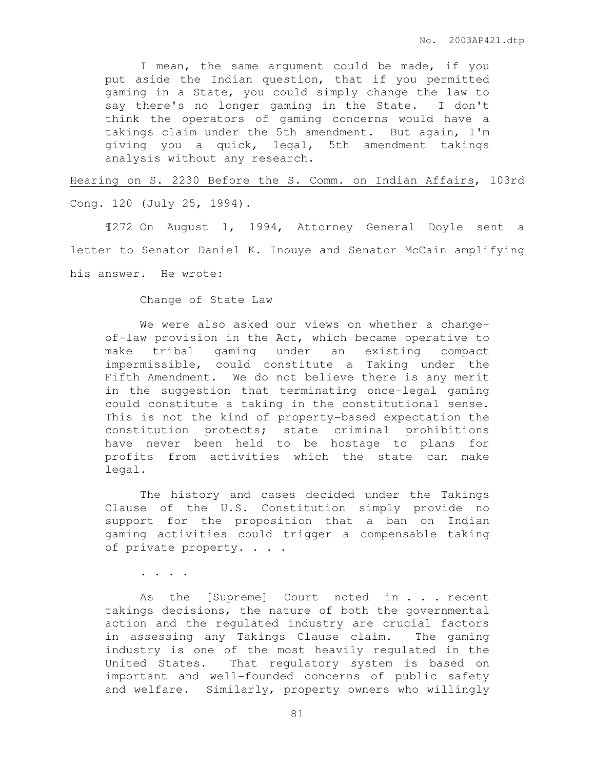> I mean, the same argument could be made, if you put aside the Indian question, that if you permitted gaming in a State, you could simply change the law to say there's no longer gaming in the State. I don't think the operators of gaming concerns would have a takings claim under the 5th amendment. But again, I'm giving you a quick, legal, 5th amendment takings analysis without any research.

Hearing on S. 2230 Before the S. Comm. on Indian Affairs, 103rd Cong. 120 (July 25, 1994).

¶272 On August 1, 1994, Attorney General Doyle sent a letter to Senator Daniel K. Inouye and Senator McCain amplifying his answer. He wrote:

> Change of State Law
>
> We were also asked our views on whether a change-of-law provision in the Act, which became operative to make tribal gaming under an existing compact impermissible, could constitute a Taking under the Fifth Amendment. We do not believe there is any merit in the suggestion that terminating once-legal gaming could constitute a taking in the constitutional sense. This is not the kind of property-based expectation the constitution protects; state criminal prohibitions have never been held to be hostage to plans for profits from activities which the state can make legal.
>
> The history and cases decided under the Takings Clause of the U.S. Constitution simply provide no support for the proposition that a ban on Indian gaming activities could trigger a compensable taking of private property. . . .
>
> . . . .
>
> As the [Supreme] Court noted in . . . recent takings decisions, the nature of both the governmental action and the regulated industry are crucial factors in assessing any Takings Clause claim. The gaming industry is one of the most heavily regulated in the United States. That regulatory system is based on important and well-founded concerns of public safety and welfare. Similarly, property owners who willingly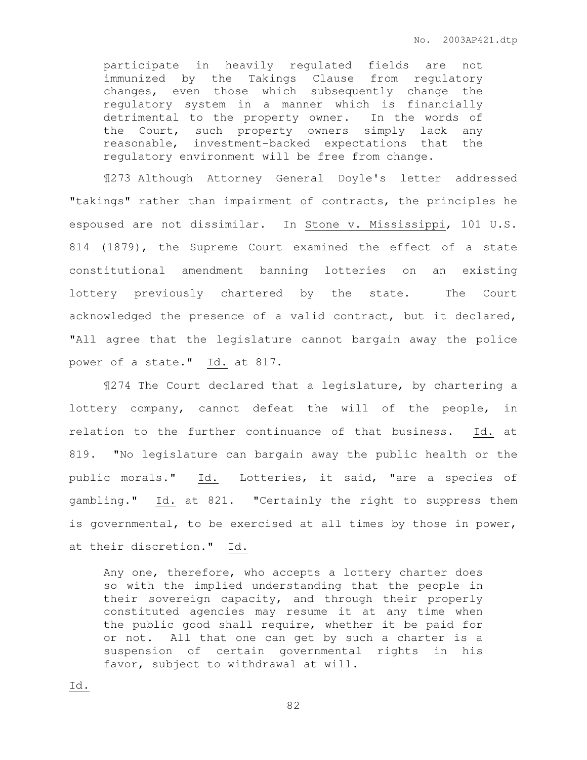> participate in heavily regulated fields are not immunized by the Takings Clause from regulatory changes, even those which subsequently change the regulatory system in a manner which is financially detrimental to the property owner. In the words of the Court, such property owners simply lack any reasonable, investment-backed expectations that the regulatory environment will be free from change.

¶273 Although Attorney General Doyle's letter addressed "takings" rather than impairment of contracts, the principles he espoused are not dissimilar. In Stone v. Mississippi, 101 U.S. 814 (1879), the Supreme Court examined the effect of a state constitutional amendment banning lotteries on an existing lottery previously chartered by the state. The Court acknowledged the presence of a valid contract, but it declared, "All agree that the legislature cannot bargain away the police power of a state." Id. at 817.

¶274 The Court declared that a legislature, by chartering a lottery company, cannot defeat the will of the people, in relation to the further continuance of that business. Id. at 819. "No legislature can bargain away the public health or the public morals." Id. Lotteries, it said, "are a species of gambling." Id. at 821. "Certainly the right to suppress them is governmental, to be exercised at all times by those in power, at their discretion." Id.

> Any one, therefore, who accepts a lottery charter does so with the implied understanding that the people in their sovereign capacity, and through their properly constituted agencies may resume it at any time when the public good shall require, whether it be paid for or not. All that one can get by such a charter is a suspension of certain governmental rights in his favor, subject to withdrawal at will.

Id.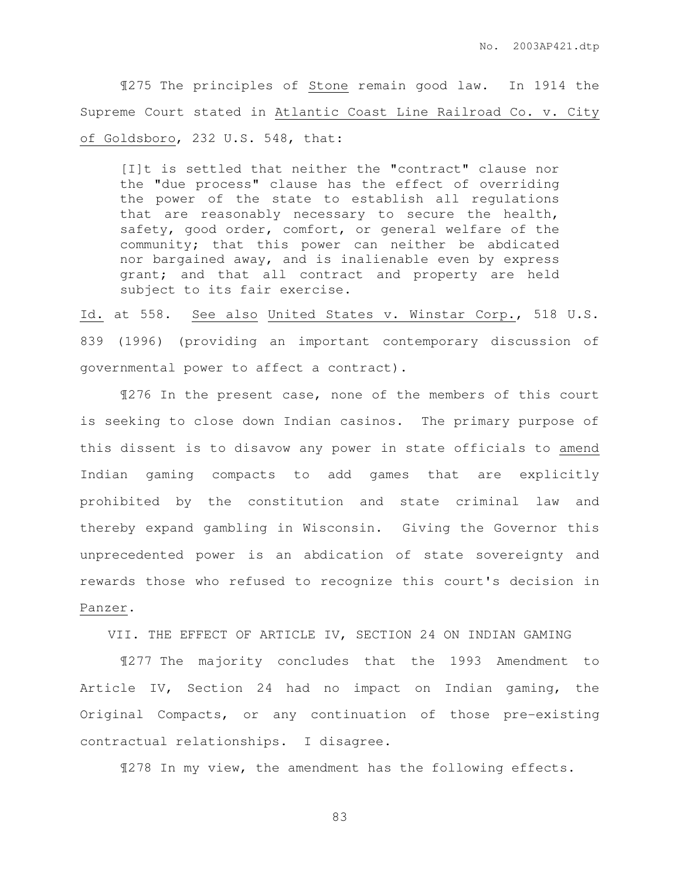¶275 The principles of Stone remain good law. In 1914 the Supreme Court stated in Atlantic Coast Line Railroad Co. v. City of Goldsboro, 232 U.S. 548, that:

> [I]t is settled that neither the "contract" clause nor the "due process" clause has the effect of overriding the power of the state to establish all regulations that are reasonably necessary to secure the health, safety, good order, comfort, or general welfare of the community; that this power can neither be abdicated nor bargained away, and is inalienable even by express grant; and that all contract and property are held subject to its fair exercise.

Id. at 558. See also United States v. Winstar Corp., 518 U.S. 839 (1996) (providing an important contemporary discussion of governmental power to affect a contract).

¶276 In the present case, none of the members of this court is seeking to close down Indian casinos. The primary purpose of this dissent is to disavow any power in state officials to amend Indian gaming compacts to add games that are explicitly prohibited by the constitution and state criminal law and thereby expand gambling in Wisconsin. Giving the Governor this unprecedented power is an abdication of state sovereignty and rewards those who refused to recognize this court's decision in Panzer.

## VII. THE EFFECT OF ARTICLE IV, SECTION 24 ON INDIAN GAMING

¶277 The majority concludes that the 1993 Amendment to Article IV, Section 24 had no impact on Indian gaming, the Original Compacts, or any continuation of those pre-existing contractual relationships. I disagree.

¶278 In my view, the amendment has the following effects.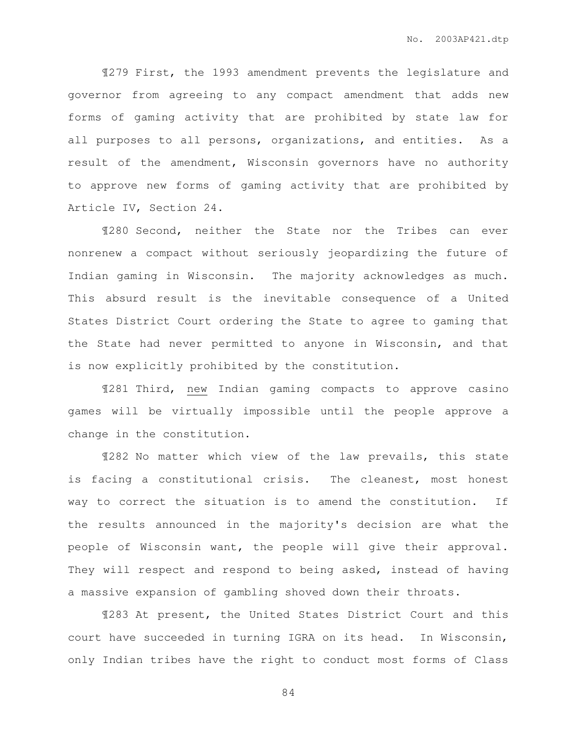¶279 First, the 1993 amendment prevents the legislature and governor from agreeing to any compact amendment that adds new forms of gaming activity that are prohibited by state law for all purposes to all persons, organizations, and entities. As a result of the amendment, Wisconsin governors have no authority to approve new forms of gaming activity that are prohibited by Article IV, Section 24.

¶280 Second, neither the State nor the Tribes can ever nonrenew a compact without seriously jeopardizing the future of Indian gaming in Wisconsin. The majority acknowledges as much. This absurd result is the inevitable consequence of a United States District Court ordering the State to agree to gaming that the State had never permitted to anyone in Wisconsin, and that is now explicitly prohibited by the constitution.

¶281 Third, <u>new</u> Indian gaming compacts to approve casino games will be virtually impossible until the people approve a change in the constitution.

¶282 No matter which view of the law prevails, this state is facing a constitutional crisis. The cleanest, most honest way to correct the situation is to amend the constitution. If the results announced in the majority's decision are what the people of Wisconsin want, the people will give their approval. They will respect and respond to being asked, instead of having a massive expansion of gambling shoved down their throats.

¶283 At present, the United States District Court and this court have succeeded in turning IGRA on its head. In Wisconsin, only Indian tribes have the right to conduct most forms of Class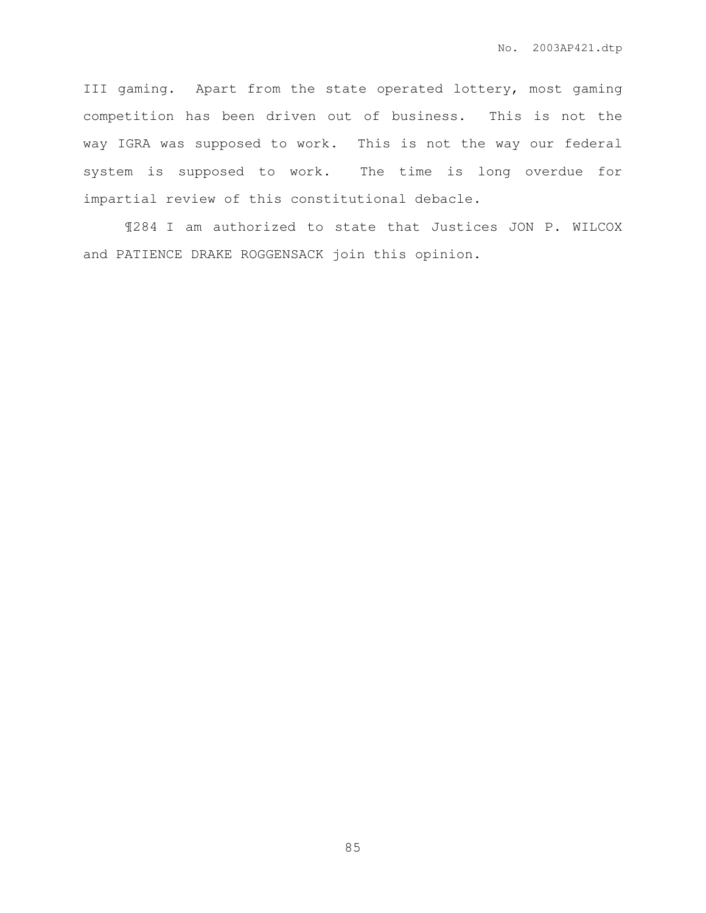III gaming. Apart from the state operated lottery, most gaming competition has been driven out of business. This is not the way IGRA was supposed to work. This is not the way our federal system is supposed to work. The time is long overdue for impartial review of this constitutional debacle.

¶284 I am authorized to state that Justices JON P. WILCOX and PATIENCE DRAKE ROGGENSACK join this opinion.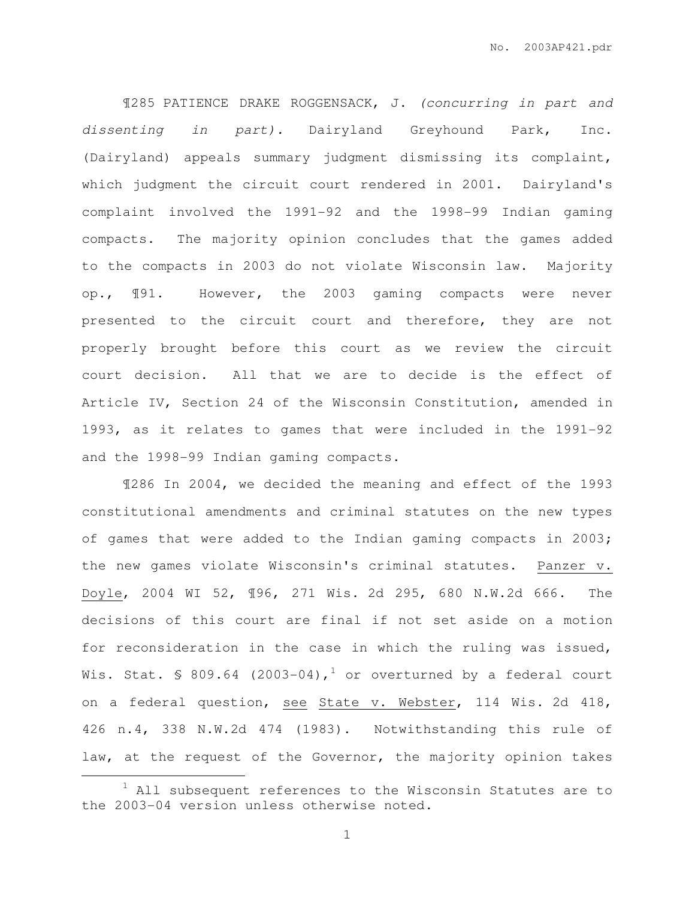¶285 PATIENCE DRAKE ROGGENSACK, J. *(concurring in part and dissenting in part).* Dairyland Greyhound Park, Inc. (Dairyland) appeals summary judgment dismissing its complaint, which judgment the circuit court rendered in 2001. Dairyland's complaint involved the 1991-92 and the 1998-99 Indian gaming compacts. The majority opinion concludes that the games added to the compacts in 2003 do not violate Wisconsin law. Majority op., ¶91. However, the 2003 gaming compacts were never presented to the circuit court and therefore, they are not properly brought before this court as we review the circuit court decision. All that we are to decide is the effect of Article IV, Section 24 of the Wisconsin Constitution, amended in 1993, as it relates to games that were included in the 1991-92 and the 1998-99 Indian gaming compacts.

¶286 In 2004, we decided the meaning and effect of the 1993 constitutional amendments and criminal statutes on the new types of games that were added to the Indian gaming compacts in 2003; the new games violate Wisconsin's criminal statutes. Panzer v. Doyle, 2004 WI 52, ¶96, 271 Wis. 2d 295, 680 N.W.2d 666. The decisions of this court are final if not set aside on a motion for reconsideration in the case in which the ruling was issued, Wis. Stat. § 809.64 (2003-04),[1] or overturned by a federal court on a federal question, see State v. Webster, 114 Wis. 2d 418, 426 n.4, 338 N.W.2d 474 (1983). Notwithstanding this rule of law, at the request of the Governor, the majority opinion takes

[1] All subsequent references to the Wisconsin Statutes are to the 2003-04 version unless otherwise noted.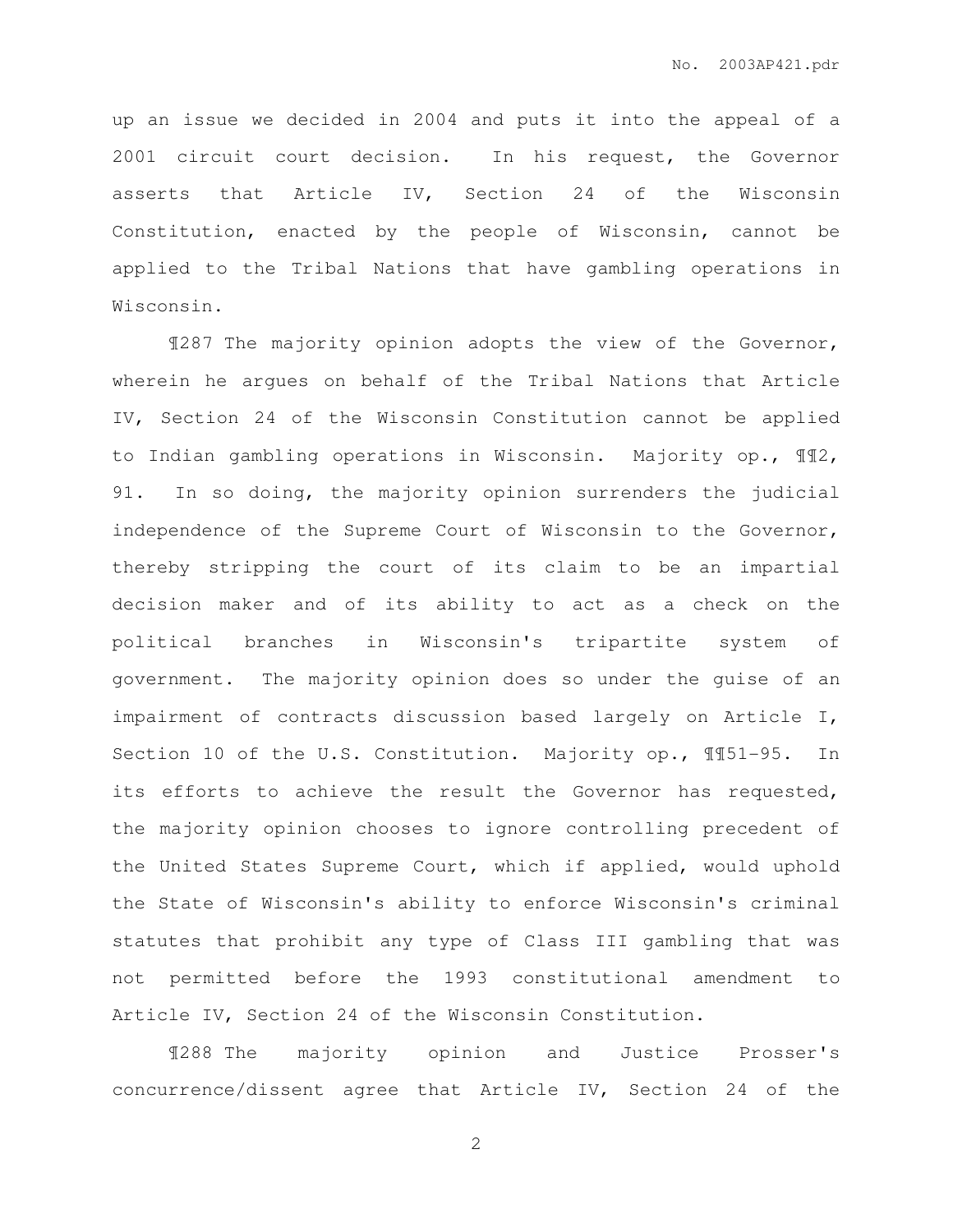up an issue we decided in 2004 and puts it into the appeal of a 2001 circuit court decision. In his request, the Governor asserts that Article IV, Section 24 of the Wisconsin Constitution, enacted by the people of Wisconsin, cannot be applied to the Tribal Nations that have gambling operations in Wisconsin.

¶287 The majority opinion adopts the view of the Governor, wherein he argues on behalf of the Tribal Nations that Article IV, Section 24 of the Wisconsin Constitution cannot be applied to Indian gambling operations in Wisconsin. Majority op., ¶¶2, 91. In so doing, the majority opinion surrenders the judicial independence of the Supreme Court of Wisconsin to the Governor, thereby stripping the court of its claim to be an impartial decision maker and of its ability to act as a check on the political branches in Wisconsin's tripartite system of government. The majority opinion does so under the guise of an impairment of contracts discussion based largely on Article I, Section 10 of the U.S. Constitution. Majority op., ¶¶51-95. In its efforts to achieve the result the Governor has requested, the majority opinion chooses to ignore controlling precedent of the United States Supreme Court, which if applied, would uphold the State of Wisconsin's ability to enforce Wisconsin's criminal statutes that prohibit any type of Class III gambling that was not permitted before the 1993 constitutional amendment to Article IV, Section 24 of the Wisconsin Constitution.

¶288 The majority opinion and Justice Prosser's concurrence/dissent agree that Article IV, Section 24 of the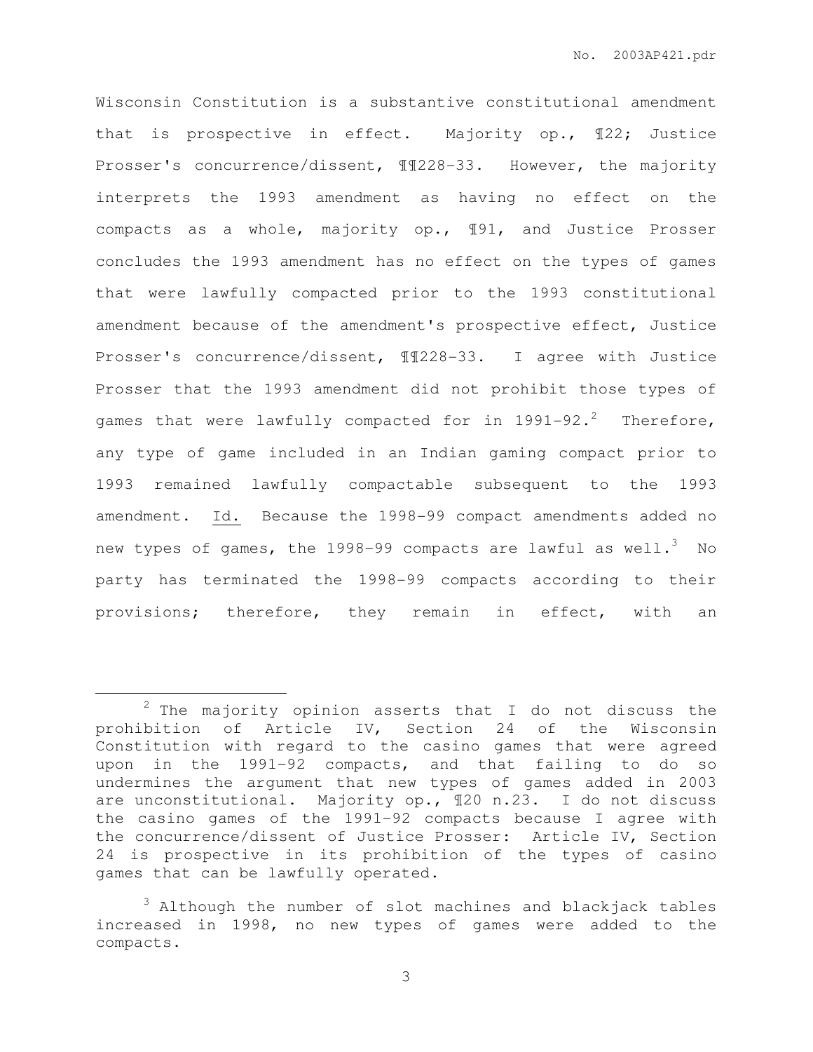Wisconsin Constitution is a substantive constitutional amendment that is prospective in effect. Majority op., ¶22; Justice Prosser's concurrence/dissent, ¶¶228-33. However, the majority interprets the 1993 amendment as having no effect on the compacts as a whole, majority op., ¶91, and Justice Prosser concludes the 1993 amendment has no effect on the types of games that were lawfully compacted prior to the 1993 constitutional amendment because of the amendment's prospective effect, Justice Prosser's concurrence/dissent, ¶¶228-33. I agree with Justice Prosser that the 1993 amendment did not prohibit those types of games that were lawfully compacted for in 1991-92.[2] Therefore, any type of game included in an Indian gaming compact prior to 1993 remained lawfully compactable subsequent to the 1993 amendment. Id. Because the 1998-99 compact amendments added no new types of games, the 1998-99 compacts are lawful as well.[3] No party has terminated the 1998-99 compacts according to their provisions; therefore, they remain in effect, with an

---

[2] The majority opinion asserts that I do not discuss the prohibition of Article IV, Section 24 of the Wisconsin Constitution with regard to the casino games that were agreed upon in the 1991-92 compacts, and that failing to do so undermines the argument that new types of games added in 2003 are unconstitutional. Majority op., ¶20 n.23. I do not discuss the casino games of the 1991-92 compacts because I agree with the concurrence/dissent of Justice Prosser: Article IV, Section 24 is prospective in its prohibition of the types of casino games that can be lawfully operated.

[3] Although the number of slot machines and blackjack tables increased in 1998, no new types of games were added to the compacts.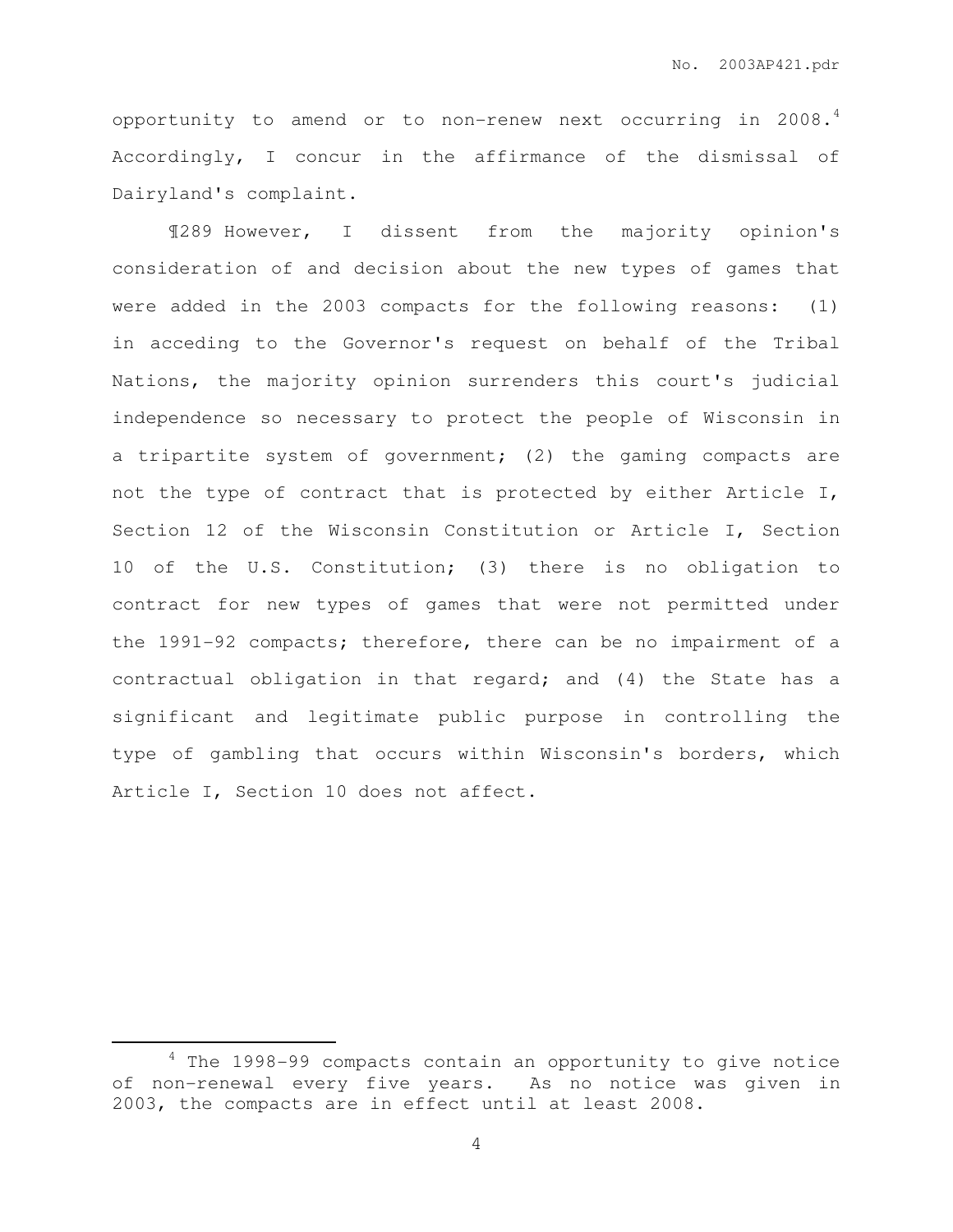opportunity to amend or to non-renew next occurring in 2008.[4] Accordingly, I concur in the affirmance of the dismissal of Dairyland's complaint.

¶289 However, I dissent from the majority opinion's consideration of and decision about the new types of games that were added in the 2003 compacts for the following reasons: (1) in acceding to the Governor's request on behalf of the Tribal Nations, the majority opinion surrenders this court's judicial independence so necessary to protect the people of Wisconsin in a tripartite system of government; (2) the gaming compacts are not the type of contract that is protected by either Article I, Section 12 of the Wisconsin Constitution or Article I, Section 10 of the U.S. Constitution; (3) there is no obligation to contract for new types of games that were not permitted under the 1991-92 compacts; therefore, there can be no impairment of a contractual obligation in that regard; and (4) the State has a significant and legitimate public purpose in controlling the type of gambling that occurs within Wisconsin's borders, which Article I, Section 10 does not affect.

---

[4] The 1998-99 compacts contain an opportunity to give notice of non-renewal every five years. As no notice was given in 2003, the compacts are in effect until at least 2008.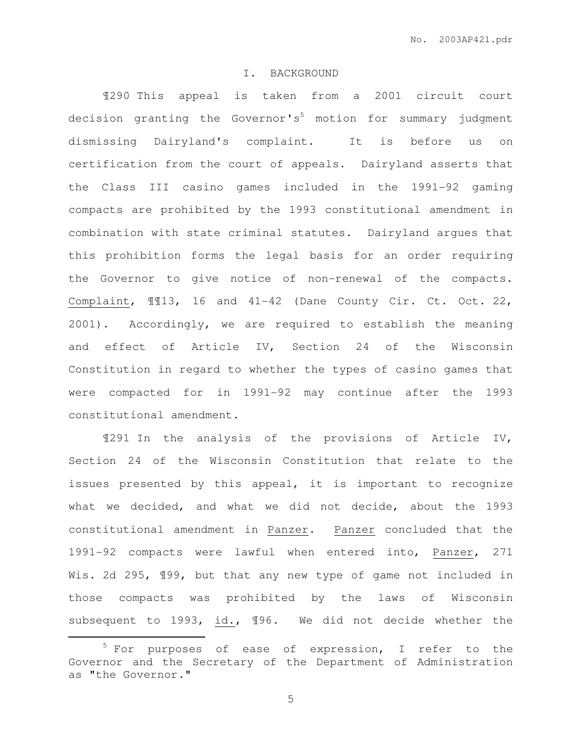## I. BACKGROUND

¶290 This appeal is taken from a 2001 circuit court decision granting the Governor's[5] motion for summary judgment dismissing Dairyland's complaint. It is before us on certification from the court of appeals. Dairyland asserts that the Class III casino games included in the 1991-92 gaming compacts are prohibited by the 1993 constitutional amendment in combination with state criminal statutes. Dairyland argues that this prohibition forms the legal basis for an order requiring the Governor to give notice of non-renewal of the compacts. Complaint, ¶¶13, 16 and 41-42 (Dane County Cir. Ct. Oct. 22, 2001). Accordingly, we are required to establish the meaning and effect of Article IV, Section 24 of the Wisconsin Constitution in regard to whether the types of casino games that were compacted for in 1991-92 may continue after the 1993 constitutional amendment.

¶291 In the analysis of the provisions of Article IV, Section 24 of the Wisconsin Constitution that relate to the issues presented by this appeal, it is important to recognize what we decided, and what we did not decide, about the 1993 constitutional amendment in Panzer. Panzer concluded that the 1991-92 compacts were lawful when entered into, Panzer, 271 Wis. 2d 295, ¶99, but that any new type of game not included in those compacts was prohibited by the laws of Wisconsin subsequent to 1993, id., ¶96. We did not decide whether the

[5] For purposes of ease of expression, I refer to the Governor and the Secretary of the Department of Administration as "the Governor."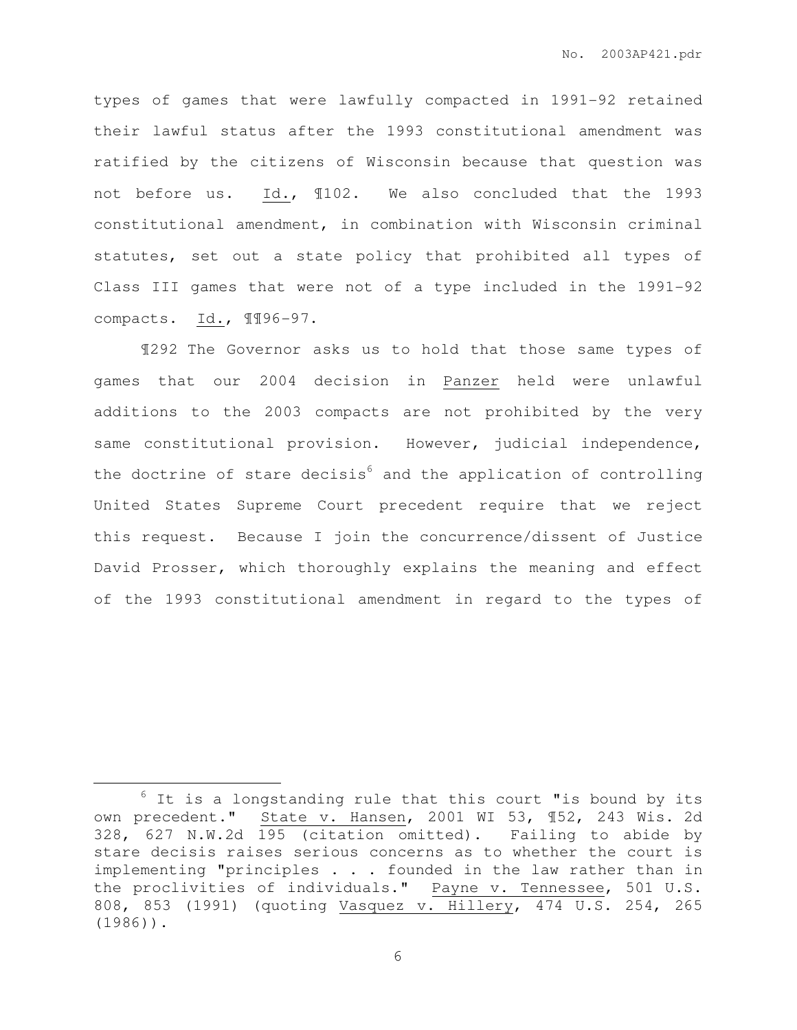types of games that were lawfully compacted in 1991-92 retained their lawful status after the 1993 constitutional amendment was ratified by the citizens of Wisconsin because that question was not before us. Id., ¶102. We also concluded that the 1993 constitutional amendment, in combination with Wisconsin criminal statutes, set out a state policy that prohibited all types of Class III games that were not of a type included in the 1991-92 compacts. Id., ¶¶96-97.

¶292 The Governor asks us to hold that those same types of games that our 2004 decision in Panzer held were unlawful additions to the 2003 compacts are not prohibited by the very same constitutional provision. However, judicial independence, the doctrine of stare decisis[6] and the application of controlling United States Supreme Court precedent require that we reject this request. Because I join the concurrence/dissent of Justice David Prosser, which thoroughly explains the meaning and effect of the 1993 constitutional amendment in regard to the types of

---

[6] It is a longstanding rule that this court "is bound by its own precedent." State v. Hansen, 2001 WI 53, ¶52, 243 Wis. 2d 328, 627 N.W.2d 195 (citation omitted). Failing to abide by stare decisis raises serious concerns as to whether the court is implementing "principles . . . founded in the law rather than in the proclivities of individuals." Payne v. Tennessee, 501 U.S. 808, 853 (1991) (quoting Vasquez v. Hillery, 474 U.S. 254, 265 (1986)).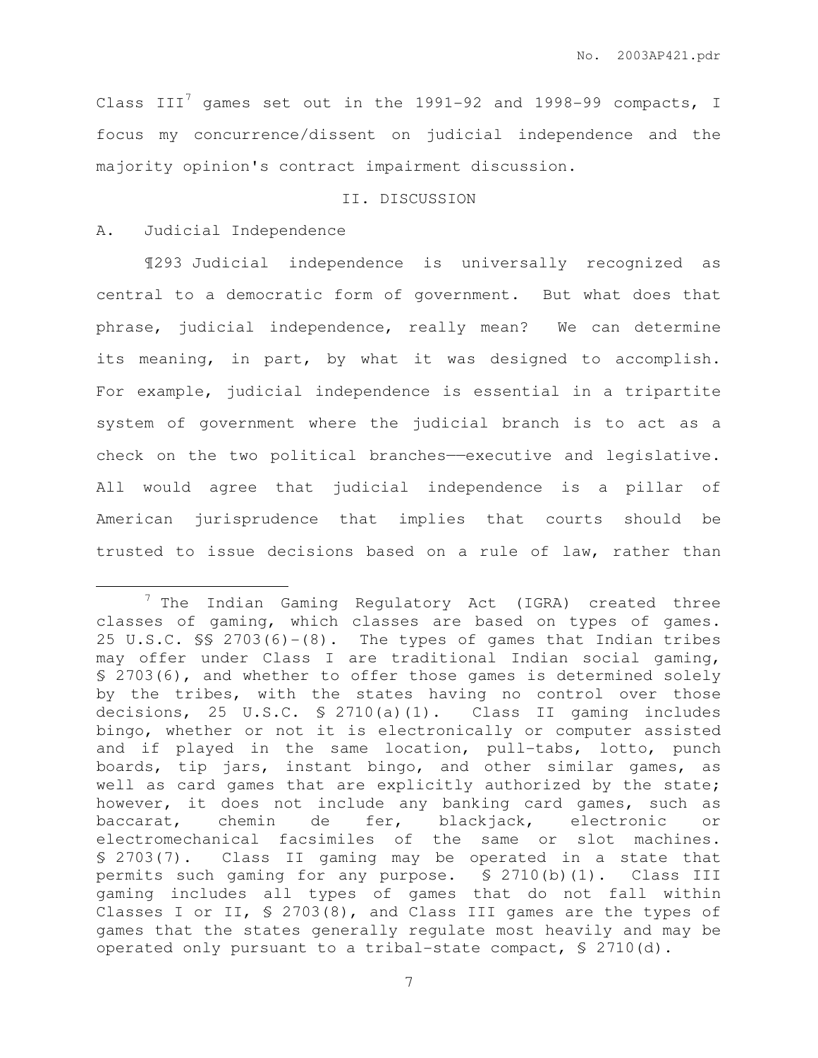Class III[7] games set out in the 1991-92 and 1998-99 compacts, I focus my concurrence/dissent on judicial independence and the majority opinion's contract impairment discussion.

## II. DISCUSSION

### A. Judicial Independence

¶293 Judicial independence is universally recognized as central to a democratic form of government. But what does that phrase, judicial independence, really mean? We can determine its meaning, in part, by what it was designed to accomplish. For example, judicial independence is essential in a tripartite system of government where the judicial branch is to act as a check on the two political branches——executive and legislative. All would agree that judicial independence is a pillar of American jurisprudence that implies that courts should be trusted to issue decisions based on a rule of law, rather than

---

[7] The Indian Gaming Regulatory Act (IGRA) created three classes of gaming, which classes are based on types of games. 25 U.S.C. §§ 2703(6)-(8). The types of games that Indian tribes may offer under Class I are traditional Indian social gaming, § 2703(6), and whether to offer those games is determined solely by the tribes, with the states having no control over those decisions, 25 U.S.C. § 2710(a)(1). Class II gaming includes bingo, whether or not it is electronically or computer assisted and if played in the same location, pull-tabs, lotto, punch boards, tip jars, instant bingo, and other similar games, as well as card games that are explicitly authorized by the state; however, it does not include any banking card games, such as baccarat, chemin de fer, blackjack, electronic or electromechanical facsimiles of the same or slot machines. § 2703(7). Class II gaming may be operated in a state that permits such gaming for any purpose. § 2710(b)(1). Class III gaming includes all types of games that do not fall within Classes I or II, § 2703(8), and Class III games are the types of games that the states generally regulate most heavily and may be operated only pursuant to a tribal-state compact, § 2710(d).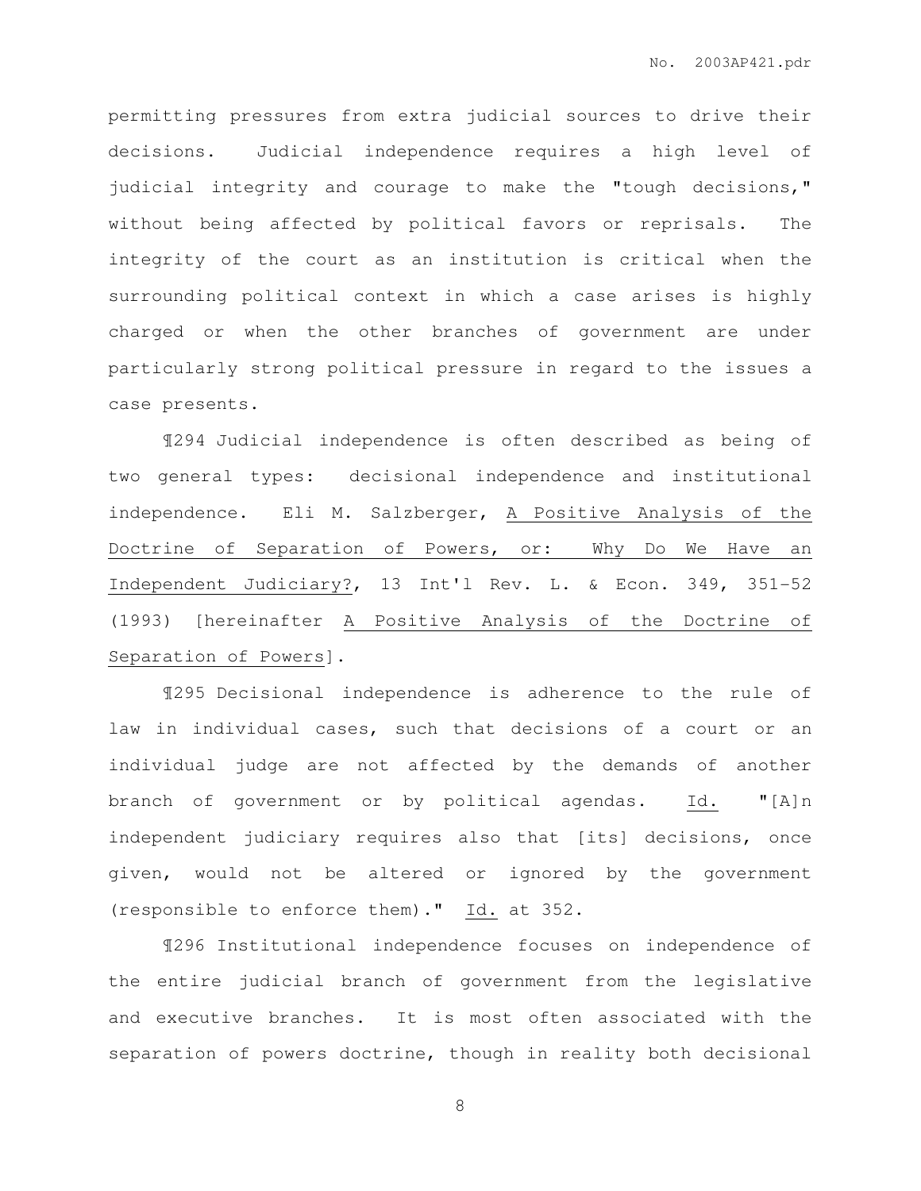permitting pressures from extra judicial sources to drive their decisions. Judicial independence requires a high level of judicial integrity and courage to make the "tough decisions," without being affected by political favors or reprisals. The integrity of the court as an institution is critical when the surrounding political context in which a case arises is highly charged or when the other branches of government are under particularly strong political pressure in regard to the issues a case presents.

¶294 Judicial independence is often described as being of two general types: decisional independence and institutional independence. Eli M. Salzberger, A Positive Analysis of the Doctrine of Separation of Powers, or: Why Do We Have an Independent Judiciary?, 13 Int'l Rev. L. & Econ. 349, 351-52 (1993) [hereinafter A Positive Analysis of the Doctrine of Separation of Powers].

¶295 Decisional independence is adherence to the rule of law in individual cases, such that decisions of a court or an individual judge are not affected by the demands of another branch of government or by political agendas. Id. "[A]n independent judiciary requires also that [its] decisions, once given, would not be altered or ignored by the government (responsible to enforce them)." Id. at 352.

¶296 Institutional independence focuses on independence of the entire judicial branch of government from the legislative and executive branches. It is most often associated with the separation of powers doctrine, though in reality both decisional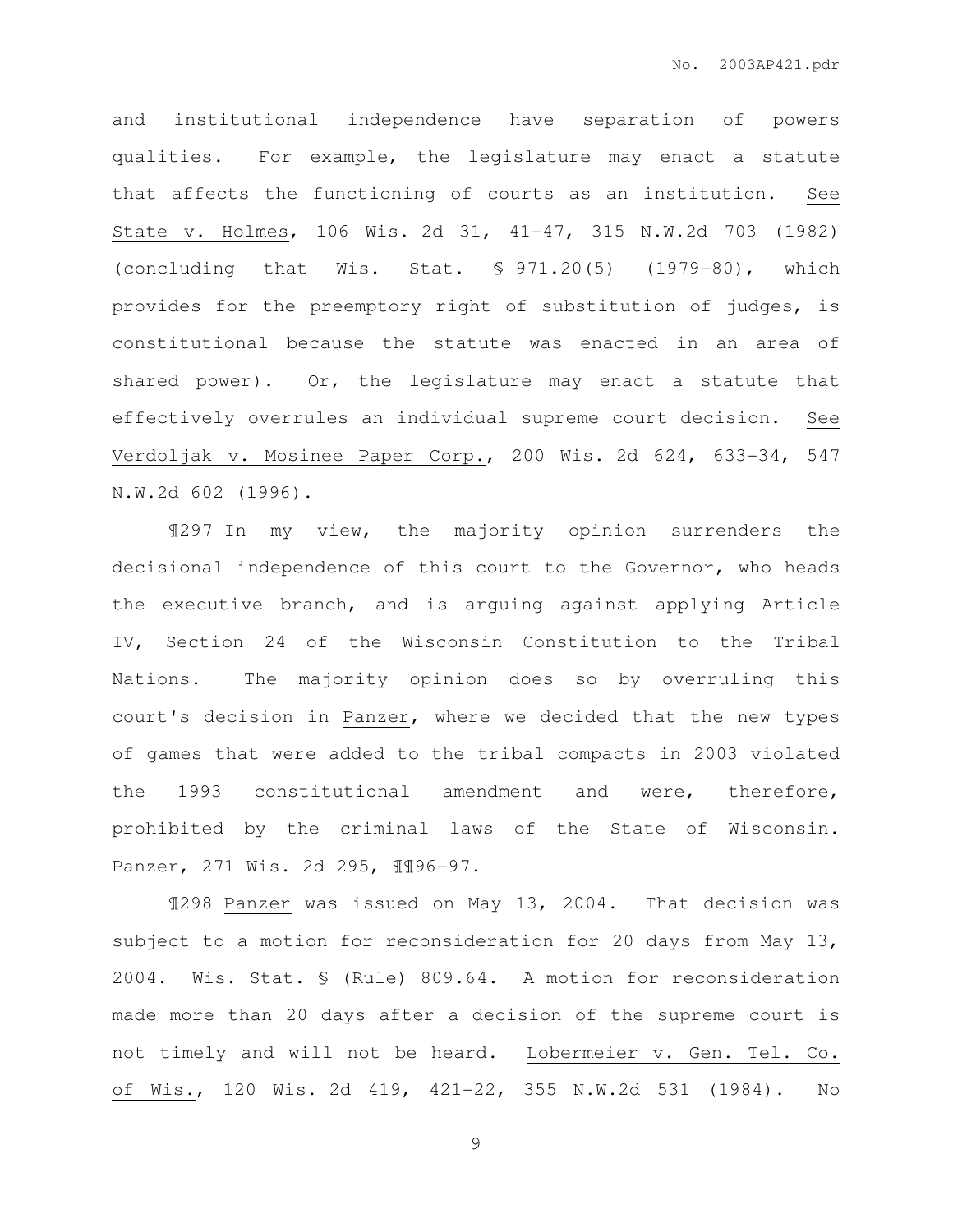and institutional independence have separation of powers qualities. For example, the legislature may enact a statute that affects the functioning of courts as an institution. See State v. Holmes, 106 Wis. 2d 31, 41-47, 315 N.W.2d 703 (1982) (concluding that Wis. Stat. § 971.20(5) (1979-80), which provides for the preemptory right of substitution of judges, is constitutional because the statute was enacted in an area of shared power). Or, the legislature may enact a statute that effectively overrules an individual supreme court decision. See Verdoljak v. Mosinee Paper Corp., 200 Wis. 2d 624, 633-34, 547 N.W.2d 602 (1996).

¶297 In my view, the majority opinion surrenders the decisional independence of this court to the Governor, who heads the executive branch, and is arguing against applying Article IV, Section 24 of the Wisconsin Constitution to the Tribal Nations. The majority opinion does so by overruling this court's decision in Panzer, where we decided that the new types of games that were added to the tribal compacts in 2003 violated the 1993 constitutional amendment and were, therefore, prohibited by the criminal laws of the State of Wisconsin. Panzer, 271 Wis. 2d 295, ¶¶96-97.

¶298 Panzer was issued on May 13, 2004. That decision was subject to a motion for reconsideration for 20 days from May 13, 2004. Wis. Stat. § (Rule) 809.64. A motion for reconsideration made more than 20 days after a decision of the supreme court is not timely and will not be heard. Lobermeier v. Gen. Tel. Co. of Wis., 120 Wis. 2d 419, 421-22, 355 N.W.2d 531 (1984). No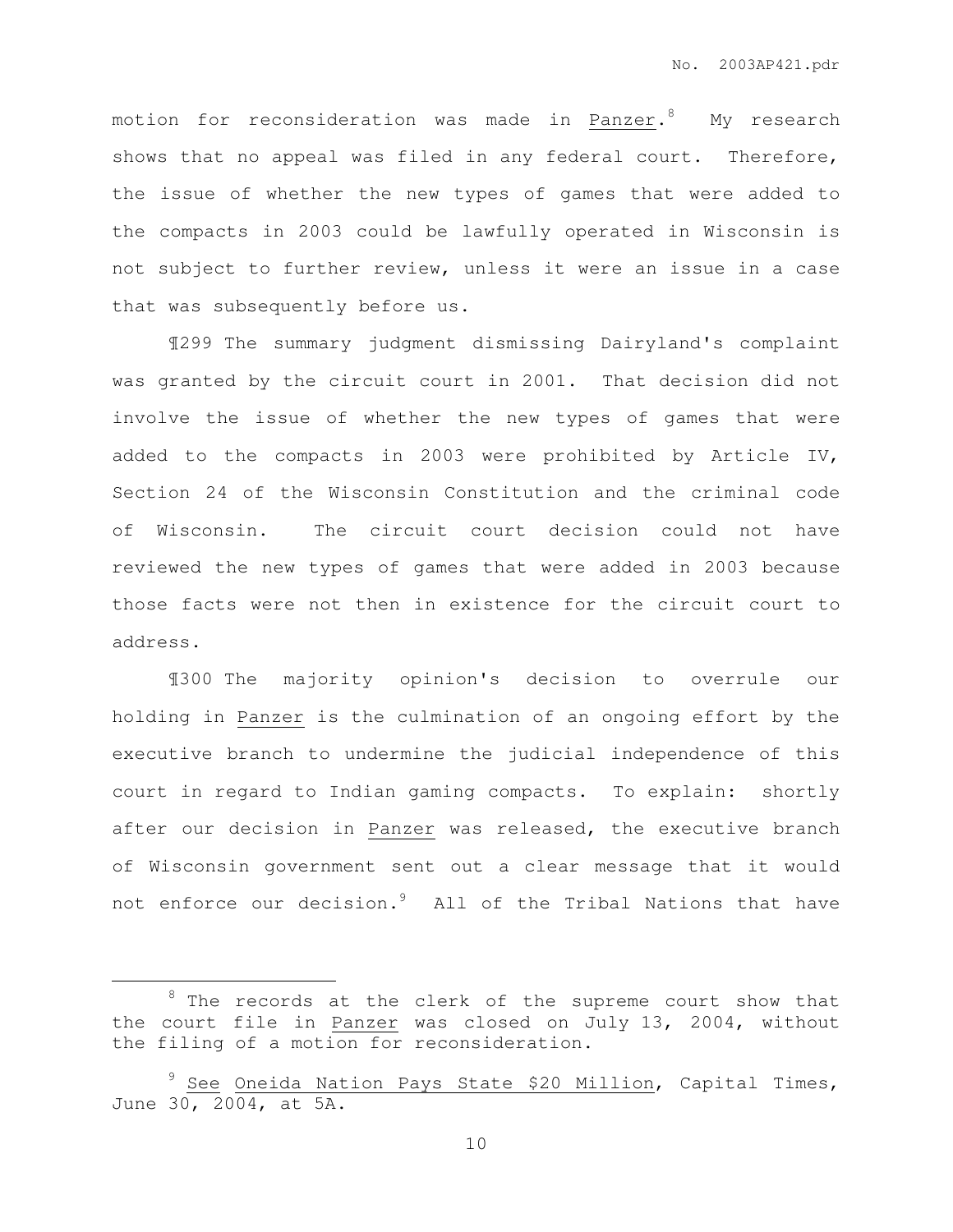motion for reconsideration was made in Panzer.[8] My research shows that no appeal was filed in any federal court. Therefore, the issue of whether the new types of games that were added to the compacts in 2003 could be lawfully operated in Wisconsin is not subject to further review, unless it were an issue in a case that was subsequently before us.

¶299 The summary judgment dismissing Dairyland's complaint was granted by the circuit court in 2001. That decision did not involve the issue of whether the new types of games that were added to the compacts in 2003 were prohibited by Article IV, Section 24 of the Wisconsin Constitution and the criminal code of Wisconsin. The circuit court decision could not have reviewed the new types of games that were added in 2003 because those facts were not then in existence for the circuit court to address.

¶300 The majority opinion's decision to overrule our holding in Panzer is the culmination of an ongoing effort by the executive branch to undermine the judicial independence of this court in regard to Indian gaming compacts. To explain: shortly after our decision in Panzer was released, the executive branch of Wisconsin government sent out a clear message that it would not enforce our decision.[9] All of the Tribal Nations that have

---

[8] The records at the clerk of the supreme court show that the court file in Panzer was closed on July 13, 2004, without the filing of a motion for reconsideration.

[9] See Oneida Nation Pays State $20 Million, Capital Times, June 30, 2004, at 5A.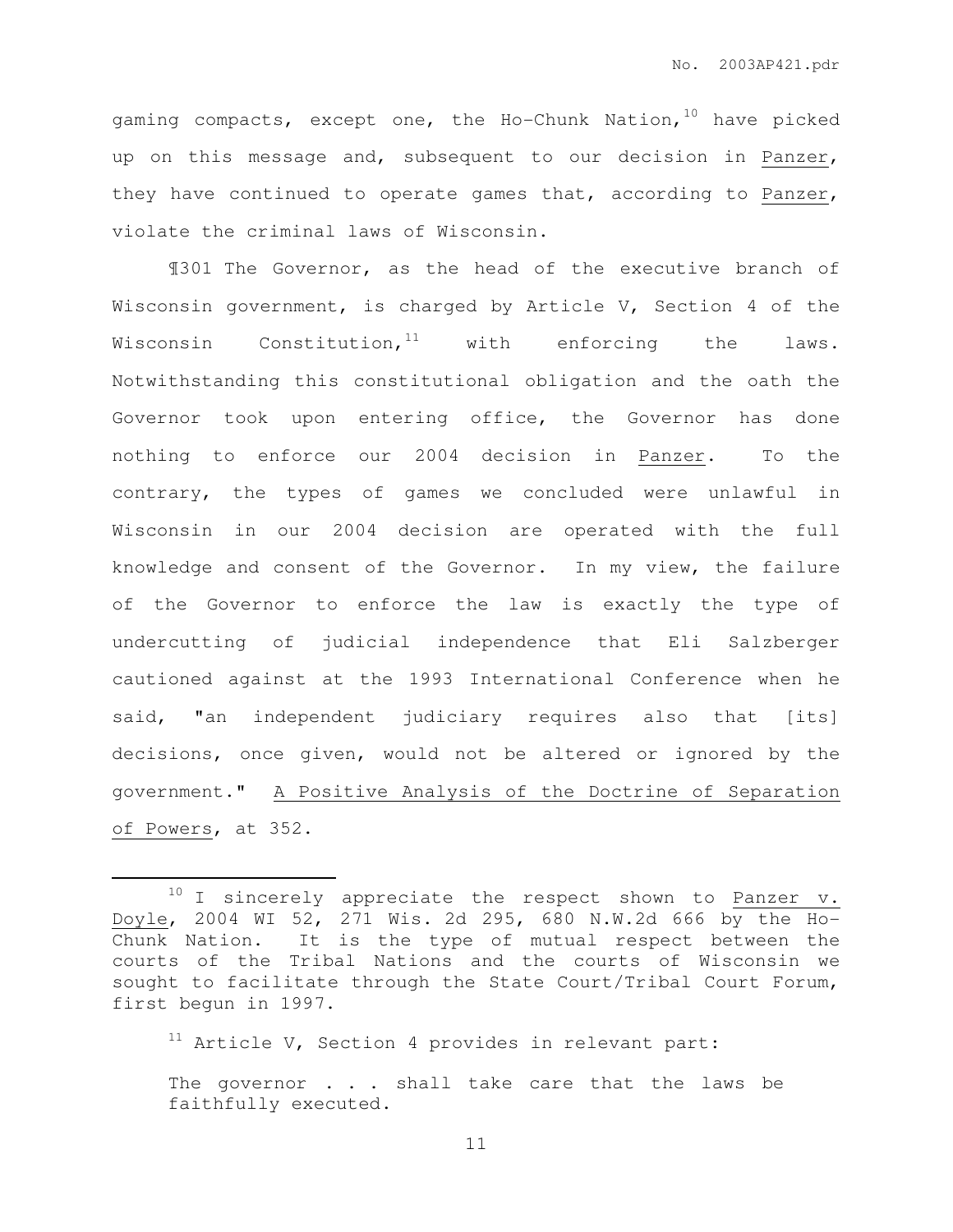gaming compacts, except one, the Ho-Chunk Nation,[10] have picked up on this message and, subsequent to our decision in Panzer, they have continued to operate games that, according to Panzer, violate the criminal laws of Wisconsin.

¶301 The Governor, as the head of the executive branch of Wisconsin government, is charged by Article V, Section 4 of the Wisconsin Constitution,[11] with enforcing the laws. Notwithstanding this constitutional obligation and the oath the Governor took upon entering office, the Governor has done nothing to enforce our 2004 decision in Panzer. To the contrary, the types of games we concluded were unlawful in Wisconsin in our 2004 decision are operated with the full knowledge and consent of the Governor. In my view, the failure of the Governor to enforce the law is exactly the type of undercutting of judicial independence that Eli Salzberger cautioned against at the 1993 International Conference when he said, "an independent judiciary requires also that [its] decisions, once given, would not be altered or ignored by the government." A Positive Analysis of the Doctrine of Separation of Powers, at 352.

---

[10] I sincerely appreciate the respect shown to Panzer v. Doyle, 2004 WI 52, 271 Wis. 2d 295, 680 N.W.2d 666 by the Ho-Chunk Nation. It is the type of mutual respect between the courts of the Tribal Nations and the courts of Wisconsin we sought to facilitate through the State Court/Tribal Court Forum, first begun in 1997.

[11] Article V, Section 4 provides in relevant part:

> The governor . . . shall take care that the laws be faithfully executed.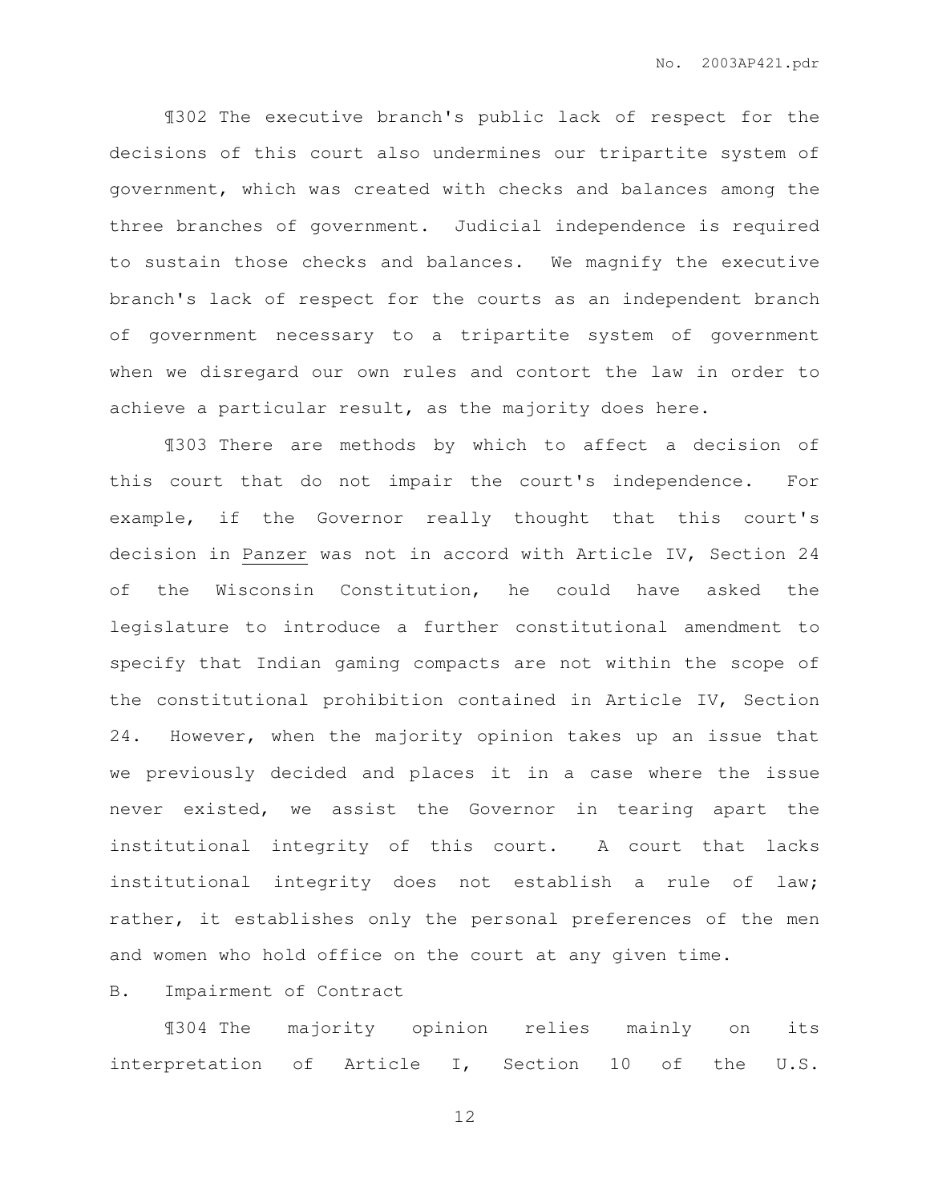¶302 The executive branch's public lack of respect for the decisions of this court also undermines our tripartite system of government, which was created with checks and balances among the three branches of government. Judicial independence is required to sustain those checks and balances. We magnify the executive branch's lack of respect for the courts as an independent branch of government necessary to a tripartite system of government when we disregard our own rules and contort the law in order to achieve a particular result, as the majority does here.

¶303 There are methods by which to affect a decision of this court that do not impair the court's independence. For example, if the Governor really thought that this court's decision in Panzer was not in accord with Article IV, Section 24 of the Wisconsin Constitution, he could have asked the legislature to introduce a further constitutional amendment to specify that Indian gaming compacts are not within the scope of the constitutional prohibition contained in Article IV, Section 24. However, when the majority opinion takes up an issue that we previously decided and places it in a case where the issue never existed, we assist the Governor in tearing apart the institutional integrity of this court. A court that lacks institutional integrity does not establish a rule of law; rather, it establishes only the personal preferences of the men and women who hold office on the court at any given time.

B. Impairment of Contract

¶304 The majority opinion relies mainly on its interpretation of Article I, Section 10 of the U.S.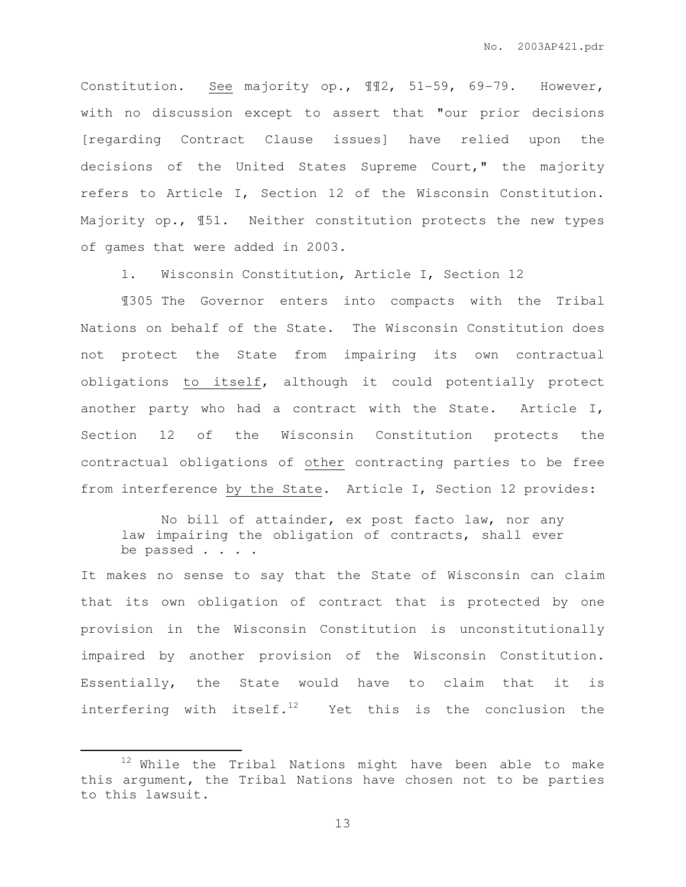Constitution. See majority op., ¶¶2, 51-59, 69-79. However, with no discussion except to assert that "our prior decisions [regarding Contract Clause issues] have relied upon the decisions of the United States Supreme Court," the majority refers to Article I, Section 12 of the Wisconsin Constitution. Majority op., ¶51. Neither constitution protects the new types of games that were added in 2003.

1. Wisconsin Constitution, Article I, Section 12

¶305 The Governor enters into compacts with the Tribal Nations on behalf of the State. The Wisconsin Constitution does not protect the State from impairing its own contractual obligations to itself, although it could potentially protect another party who had a contract with the State. Article I, Section 12 of the Wisconsin Constitution protects the contractual obligations of other contracting parties to be free from interference by the State. Article I, Section 12 provides:

> No bill of attainder, ex post facto law, nor any law impairing the obligation of contracts, shall ever be passed . . . .

It makes no sense to say that the State of Wisconsin can claim that its own obligation of contract that is protected by one provision in the Wisconsin Constitution is unconstitutionally impaired by another provision of the Wisconsin Constitution. Essentially, the State would have to claim that it is interfering with itself.[12] Yet this is the conclusion the

[12] While the Tribal Nations might have been able to make this argument, the Tribal Nations have chosen not to be parties to this lawsuit.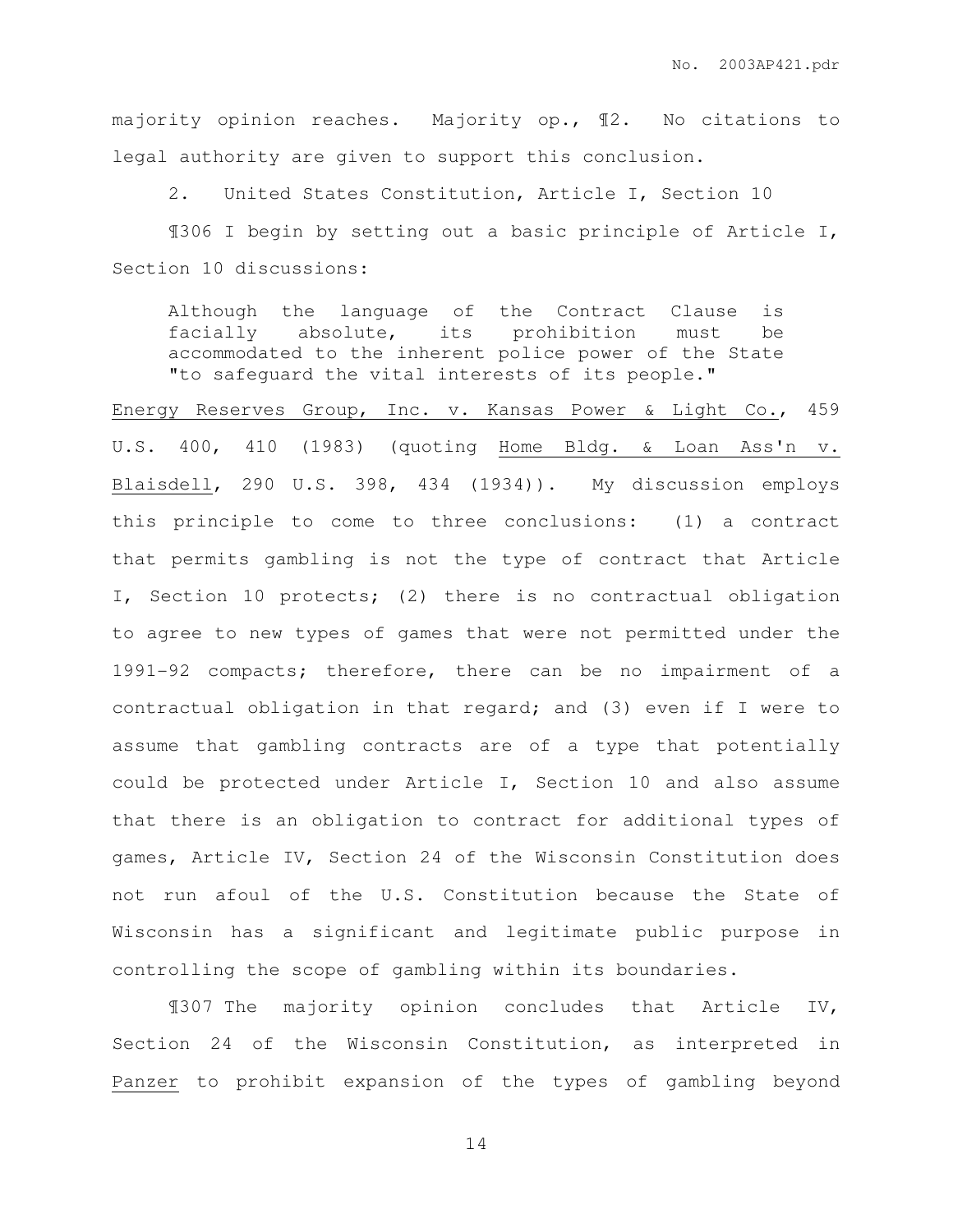majority opinion reaches. Majority op., ¶2. No citations to legal authority are given to support this conclusion.

2. United States Constitution, Article I, Section 10

¶306 I begin by setting out a basic principle of Article I, Section 10 discussions:

> Although the language of the Contract Clause is facially absolute, its prohibition must be accommodated to the inherent police power of the State "to safeguard the vital interests of its people."

Energy Reserves Group, Inc. v. Kansas Power & Light Co., 459 U.S. 400, 410 (1983) (quoting Home Bldg. & Loan Ass'n v. Blaisdell, 290 U.S. 398, 434 (1934)). My discussion employs this principle to come to three conclusions: (1) a contract that permits gambling is not the type of contract that Article I, Section 10 protects; (2) there is no contractual obligation to agree to new types of games that were not permitted under the 1991–92 compacts; therefore, there can be no impairment of a contractual obligation in that regard; and (3) even if I were to assume that gambling contracts are of a type that potentially could be protected under Article I, Section 10 and also assume that there is an obligation to contract for additional types of games, Article IV, Section 24 of the Wisconsin Constitution does not run afoul of the U.S. Constitution because the State of Wisconsin has a significant and legitimate public purpose in controlling the scope of gambling within its boundaries.

¶307 The majority opinion concludes that Article IV, Section 24 of the Wisconsin Constitution, as interpreted in Panzer to prohibit expansion of the types of gambling beyond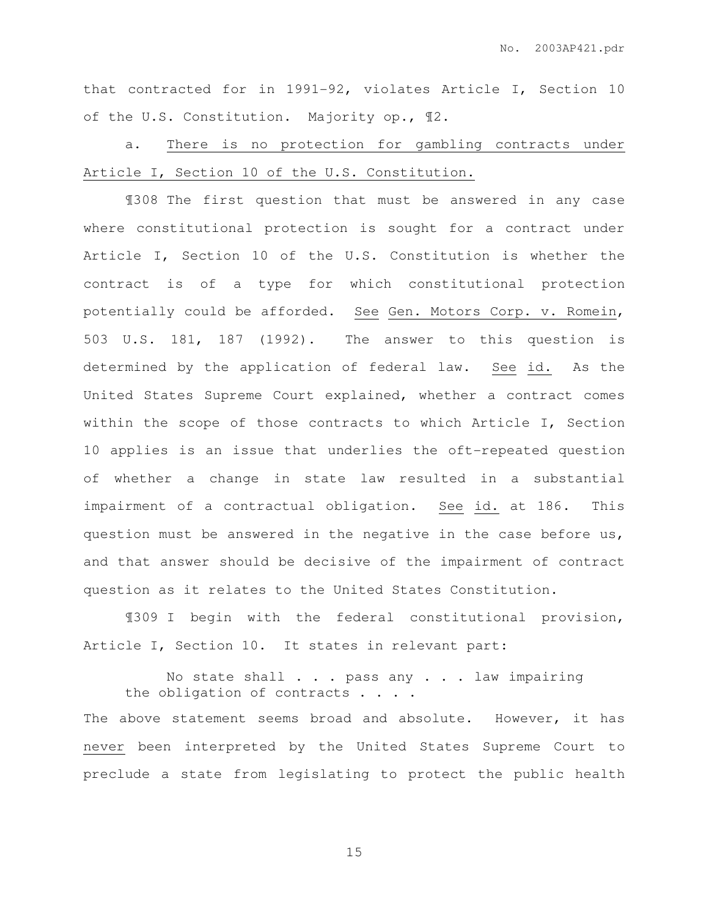that contracted for in 1991-92, violates Article I, Section 10 of the U.S. Constitution. Majority op., ¶2.

a. <u>There is no protection for gambling contracts under Article I, Section 10 of the U.S. Constitution.</u>

¶308 The first question that must be answered in any case where constitutional protection is sought for a contract under Article I, Section 10 of the U.S. Constitution is whether the contract is of a type for which constitutional protection potentially could be afforded. <u>See</u> <u>Gen. Motors Corp. v. Romein</u>, 503 U.S. 181, 187 (1992). The answer to this question is determined by the application of federal law. <u>See</u> <u>id.</u> As the United States Supreme Court explained, whether a contract comes within the scope of those contracts to which Article I, Section 10 applies is an issue that underlies the oft-repeated question of whether a change in state law resulted in a substantial impairment of a contractual obligation. <u>See</u> <u>id.</u> at 186. This question must be answered in the negative in the case before us, and that answer should be decisive of the impairment of contract question as it relates to the United States Constitution.

¶309 I begin with the federal constitutional provision, Article I, Section 10. It states in relevant part:

> No state shall . . . pass any . . . law impairing the obligation of contracts . . . .

The above statement seems broad and absolute. However, it has <u>never</u> been interpreted by the United States Supreme Court to preclude a state from legislating to protect the public health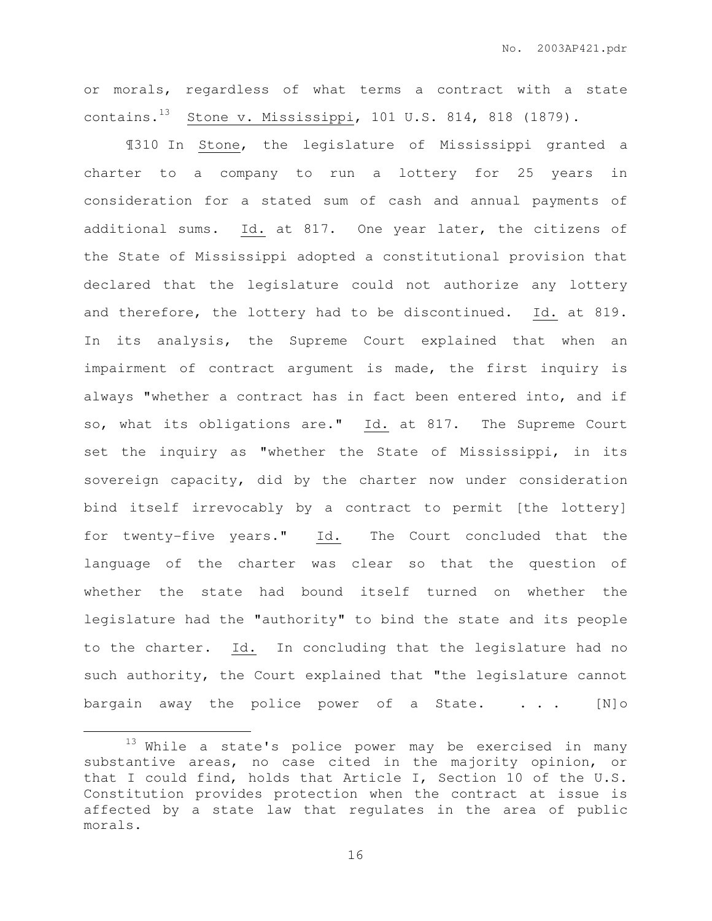or morals, regardless of what terms a contract with a state contains.[13] Stone v. Mississippi, 101 U.S. 814, 818 (1879).

¶310 In Stone, the legislature of Mississippi granted a charter to a company to run a lottery for 25 years in consideration for a stated sum of cash and annual payments of additional sums. Id. at 817. One year later, the citizens of the State of Mississippi adopted a constitutional provision that declared that the legislature could not authorize any lottery and therefore, the lottery had to be discontinued. Id. at 819. In its analysis, the Supreme Court explained that when an impairment of contract argument is made, the first inquiry is always "whether a contract has in fact been entered into, and if so, what its obligations are." Id. at 817. The Supreme Court set the inquiry as "whether the State of Mississippi, in its sovereign capacity, did by the charter now under consideration bind itself irrevocably by a contract to permit [the lottery] for twenty-five years." Id. The Court concluded that the language of the charter was clear so that the question of whether the state had bound itself turned on whether the legislature had the "authority" to bind the state and its people to the charter. Id. In concluding that the legislature had no such authority, the Court explained that "the legislature cannot bargain away the police power of a State. . . . [N]o

[13] While a state's police power may be exercised in many substantive areas, no case cited in the majority opinion, or that I could find, holds that Article I, Section 10 of the U.S. Constitution provides protection when the contract at issue is affected by a state law that regulates in the area of public morals.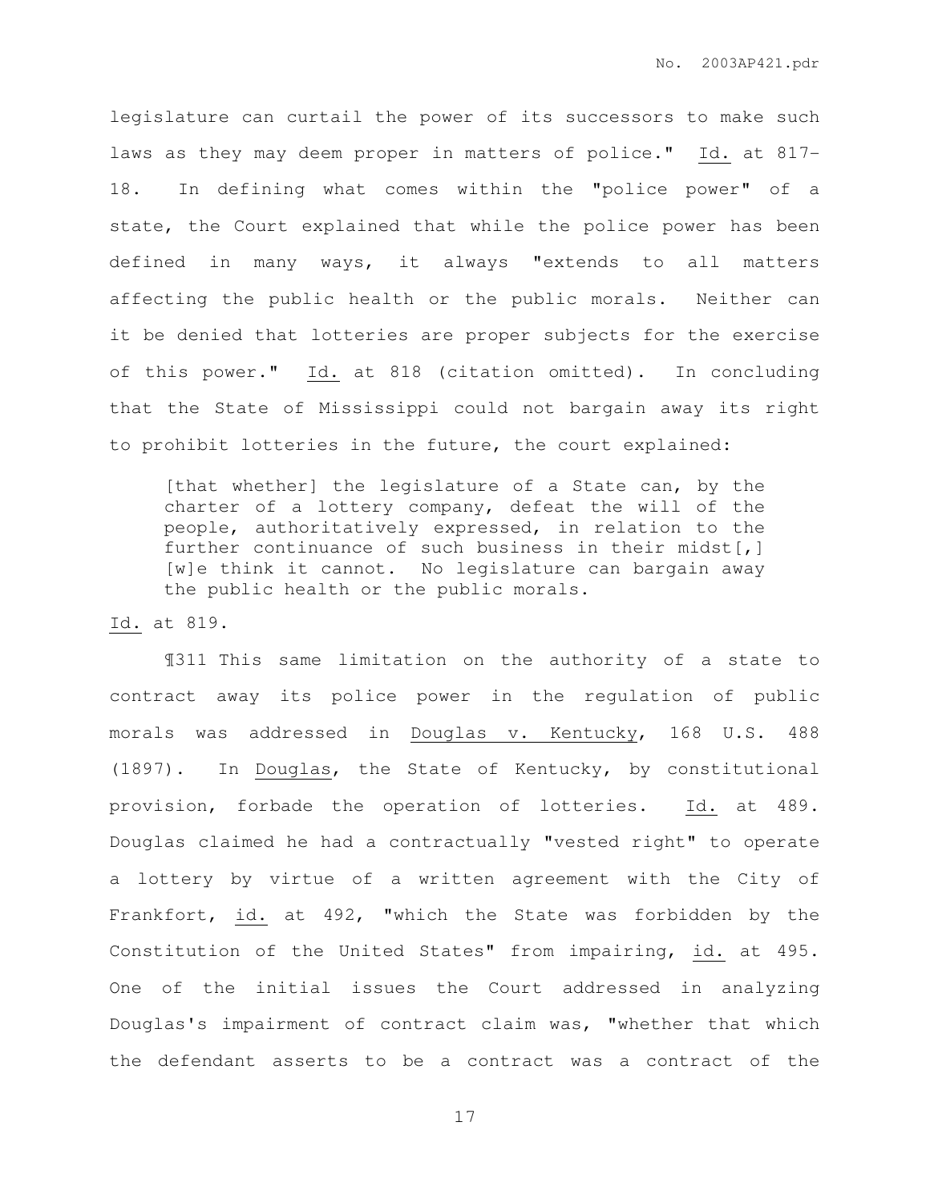legislature can curtail the power of its successors to make such laws as they may deem proper in matters of police." Id. at 817-18. In defining what comes within the "police power" of a state, the Court explained that while the police power has been defined in many ways, it always "extends to all matters affecting the public health or the public morals. Neither can it be denied that lotteries are proper subjects for the exercise of this power." Id. at 818 (citation omitted). In concluding that the State of Mississippi could not bargain away its right to prohibit lotteries in the future, the court explained:

> [that whether] the legislature of a State can, by the charter of a lottery company, defeat the will of the people, authoritatively expressed, in relation to the further continuance of such business in their midst[,] [w]e think it cannot. No legislature can bargain away the public health or the public morals.

Id. at 819.

¶311 This same limitation on the authority of a state to contract away its police power in the regulation of public morals was addressed in Douglas v. Kentucky, 168 U.S. 488 (1897). In Douglas, the State of Kentucky, by constitutional provision, forbade the operation of lotteries. Id. at 489. Douglas claimed he had a contractually "vested right" to operate a lottery by virtue of a written agreement with the City of Frankfort, id. at 492, "which the State was forbidden by the Constitution of the United States" from impairing, id. at 495. One of the initial issues the Court addressed in analyzing Douglas's impairment of contract claim was, "whether that which the defendant asserts to be a contract was a contract of the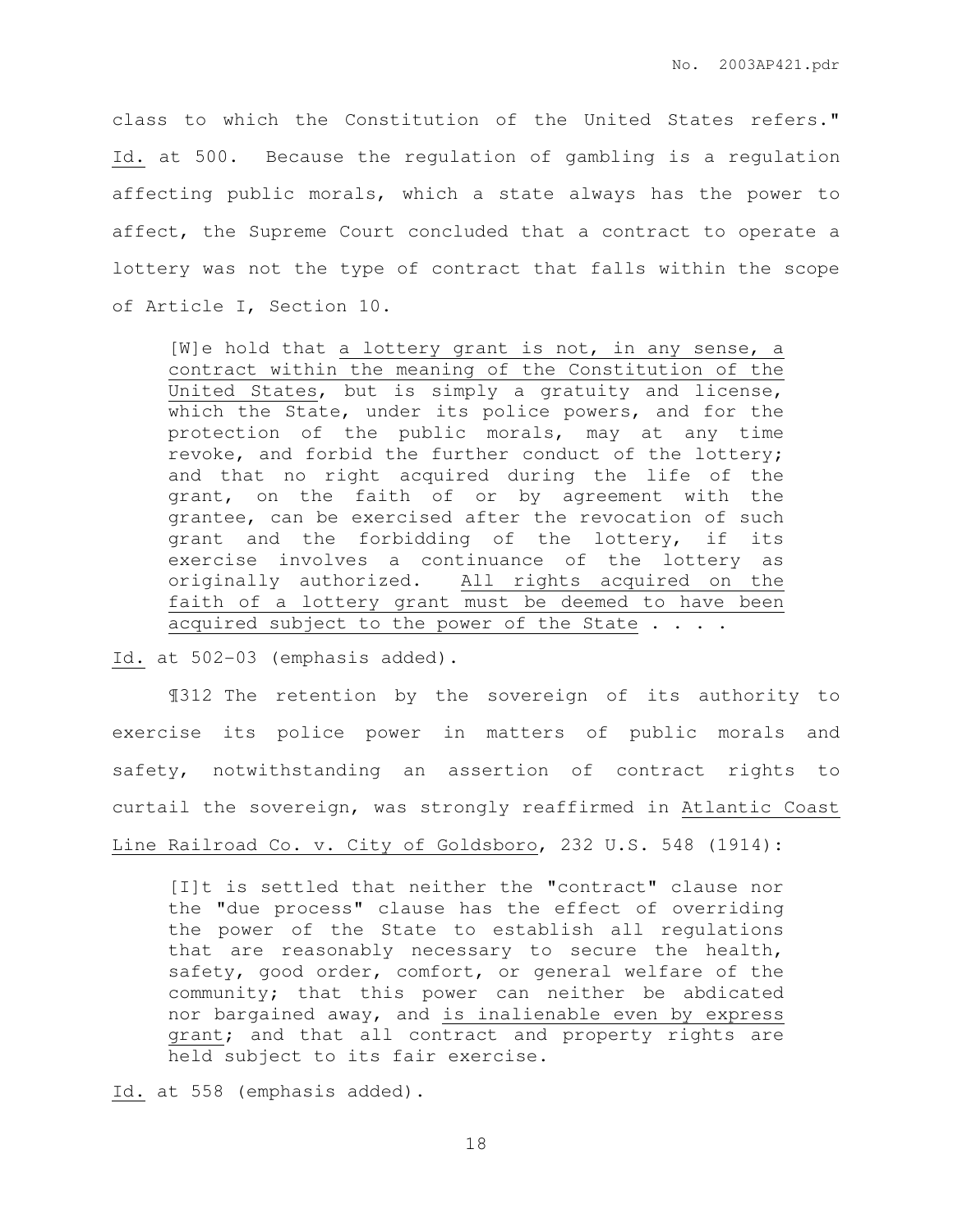class to which the Constitution of the United States refers." Id. at 500. Because the regulation of gambling is a regulation affecting public morals, which a state always has the power to affect, the Supreme Court concluded that a contract to operate a lottery was not the type of contract that falls within the scope of Article I, Section 10.

> [W]e hold that a lottery grant is not, in any sense, a contract within the meaning of the Constitution of the United States, but is simply a gratuity and license, which the State, under its police powers, and for the protection of the public morals, may at any time revoke, and forbid the further conduct of the lottery; and that no right acquired during the life of the grant, on the faith of or by agreement with the grantee, can be exercised after the revocation of such grant and the forbidding of the lottery, if its exercise involves a continuance of the lottery as originally authorized. All rights acquired on the faith of a lottery grant must be deemed to have been acquired subject to the power of the State . . . .

Id. at 502-03 (emphasis added).

¶312 The retention by the sovereign of its authority to exercise its police power in matters of public morals and safety, notwithstanding an assertion of contract rights to curtail the sovereign, was strongly reaffirmed in Atlantic Coast Line Railroad Co. v. City of Goldsboro, 232 U.S. 548 (1914):

> [I]t is settled that neither the "contract" clause nor the "due process" clause has the effect of overriding the power of the State to establish all regulations that are reasonably necessary to secure the health, safety, good order, comfort, or general welfare of the community; that this power can neither be abdicated nor bargained away, and is inalienable even by express grant; and that all contract and property rights are held subject to its fair exercise.

Id. at 558 (emphasis added).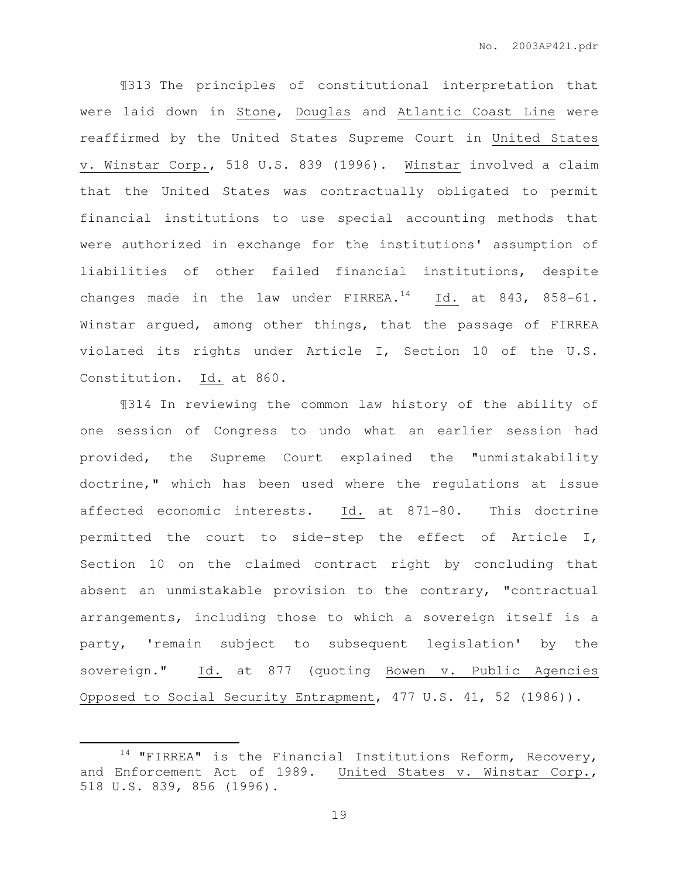¶313 The principles of constitutional interpretation that were laid down in Stone, Douglas and Atlantic Coast Line were reaffirmed by the United States Supreme Court in United States v. Winstar Corp., 518 U.S. 839 (1996). Winstar involved a claim that the United States was contractually obligated to permit financial institutions to use special accounting methods that were authorized in exchange for the institutions' assumption of liabilities of other failed financial institutions, despite changes made in the law under FIRREA.[14] Id. at 843, 858-61. Winstar argued, among other things, that the passage of FIRREA violated its rights under Article I, Section 10 of the U.S. Constitution. Id. at 860.

¶314 In reviewing the common law history of the ability of one session of Congress to undo what an earlier session had provided, the Supreme Court explained the "unmistakability doctrine," which has been used where the regulations at issue affected economic interests. Id. at 871-80. This doctrine permitted the court to side-step the effect of Article I, Section 10 on the claimed contract right by concluding that absent an unmistakable provision to the contrary, "contractual arrangements, including those to which a sovereign itself is a party, 'remain subject to subsequent legislation' by the sovereign." Id. at 877 (quoting Bowen v. Public Agencies Opposed to Social Security Entrapment, 477 U.S. 41, 52 (1986)).

---

[14] "FIRREA" is the Financial Institutions Reform, Recovery, and Enforcement Act of 1989. United States v. Winstar Corp., 518 U.S. 839, 856 (1996).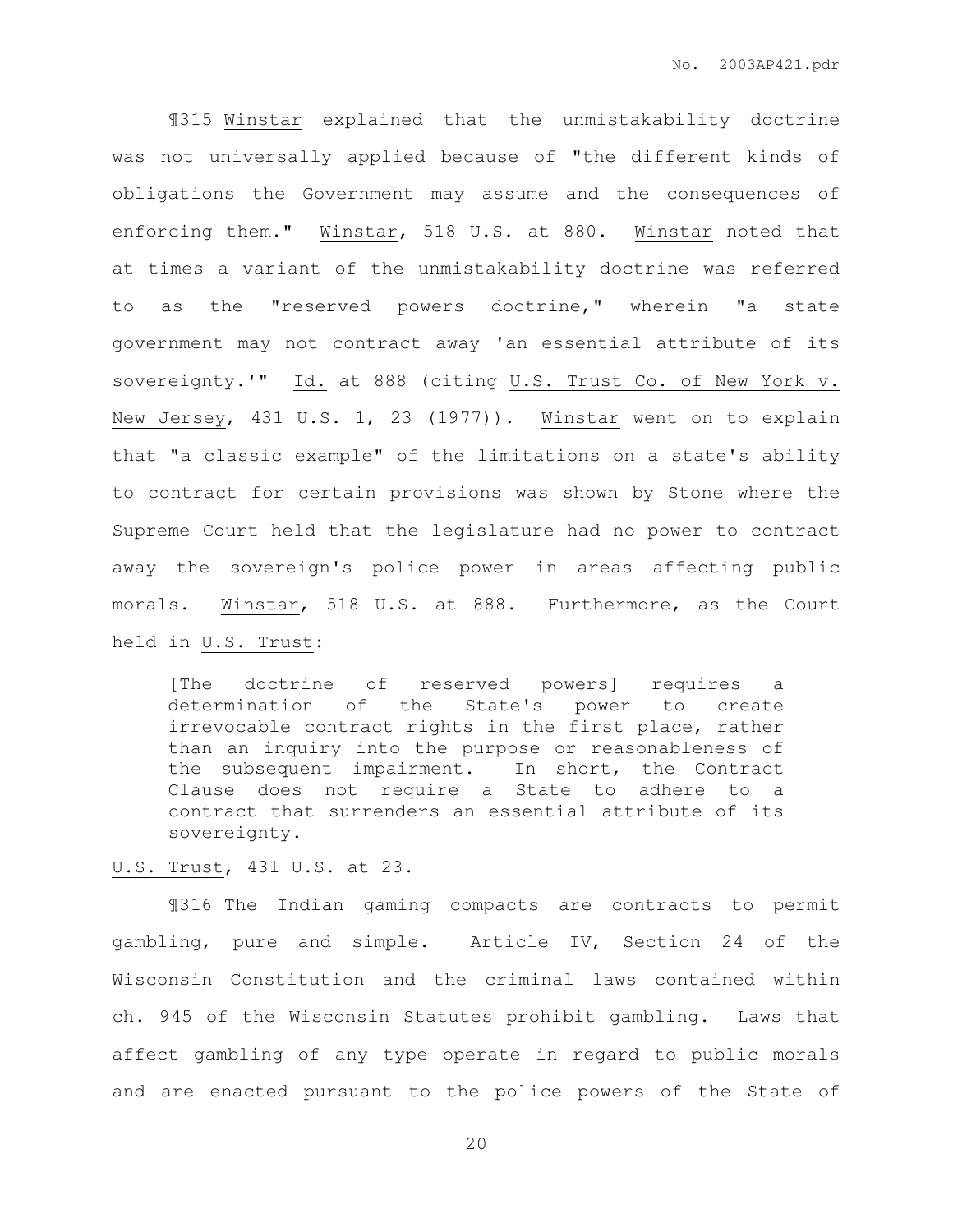¶315 Winstar explained that the unmistakability doctrine was not universally applied because of "the different kinds of obligations the Government may assume and the consequences of enforcing them." Winstar, 518 U.S. at 880. Winstar noted that at times a variant of the unmistakability doctrine was referred to as the "reserved powers doctrine," wherein "a state government may not contract away 'an essential attribute of its sovereignty.'" Id. at 888 (citing U.S. Trust Co. of New York v. New Jersey, 431 U.S. 1, 23 (1977)). Winstar went on to explain that "a classic example" of the limitations on a state's ability to contract for certain provisions was shown by Stone where the Supreme Court held that the legislature had no power to contract away the sovereign's police power in areas affecting public morals. Winstar, 518 U.S. at 888. Furthermore, as the Court held in U.S. Trust:

> [The doctrine of reserved powers] requires a determination of the State's power to create irrevocable contract rights in the first place, rather than an inquiry into the purpose or reasonableness of the subsequent impairment. In short, the Contract Clause does not require a State to adhere to a contract that surrenders an essential attribute of its sovereignty.

U.S. Trust, 431 U.S. at 23.

¶316 The Indian gaming compacts are contracts to permit gambling, pure and simple. Article IV, Section 24 of the Wisconsin Constitution and the criminal laws contained within ch. 945 of the Wisconsin Statutes prohibit gambling. Laws that affect gambling of any type operate in regard to public morals and are enacted pursuant to the police powers of the State of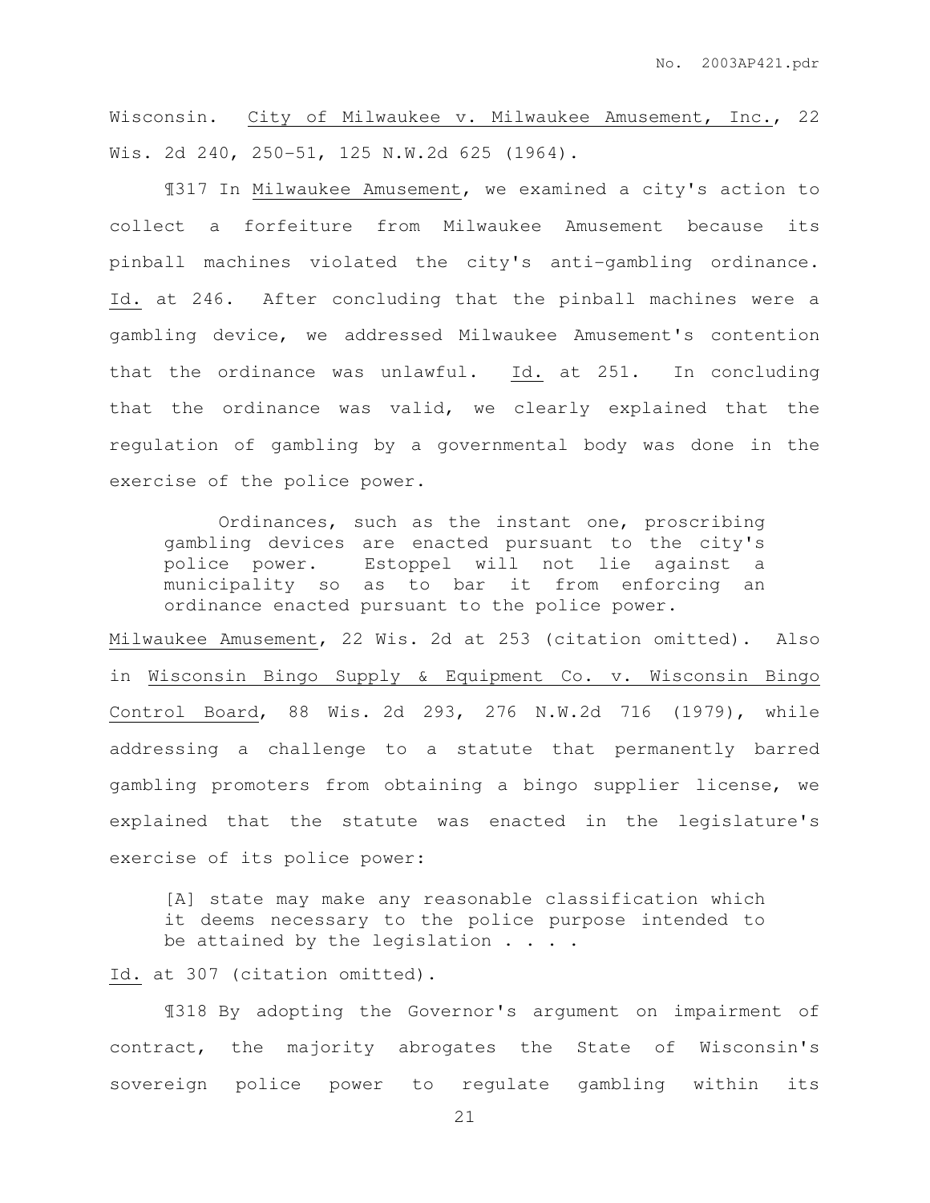Wisconsin. City of Milwaukee v. Milwaukee Amusement, Inc., 22 Wis. 2d 240, 250-51, 125 N.W.2d 625 (1964).

¶317 In Milwaukee Amusement, we examined a city's action to collect a forfeiture from Milwaukee Amusement because its pinball machines violated the city's anti-gambling ordinance. Id. at 246. After concluding that the pinball machines were a gambling device, we addressed Milwaukee Amusement's contention that the ordinance was unlawful. Id. at 251. In concluding that the ordinance was valid, we clearly explained that the regulation of gambling by a governmental body was done in the exercise of the police power.

> Ordinances, such as the instant one, proscribing gambling devices are enacted pursuant to the city's police power. Estoppel will not lie against a municipality so as to bar it from enforcing an ordinance enacted pursuant to the police power.

Milwaukee Amusement, 22 Wis. 2d at 253 (citation omitted). Also in Wisconsin Bingo Supply & Equipment Co. v. Wisconsin Bingo Control Board, 88 Wis. 2d 293, 276 N.W.2d 716 (1979), while addressing a challenge to a statute that permanently barred gambling promoters from obtaining a bingo supplier license, we explained that the statute was enacted in the legislature's exercise of its police power:

> [A] state may make any reasonable classification which it deems necessary to the police purpose intended to be attained by the legislation . . . .

Id. at 307 (citation omitted).

¶318 By adopting the Governor's argument on impairment of contract, the majority abrogates the State of Wisconsin's sovereign police power to regulate gambling within its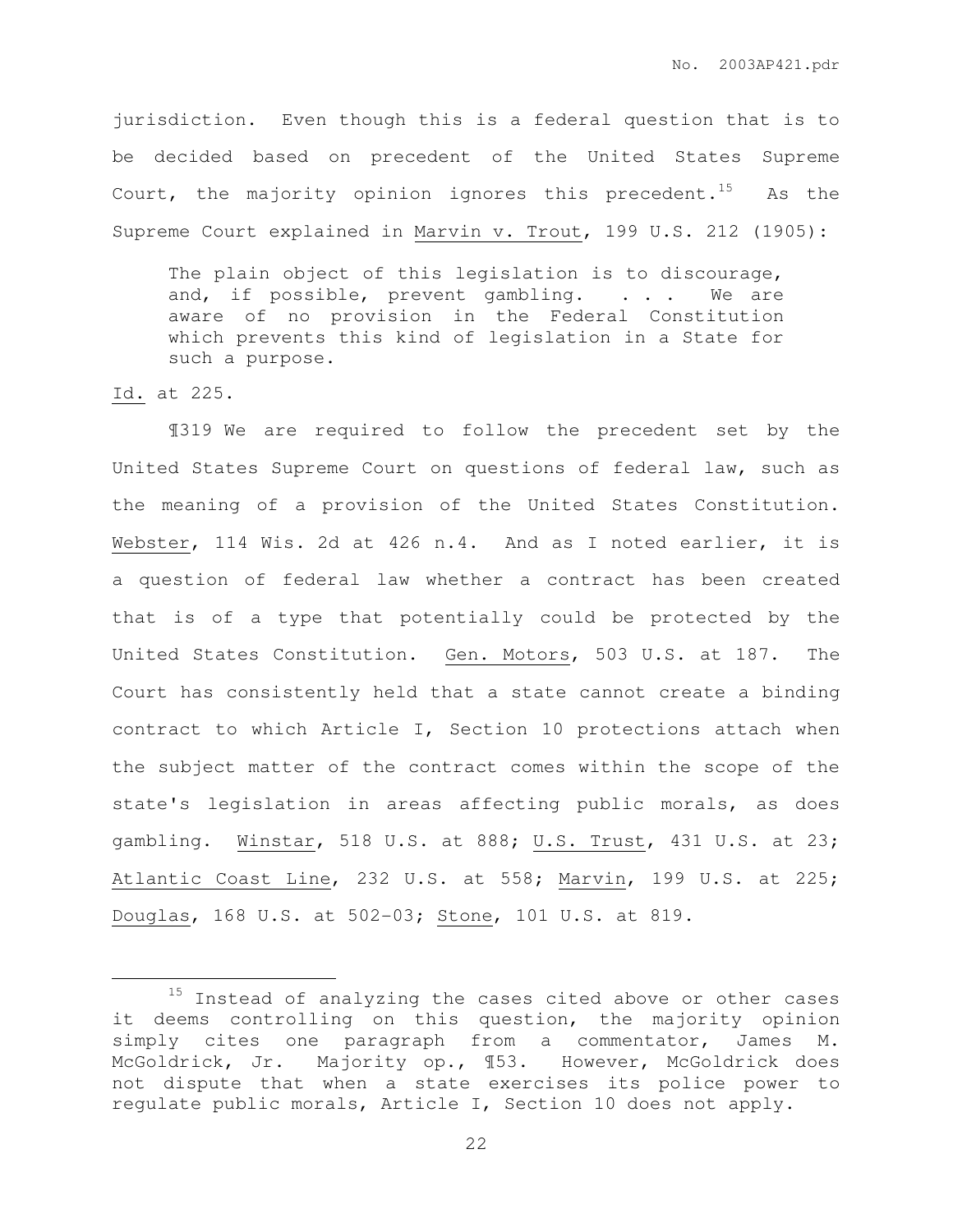jurisdiction. Even though this is a federal question that is to be decided based on precedent of the United States Supreme Court, the majority opinion ignores this precedent.[15] As the Supreme Court explained in Marvin v. Trout, 199 U.S. 212 (1905):

> The plain object of this legislation is to discourage, and, if possible, prevent gambling. . . . We are aware of no provision in the Federal Constitution which prevents this kind of legislation in a State for such a purpose.

Id. at 225.

¶319 We are required to follow the precedent set by the United States Supreme Court on questions of federal law, such as the meaning of a provision of the United States Constitution. Webster, 114 Wis. 2d at 426 n.4. And as I noted earlier, it is a question of federal law whether a contract has been created that is of a type that potentially could be protected by the United States Constitution. Gen. Motors, 503 U.S. at 187. The Court has consistently held that a state cannot create a binding contract to which Article I, Section 10 protections attach when the subject matter of the contract comes within the scope of the state's legislation in areas affecting public morals, as does gambling. Winstar, 518 U.S. at 888; U.S. Trust, 431 U.S. at 23; Atlantic Coast Line, 232 U.S. at 558; Marvin, 199 U.S. at 225; Douglas, 168 U.S. at 502-03; Stone, 101 U.S. at 819.

---

[15] Instead of analyzing the cases cited above or other cases it deems controlling on this question, the majority opinion simply cites one paragraph from a commentator, James M. McGoldrick, Jr. Majority op., ¶53. However, McGoldrick does not dispute that when a state exercises its police power to regulate public morals, Article I, Section 10 does not apply.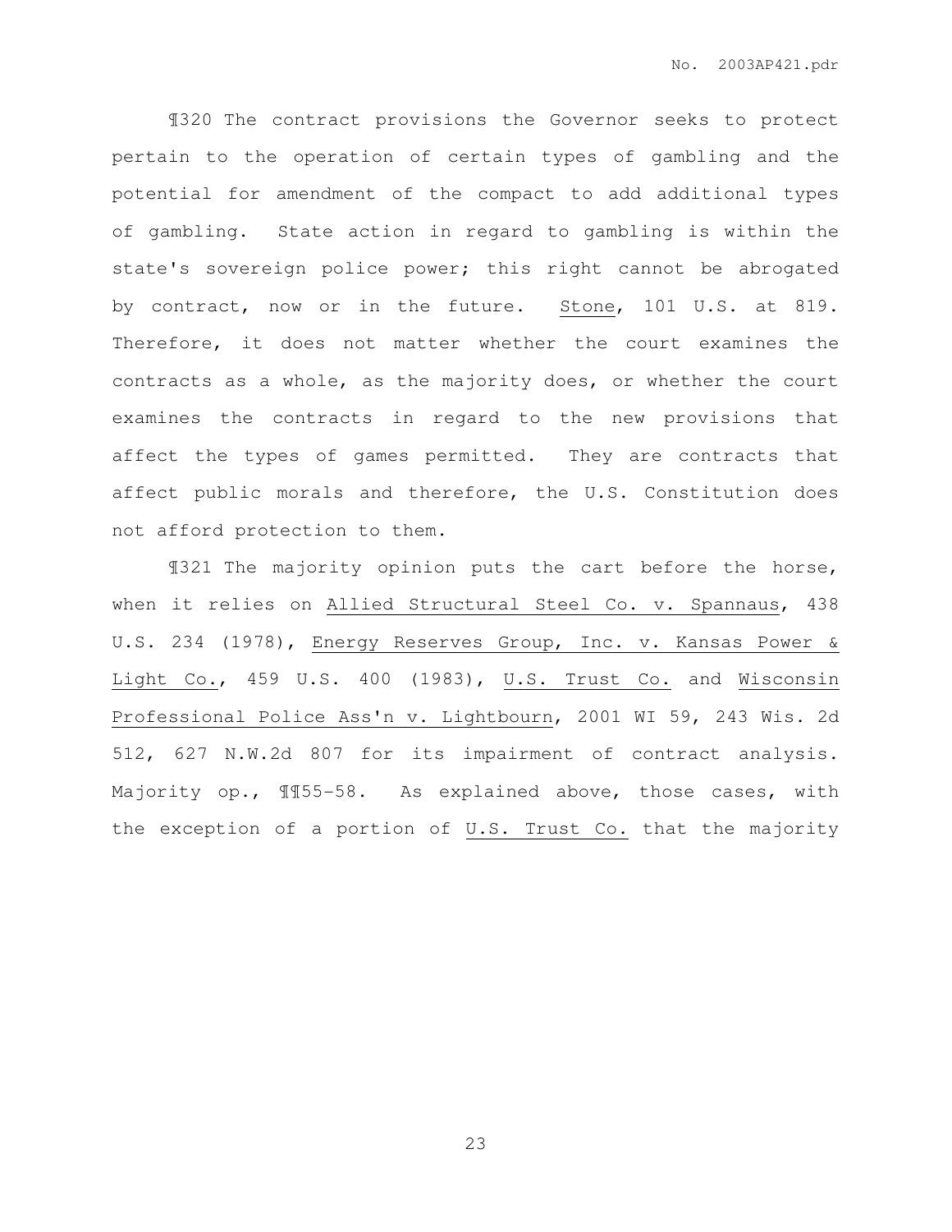¶320 The contract provisions the Governor seeks to protect pertain to the operation of certain types of gambling and the potential for amendment of the compact to add additional types of gambling. State action in regard to gambling is within the state's sovereign police power; this right cannot be abrogated by contract, now or in the future. Stone, 101 U.S. at 819. Therefore, it does not matter whether the court examines the contracts as a whole, as the majority does, or whether the court examines the contracts in regard to the new provisions that affect the types of games permitted. They are contracts that affect public morals and therefore, the U.S. Constitution does not afford protection to them.

¶321 The majority opinion puts the cart before the horse, when it relies on Allied Structural Steel Co. v. Spannaus, 438 U.S. 234 (1978), Energy Reserves Group, Inc. v. Kansas Power & Light Co., 459 U.S. 400 (1983), U.S. Trust Co. and Wisconsin Professional Police Ass'n v. Lightbourn, 2001 WI 59, 243 Wis. 2d 512, 627 N.W.2d 807 for its impairment of contract analysis. Majority op., ¶¶55-58. As explained above, those cases, with the exception of a portion of U.S. Trust Co. that the majority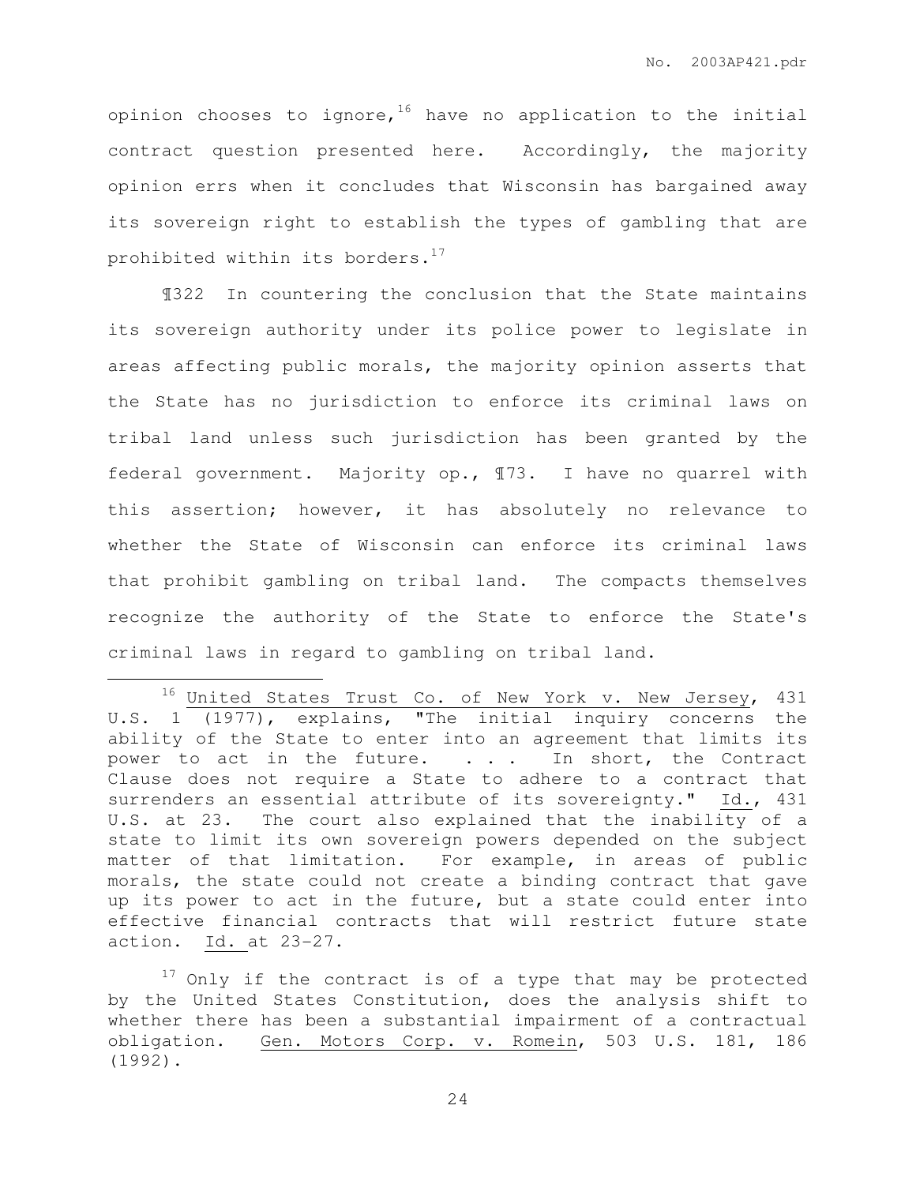opinion chooses to ignore,[16] have no application to the initial contract question presented here. Accordingly, the majority opinion errs when it concludes that Wisconsin has bargained away its sovereign right to establish the types of gambling that are prohibited within its borders.[17]

¶322 In countering the conclusion that the State maintains its sovereign authority under its police power to legislate in areas affecting public morals, the majority opinion asserts that the State has no jurisdiction to enforce its criminal laws on tribal land unless such jurisdiction has been granted by the federal government. Majority op., ¶73. I have no quarrel with this assertion; however, it has absolutely no relevance to whether the State of Wisconsin can enforce its criminal laws that prohibit gambling on tribal land. The compacts themselves recognize the authority of the State to enforce the State's criminal laws in regard to gambling on tribal land.

---

[16] United States Trust Co. of New York v. New Jersey, 431 U.S. 1 (1977), explains, "The initial inquiry concerns the ability of the State to enter into an agreement that limits its power to act in the future. . . . In short, the Contract Clause does not require a State to adhere to a contract that surrenders an essential attribute of its sovereignty." Id., 431 U.S. at 23. The court also explained that the inability of a state to limit its own sovereign powers depended on the subject matter of that limitation. For example, in areas of public morals, the state could not create a binding contract that gave up its power to act in the future, but a state could enter into effective financial contracts that will restrict future state action. Id. at 23-27.

[17] Only if the contract is of a type that may be protected by the United States Constitution, does the analysis shift to whether there has been a substantial impairment of a contractual obligation. Gen. Motors Corp. v. Romein, 503 U.S. 181, 186 (1992).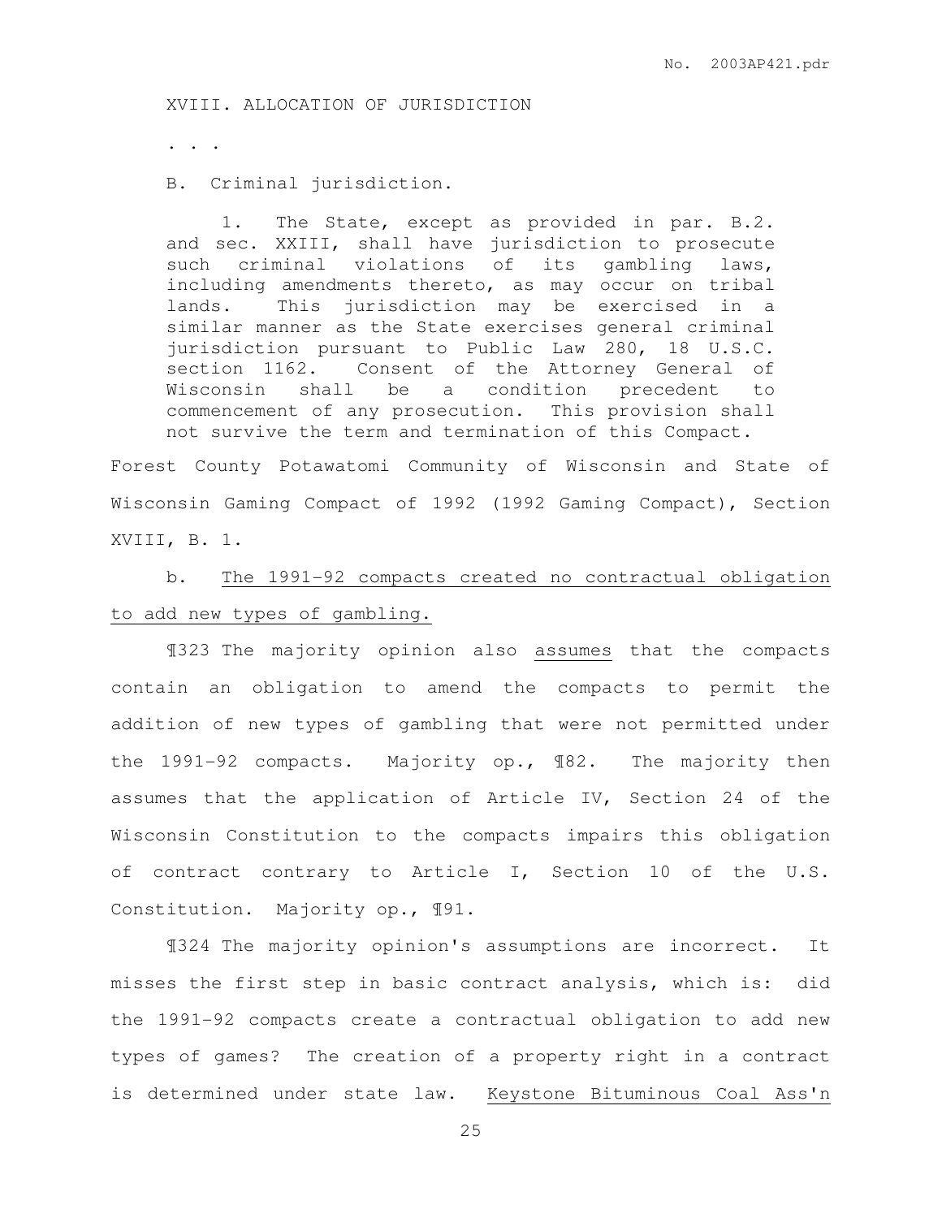XVIII. ALLOCATION OF JURISDICTION

. . .

B. Criminal jurisdiction.

> 1. The State, except as provided in par. B.2. and sec. XXIII, shall have jurisdiction to prosecute such criminal violations of its gambling laws, including amendments thereto, as may occur on tribal lands. This jurisdiction may be exercised in a similar manner as the State exercises general criminal jurisdiction pursuant to Public Law 280, 18 U.S.C. section 1162. Consent of the Attorney General of Wisconsin shall be a condition precedent to commencement of any prosecution. This provision shall not survive the term and termination of this Compact.

Forest County Potawatomi Community of Wisconsin and State of Wisconsin Gaming Compact of 1992 (1992 Gaming Compact), Section XVIII, B. 1.

b. The 1991-92 compacts created no contractual obligation to add new types of gambling.

¶323 The majority opinion also assumes that the compacts contain an obligation to amend the compacts to permit the addition of new types of gambling that were not permitted under the 1991-92 compacts. Majority op., ¶82. The majority then assumes that the application of Article IV, Section 24 of the Wisconsin Constitution to the compacts impairs this obligation of contract contrary to Article I, Section 10 of the U.S. Constitution. Majority op., ¶91.

¶324 The majority opinion's assumptions are incorrect. It misses the first step in basic contract analysis, which is: did the 1991-92 compacts create a contractual obligation to add new types of games? The creation of a property right in a contract is determined under state law. Keystone Bituminous Coal Ass'n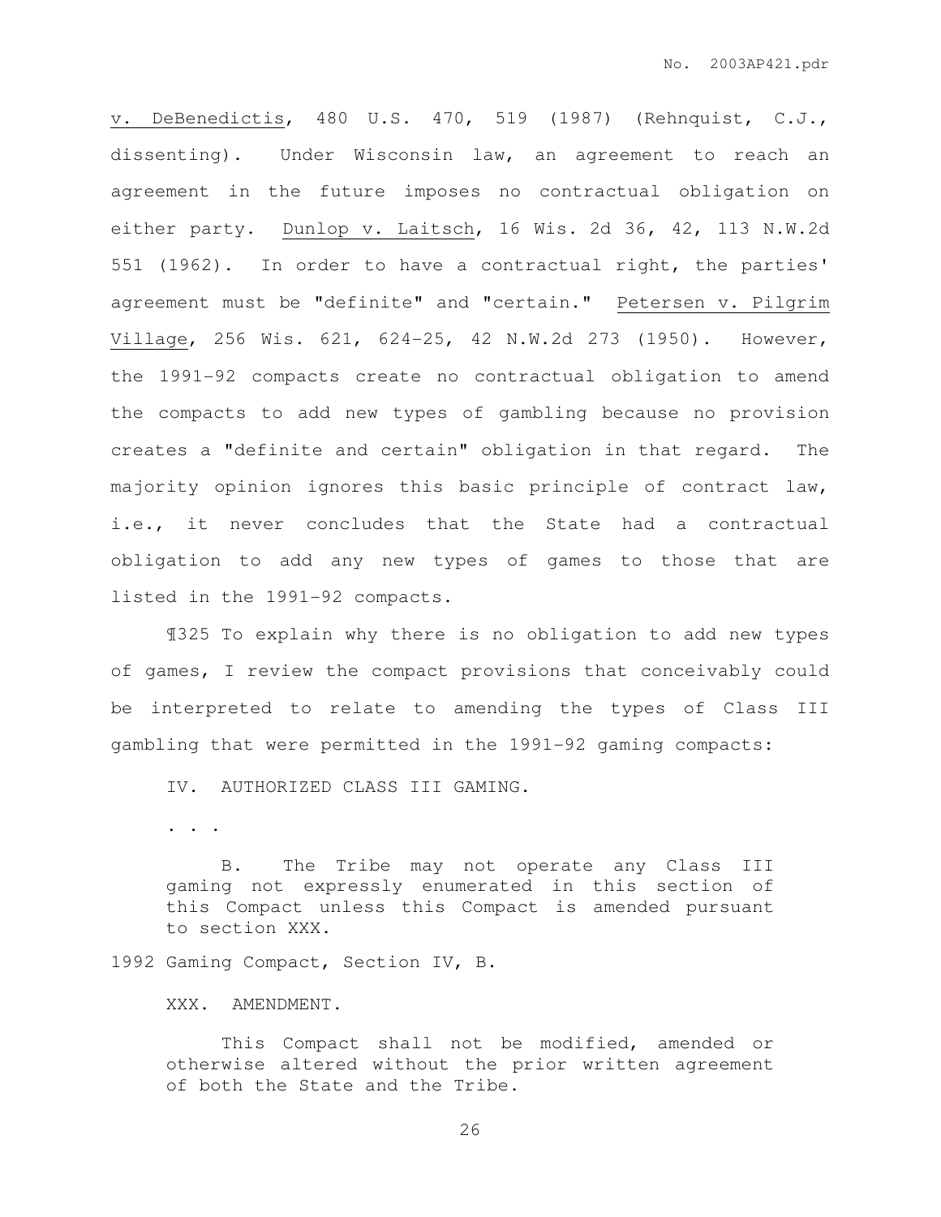v. DeBenedictis, 480 U.S. 470, 519 (1987) (Rehnquist, C.J., dissenting). Under Wisconsin law, an agreement to reach an agreement in the future imposes no contractual obligation on either party. Dunlop v. Laitsch, 16 Wis. 2d 36, 42, 113 N.W.2d 551 (1962). In order to have a contractual right, the parties' agreement must be "definite" and "certain." Petersen v. Pilgrim Village, 256 Wis. 621, 624-25, 42 N.W.2d 273 (1950). However, the 1991-92 compacts create no contractual obligation to amend the compacts to add new types of gambling because no provision creates a "definite and certain" obligation in that regard. The majority opinion ignores this basic principle of contract law, i.e., it never concludes that the State had a contractual obligation to add any new types of games to those that are listed in the 1991-92 compacts.

¶325 To explain why there is no obligation to add new types of games, I review the compact provisions that conceivably could be interpreted to relate to amending the types of Class III gambling that were permitted in the 1991-92 gaming compacts:

> IV. AUTHORIZED CLASS III GAMING.
>
> . . .
>
> B. The Tribe may not operate any Class III gaming not expressly enumerated in this section of this Compact unless this Compact is amended pursuant to section XXX.

1992 Gaming Compact, Section IV, B.

> XXX. AMENDMENT.
>
> This Compact shall not be modified, amended or otherwise altered without the prior written agreement of both the State and the Tribe.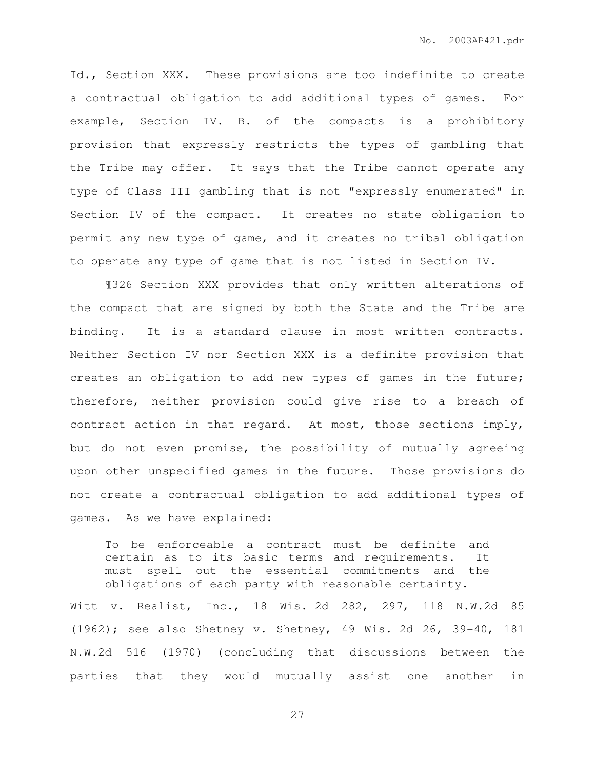Id., Section XXX. These provisions are too indefinite to create a contractual obligation to add additional types of games. For example, Section IV. B. of the compacts is a prohibitory provision that expressly restricts the types of gambling that the Tribe may offer. It says that the Tribe cannot operate any type of Class III gambling that is not "expressly enumerated" in Section IV of the compact. It creates no state obligation to permit any new type of game, and it creates no tribal obligation to operate any type of game that is not listed in Section IV.

¶326 Section XXX provides that only written alterations of the compact that are signed by both the State and the Tribe are binding. It is a standard clause in most written contracts. Neither Section IV nor Section XXX is a definite provision that creates an obligation to add new types of games in the future; therefore, neither provision could give rise to a breach of contract action in that regard. At most, those sections imply, but do not even promise, the possibility of mutually agreeing upon other unspecified games in the future. Those provisions do not create a contractual obligation to add additional types of games. As we have explained:

> To be enforceable a contract must be definite and certain as to its basic terms and requirements. It must spell out the essential commitments and the obligations of each party with reasonable certainty.

Witt v. Realist, Inc., 18 Wis. 2d 282, 297, 118 N.W.2d 85 (1962); see also Shetney v. Shetney, 49 Wis. 2d 26, 39-40, 181 N.W.2d 516 (1970) (concluding that discussions between the parties that they would mutually assist one another in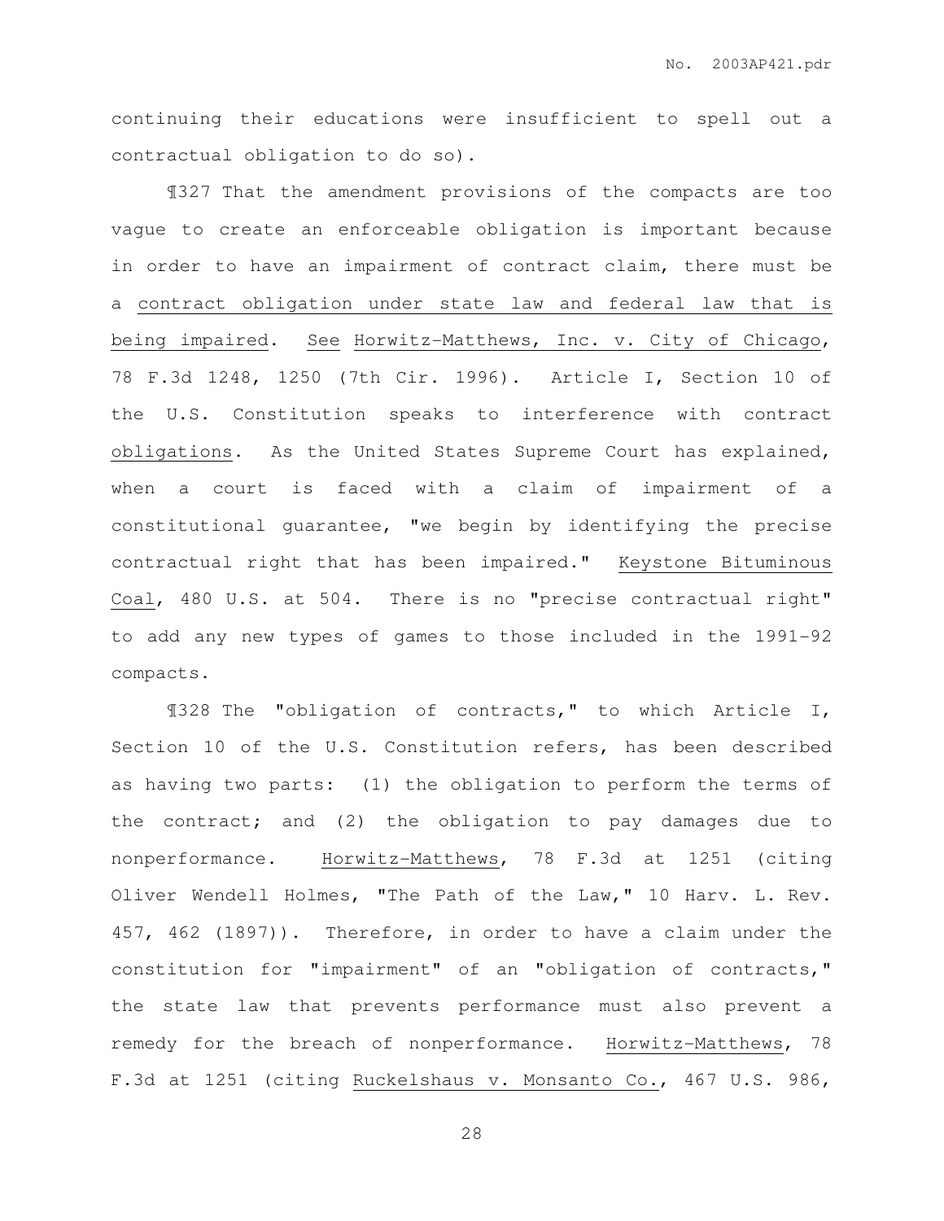continuing their educations were insufficient to spell out a contractual obligation to do so).

¶327 That the amendment provisions of the compacts are too vague to create an enforceable obligation is important because in order to have an impairment of contract claim, there must be a contract obligation under state law and federal law that is being impaired. See Horwitz-Matthews, Inc. v. City of Chicago, 78 F.3d 1248, 1250 (7th Cir. 1996). Article I, Section 10 of the U.S. Constitution speaks to interference with contract obligations. As the United States Supreme Court has explained, when a court is faced with a claim of impairment of a constitutional guarantee, "we begin by identifying the precise contractual right that has been impaired." Keystone Bituminous Coal, 480 U.S. at 504. There is no "precise contractual right" to add any new types of games to those included in the 1991-92 compacts.

¶328 The "obligation of contracts," to which Article I, Section 10 of the U.S. Constitution refers, has been described as having two parts: (1) the obligation to perform the terms of the contract; and (2) the obligation to pay damages due to nonperformance. Horwitz-Matthews, 78 F.3d at 1251 (citing Oliver Wendell Holmes, "The Path of the Law," 10 Harv. L. Rev. 457, 462 (1897)). Therefore, in order to have a claim under the constitution for "impairment" of an "obligation of contracts," the state law that prevents performance must also prevent a remedy for the breach of nonperformance. Horwitz-Matthews, 78 F.3d at 1251 (citing Ruckelshaus v. Monsanto Co., 467 U.S. 986,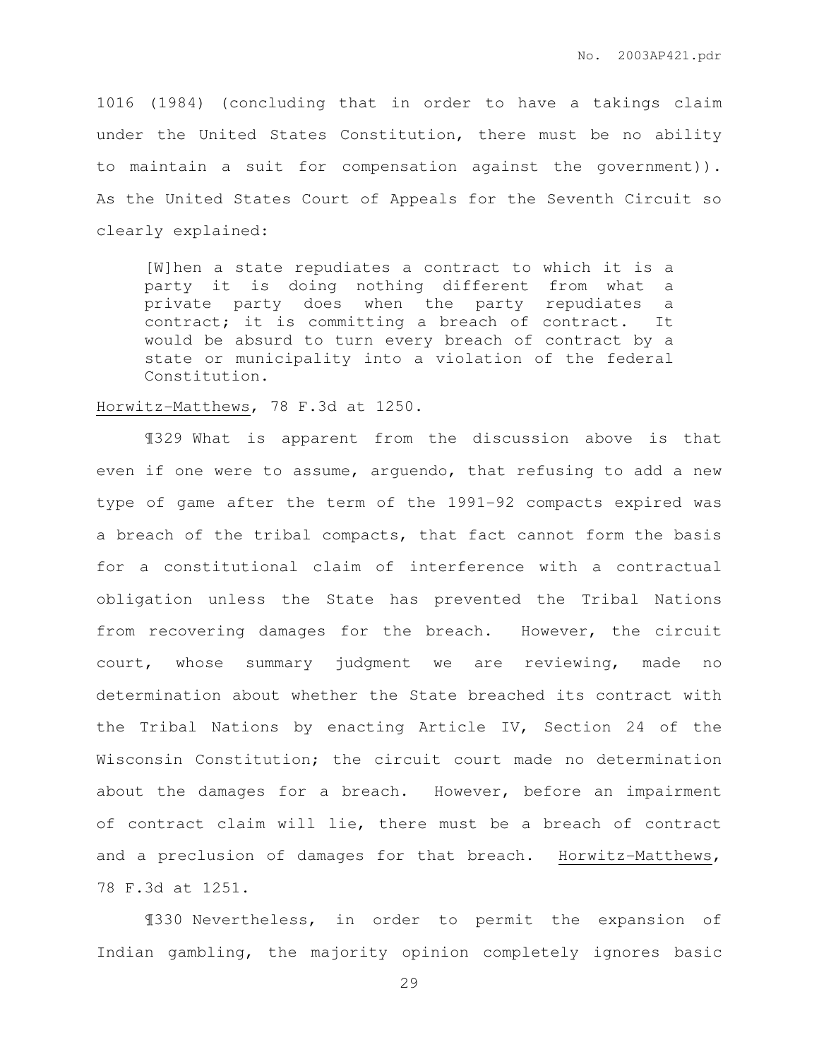1016 (1984) (concluding that in order to have a takings claim under the United States Constitution, there must be no ability to maintain a suit for compensation against the government)). As the United States Court of Appeals for the Seventh Circuit so clearly explained:

> [W]hen a state repudiates a contract to which it is a party it is doing nothing different from what a private party does when the party repudiates a contract; it is committing a breach of contract. It would be absurd to turn every breach of contract by a state or municipality into a violation of the federal Constitution.

Horwitz-Matthews, 78 F.3d at 1250.

¶329 What is apparent from the discussion above is that even if one were to assume, arguendo, that refusing to add a new type of game after the term of the 1991-92 compacts expired was a breach of the tribal compacts, that fact cannot form the basis for a constitutional claim of interference with a contractual obligation unless the State has prevented the Tribal Nations from recovering damages for the breach. However, the circuit court, whose summary judgment we are reviewing, made no determination about whether the State breached its contract with the Tribal Nations by enacting Article IV, Section 24 of the Wisconsin Constitution; the circuit court made no determination about the damages for a breach. However, before an impairment of contract claim will lie, there must be a breach of contract and a preclusion of damages for that breach. Horwitz-Matthews, 78 F.3d at 1251.

¶330 Nevertheless, in order to permit the expansion of Indian gambling, the majority opinion completely ignores basic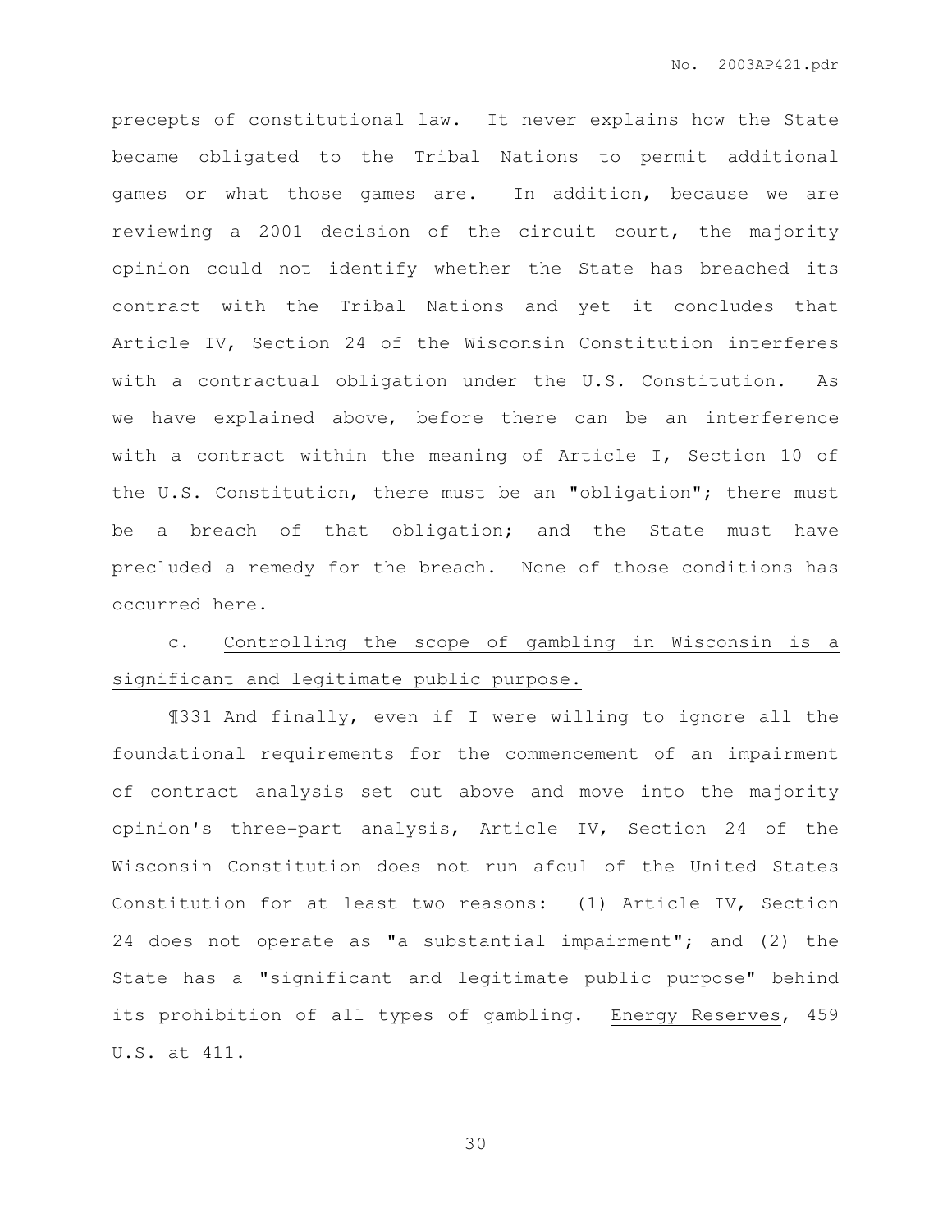precepts of constitutional law. It never explains how the State became obligated to the Tribal Nations to permit additional games or what those games are. In addition, because we are reviewing a 2001 decision of the circuit court, the majority opinion could not identify whether the State has breached its contract with the Tribal Nations and yet it concludes that Article IV, Section 24 of the Wisconsin Constitution interferes with a contractual obligation under the U.S. Constitution. As we have explained above, before there can be an interference with a contract within the meaning of Article I, Section 10 of the U.S. Constitution, there must be an "obligation"; there must be a breach of that obligation; and the State must have precluded a remedy for the breach. None of those conditions has occurred here.

c. Controlling the scope of gambling in Wisconsin is a significant and legitimate public purpose.

¶331 And finally, even if I were willing to ignore all the foundational requirements for the commencement of an impairment of contract analysis set out above and move into the majority opinion's three-part analysis, Article IV, Section 24 of the Wisconsin Constitution does not run afoul of the United States Constitution for at least two reasons: (1) Article IV, Section 24 does not operate as "a substantial impairment"; and (2) the State has a "significant and legitimate public purpose" behind its prohibition of all types of gambling. Energy Reserves, 459 U.S. at 411.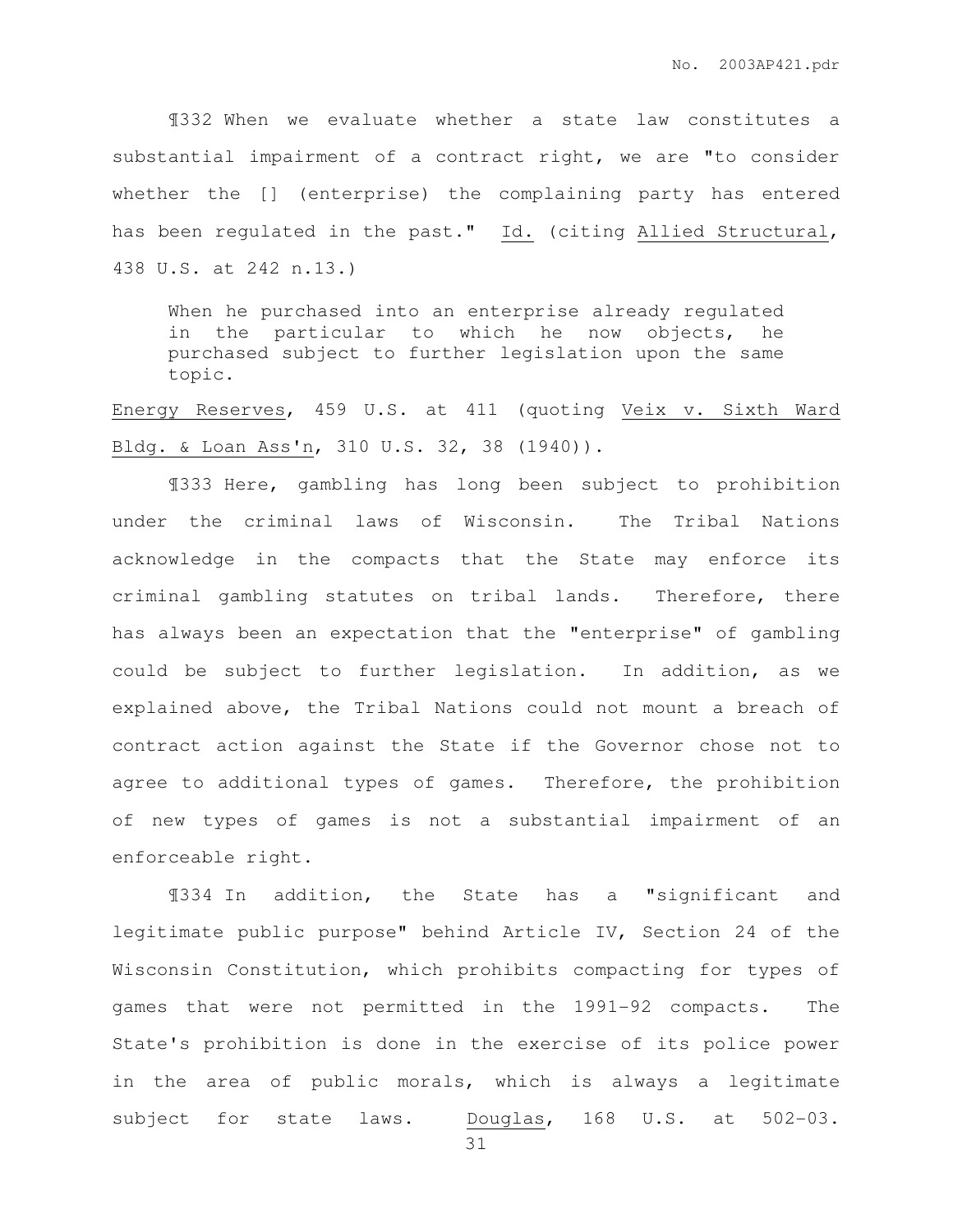¶332 When we evaluate whether a state law constitutes a substantial impairment of a contract right, we are "to consider whether the [] (enterprise) the complaining party has entered has been regulated in the past." Id. (citing Allied Structural, 438 U.S. at 242 n.13.)

> When he purchased into an enterprise already regulated in the particular to which he now objects, he purchased subject to further legislation upon the same topic.

Energy Reserves, 459 U.S. at 411 (quoting Veix v. Sixth Ward Bldg. & Loan Ass'n, 310 U.S. 32, 38 (1940)).

¶333 Here, gambling has long been subject to prohibition under the criminal laws of Wisconsin. The Tribal Nations acknowledge in the compacts that the State may enforce its criminal gambling statutes on tribal lands. Therefore, there has always been an expectation that the "enterprise" of gambling could be subject to further legislation. In addition, as we explained above, the Tribal Nations could not mount a breach of contract action against the State if the Governor chose not to agree to additional types of games. Therefore, the prohibition of new types of games is not a substantial impairment of an enforceable right.

¶334 In addition, the State has a "significant and legitimate public purpose" behind Article IV, Section 24 of the Wisconsin Constitution, which prohibits compacting for types of games that were not permitted in the 1991-92 compacts. The State's prohibition is done in the exercise of its police power in the area of public morals, which is always a legitimate subject for state laws. Douglas, 168 U.S. at 502-03.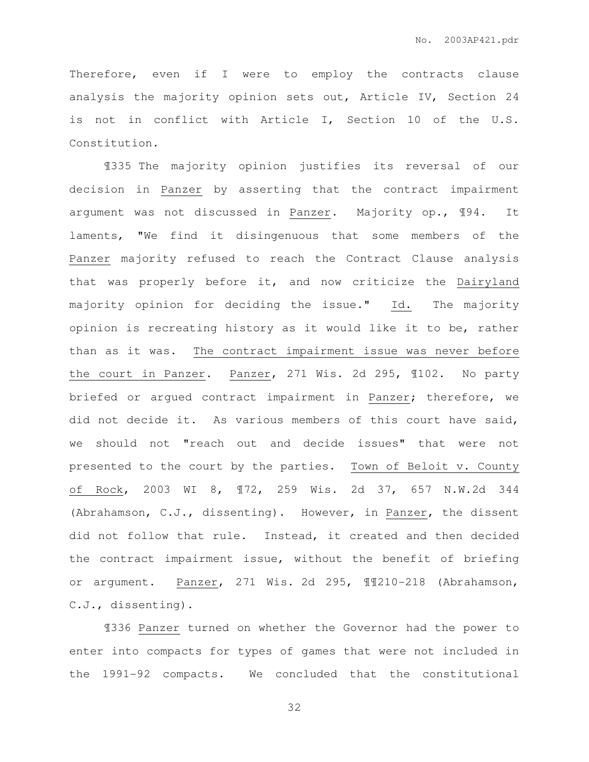Therefore, even if I were to employ the contracts clause analysis the majority opinion sets out, Article IV, Section 24 is not in conflict with Article I, Section 10 of the U.S. Constitution.

¶335 The majority opinion justifies its reversal of our decision in Panzer by asserting that the contract impairment argument was not discussed in Panzer. Majority op., ¶94. It laments, "We find it disingenuous that some members of the Panzer majority refused to reach the Contract Clause analysis that was properly before it, and now criticize the Dairyland majority opinion for deciding the issue." Id. The majority opinion is recreating history as it would like it to be, rather than as it was. The contract impairment issue was never before the court in Panzer. Panzer, 271 Wis. 2d 295, ¶102. No party briefed or argued contract impairment in Panzer; therefore, we did not decide it. As various members of this court have said, we should not "reach out and decide issues" that were not presented to the court by the parties. Town of Beloit v. County of Rock, 2003 WI 8, ¶72, 259 Wis. 2d 37, 657 N.W.2d 344 (Abrahamson, C.J., dissenting). However, in Panzer, the dissent did not follow that rule. Instead, it created and then decided the contract impairment issue, without the benefit of briefing or argument. Panzer, 271 Wis. 2d 295, ¶¶210-218 (Abrahamson, C.J., dissenting).

¶336 Panzer turned on whether the Governor had the power to enter into compacts for types of games that were not included in the 1991-92 compacts. We concluded that the constitutional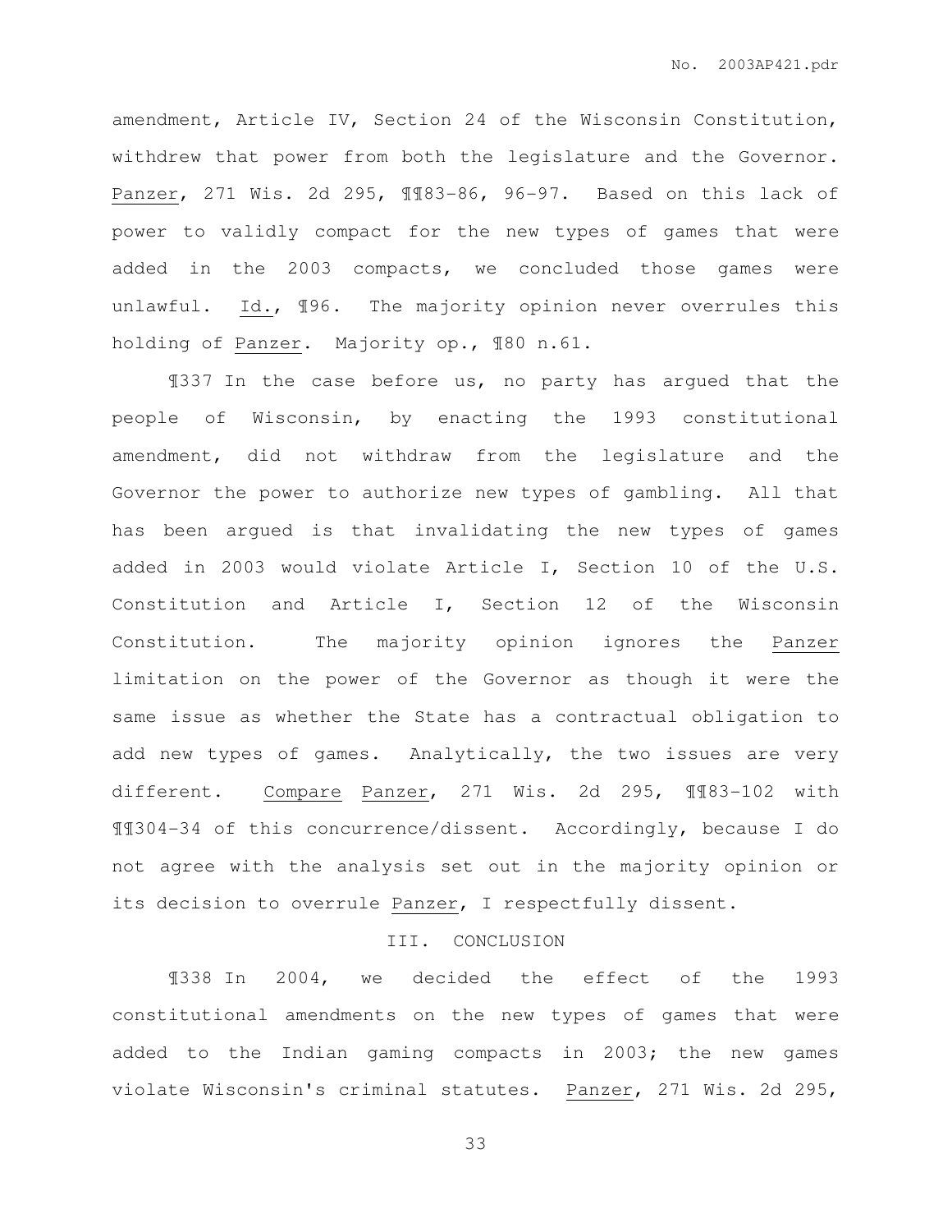amendment, Article IV, Section 24 of the Wisconsin Constitution, withdrew that power from both the legislature and the Governor. Panzer, 271 Wis. 2d 295, ¶¶83-86, 96-97. Based on this lack of power to validly compact for the new types of games that were added in the 2003 compacts, we concluded those games were unlawful. Id., ¶96. The majority opinion never overrules this holding of Panzer. Majority op., ¶80 n.61.

¶337 In the case before us, no party has argued that the people of Wisconsin, by enacting the 1993 constitutional amendment, did not withdraw from the legislature and the Governor the power to authorize new types of gambling. All that has been argued is that invalidating the new types of games added in 2003 would violate Article I, Section 10 of the U.S. Constitution and Article I, Section 12 of the Wisconsin Constitution. The majority opinion ignores the Panzer limitation on the power of the Governor as though it were the same issue as whether the State has a contractual obligation to add new types of games. Analytically, the two issues are very different. Compare Panzer, 271 Wis. 2d 295, ¶¶83-102 with ¶¶304-34 of this concurrence/dissent. Accordingly, because I do not agree with the analysis set out in the majority opinion or its decision to overrule Panzer, I respectfully dissent.

## III. CONCLUSION

¶338 In 2004, we decided the effect of the 1993 constitutional amendments on the new types of games that were added to the Indian gaming compacts in 2003; the new games violate Wisconsin's criminal statutes. Panzer, 271 Wis. 2d 295,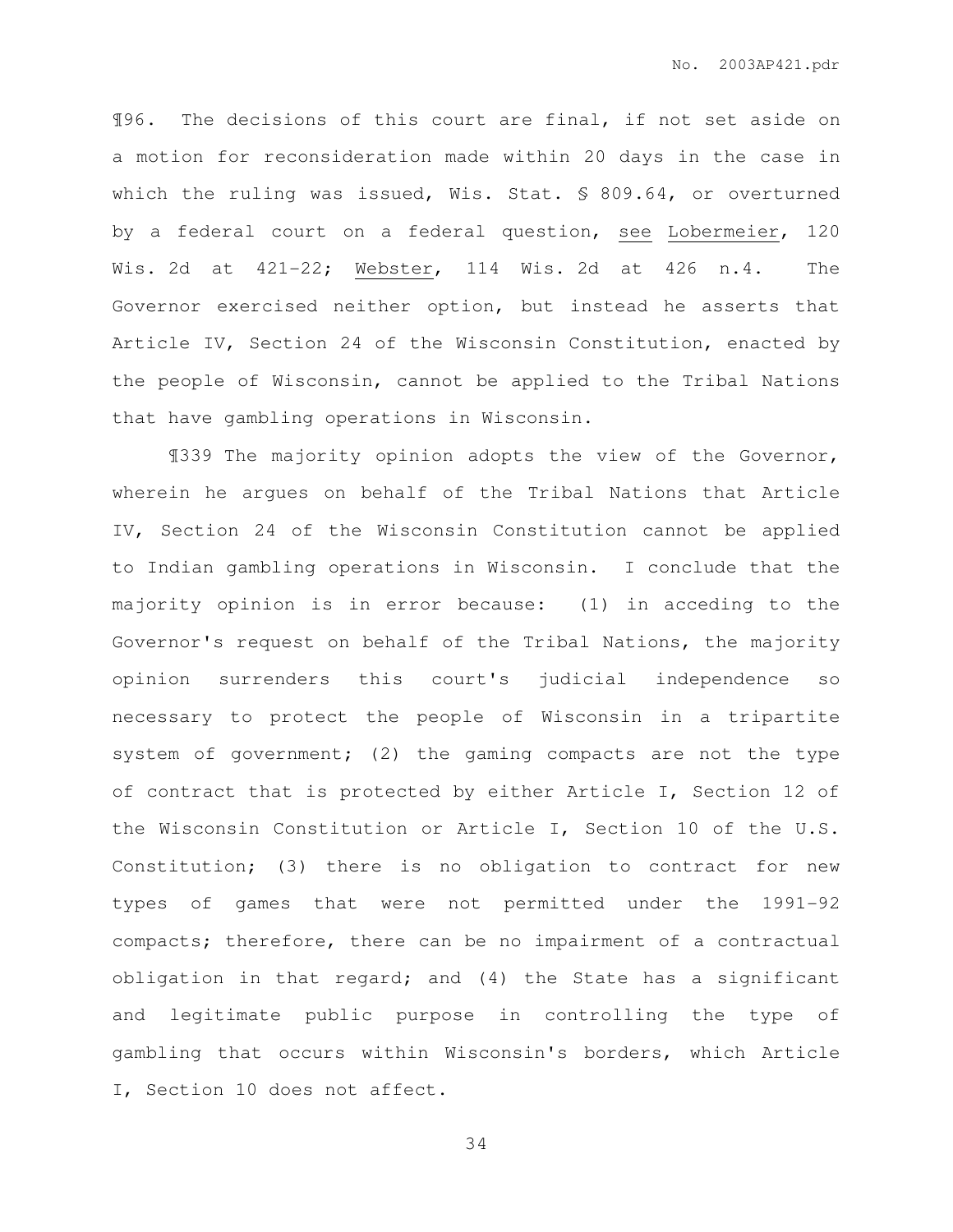¶96. The decisions of this court are final, if not set aside on a motion for reconsideration made within 20 days in the case in which the ruling was issued, Wis. Stat. § 809.64, or overturned by a federal court on a federal question, see Lobermeier, 120 Wis. 2d at 421-22; Webster, 114 Wis. 2d at 426 n.4. The Governor exercised neither option, but instead he asserts that Article IV, Section 24 of the Wisconsin Constitution, enacted by the people of Wisconsin, cannot be applied to the Tribal Nations that have gambling operations in Wisconsin.

¶339 The majority opinion adopts the view of the Governor, wherein he argues on behalf of the Tribal Nations that Article IV, Section 24 of the Wisconsin Constitution cannot be applied to Indian gambling operations in Wisconsin. I conclude that the majority opinion is in error because: (1) in acceding to the Governor's request on behalf of the Tribal Nations, the majority opinion surrenders this court's judicial independence so necessary to protect the people of Wisconsin in a tripartite system of government; (2) the gaming compacts are not the type of contract that is protected by either Article I, Section 12 of the Wisconsin Constitution or Article I, Section 10 of the U.S. Constitution; (3) there is no obligation to contract for new types of games that were not permitted under the 1991-92 compacts; therefore, there can be no impairment of a contractual obligation in that regard; and (4) the State has a significant and legitimate public purpose in controlling the type of gambling that occurs within Wisconsin's borders, which Article I, Section 10 does not affect.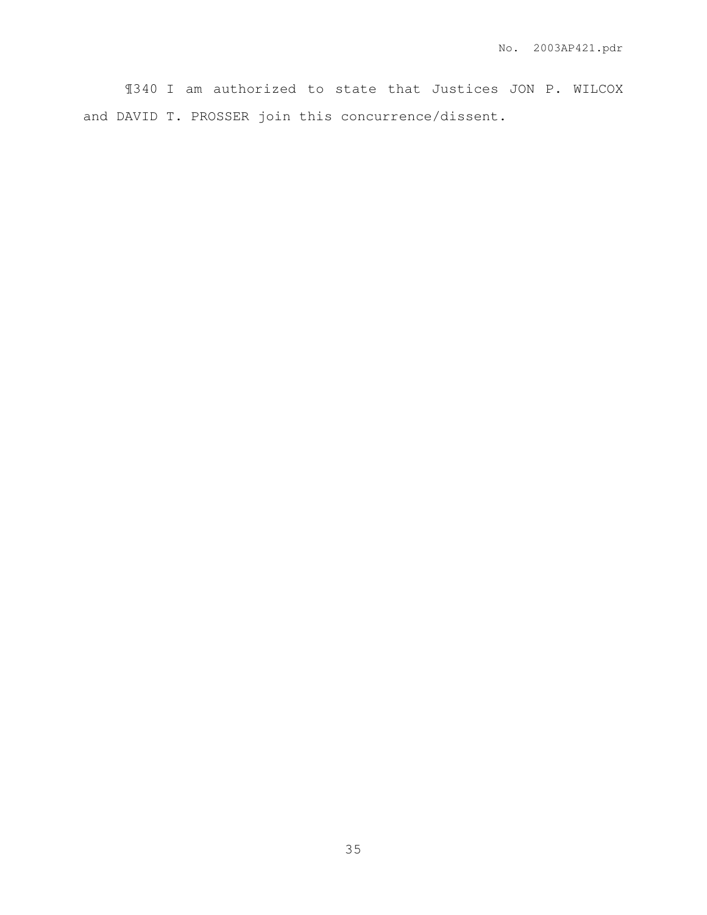¶340 I am authorized to state that Justices JON P. WILCOX and DAVID T. PROSSER join this concurrence/dissent.